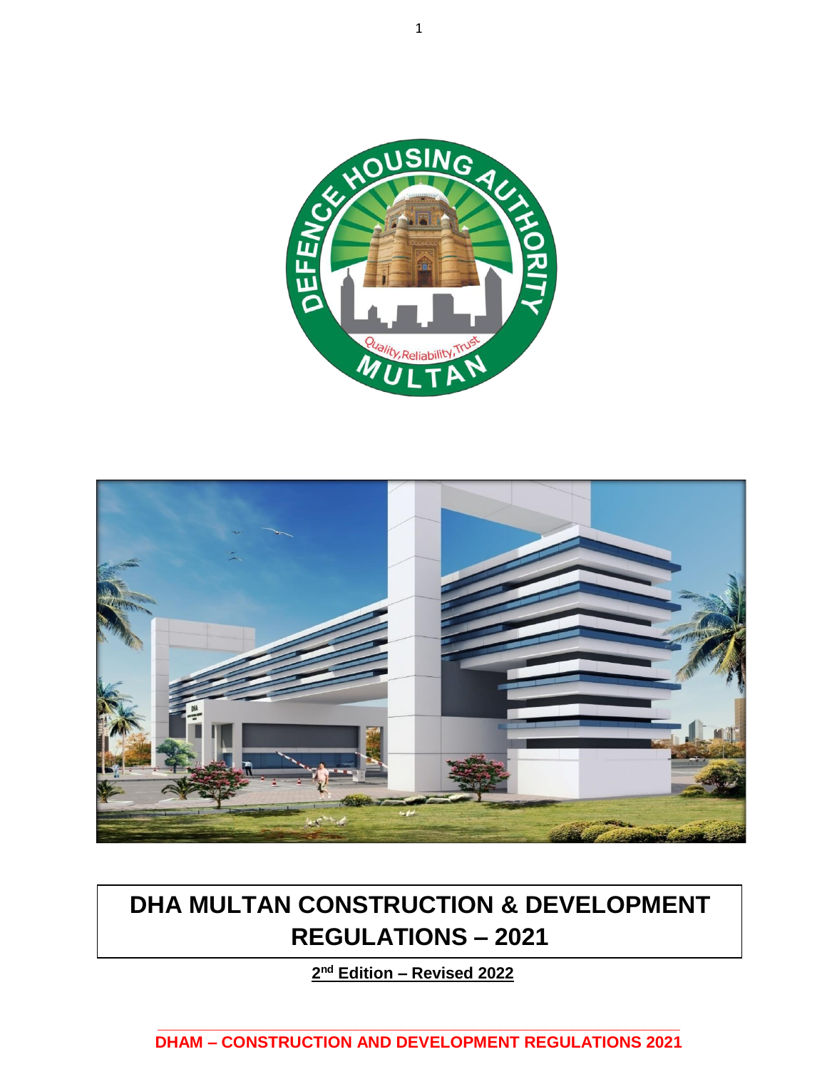# DHA MULTAN CONSTRUCTION & DEVELOPMENT REGULATIONS – 2021

**2nd Edition – Revised 2022**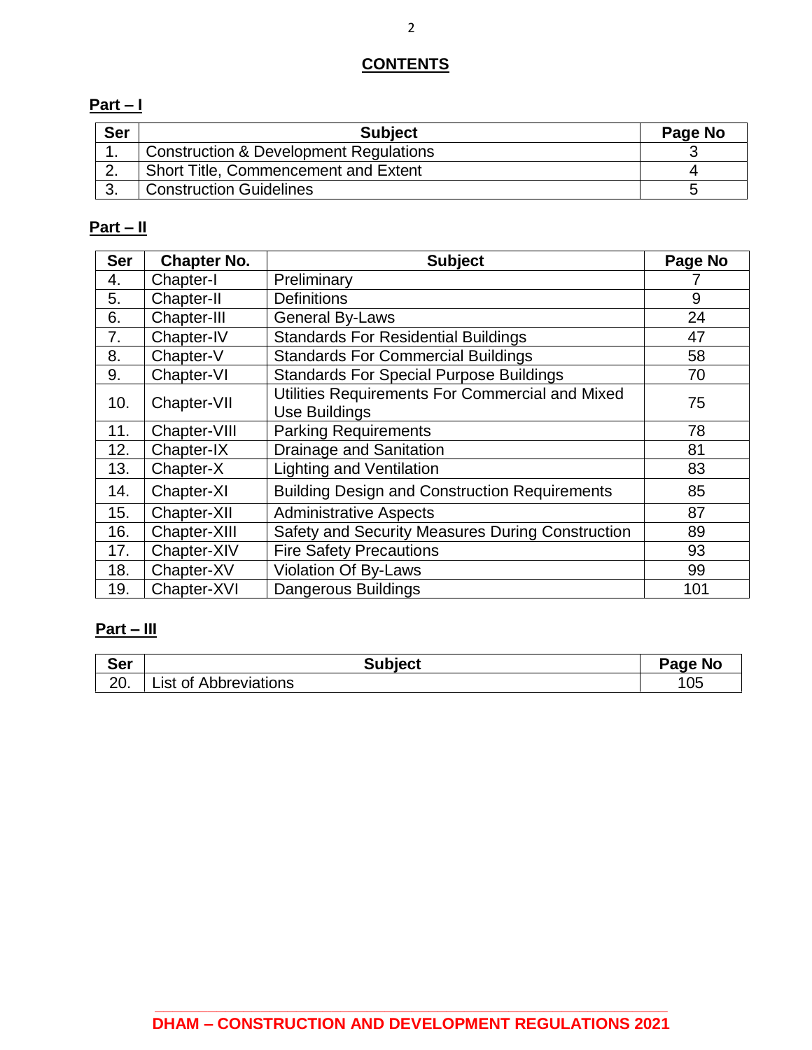# CONTENTS

## Part – I

| Ser | Subject | Page No |
|---|---|---|
| 1. | Construction & Development Regulations | 3 |
| 2. | Short Title, Commencement and Extent | 4 |
| 3. | Construction Guidelines | 5 |

## Part – II

| Ser | Chapter No. | Subject | Page No |
|---|---|---|---|
| 4. | Chapter-I | Preliminary | 7 |
| 5. | Chapter-II | Definitions | 9 |
| 6. | Chapter-III | General By-Laws | 24 |
| 7. | Chapter-IV | Standards For Residential Buildings | 47 |
| 8. | Chapter-V | Standards For Commercial Buildings | 58 |
| 9. | Chapter-VI | Standards For Special Purpose Buildings | 70 |
| 10. | Chapter-VII | Utilities Requirements For Commercial and Mixed Use Buildings | 75 |
| 11. | Chapter-VIII | Parking Requirements | 78 |
| 12. | Chapter-IX | Drainage and Sanitation | 81 |
| 13. | Chapter-X | Lighting and Ventilation | 83 |
| 14. | Chapter-XI | Building Design and Construction Requirements | 85 |
| 15. | Chapter-XII | Administrative Aspects | 87 |
| 16. | Chapter-XIII | Safety and Security Measures During Construction | 89 |
| 17. | Chapter-XIV | Fire Safety Precautions | 93 |
| 18. | Chapter-XV | Violation Of By-Laws | 99 |
| 19. | Chapter-XVI | Dangerous Buildings | 101 |

## Part – III

| Ser | Subject | Page No |
|---|---|---|
| 20. | List of Abbreviations | 105 |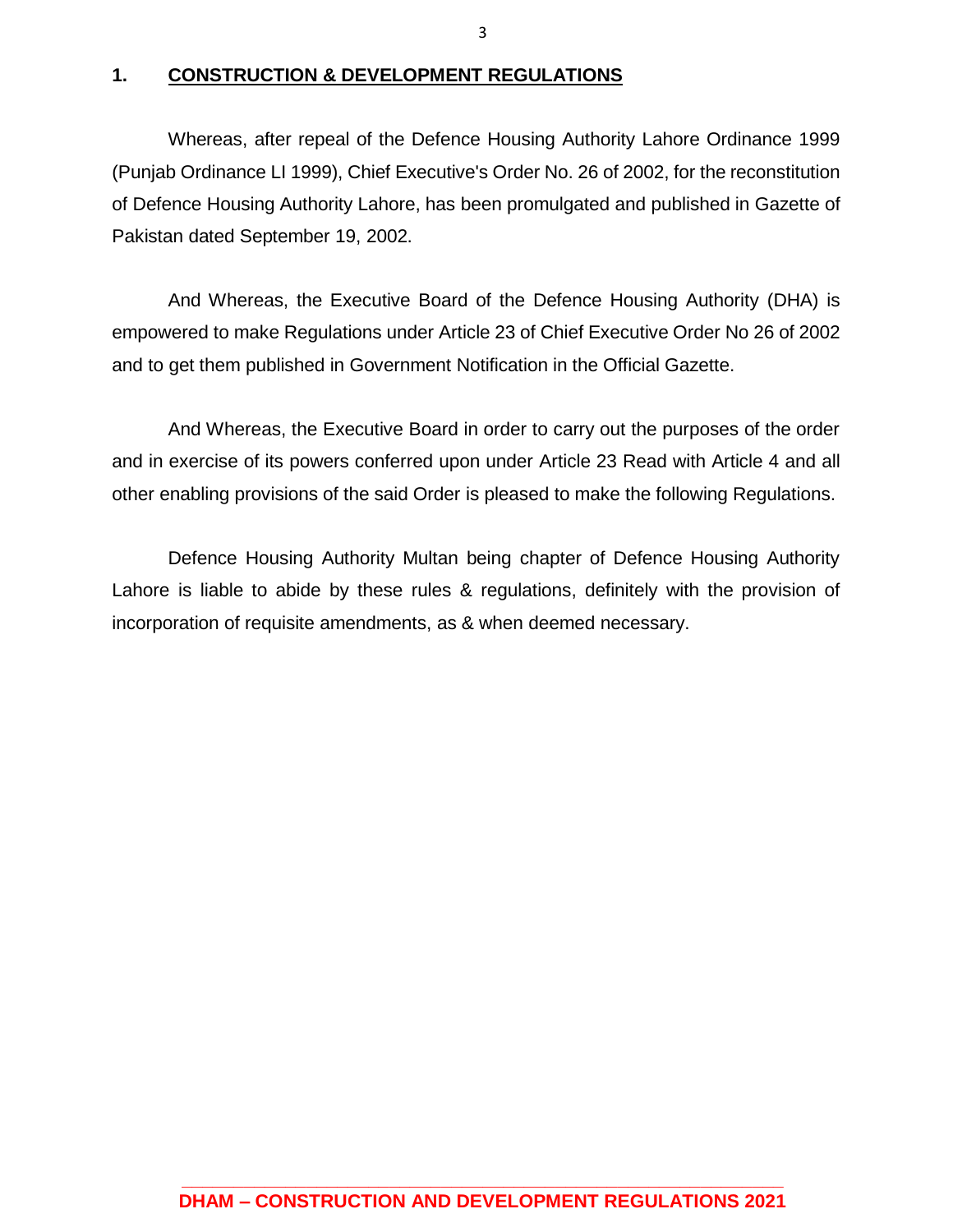## 1. CONSTRUCTION & DEVELOPMENT REGULATIONS

Whereas, after repeal of the Defence Housing Authority Lahore Ordinance 1999 (Punjab Ordinance LI 1999), Chief Executive's Order No. 26 of 2002, for the reconstitution of Defence Housing Authority Lahore, has been promulgated and published in Gazette of Pakistan dated September 19, 2002.

And Whereas, the Executive Board of the Defence Housing Authority (DHA) is empowered to make Regulations under Article 23 of Chief Executive Order No 26 of 2002 and to get them published in Government Notification in the Official Gazette.

And Whereas, the Executive Board in order to carry out the purposes of the order and in exercise of its powers conferred upon under Article 23 Read with Article 4 and all other enabling provisions of the said Order is pleased to make the following Regulations.

Defence Housing Authority Multan being chapter of Defence Housing Authority Lahore is liable to abide by these rules & regulations, definitely with the provision of incorporation of requisite amendments, as & when deemed necessary.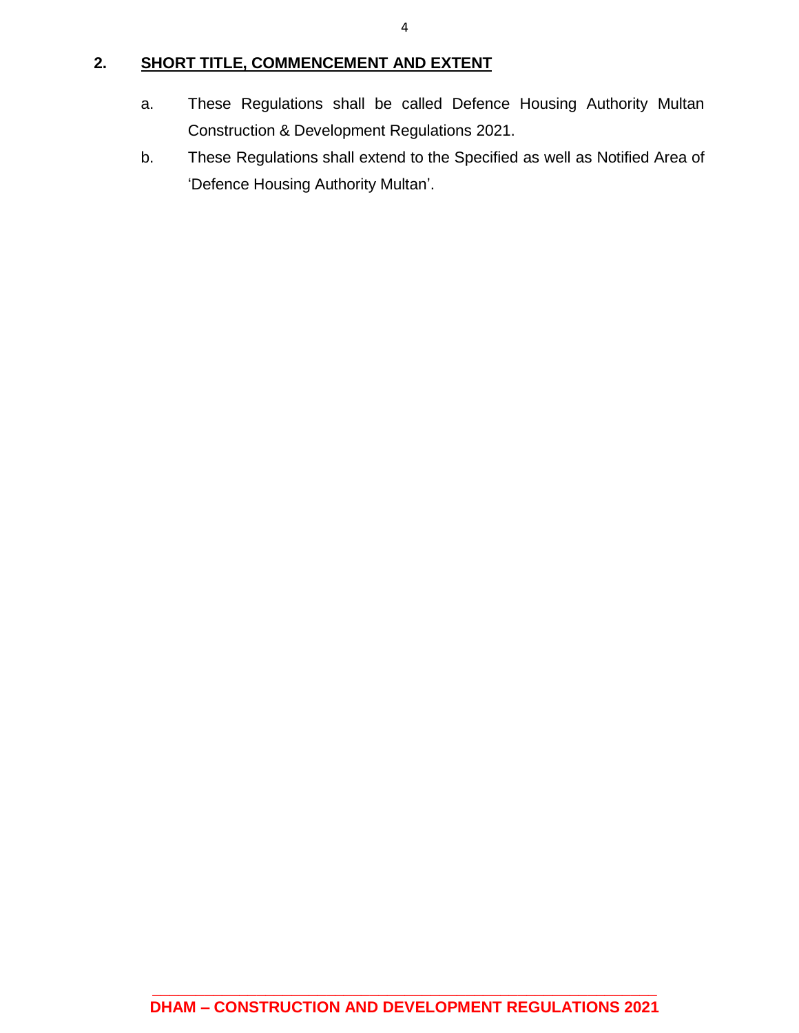## 2. SHORT TITLE, COMMENCEMENT AND EXTENT

a. These Regulations shall be called Defence Housing Authority Multan Construction & Development Regulations 2021.

b. These Regulations shall extend to the Specified as well as Notified Area of 'Defence Housing Authority Multan'.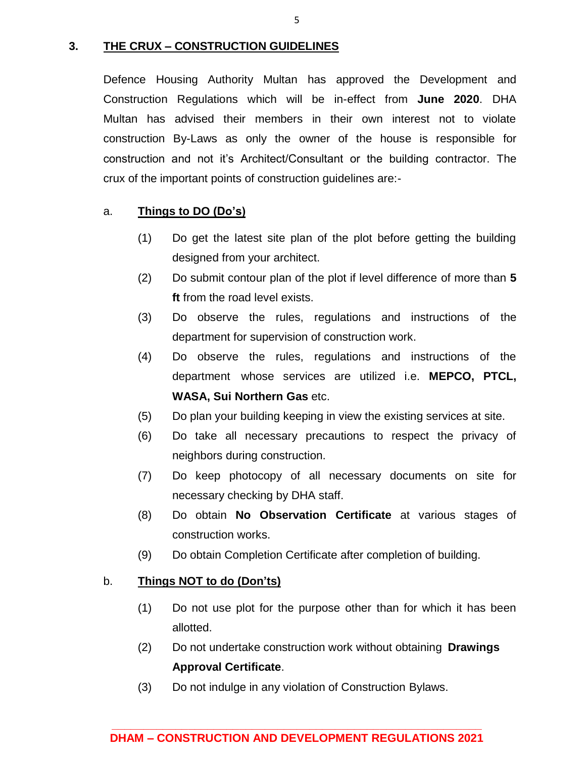## 3. THE CRUX – CONSTRUCTION GUIDELINES

Defence Housing Authority Multan has approved the Development and Construction Regulations which will be in-effect from **June 2020**. DHA Multan has advised their members in their own interest not to violate construction By-Laws as only the owner of the house is responsible for construction and not it's Architect/Consultant or the building contractor. The crux of the important points of construction guidelines are:-

### a. Things to DO (Do's)

(1) Do get the latest site plan of the plot before getting the building designed from your architect.

(2) Do submit contour plan of the plot if level difference of more than **5 ft** from the road level exists.

(3) Do observe the rules, regulations and instructions of the department for supervision of construction work.

(4) Do observe the rules, regulations and instructions of the department whose services are utilized i.e. **MEPCO, PTCL, WASA, Sui Northern Gas** etc.

(5) Do plan your building keeping in view the existing services at site.

(6) Do take all necessary precautions to respect the privacy of neighbors during construction.

(7) Do keep photocopy of all necessary documents on site for necessary checking by DHA staff.

(8) Do obtain **No Observation Certificate** at various stages of construction works.

(9) Do obtain Completion Certificate after completion of building.

### b. Things NOT to do (Don'ts)

(1) Do not use plot for the purpose other than for which it has been allotted.

(2) Do not undertake construction work without obtaining **Drawings Approval Certificate**.

(3) Do not indulge in any violation of Construction Bylaws.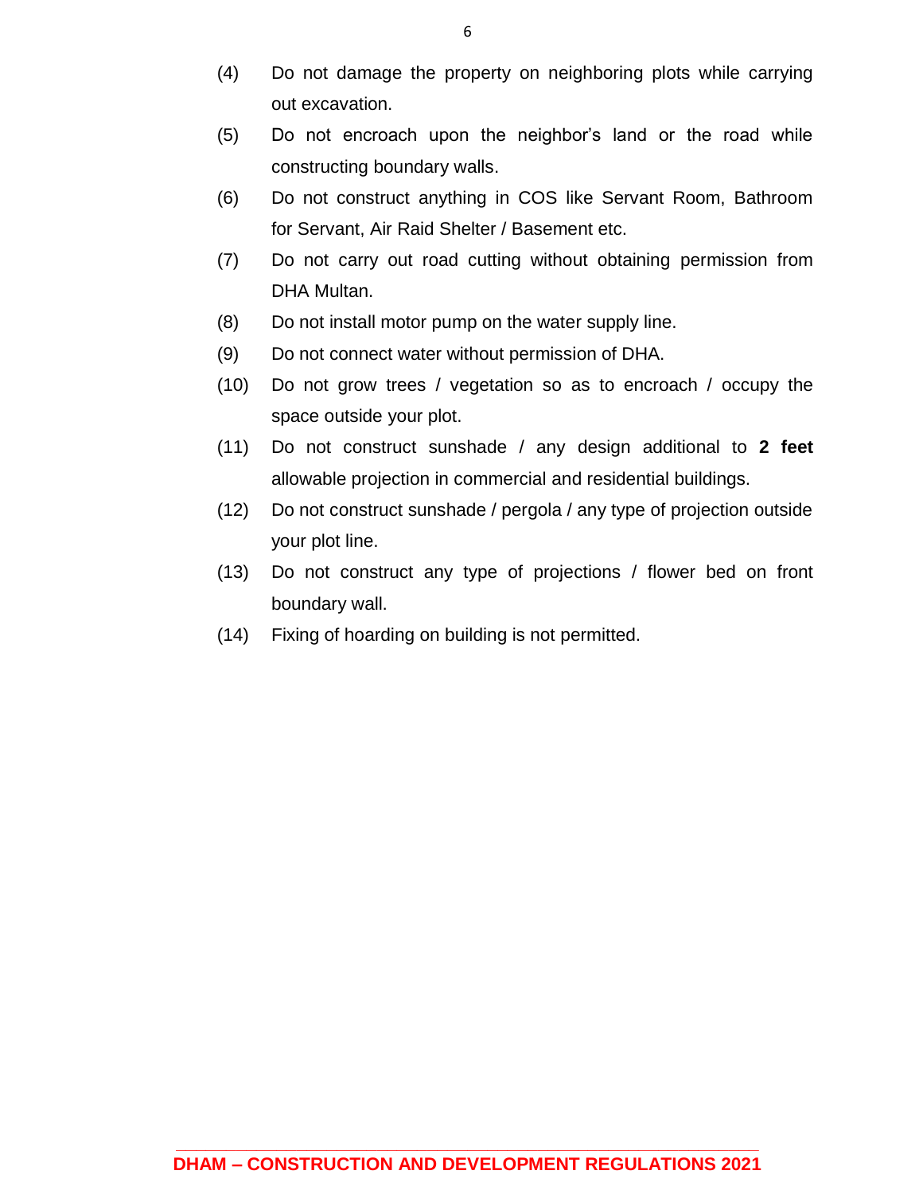(4) Do not damage the property on neighboring plots while carrying out excavation.

(5) Do not encroach upon the neighbor's land or the road while constructing boundary walls.

(6) Do not construct anything in COS like Servant Room, Bathroom for Servant, Air Raid Shelter / Basement etc.

(7) Do not carry out road cutting without obtaining permission from DHA Multan.

(8) Do not install motor pump on the water supply line.

(9) Do not connect water without permission of DHA.

(10) Do not grow trees / vegetation so as to encroach / occupy the space outside your plot.

(11) Do not construct sunshade / any design additional to **2 feet** allowable projection in commercial and residential buildings.

(12) Do not construct sunshade / pergola / any type of projection outside your plot line.

(13) Do not construct any type of projections / flower bed on front boundary wall.

(14) Fixing of hoarding on building is not permitted.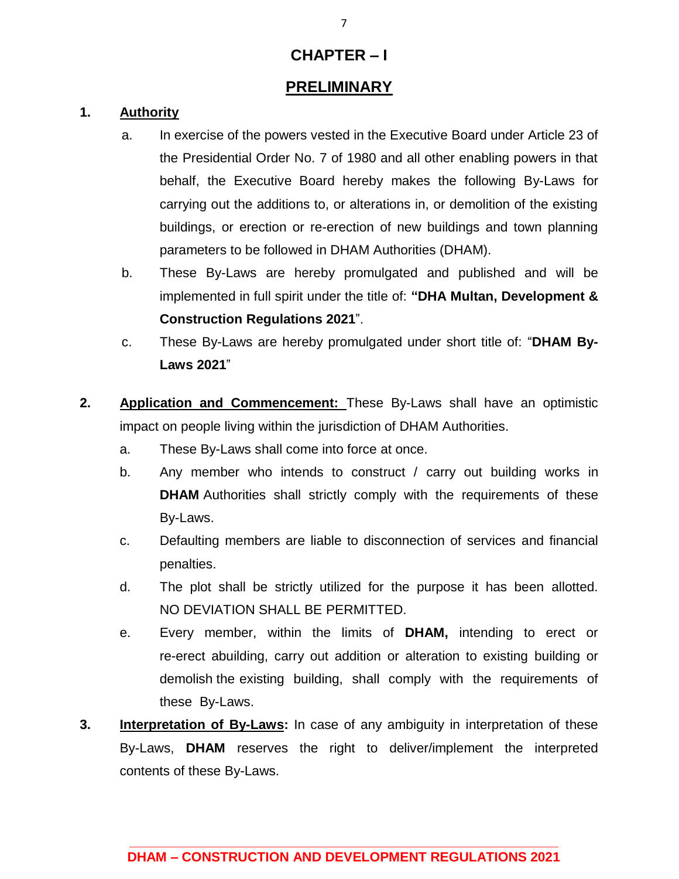# CHAPTER – I

## PRELIMINARY

**1. Authority**

a. In exercise of the powers vested in the Executive Board under Article 23 of the Presidential Order No. 7 of 1980 and all other enabling powers in that behalf, the Executive Board hereby makes the following By-Laws for carrying out the additions to, or alterations in, or demolition of the existing buildings, or erection or re-erection of new buildings and town planning parameters to be followed in DHAM Authorities (DHAM).

b. These By-Laws are hereby promulgated and published and will be implemented in full spirit under the title of: **"DHA Multan, Development & Construction Regulations 2021**".

c. These By-Laws are hereby promulgated under short title of: "**DHAM By-Laws 2021**"

**2. Application and Commencement:** These By-Laws shall have an optimistic impact on people living within the jurisdiction of DHAM Authorities.

a. These By-Laws shall come into force at once.

b. Any member who intends to construct / carry out building works in **DHAM** Authorities shall strictly comply with the requirements of these By-Laws.

c. Defaulting members are liable to disconnection of services and financial penalties.

d. The plot shall be strictly utilized for the purpose it has been allotted. NO DEVIATION SHALL BE PERMITTED.

e. Every member, within the limits of **DHAM,** intending to erect or re-erect abuilding, carry out addition or alteration to existing building or demolish the existing building, shall comply with the requirements of these By-Laws.

**3. Interpretation of By-Laws:** In case of any ambiguity in interpretation of these By-Laws, **DHAM** reserves the right to deliver/implement the interpreted contents of these By-Laws.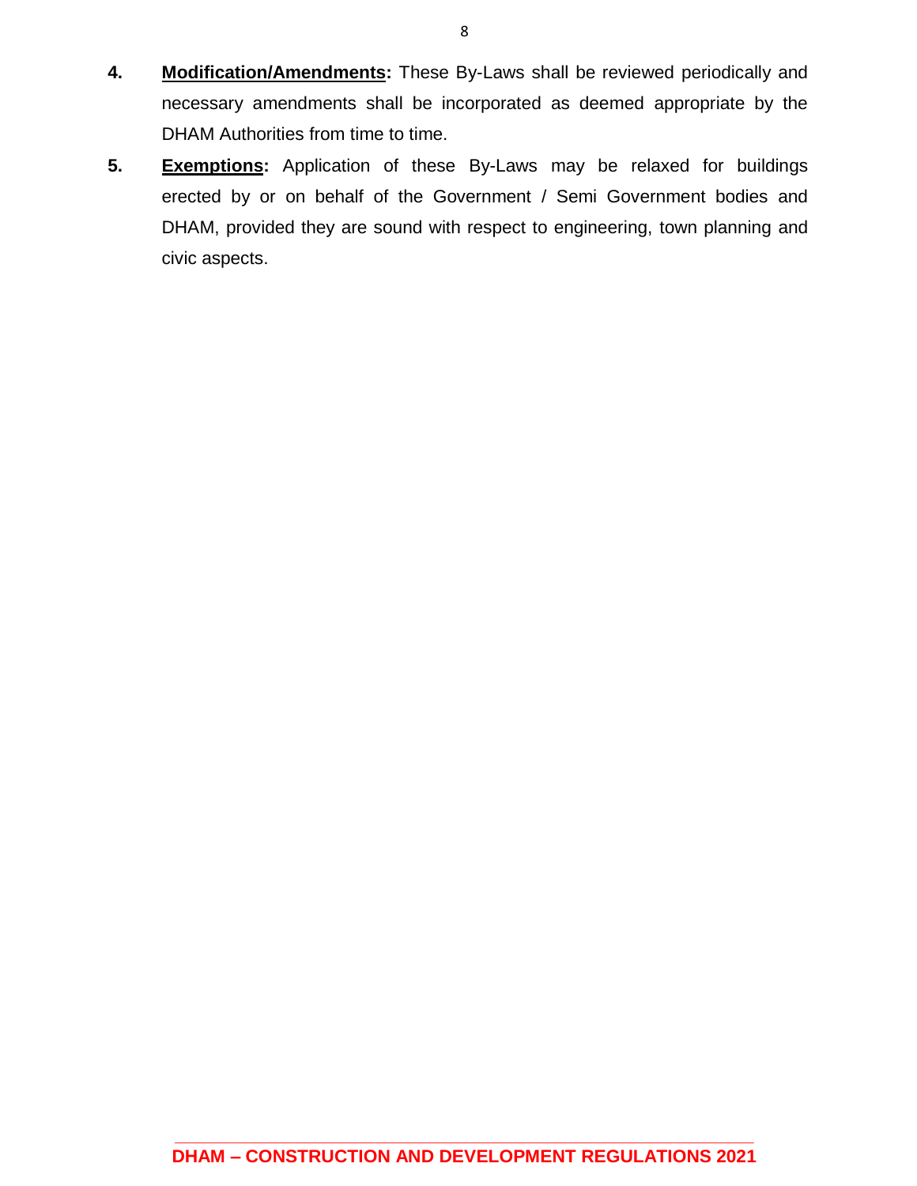4. **Modification/Amendments:** These By-Laws shall be reviewed periodically and necessary amendments shall be incorporated as deemed appropriate by the DHAM Authorities from time to time.

5. **Exemptions:** Application of these By-Laws may be relaxed for buildings erected by or on behalf of the Government / Semi Government bodies and DHAM, provided they are sound with respect to engineering, town planning and civic aspects.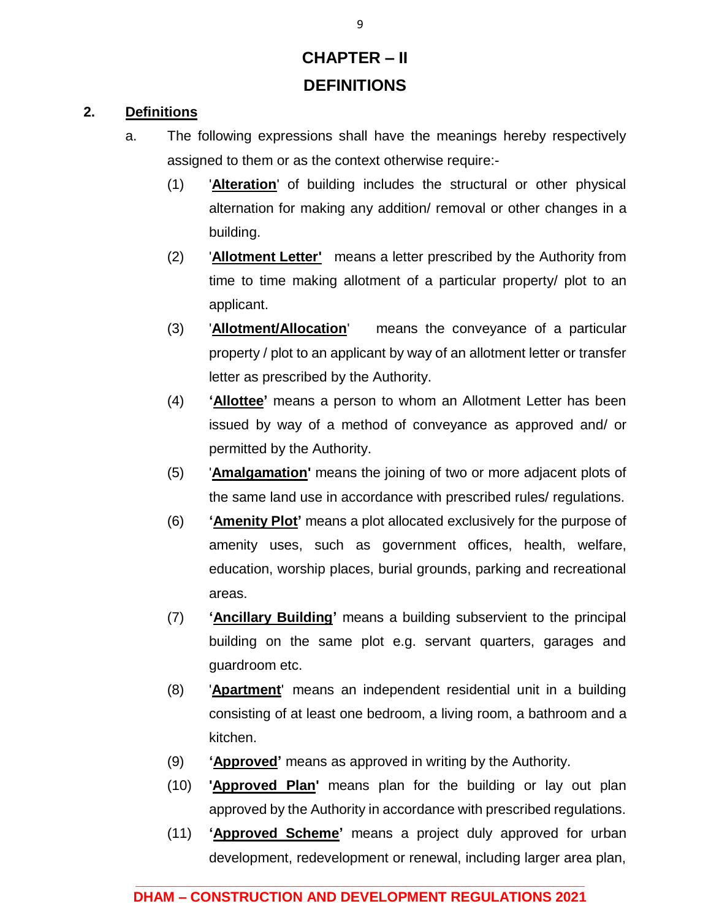# CHAPTER – II
# DEFINITIONS

## 2. Definitions

a. The following expressions shall have the meanings hereby respectively assigned to them or as the context otherwise require:-

(1) '**Alteration**' of building includes the structural or other physical alternation for making any addition/ removal or other changes in a building.

(2) '**Allotment Letter'** means a letter prescribed by the Authority from time to time making allotment of a particular property/ plot to an applicant.

(3) '**Allotment/Allocation**' means the conveyance of a particular property / plot to an applicant by way of an allotment letter or transfer letter as prescribed by the Authority.

(4) **'Allottee'** means a person to whom an Allotment Letter has been issued by way of a method of conveyance as approved and/ or permitted by the Authority.

(5) '**Amalgamation'** means the joining of two or more adjacent plots of the same land use in accordance with prescribed rules/ regulations.

(6) **'Amenity Plot'** means a plot allocated exclusively for the purpose of amenity uses, such as government offices, health, welfare, education, worship places, burial grounds, parking and recreational areas.

(7) **'Ancillary Building'** means a building subservient to the principal building on the same plot e.g. servant quarters, garages and guardroom etc.

(8) '**Apartment**' means an independent residential unit in a building consisting of at least one bedroom, a living room, a bathroom and a kitchen.

(9) **'Approved'** means as approved in writing by the Authority.

(10) **'Approved Plan'** means plan for the building or lay out plan approved by the Authority in accordance with prescribed regulations.

(11) **'Approved Scheme'** means a project duly approved for urban development, redevelopment or renewal, including larger area plan,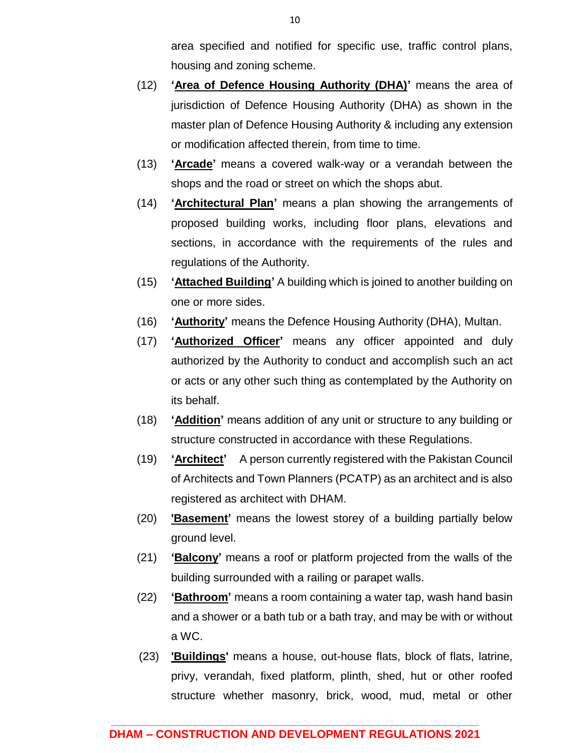area specified and notified for specific use, traffic control plans, housing and zoning scheme.

(12) **'Area of Defence Housing Authority (DHA)'** means the area of jurisdiction of Defence Housing Authority (DHA) as shown in the master plan of Defence Housing Authority & including any extension or modification affected therein, from time to time.

(13) **'Arcade'** means a covered walk-way or a verandah between the shops and the road or street on which the shops abut.

(14) **'Architectural Plan'** means a plan showing the arrangements of proposed building works, including floor plans, elevations and sections, in accordance with the requirements of the rules and regulations of the Authority.

(15) **'Attached Building'** A building which is joined to another building on one or more sides.

(16) **'Authority'** means the Defence Housing Authority (DHA), Multan.

(17) **'Authorized Officer'** means any officer appointed and duly authorized by the Authority to conduct and accomplish such an act or acts or any other such thing as contemplated by the Authority on its behalf.

(18) **'Addition'** means addition of any unit or structure to any building or structure constructed in accordance with these Regulations.

(19) **'Architect'** A person currently registered with the Pakistan Council of Architects and Town Planners (PCATP) as an architect and is also registered as architect with DHAM.

(20) **'Basement'** means the lowest storey of a building partially below ground level.

(21) **'Balcony'** means a roof or platform projected from the walls of the building surrounded with a railing or parapet walls.

(22) **'Bathroom'** means a room containing a water tap, wash hand basin and a shower or a bath tub or a bath tray, and may be with or without a WC.

(23) **'Buildings'** means a house, out-house flats, block of flats, latrine, privy, verandah, fixed platform, plinth, shed, hut or other roofed structure whether masonry, brick, wood, mud, metal or other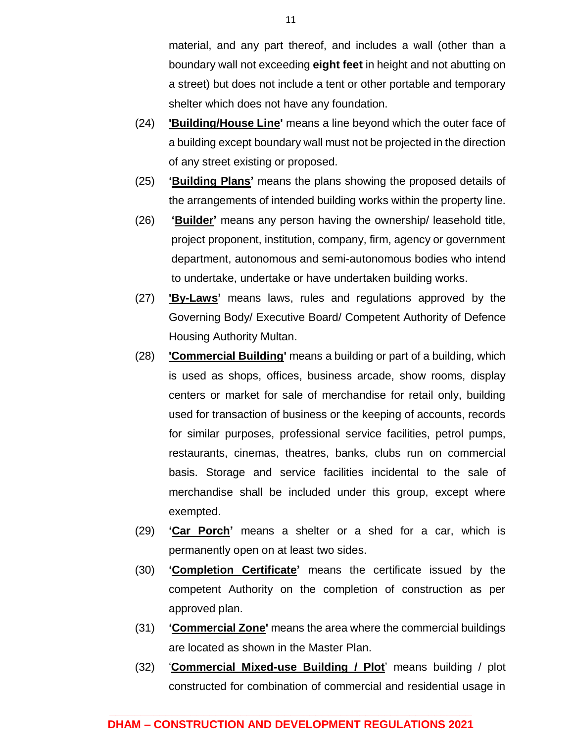material, and any part thereof, and includes a wall (other than a boundary wall not exceeding **eight feet** in height and not abutting on a street) but does not include a tent or other portable and temporary shelter which does not have any foundation.

(24) **'Building/House Line'** means a line beyond which the outer face of a building except boundary wall must not be projected in the direction of any street existing or proposed.

(25) **'Building Plans'** means the plans showing the proposed details of the arrangements of intended building works within the property line.

(26) **'Builder'** means any person having the ownership/ leasehold title, project proponent, institution, company, firm, agency or government department, autonomous and semi-autonomous bodies who intend to undertake, undertake or have undertaken building works.

(27) **'By-Laws'** means laws, rules and regulations approved by the Governing Body/ Executive Board/ Competent Authority of Defence Housing Authority Multan.

(28) **'Commercial Building'** means a building or part of a building, which is used as shops, offices, business arcade, show rooms, display centers or market for sale of merchandise for retail only, building used for transaction of business or the keeping of accounts, records for similar purposes, professional service facilities, petrol pumps, restaurants, cinemas, theatres, banks, clubs run on commercial basis. Storage and service facilities incidental to the sale of merchandise shall be included under this group, except where exempted.

(29) **'Car Porch'** means a shelter or a shed for a car, which is permanently open on at least two sides.

(30) **'Completion Certificate'** means the certificate issued by the competent Authority on the completion of construction as per approved plan.

(31) **'Commercial Zone'** means the area where the commercial buildings are located as shown in the Master Plan.

(32) '**Commercial Mixed-use Building / Plot**' means building / plot constructed for combination of commercial and residential usage in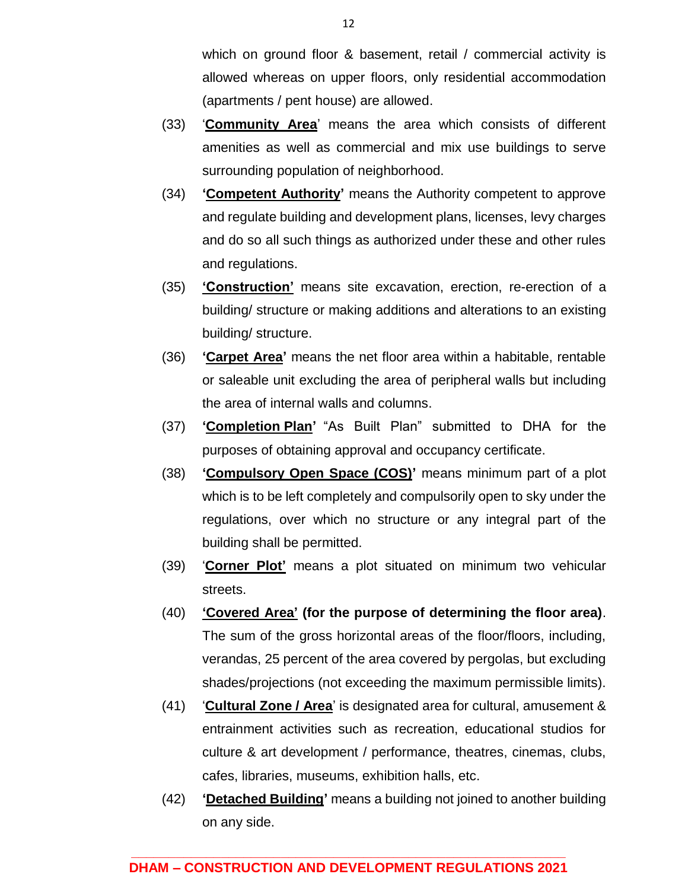which on ground floor & basement, retail / commercial activity is allowed whereas on upper floors, only residential accommodation (apartments / pent house) are allowed.

(33) '**Community Area**' means the area which consists of different amenities as well as commercial and mix use buildings to serve surrounding population of neighborhood.

(34) **'Competent Authority'** means the Authority competent to approve and regulate building and development plans, licenses, levy charges and do so all such things as authorized under these and other rules and regulations.

(35) **'Construction'** means site excavation, erection, re-erection of a building/ structure or making additions and alterations to an existing building/ structure.

(36) **'Carpet Area'** means the net floor area within a habitable, rentable or saleable unit excluding the area of peripheral walls but including the area of internal walls and columns.

(37) **'Completion Plan'** "As Built Plan" submitted to DHA for the purposes of obtaining approval and occupancy certificate.

(38) **'Compulsory Open Space (COS)'** means minimum part of a plot which is to be left completely and compulsorily open to sky under the regulations, over which no structure or any integral part of the building shall be permitted.

(39) '**Corner Plot'** means a plot situated on minimum two vehicular streets.

(40) **'Covered Area' (for the purpose of determining the floor area)**. The sum of the gross horizontal areas of the floor/floors, including, verandas, 25 percent of the area covered by pergolas, but excluding shades/projections (not exceeding the maximum permissible limits).

(41) '**Cultural Zone / Area**' is designated area for cultural, amusement & entrainment activities such as recreation, educational studios for culture & art development / performance, theatres, cinemas, clubs, cafes, libraries, museums, exhibition halls, etc.

(42) **'Detached Building'** means a building not joined to another building on any side.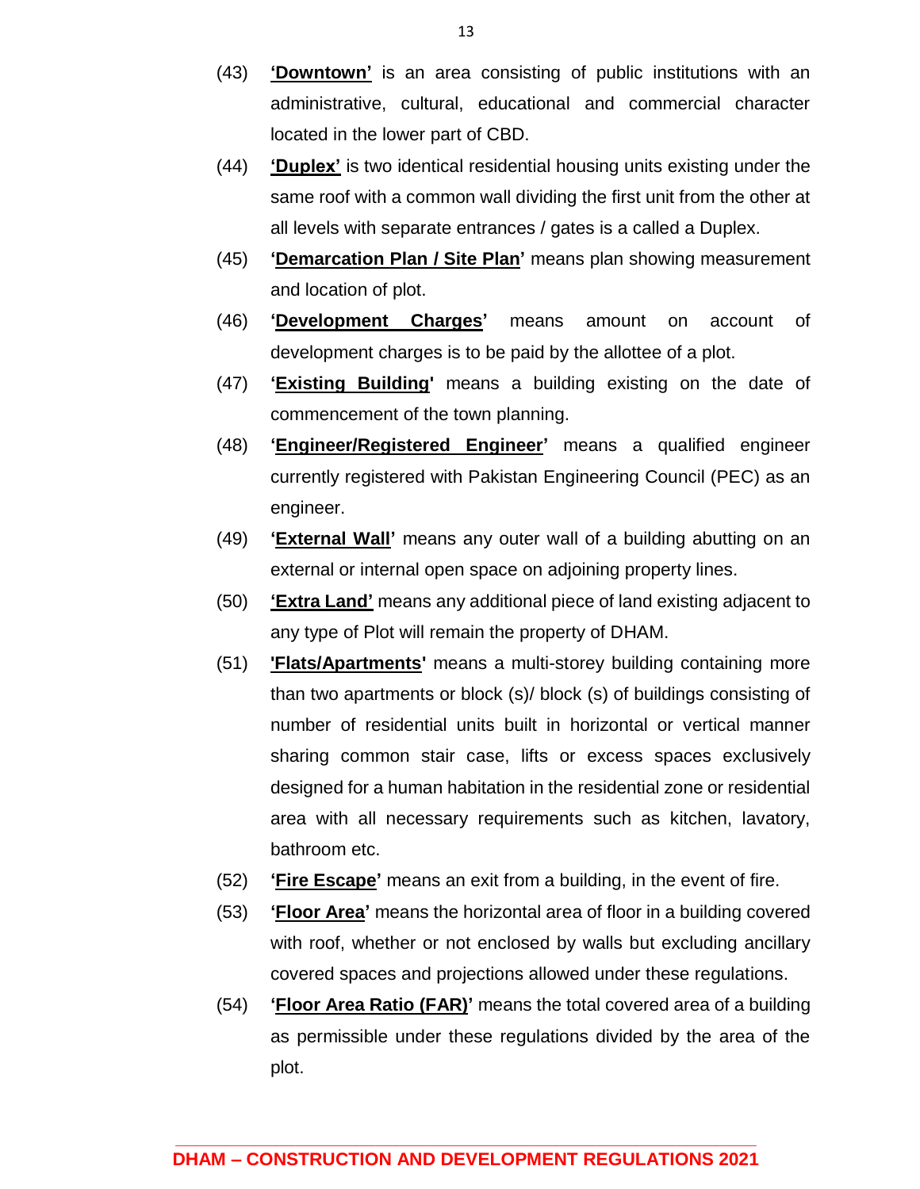(43) **<u>'Downtown'</u>** is an area consisting of public institutions with an administrative, cultural, educational and commercial character located in the lower part of CBD.

(44) **<u>'Duplex'</u>** is two identical residential housing units existing under the same roof with a common wall dividing the first unit from the other at all levels with separate entrances / gates is a called a Duplex.

(45) **<u>'Demarcation Plan / Site Plan'</u>** means plan showing measurement and location of plot.

(46) **<u>'Development Charges'</u>** means amount on account of development charges is to be paid by the allottee of a plot.

(47) **<u>'Existing Building'</u>** means a building existing on the date of commencement of the town planning.

(48) **<u>'Engineer/Registered Engineer'</u>** means a qualified engineer currently registered with Pakistan Engineering Council (PEC) as an engineer.

(49) **<u>'External Wall'</u>** means any outer wall of a building abutting on an external or internal open space on adjoining property lines.

(50) **<u>'Extra Land'</u>** means any additional piece of land existing adjacent to any type of Plot will remain the property of DHAM.

(51) **<u>'Flats/Apartments'</u>** means a multi-storey building containing more than two apartments or block (s)/ block (s) of buildings consisting of number of residential units built in horizontal or vertical manner sharing common stair case, lifts or excess spaces exclusively designed for a human habitation in the residential zone or residential area with all necessary requirements such as kitchen, lavatory, bathroom etc.

(52) **<u>'Fire Escape'</u>** means an exit from a building, in the event of fire.

(53) **<u>'Floor Area'</u>** means the horizontal area of floor in a building covered with roof, whether or not enclosed by walls but excluding ancillary covered spaces and projections allowed under these regulations.

(54) **<u>'Floor Area Ratio (FAR)'</u>** means the total covered area of a building as permissible under these regulations divided by the area of the plot.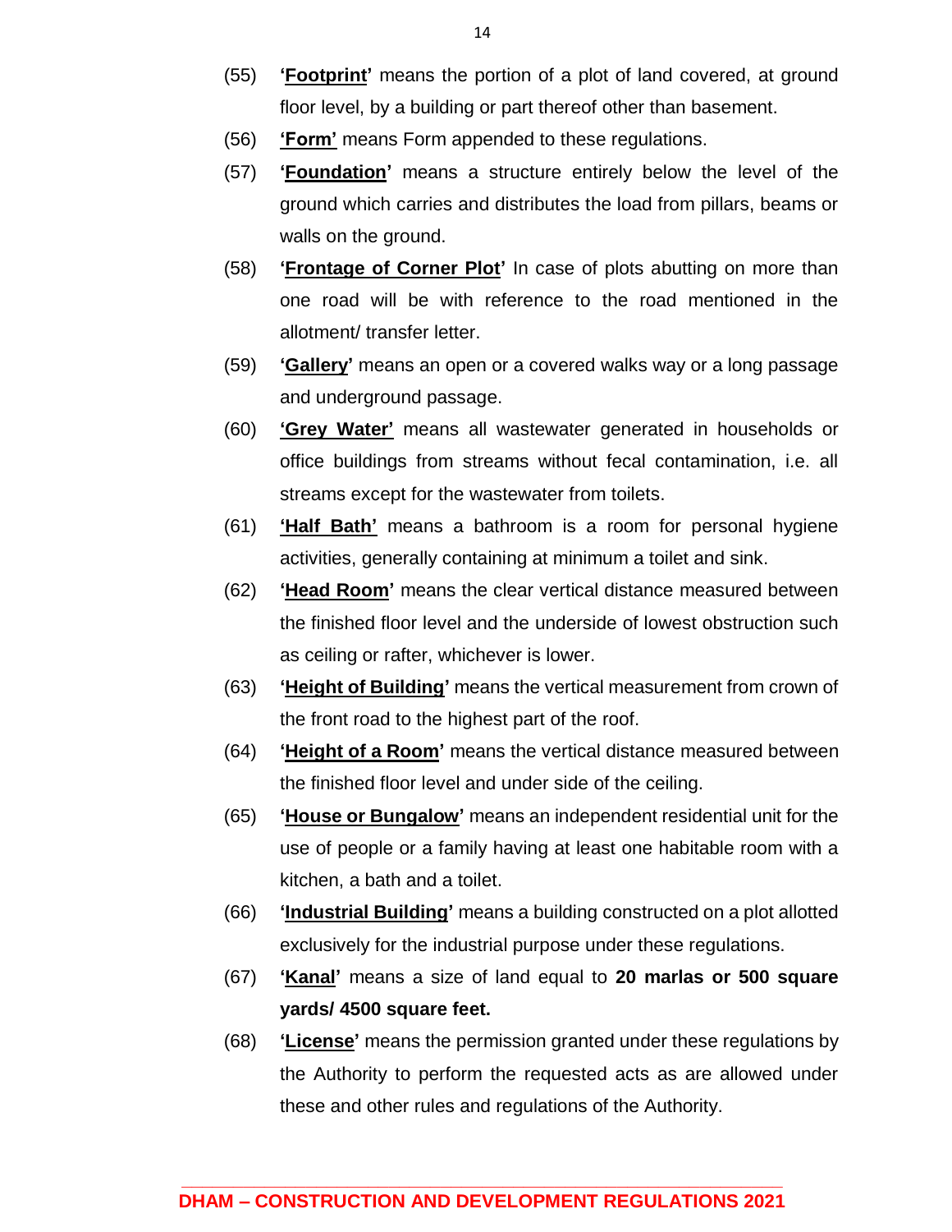(55) **'<u>Footprint</u>'** means the portion of a plot of land covered, at ground floor level, by a building or part thereof other than basement.

(56) **'<u>Form</u>'** means Form appended to these regulations.

(57) **'<u>Foundation</u>'** means a structure entirely below the level of the ground which carries and distributes the load from pillars, beams or walls on the ground.

(58) **'<u>Frontage of Corner Plot</u>'** In case of plots abutting on more than one road will be with reference to the road mentioned in the allotment/ transfer letter.

(59) **'<u>Gallery</u>'** means an open or a covered walks way or a long passage and underground passage.

(60) **'<u>Grey Water</u>'** means all wastewater generated in households or office buildings from streams without fecal contamination, i.e. all streams except for the wastewater from toilets.

(61) **'<u>Half Bath</u>'** means a bathroom is a room for personal hygiene activities, generally containing at minimum a toilet and sink.

(62) **'<u>Head Room</u>'** means the clear vertical distance measured between the finished floor level and the underside of lowest obstruction such as ceiling or rafter, whichever is lower.

(63) **'<u>Height of Building</u>'** means the vertical measurement from crown of the front road to the highest part of the roof.

(64) **'<u>Height of a Room</u>'** means the vertical distance measured between the finished floor level and under side of the ceiling.

(65) **'<u>House or Bungalow</u>'** means an independent residential unit for the use of people or a family having at least one habitable room with a kitchen, a bath and a toilet.

(66) **'<u>Industrial Building</u>'** means a building constructed on a plot allotted exclusively for the industrial purpose under these regulations.

(67) **'<u>Kanal</u>'** means a size of land equal to **20 marlas or 500 square yards/ 4500 square feet.**

(68) **'<u>License</u>'** means the permission granted under these regulations by the Authority to perform the requested acts as are allowed under these and other rules and regulations of the Authority.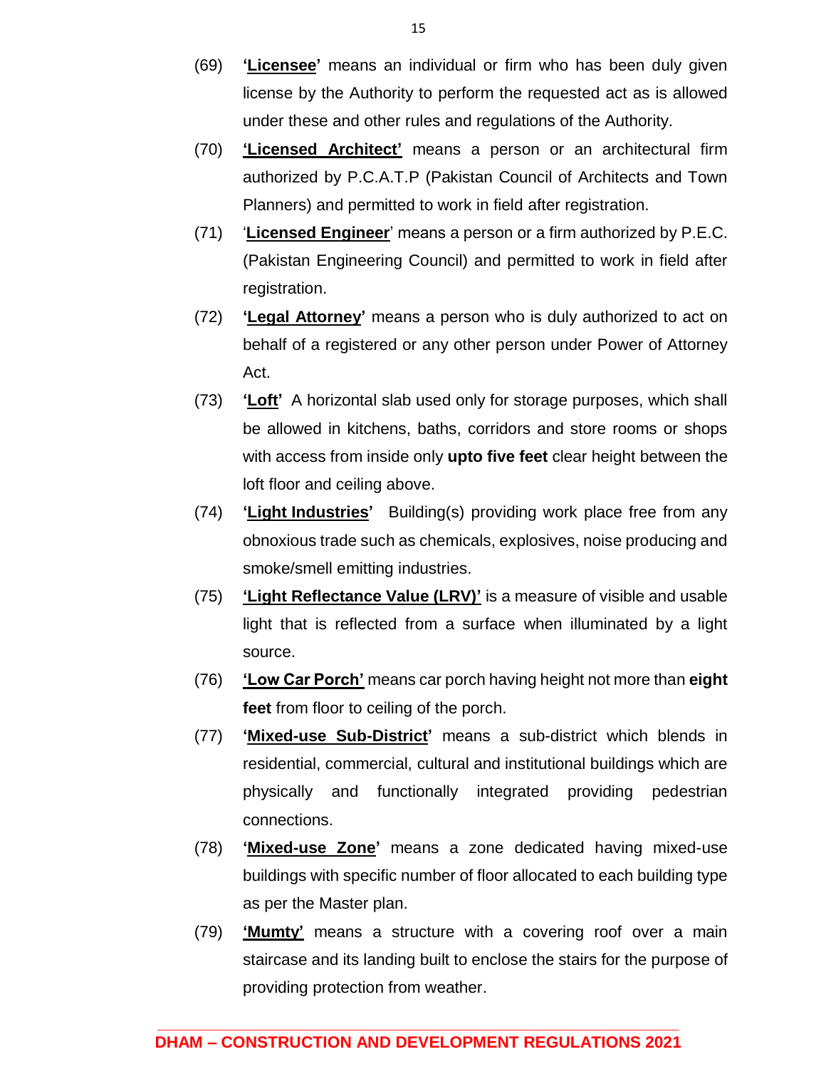(69) **'Licensee'** means an individual or firm who has been duly given license by the Authority to perform the requested act as is allowed under these and other rules and regulations of the Authority.

(70) **'Licensed Architect'** means a person or an architectural firm authorized by P.C.A.T.P (Pakistan Council of Architects and Town Planners) and permitted to work in field after registration.

(71) '**Licensed Engineer**' means a person or a firm authorized by P.E.C. (Pakistan Engineering Council) and permitted to work in field after registration.

(72) **'Legal Attorney'** means a person who is duly authorized to act on behalf of a registered or any other person under Power of Attorney Act.

(73) **'Loft'** A horizontal slab used only for storage purposes, which shall be allowed in kitchens, baths, corridors and store rooms or shops with access from inside only **upto five feet** clear height between the loft floor and ceiling above.

(74) **'Light Industries'** Building(s) providing work place free from any obnoxious trade such as chemicals, explosives, noise producing and smoke/smell emitting industries.

(75) **'Light Reflectance Value (LRV)'** is a measure of visible and usable light that is reflected from a surface when illuminated by a light source.

(76) **'Low Car Porch'** means car porch having height not more than **eight feet** from floor to ceiling of the porch.

(77) **'Mixed-use Sub-District'** means a sub-district which blends in residential, commercial, cultural and institutional buildings which are physically and functionally integrated providing pedestrian connections.

(78) **'Mixed-use Zone'** means a zone dedicated having mixed-use buildings with specific number of floor allocated to each building type as per the Master plan.

(79) **'Mumty'** means a structure with a covering roof over a main staircase and its landing built to enclose the stairs for the purpose of providing protection from weather.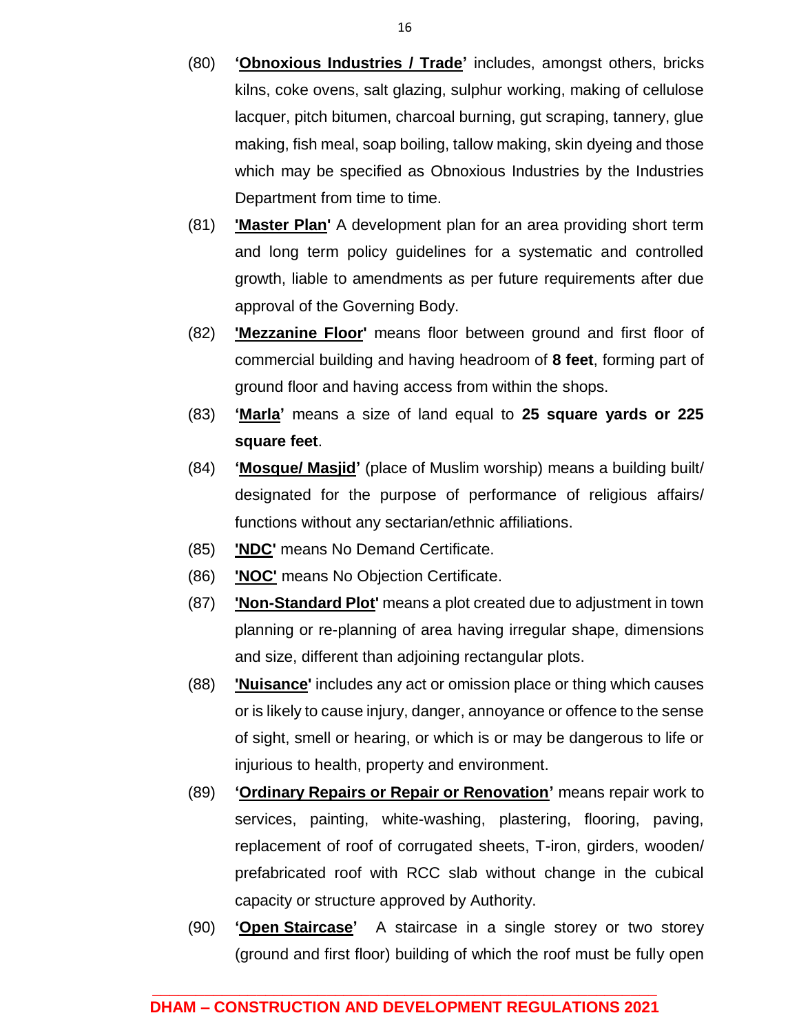(80) **'<u>Obnoxious Industries / Trade</u>'** includes, amongst others, bricks kilns, coke ovens, salt glazing, sulphur working, making of cellulose lacquer, pitch bitumen, charcoal burning, gut scraping, tannery, glue making, fish meal, soap boiling, tallow making, skin dyeing and those which may be specified as Obnoxious Industries by the Industries Department from time to time.

(81) **'<u>Master Plan</u>'** A development plan for an area providing short term and long term policy guidelines for a systematic and controlled growth, liable to amendments as per future requirements after due approval of the Governing Body.

(82) **'<u>Mezzanine Floor</u>'** means floor between ground and first floor of commercial building and having headroom of **8 feet**, forming part of ground floor and having access from within the shops.

(83) **'<u>Marla</u>'** means a size of land equal to **25 square yards or 225 square feet**.

(84) **'<u>Mosque/ Masjid</u>'** (place of Muslim worship) means a building built/ designated for the purpose of performance of religious affairs/ functions without any sectarian/ethnic affiliations.

(85) **'<u>NDC</u>'** means No Demand Certificate.

(86) **'<u>NOC</u>'** means No Objection Certificate.

(87) **'<u>Non-Standard Plot</u>'** means a plot created due to adjustment in town planning or re-planning of area having irregular shape, dimensions and size, different than adjoining rectangular plots.

(88) **'<u>Nuisance</u>'** includes any act or omission place or thing which causes or is likely to cause injury, danger, annoyance or offence to the sense of sight, smell or hearing, or which is or may be dangerous to life or injurious to health, property and environment.

(89) **'<u>Ordinary Repairs or Repair or Renovation</u>'** means repair work to services, painting, white-washing, plastering, flooring, paving, replacement of roof of corrugated sheets, T-iron, girders, wooden/ prefabricated roof with RCC slab without change in the cubical capacity or structure approved by Authority.

(90) **'<u>Open Staircase</u>'** A staircase in a single storey or two storey (ground and first floor) building of which the roof must be fully open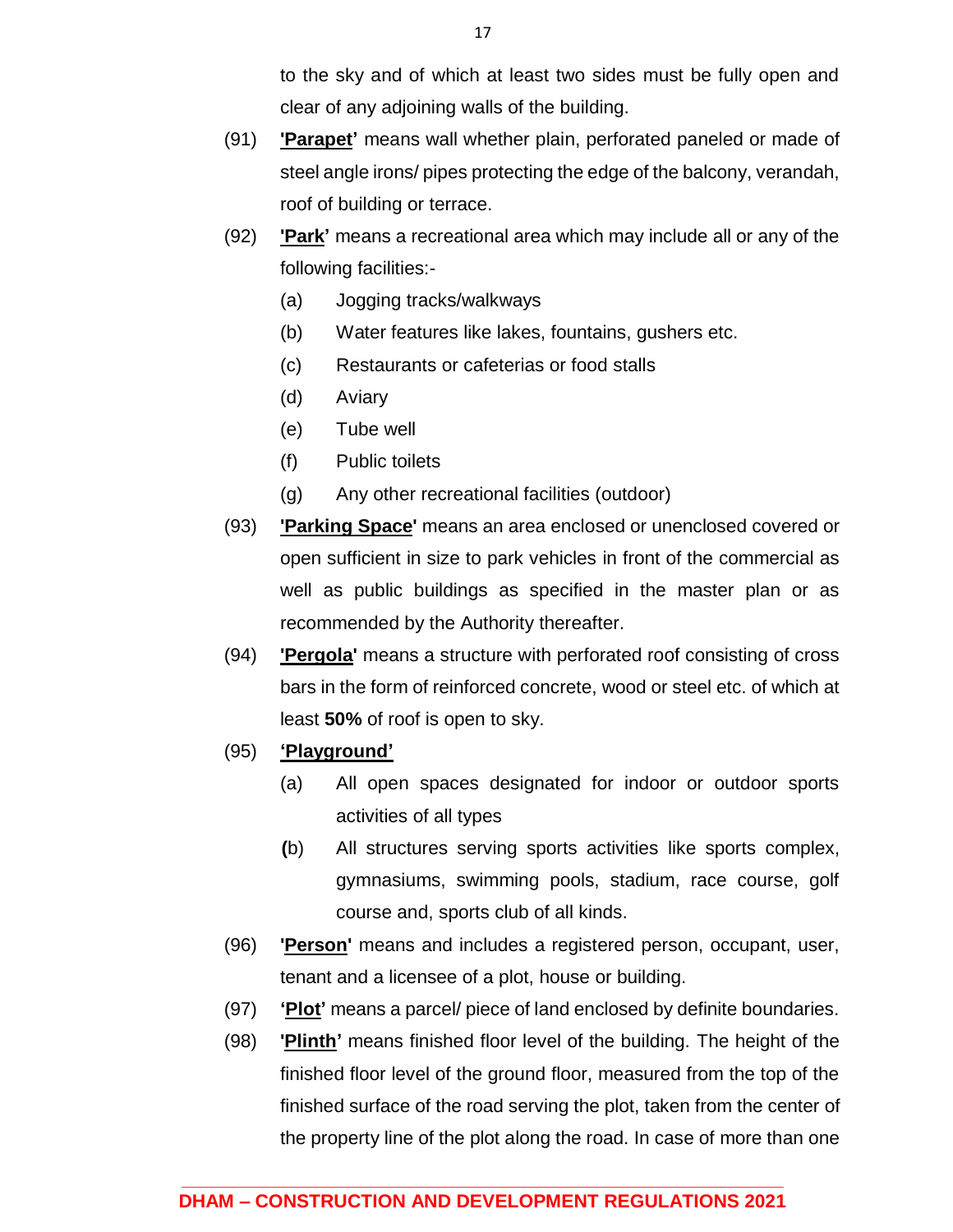to the sky and of which at least two sides must be fully open and clear of any adjoining walls of the building.

(91) **'Parapet'** means wall whether plain, perforated paneled or made of steel angle irons/ pipes protecting the edge of the balcony, verandah, roof of building or terrace.

(92) **'Park'** means a recreational area which may include all or any of the following facilities:-

(a) Jogging tracks/walkways

(b) Water features like lakes, fountains, gushers etc.

(c) Restaurants or cafeterias or food stalls

(d) Aviary

(e) Tube well

(f) Public toilets

(g) Any other recreational facilities (outdoor)

(93) **'Parking Space'** means an area enclosed or unenclosed covered or open sufficient in size to park vehicles in front of the commercial as well as public buildings as specified in the master plan or as recommended by the Authority thereafter.

(94) **'Pergola'** means a structure with perforated roof consisting of cross bars in the form of reinforced concrete, wood or steel etc. of which at least **50%** of roof is open to sky.

(95) **'Playground'**

(a) All open spaces designated for indoor or outdoor sports activities of all types

(b) All structures serving sports activities like sports complex, gymnasiums, swimming pools, stadium, race course, golf course and, sports club of all kinds.

(96) **'Person'** means and includes a registered person, occupant, user, tenant and a licensee of a plot, house or building.

(97) **'Plot'** means a parcel/ piece of land enclosed by definite boundaries.

(98) **'Plinth'** means finished floor level of the building. The height of the finished floor level of the ground floor, measured from the top of the finished surface of the road serving the plot, taken from the center of the property line of the plot along the road. In case of more than one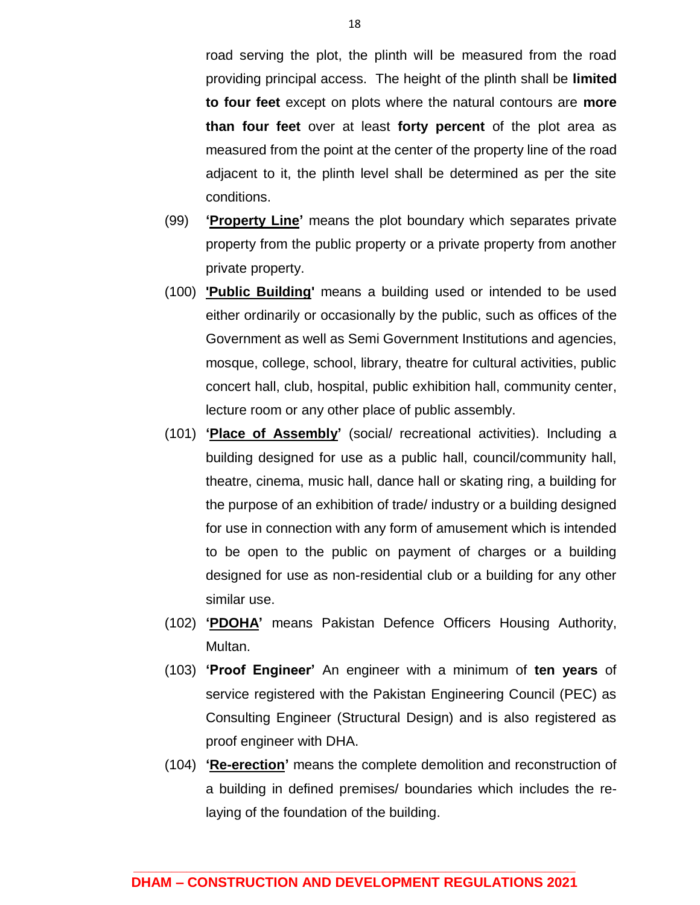road serving the plot, the plinth will be measured from the road providing principal access. The height of the plinth shall be **limited to four feet** except on plots where the natural contours are **more than four feet** over at least **forty percent** of the plot area as measured from the point at the center of the property line of the road adjacent to it, the plinth level shall be determined as per the site conditions.

(99) **'<u>Property Line</u>'** means the plot boundary which separates private property from the public property or a private property from another private property.

(100) **'<u>Public Building</u>'** means a building used or intended to be used either ordinarily or occasionally by the public, such as offices of the Government as well as Semi Government Institutions and agencies, mosque, college, school, library, theatre for cultural activities, public concert hall, club, hospital, public exhibition hall, community center, lecture room or any other place of public assembly.

(101) **'<u>Place of Assembly</u>'** (social/ recreational activities). Including a building designed for use as a public hall, council/community hall, theatre, cinema, music hall, dance hall or skating ring, a building for the purpose of an exhibition of trade/ industry or a building designed for use in connection with any form of amusement which is intended to be open to the public on payment of charges or a building designed for use as non-residential club or a building for any other similar use.

(102) **'<u>PDOHA</u>'** means Pakistan Defence Officers Housing Authority, Multan.

(103) **'Proof Engineer'** An engineer with a minimum of **ten years** of service registered with the Pakistan Engineering Council (PEC) as Consulting Engineer (Structural Design) and is also registered as proof engineer with DHA.

(104) **'<u>Re-erection</u>'** means the complete demolition and reconstruction of a building in defined premises/ boundaries which includes the re-laying of the foundation of the building.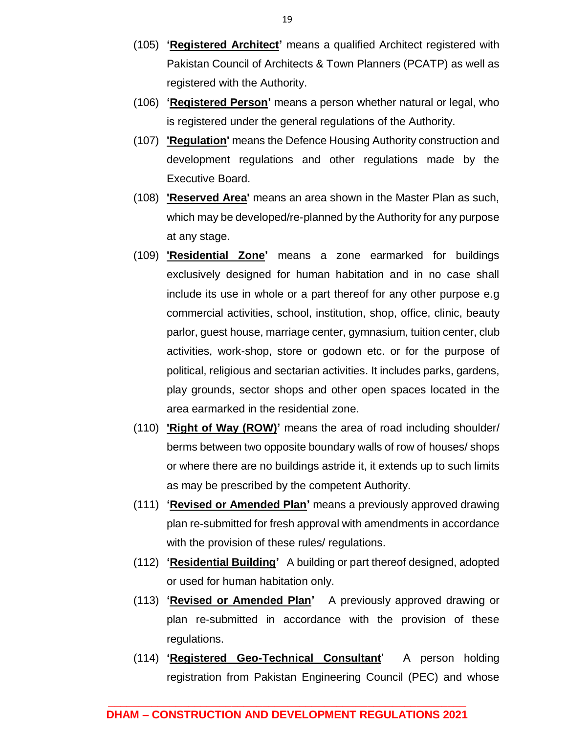(105) **'<u>Registered Architect</u>'** means a qualified Architect registered with Pakistan Council of Architects & Town Planners (PCATP) as well as registered with the Authority.

(106) **'<u>Registered Person</u>'** means a person whether natural or legal, who is registered under the general regulations of the Authority.

(107) **'<u>Regulation</u>'** means the Defence Housing Authority construction and development regulations and other regulations made by the Executive Board.

(108) **'<u>Reserved Area</u>'** means an area shown in the Master Plan as such, which may be developed/re-planned by the Authority for any purpose at any stage.

(109) **'<u>Residential Zone</u>'** means a zone earmarked for buildings exclusively designed for human habitation and in no case shall include its use in whole or a part thereof for any other purpose e.g commercial activities, school, institution, shop, office, clinic, beauty parlor, guest house, marriage center, gymnasium, tuition center, club activities, work-shop, store or godown etc. or for the purpose of political, religious and sectarian activities. It includes parks, gardens, play grounds, sector shops and other open spaces located in the area earmarked in the residential zone.

(110) **'<u>Right of Way (ROW)</u>'** means the area of road including shoulder/ berms between two opposite boundary walls of row of houses/ shops or where there are no buildings astride it, it extends up to such limits as may be prescribed by the competent Authority.

(111) **'<u>Revised or Amended Plan</u>'** means a previously approved drawing plan re-submitted for fresh approval with amendments in accordance with the provision of these rules/ regulations.

(112) **'<u>Residential Building</u>'** A building or part thereof designed, adopted or used for human habitation only.

(113) **'<u>Revised or Amended Plan</u>'** A previously approved drawing or plan re-submitted in accordance with the provision of these regulations.

(114) **'<u>Registered Geo-Technical Consultant</u>'** A person holding registration from Pakistan Engineering Council (PEC) and whose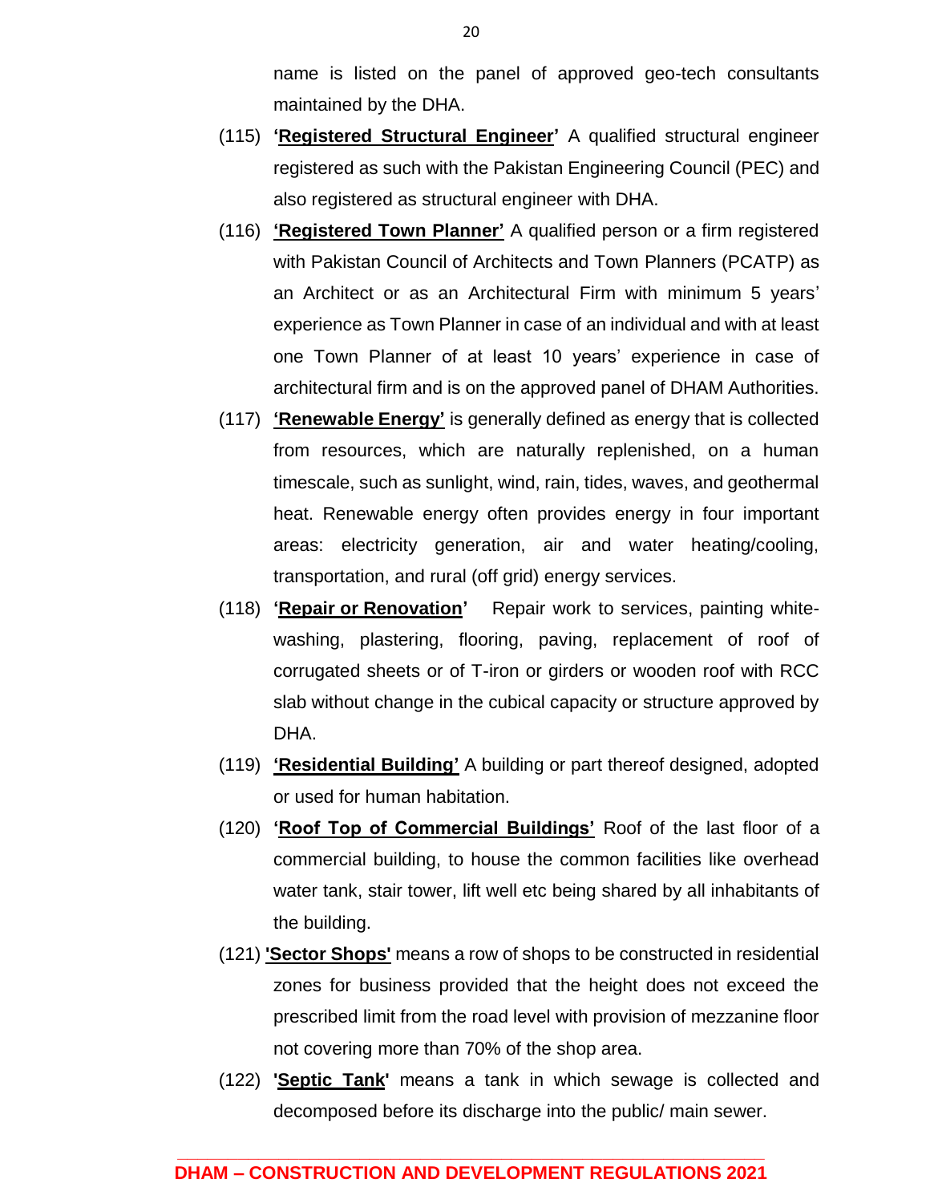name is listed on the panel of approved geo-tech consultants maintained by the DHA.

(115) **'<u>Registered Structural Engineer</u>'** A qualified structural engineer registered as such with the Pakistan Engineering Council (PEC) and also registered as structural engineer with DHA.

(116) **'<u>Registered Town Planner</u>'** A qualified person or a firm registered with Pakistan Council of Architects and Town Planners (PCATP) as an Architect or as an Architectural Firm with minimum 5 years' experience as Town Planner in case of an individual and with at least one Town Planner of at least 10 years' experience in case of architectural firm and is on the approved panel of DHAM Authorities.

(117) **'<u>Renewable Energy</u>'** is generally defined as energy that is collected from resources, which are naturally replenished, on a human timescale, such as sunlight, wind, rain, tides, waves, and geothermal heat. Renewable energy often provides energy in four important areas: electricity generation, air and water heating/cooling, transportation, and rural (off grid) energy services.

(118) **'<u>Repair or Renovation</u>'** Repair work to services, painting white-washing, plastering, flooring, paving, replacement of roof of corrugated sheets or of T-iron or girders or wooden roof with RCC slab without change in the cubical capacity or structure approved by DHA.

(119) **'<u>Residential Building</u>'** A building or part thereof designed, adopted or used for human habitation.

(120) **'<u>Roof Top of Commercial Buildings</u>'** Roof of the last floor of a commercial building, to house the common facilities like overhead water tank, stair tower, lift well etc being shared by all inhabitants of the building.

(121) **'<u>Sector Shops</u>'** means a row of shops to be constructed in residential zones for business provided that the height does not exceed the prescribed limit from the road level with provision of mezzanine floor not covering more than 70% of the shop area.

(122) **'<u>Septic Tank</u>'** means a tank in which sewage is collected and decomposed before its discharge into the public/ main sewer.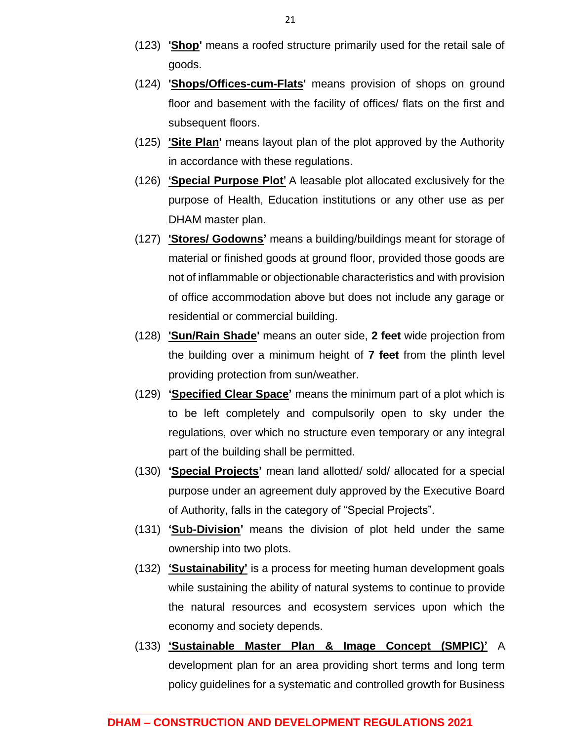(123) **'<u>Shop</u>'** means a roofed structure primarily used for the retail sale of goods.

(124) **'<u>Shops/Offices-cum-Flats</u>'** means provision of shops on ground floor and basement with the facility of offices/ flats on the first and subsequent floors.

(125) **'<u>Site Plan</u>'** means layout plan of the plot approved by the Authority in accordance with these regulations.

(126) **'<u>Special Purpose Plot</u>'** A leasable plot allocated exclusively for the purpose of Health, Education institutions or any other use as per DHAM master plan.

(127) **'<u>Stores/ Godowns</u>'** means a building/buildings meant for storage of material or finished goods at ground floor, provided those goods are not of inflammable or objectionable characteristics and with provision of office accommodation above but does not include any garage or residential or commercial building.

(128) **'<u>Sun/Rain Shade</u>'** means an outer side, **2 feet** wide projection from the building over a minimum height of **7 feet** from the plinth level providing protection from sun/weather.

(129) **'<u>Specified Clear Space</u>'** means the minimum part of a plot which is to be left completely and compulsorily open to sky under the regulations, over which no structure even temporary or any integral part of the building shall be permitted.

(130) **'<u>Special Projects</u>'** mean land allotted/ sold/ allocated for a special purpose under an agreement duly approved by the Executive Board of Authority, falls in the category of "Special Projects".

(131) **'<u>Sub-Division</u>'** means the division of plot held under the same ownership into two plots.

(132) **'<u>Sustainability</u>'** is a process for meeting human development goals while sustaining the ability of natural systems to continue to provide the natural resources and ecosystem services upon which the economy and society depends.

(133) **'<u>Sustainable Master Plan & Image Concept (SMPIC)</u>'** A development plan for an area providing short terms and long term policy guidelines for a systematic and controlled growth for Business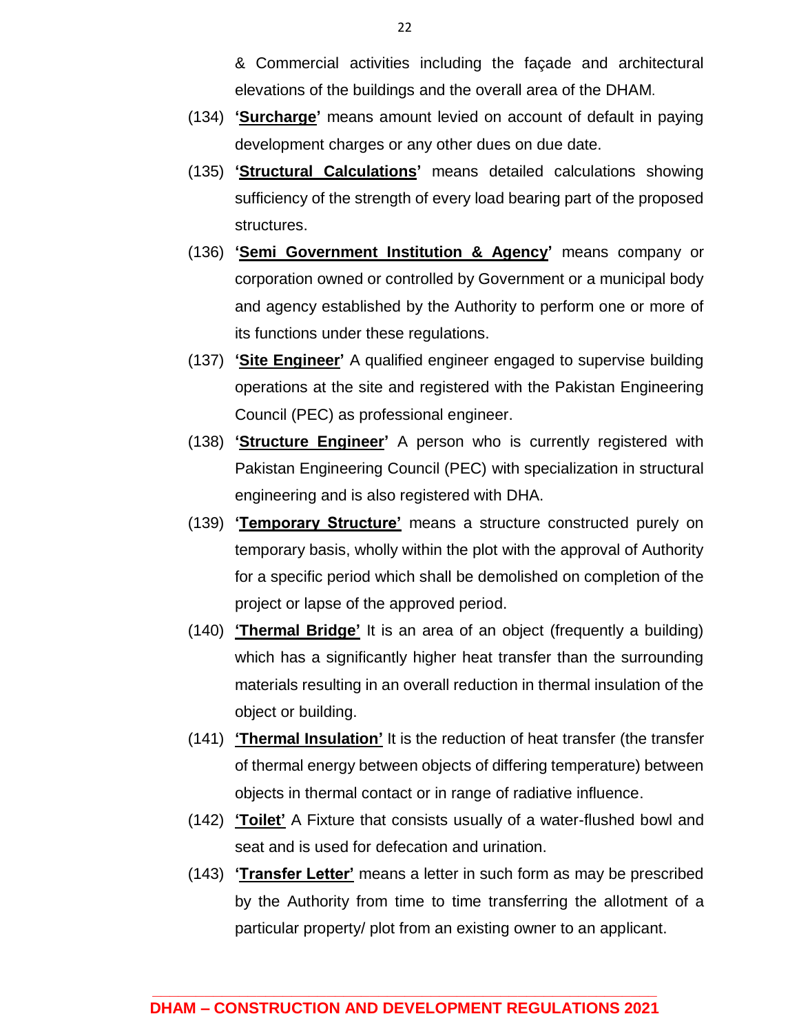& Commercial activities including the façade and architectural elevations of the buildings and the overall area of the DHAM.

(134) **'<u>Surcharge</u>'** means amount levied on account of default in paying development charges or any other dues on due date.

(135) **'<u>Structural Calculations</u>'** means detailed calculations showing sufficiency of the strength of every load bearing part of the proposed structures.

(136) **'<u>Semi Government Institution & Agency</u>'** means company or corporation owned or controlled by Government or a municipal body and agency established by the Authority to perform one or more of its functions under these regulations.

(137) **'<u>Site Engineer</u>'** A qualified engineer engaged to supervise building operations at the site and registered with the Pakistan Engineering Council (PEC) as professional engineer.

(138) **'<u>Structure Engineer</u>'** A person who is currently registered with Pakistan Engineering Council (PEC) with specialization in structural engineering and is also registered with DHA.

(139) **'<u>Temporary Structure</u>'** means a structure constructed purely on temporary basis, wholly within the plot with the approval of Authority for a specific period which shall be demolished on completion of the project or lapse of the approved period.

(140) **'<u>Thermal Bridge</u>'** It is an area of an object (frequently a building) which has a significantly higher heat transfer than the surrounding materials resulting in an overall reduction in thermal insulation of the object or building.

(141) **'<u>Thermal Insulation</u>'** It is the reduction of heat transfer (the transfer of thermal energy between objects of differing temperature) between objects in thermal contact or in range of radiative influence.

(142) **'<u>Toilet</u>'** A Fixture that consists usually of a water-flushed bowl and seat and is used for defecation and urination.

(143) **'<u>Transfer Letter</u>'** means a letter in such form as may be prescribed by the Authority from time to time transferring the allotment of a particular property/ plot from an existing owner to an applicant.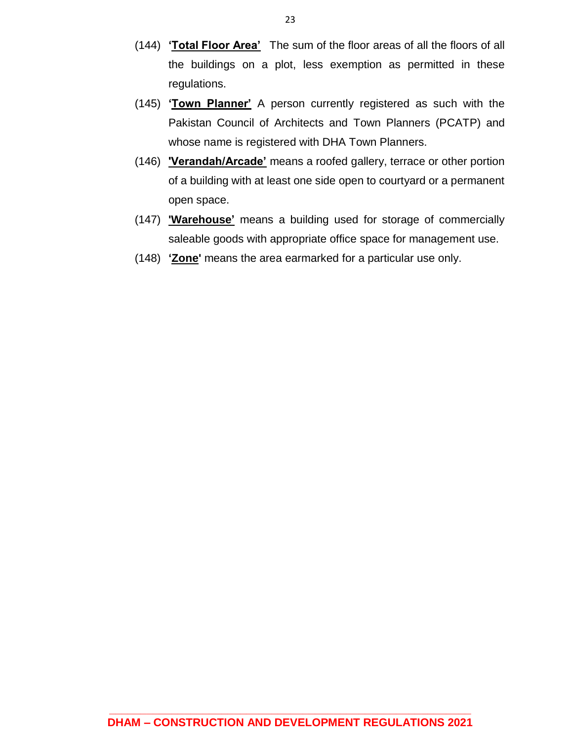(144) **<u>'Total Floor Area'</u>** The sum of the floor areas of all the floors of all the buildings on a plot, less exemption as permitted in these regulations.

(145) **<u>'Town Planner'</u>** A person currently registered as such with the Pakistan Council of Architects and Town Planners (PCATP) and whose name is registered with DHA Town Planners.

(146) **<u>'Verandah/Arcade'</u>** means a roofed gallery, terrace or other portion of a building with at least one side open to courtyard or a permanent open space.

(147) **<u>'Warehouse'</u>** means a building used for storage of commercially saleable goods with appropriate office space for management use.

(148) **'<u>Zone</u>'** means the area earmarked for a particular use only.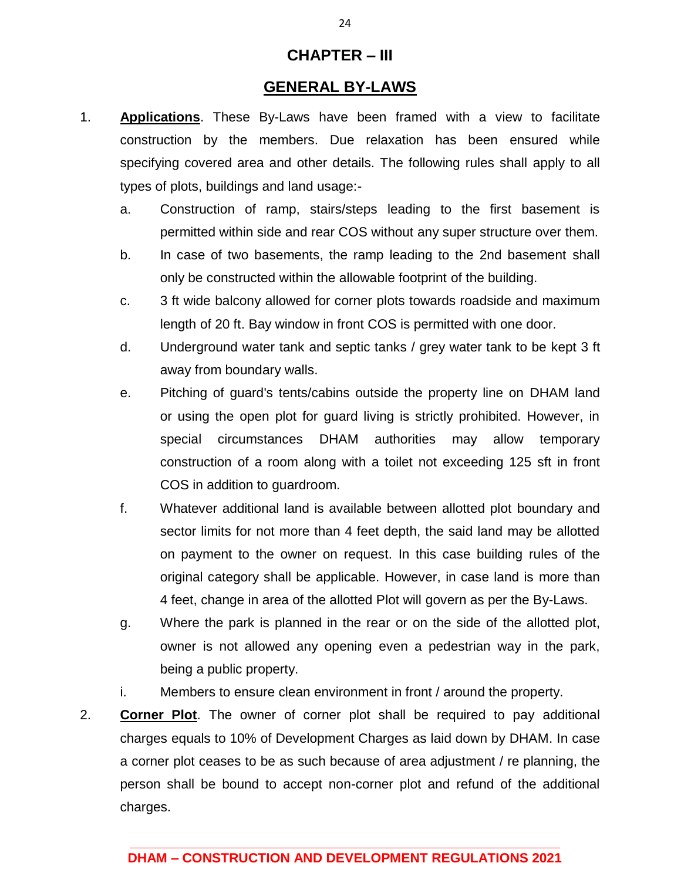# CHAPTER – III

## GENERAL BY-LAWS

1. **Applications**. These By-Laws have been framed with a view to facilitate construction by the members. Due relaxation has been ensured while specifying covered area and other details. The following rules shall apply to all types of plots, buildings and land usage:-

    a. Construction of ramp, stairs/steps leading to the first basement is permitted within side and rear COS without any super structure over them.

    b. In case of two basements, the ramp leading to the 2nd basement shall only be constructed within the allowable footprint of the building.

    c. 3 ft wide balcony allowed for corner plots towards roadside and maximum length of 20 ft. Bay window in front COS is permitted with one door.

    d. Underground water tank and septic tanks / grey water tank to be kept 3 ft away from boundary walls.

    e. Pitching of guard's tents/cabins outside the property line on DHAM land or using the open plot for guard living is strictly prohibited. However, in special circumstances DHAM authorities may allow temporary construction of a room along with a toilet not exceeding 125 sft in front COS in addition to guardroom.

    f. Whatever additional land is available between allotted plot boundary and sector limits for not more than 4 feet depth, the said land may be allotted on payment to the owner on request. In this case building rules of the original category shall be applicable. However, in case land is more than 4 feet, change in area of the allotted Plot will govern as per the By-Laws.

    g. Where the park is planned in the rear or on the side of the allotted plot, owner is not allowed any opening even a pedestrian way in the park, being a public property.

    i. Members to ensure clean environment in front / around the property.

2. **Corner Plot**. The owner of corner plot shall be required to pay additional charges equals to 10% of Development Charges as laid down by DHAM. In case a corner plot ceases to be as such because of area adjustment / re planning, the person shall be bound to accept non-corner plot and refund of the additional charges.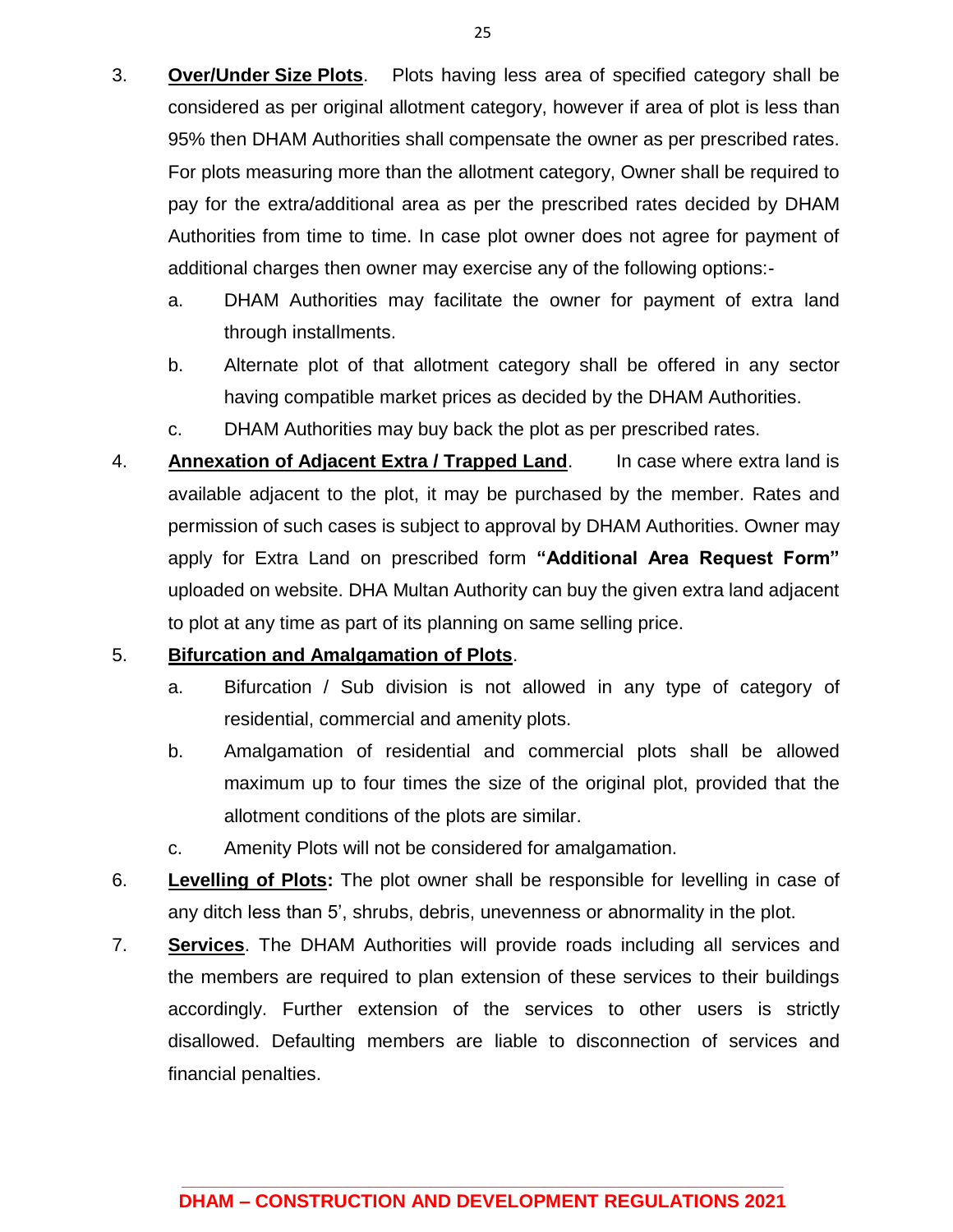3. **Over/Under Size Plots**. Plots having less area of specified category shall be considered as per original allotment category, however if area of plot is less than 95% then DHAM Authorities shall compensate the owner as per prescribed rates. For plots measuring more than the allotment category, Owner shall be required to pay for the extra/additional area as per the prescribed rates decided by DHAM Authorities from time to time. In case plot owner does not agree for payment of additional charges then owner may exercise any of the following options:-

   a. DHAM Authorities may facilitate the owner for payment of extra land through installments.

   b. Alternate plot of that allotment category shall be offered in any sector having compatible market prices as decided by the DHAM Authorities.

   c. DHAM Authorities may buy back the plot as per prescribed rates.

4. **Annexation of Adjacent Extra / Trapped Land**. In case where extra land is available adjacent to the plot, it may be purchased by the member. Rates and permission of such cases is subject to approval by DHAM Authorities. Owner may apply for Extra Land on prescribed form **"Additional Area Request Form"** uploaded on website. DHA Multan Authority can buy the given extra land adjacent to plot at any time as part of its planning on same selling price.

5. **Bifurcation and Amalgamation of Plots**.

   a. Bifurcation / Sub division is not allowed in any type of category of residential, commercial and amenity plots.

   b. Amalgamation of residential and commercial plots shall be allowed maximum up to four times the size of the original plot, provided that the allotment conditions of the plots are similar.

   c. Amenity Plots will not be considered for amalgamation.

6. **Levelling of Plots:** The plot owner shall be responsible for levelling in case of any ditch less than 5', shrubs, debris, unevenness or abnormality in the plot.

7. **Services**. The DHAM Authorities will provide roads including all services and the members are required to plan extension of these services to their buildings accordingly. Further extension of the services to other users is strictly disallowed. Defaulting members are liable to disconnection of services and financial penalties.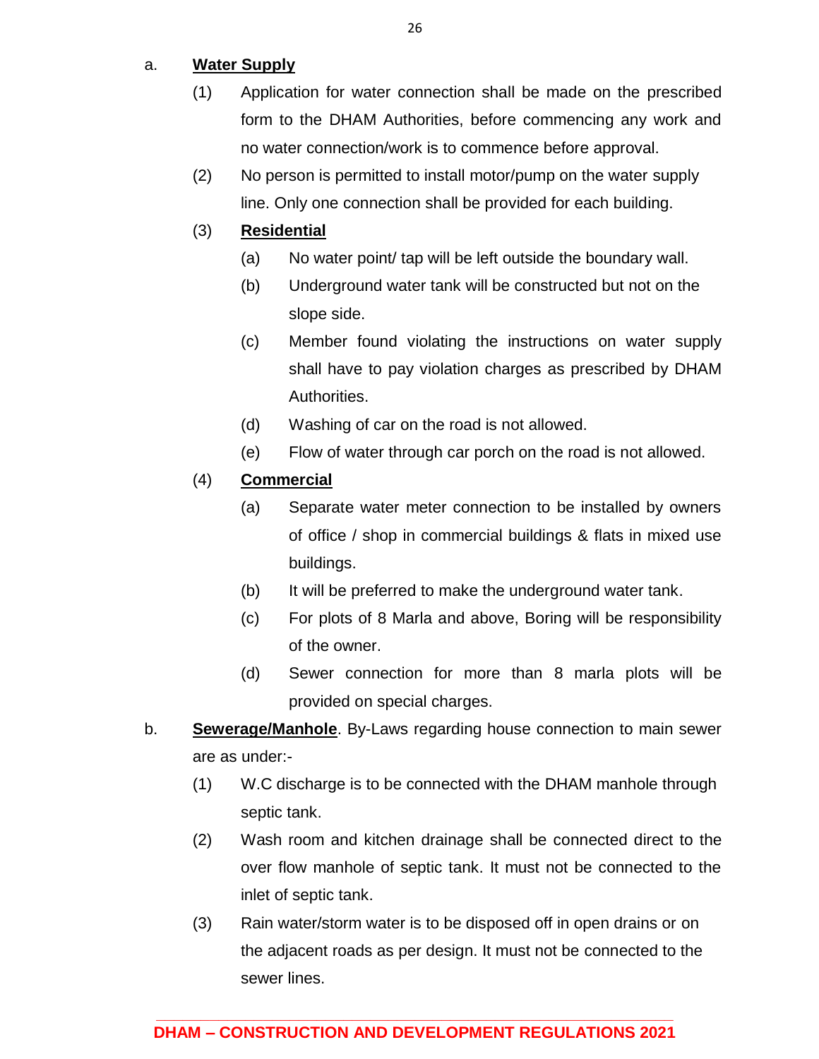a. **<u>Water Supply</u>**

(1) Application for water connection shall be made on the prescribed form to the DHAM Authorities, before commencing any work and no water connection/work is to commence before approval.

(2) No person is permitted to install motor/pump on the water supply line. Only one connection shall be provided for each building.

(3) **<u>Residential</u>**

(a) No water point/ tap will be left outside the boundary wall.

(b) Underground water tank will be constructed but not on the slope side.

(c) Member found violating the instructions on water supply shall have to pay violation charges as prescribed by DHAM Authorities.

(d) Washing of car on the road is not allowed.

(e) Flow of water through car porch on the road is not allowed.

(4) **<u>Commercial</u>**

(a) Separate water meter connection to be installed by owners of office / shop in commercial buildings & flats in mixed use buildings.

(b) It will be preferred to make the underground water tank.

(c) For plots of 8 Marla and above, Boring will be responsibility of the owner.

(d) Sewer connection for more than 8 marla plots will be provided on special charges.

b. **<u>Sewerage/Manhole</u>**. By-Laws regarding house connection to main sewer are as under:-

(1) W.C discharge is to be connected with the DHAM manhole through septic tank.

(2) Wash room and kitchen drainage shall be connected direct to the over flow manhole of septic tank. It must not be connected to the inlet of septic tank.

(3) Rain water/storm water is to be disposed off in open drains or on the adjacent roads as per design. It must not be connected to the sewer lines.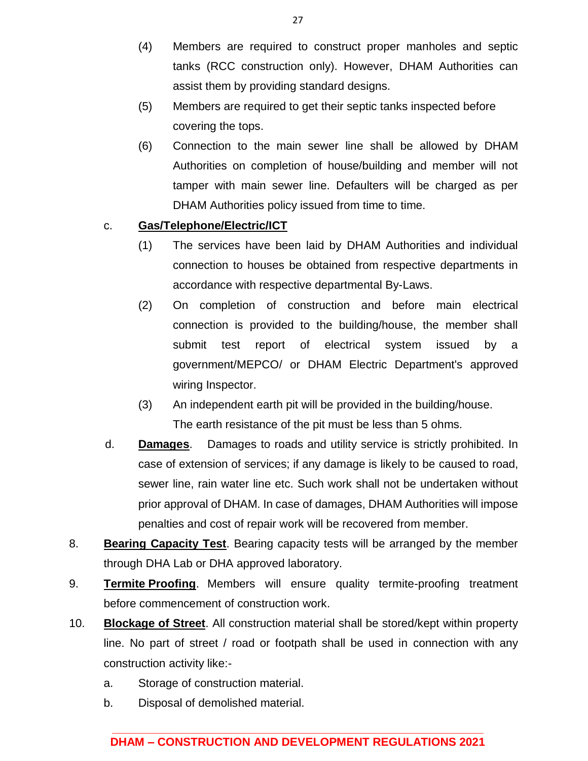(4) Members are required to construct proper manholes and septic tanks (RCC construction only). However, DHAM Authorities can assist them by providing standard designs.

(5) Members are required to get their septic tanks inspected before covering the tops.

(6) Connection to the main sewer line shall be allowed by DHAM Authorities on completion of house/building and member will not tamper with main sewer line. Defaulters will be charged as per DHAM Authorities policy issued from time to time.

c. **<u>Gas/Telephone/Electric/ICT</u>**

(1) The services have been laid by DHAM Authorities and individual connection to houses be obtained from respective departments in accordance with respective departmental By-Laws.

(2) On completion of construction and before main electrical connection is provided to the building/house, the member shall submit test report of electrical system issued by a government/MEPCO/ or DHAM Electric Department's approved wiring Inspector.

(3) An independent earth pit will be provided in the building/house. The earth resistance of the pit must be less than 5 ohms.

d. **<u>Damages</u>**. Damages to roads and utility service is strictly prohibited. In case of extension of services; if any damage is likely to be caused to road, sewer line, rain water line etc. Such work shall not be undertaken without prior approval of DHAM. In case of damages, DHAM Authorities will impose penalties and cost of repair work will be recovered from member.

8. **<u>Bearing Capacity Test</u>**. Bearing capacity tests will be arranged by the member through DHA Lab or DHA approved laboratory.

9. **<u>Termite Proofing</u>**. Members will ensure quality termite-proofing treatment before commencement of construction work.

10. **<u>Blockage of Street</u>**. All construction material shall be stored/kept within property line. No part of street / road or footpath shall be used in connection with any construction activity like:-

a. Storage of construction material.

b. Disposal of demolished material.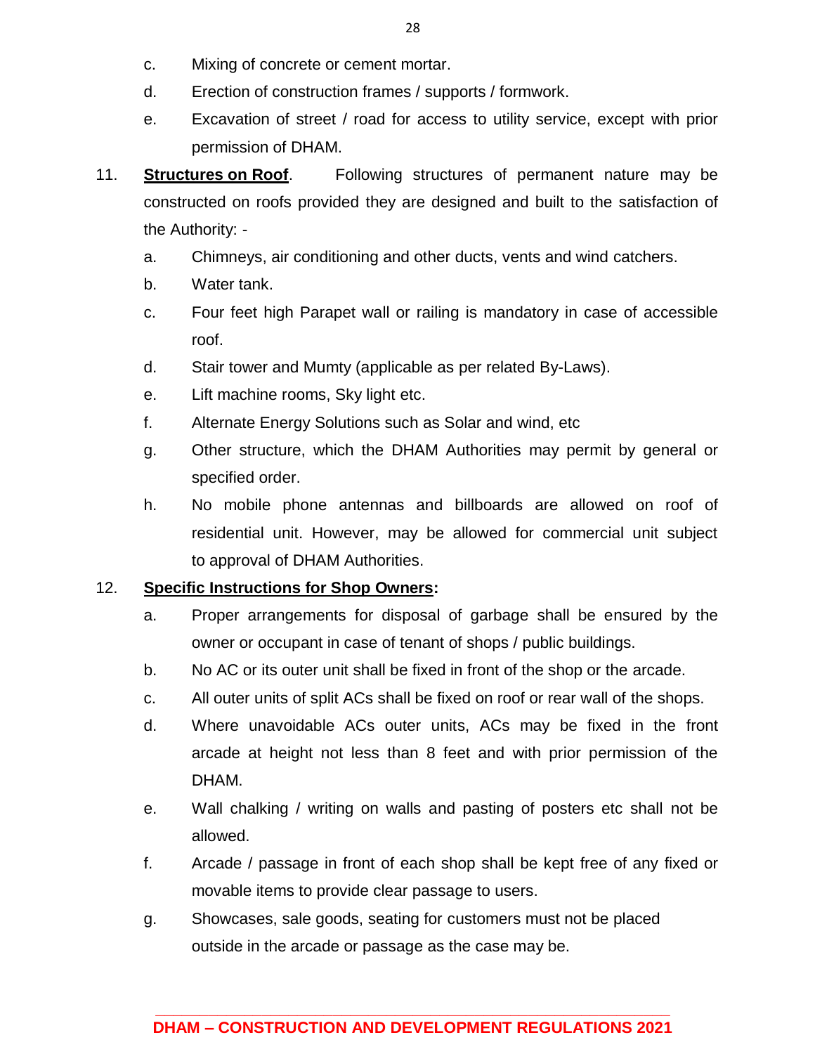c. Mixing of concrete or cement mortar.

d. Erection of construction frames / supports / formwork.

e. Excavation of street / road for access to utility service, except with prior permission of DHAM.

11. **<u>Structures on Roof</u>**. Following structures of permanent nature may be constructed on roofs provided they are designed and built to the satisfaction of the Authority: -

    a. Chimneys, air conditioning and other ducts, vents and wind catchers.

    b. Water tank.

    c. Four feet high Parapet wall or railing is mandatory in case of accessible roof.

    d. Stair tower and Mumty (applicable as per related By-Laws).

    e. Lift machine rooms, Sky light etc.

    f. Alternate Energy Solutions such as Solar and wind, etc

    g. Other structure, which the DHAM Authorities may permit by general or specified order.

    h. No mobile phone antennas and billboards are allowed on roof of residential unit. However, may be allowed for commercial unit subject to approval of DHAM Authorities.

12. **<u>Specific Instructions for Shop Owners</u>:**

    a. Proper arrangements for disposal of garbage shall be ensured by the owner or occupant in case of tenant of shops / public buildings.

    b. No AC or its outer unit shall be fixed in front of the shop or the arcade.

    c. All outer units of split ACs shall be fixed on roof or rear wall of the shops.

    d. Where unavoidable ACs outer units, ACs may be fixed in the front arcade at height not less than 8 feet and with prior permission of the DHAM.

    e. Wall chalking / writing on walls and pasting of posters etc shall not be allowed.

    f. Arcade / passage in front of each shop shall be kept free of any fixed or movable items to provide clear passage to users.

    g. Showcases, sale goods, seating for customers must not be placed outside in the arcade or passage as the case may be.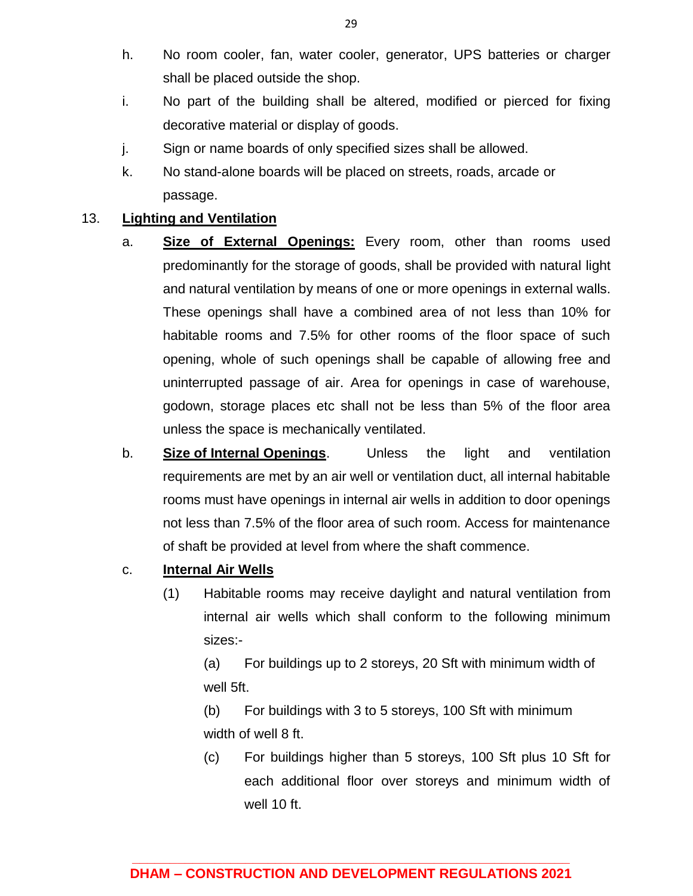h. No room cooler, fan, water cooler, generator, UPS batteries or charger shall be placed outside the shop.

i. No part of the building shall be altered, modified or pierced for fixing decorative material or display of goods.

j. Sign or name boards of only specified sizes shall be allowed.

k. No stand-alone boards will be placed on streets, roads, arcade or passage.

13. **Lighting and Ventilation**

a. **Size of External Openings:** Every room, other than rooms used predominantly for the storage of goods, shall be provided with natural light and natural ventilation by means of one or more openings in external walls. These openings shall have a combined area of not less than 10% for habitable rooms and 7.5% for other rooms of the floor space of such opening, whole of such openings shall be capable of allowing free and uninterrupted passage of air. Area for openings in case of warehouse, godown, storage places etc shall not be less than 5% of the floor area unless the space is mechanically ventilated.

b. **Size of Internal Openings**. Unless the light and ventilation requirements are met by an air well or ventilation duct, all internal habitable rooms must have openings in internal air wells in addition to door openings not less than 7.5% of the floor area of such room. Access for maintenance of shaft be provided at level from where the shaft commence.

c. **Internal Air Wells**

(1) Habitable rooms may receive daylight and natural ventilation from internal air wells which shall conform to the following minimum sizes:-

(a) For buildings up to 2 storeys, 20 Sft with minimum width of well 5ft.

(b) For buildings with 3 to 5 storeys, 100 Sft with minimum width of well 8 ft.

(c) For buildings higher than 5 storeys, 100 Sft plus 10 Sft for each additional floor over storeys and minimum width of well 10 ft.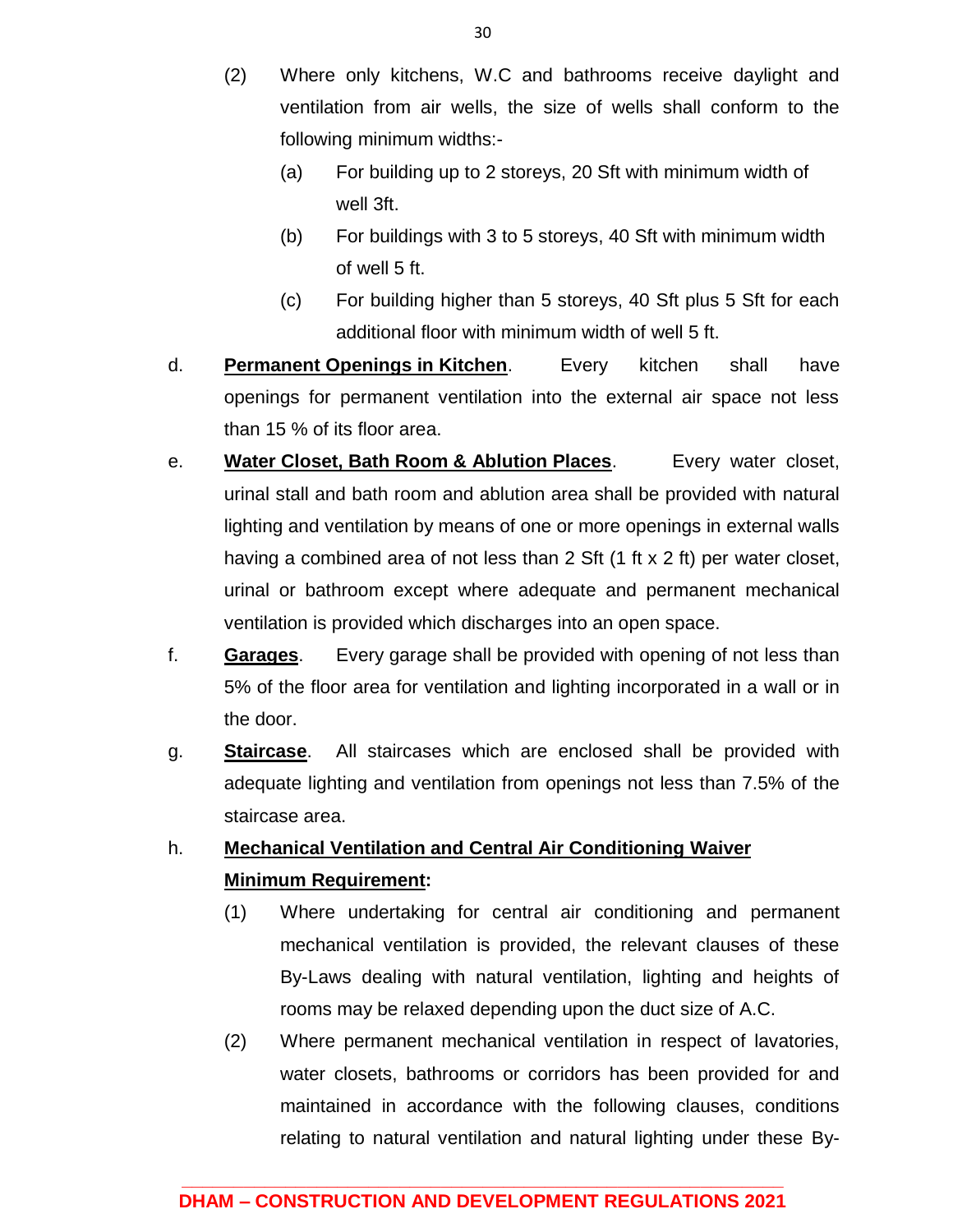(2) Where only kitchens, W.C and bathrooms receive daylight and ventilation from air wells, the size of wells shall conform to the following minimum widths:-

(a) For building up to 2 storeys, 20 Sft with minimum width of well 3ft.

(b) For buildings with 3 to 5 storeys, 40 Sft with minimum width of well 5 ft.

(c) For building higher than 5 storeys, 40 Sft plus 5 Sft for each additional floor with minimum width of well 5 ft.

d. **Permanent Openings in Kitchen**. Every kitchen shall have openings for permanent ventilation into the external air space not less than 15 % of its floor area.

e. **Water Closet, Bath Room & Ablution Places**. Every water closet, urinal stall and bath room and ablution area shall be provided with natural lighting and ventilation by means of one or more openings in external walls having a combined area of not less than 2 Sft (1 ft x 2 ft) per water closet, urinal or bathroom except where adequate and permanent mechanical ventilation is provided which discharges into an open space.

f. **Garages**. Every garage shall be provided with opening of not less than 5% of the floor area for ventilation and lighting incorporated in a wall or in the door.

g. **Staircase**. All staircases which are enclosed shall be provided with adequate lighting and ventilation from openings not less than 7.5% of the staircase area.

h. **Mechanical Ventilation and Central Air Conditioning Waiver Minimum Requirement:**

(1) Where undertaking for central air conditioning and permanent mechanical ventilation is provided, the relevant clauses of these By-Laws dealing with natural ventilation, lighting and heights of rooms may be relaxed depending upon the duct size of A.C.

(2) Where permanent mechanical ventilation in respect of lavatories, water closets, bathrooms or corridors has been provided for and maintained in accordance with the following clauses, conditions relating to natural ventilation and natural lighting under these By-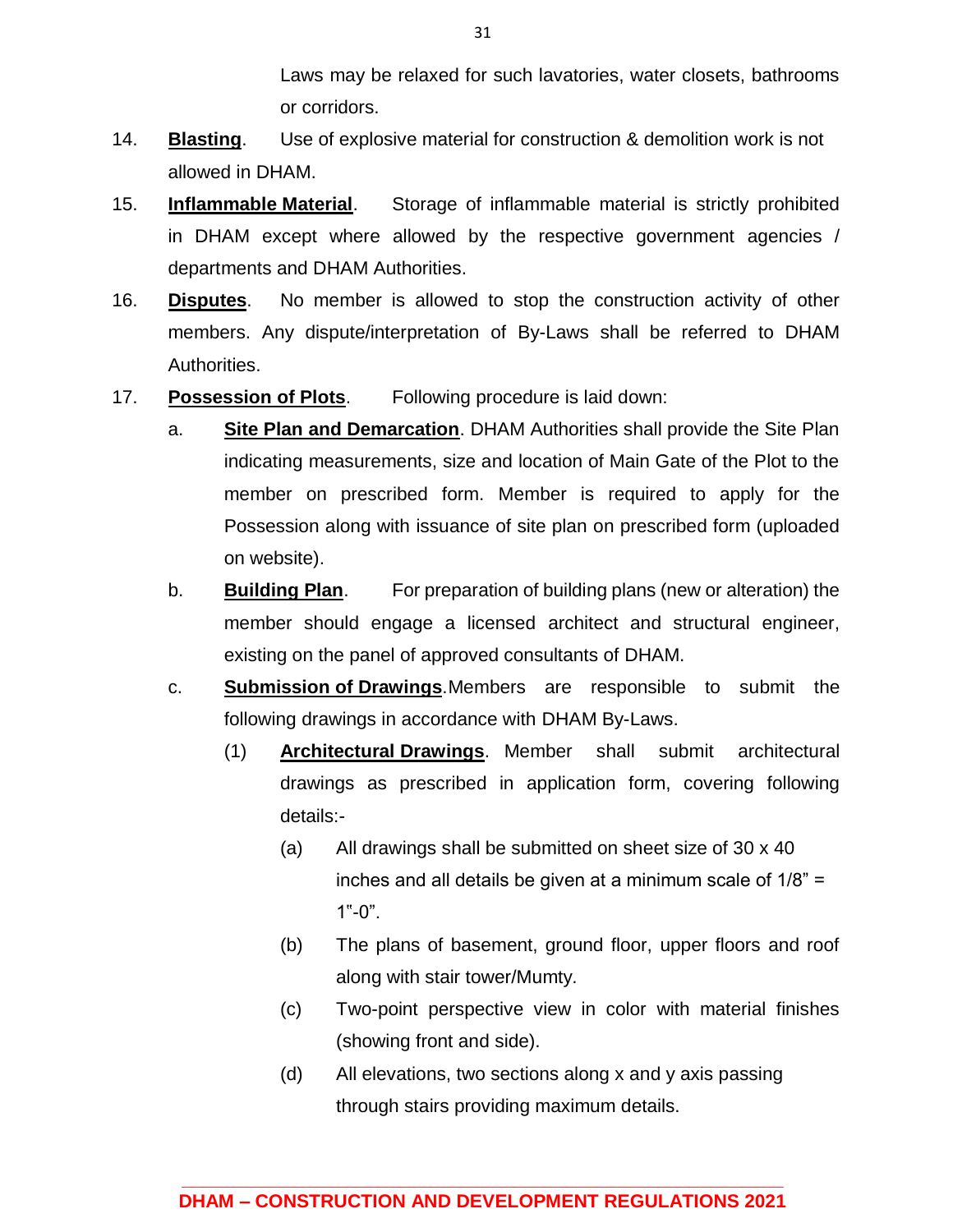Laws may be relaxed for such lavatories, water closets, bathrooms or corridors.

14. **Blasting**. Use of explosive material for construction & demolition work is not allowed in DHAM.

15. **Inflammable Material**. Storage of inflammable material is strictly prohibited in DHAM except where allowed by the respective government agencies / departments and DHAM Authorities.

16. **Disputes**. No member is allowed to stop the construction activity of other members. Any dispute/interpretation of By-Laws shall be referred to DHAM Authorities.

17. **Possession of Plots**. Following procedure is laid down:

    a. **Site Plan and Demarcation**. DHAM Authorities shall provide the Site Plan indicating measurements, size and location of Main Gate of the Plot to the member on prescribed form. Member is required to apply for the Possession along with issuance of site plan on prescribed form (uploaded on website).

    b. **Building Plan**. For preparation of building plans (new or alteration) the member should engage a licensed architect and structural engineer, existing on the panel of approved consultants of DHAM.

    c. **Submission of Drawings**. Members are responsible to submit the following drawings in accordance with DHAM By-Laws.

        (1) **Architectural Drawings**. Member shall submit architectural drawings as prescribed in application form, covering following details:-

            (a) All drawings shall be submitted on sheet size of 30 x 40 inches and all details be given at a minimum scale of 1/8" = 1"-0".

            (b) The plans of basement, ground floor, upper floors and roof along with stair tower/Mumty.

            (c) Two-point perspective view in color with material finishes (showing front and side).

            (d) All elevations, two sections along x and y axis passing through stairs providing maximum details.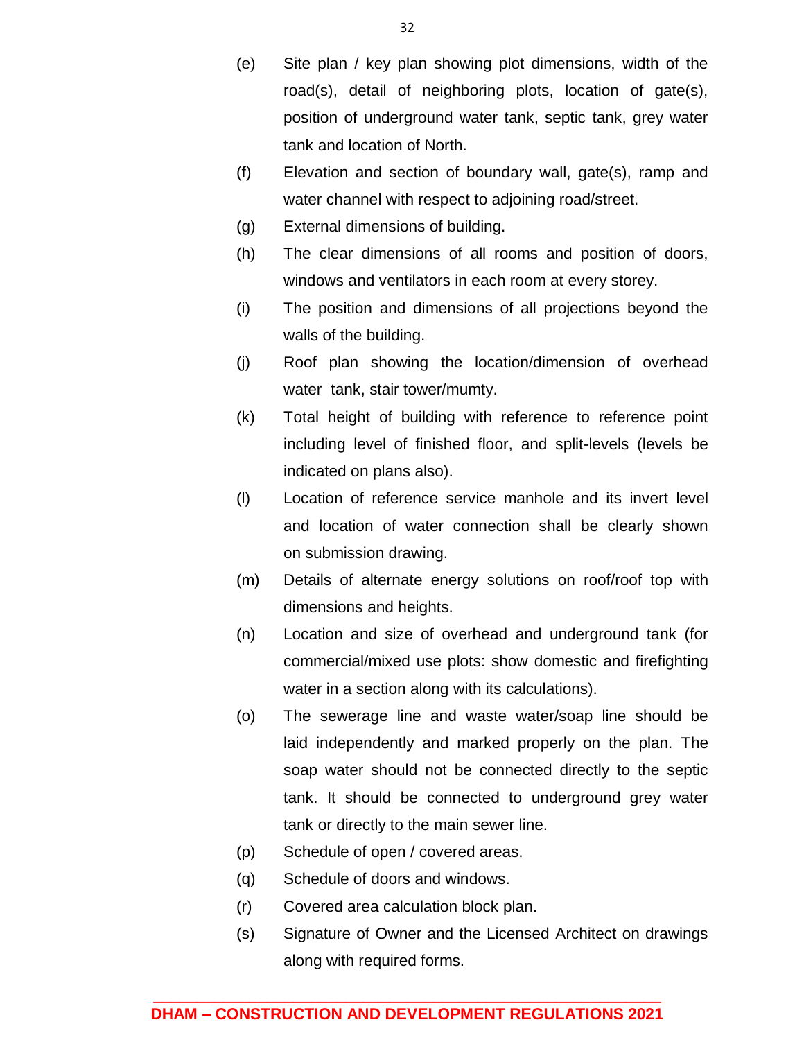(e) Site plan / key plan showing plot dimensions, width of the road(s), detail of neighboring plots, location of gate(s), position of underground water tank, septic tank, grey water tank and location of North.

(f) Elevation and section of boundary wall, gate(s), ramp and water channel with respect to adjoining road/street.

(g) External dimensions of building.

(h) The clear dimensions of all rooms and position of doors, windows and ventilators in each room at every storey.

(i) The position and dimensions of all projections beyond the walls of the building.

(j) Roof plan showing the location/dimension of overhead water tank, stair tower/mumty.

(k) Total height of building with reference to reference point including level of finished floor, and split-levels (levels be indicated on plans also).

(l) Location of reference service manhole and its invert level and location of water connection shall be clearly shown on submission drawing.

(m) Details of alternate energy solutions on roof/roof top with dimensions and heights.

(n) Location and size of overhead and underground tank (for commercial/mixed use plots: show domestic and firefighting water in a section along with its calculations).

(o) The sewerage line and waste water/soap line should be laid independently and marked properly on the plan. The soap water should not be connected directly to the septic tank. It should be connected to underground grey water tank or directly to the main sewer line.

(p) Schedule of open / covered areas.

(q) Schedule of doors and windows.

(r) Covered area calculation block plan.

(s) Signature of Owner and the Licensed Architect on drawings along with required forms.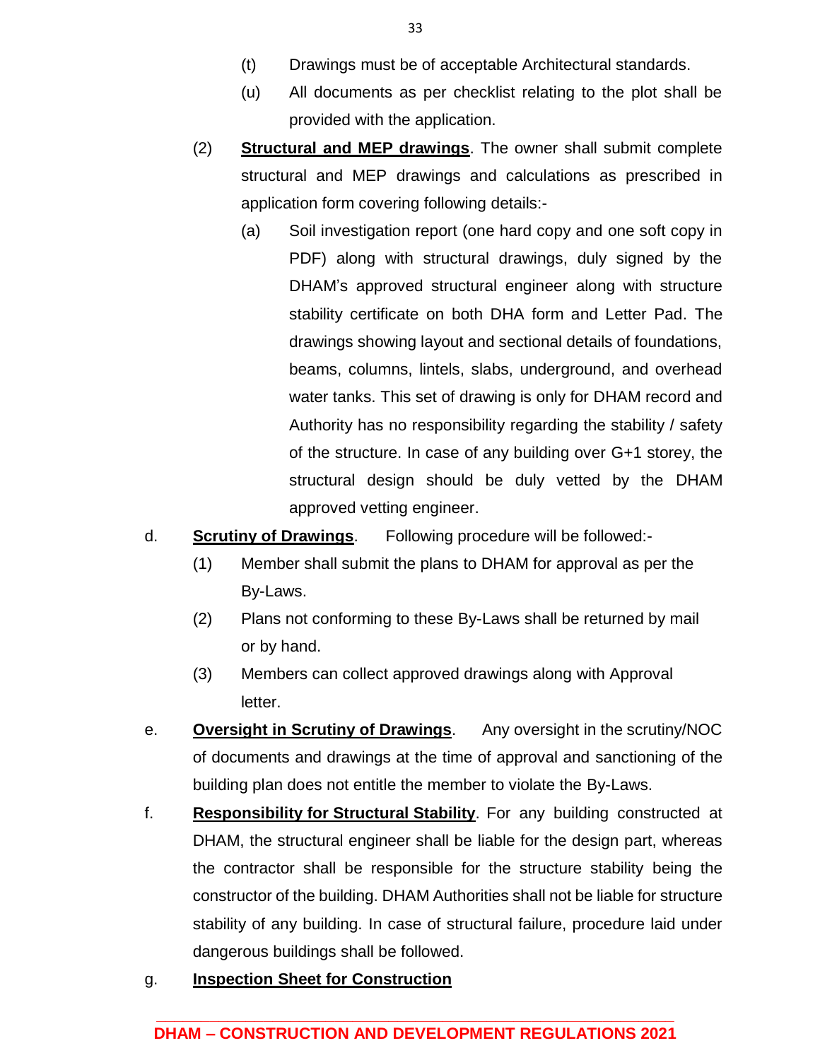(t) Drawings must be of acceptable Architectural standards.

(u) All documents as per checklist relating to the plot shall be provided with the application.

(2) **Structural and MEP drawings**. The owner shall submit complete structural and MEP drawings and calculations as prescribed in application form covering following details:-

(a) Soil investigation report (one hard copy and one soft copy in PDF) along with structural drawings, duly signed by the DHAM's approved structural engineer along with structure stability certificate on both DHA form and Letter Pad. The drawings showing layout and sectional details of foundations, beams, columns, lintels, slabs, underground, and overhead water tanks. This set of drawing is only for DHAM record and Authority has no responsibility regarding the stability / safety of the structure. In case of any building over G+1 storey, the structural design should be duly vetted by the DHAM approved vetting engineer.

d. **Scrutiny of Drawings**. Following procedure will be followed:-

(1) Member shall submit the plans to DHAM for approval as per the By-Laws.

(2) Plans not conforming to these By-Laws shall be returned by mail or by hand.

(3) Members can collect approved drawings along with Approval letter.

e. **Oversight in Scrutiny of Drawings**. Any oversight in the scrutiny/NOC of documents and drawings at the time of approval and sanctioning of the building plan does not entitle the member to violate the By-Laws.

f. **Responsibility for Structural Stability**. For any building constructed at DHAM, the structural engineer shall be liable for the design part, whereas the contractor shall be responsible for the structure stability being the constructor of the building. DHAM Authorities shall not be liable for structure stability of any building. In case of structural failure, procedure laid under dangerous buildings shall be followed.

g. **Inspection Sheet for Construction**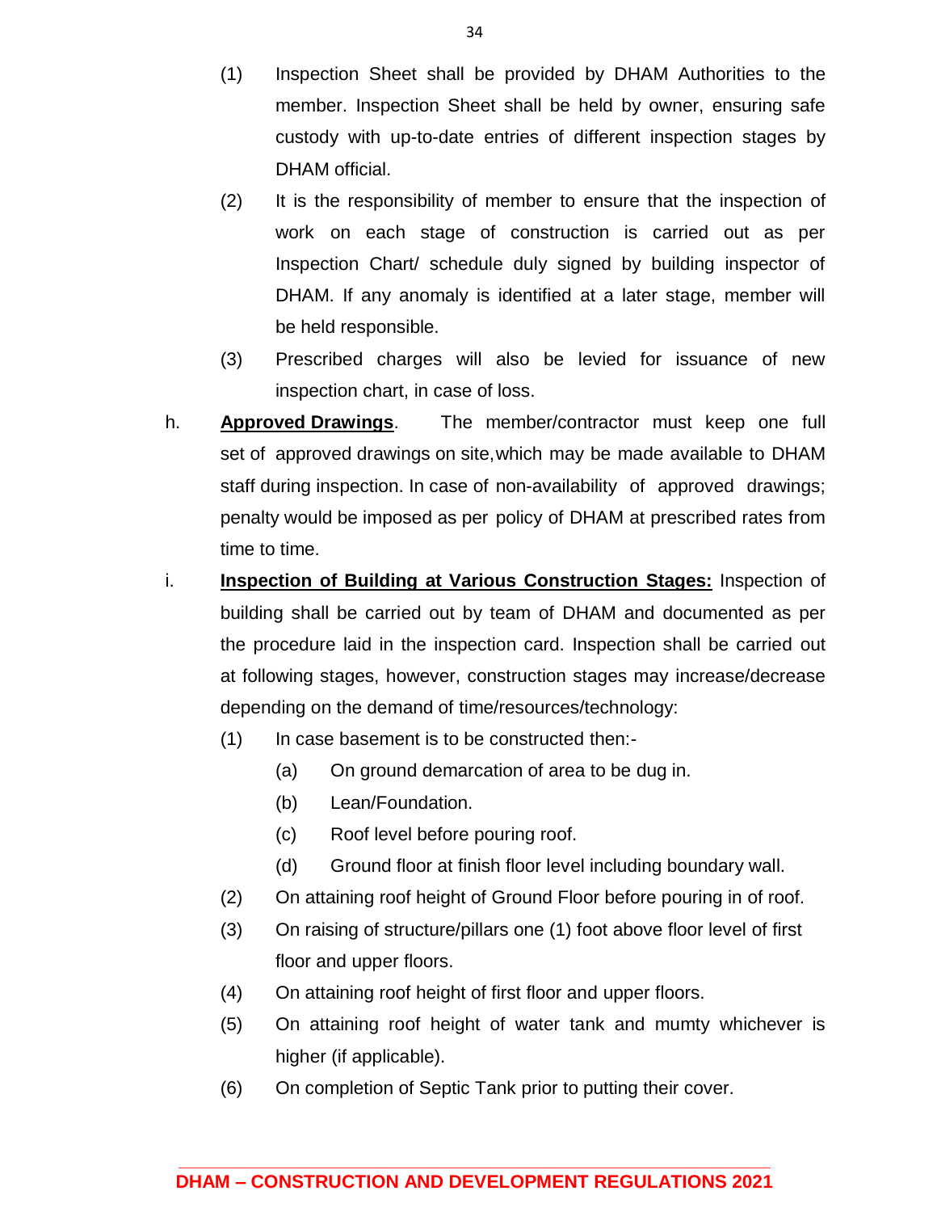(1) Inspection Sheet shall be provided by DHAM Authorities to the member. Inspection Sheet shall be held by owner, ensuring safe custody with up-to-date entries of different inspection stages by DHAM official.

(2) It is the responsibility of member to ensure that the inspection of work on each stage of construction is carried out as per Inspection Chart/ schedule duly signed by building inspector of DHAM. If any anomaly is identified at a later stage, member will be held responsible.

(3) Prescribed charges will also be levied for issuance of new inspection chart, in case of loss.

h. **Approved Drawings**. The member/contractor must keep one full set of approved drawings on site, which may be made available to DHAM staff during inspection. In case of non-availability of approved drawings; penalty would be imposed as per policy of DHAM at prescribed rates from time to time.

i. **Inspection of Building at Various Construction Stages:** Inspection of building shall be carried out by team of DHAM and documented as per the procedure laid in the inspection card. Inspection shall be carried out at following stages, however, construction stages may increase/decrease depending on the demand of time/resources/technology:

(1) In case basement is to be constructed then:-

(a) On ground demarcation of area to be dug in.

(b) Lean/Foundation.

(c) Roof level before pouring roof.

(d) Ground floor at finish floor level including boundary wall.

(2) On attaining roof height of Ground Floor before pouring in of roof.

(3) On raising of structure/pillars one (1) foot above floor level of first floor and upper floors.

(4) On attaining roof height of first floor and upper floors.

(5) On attaining roof height of water tank and mumty whichever is higher (if applicable).

(6) On completion of Septic Tank prior to putting their cover.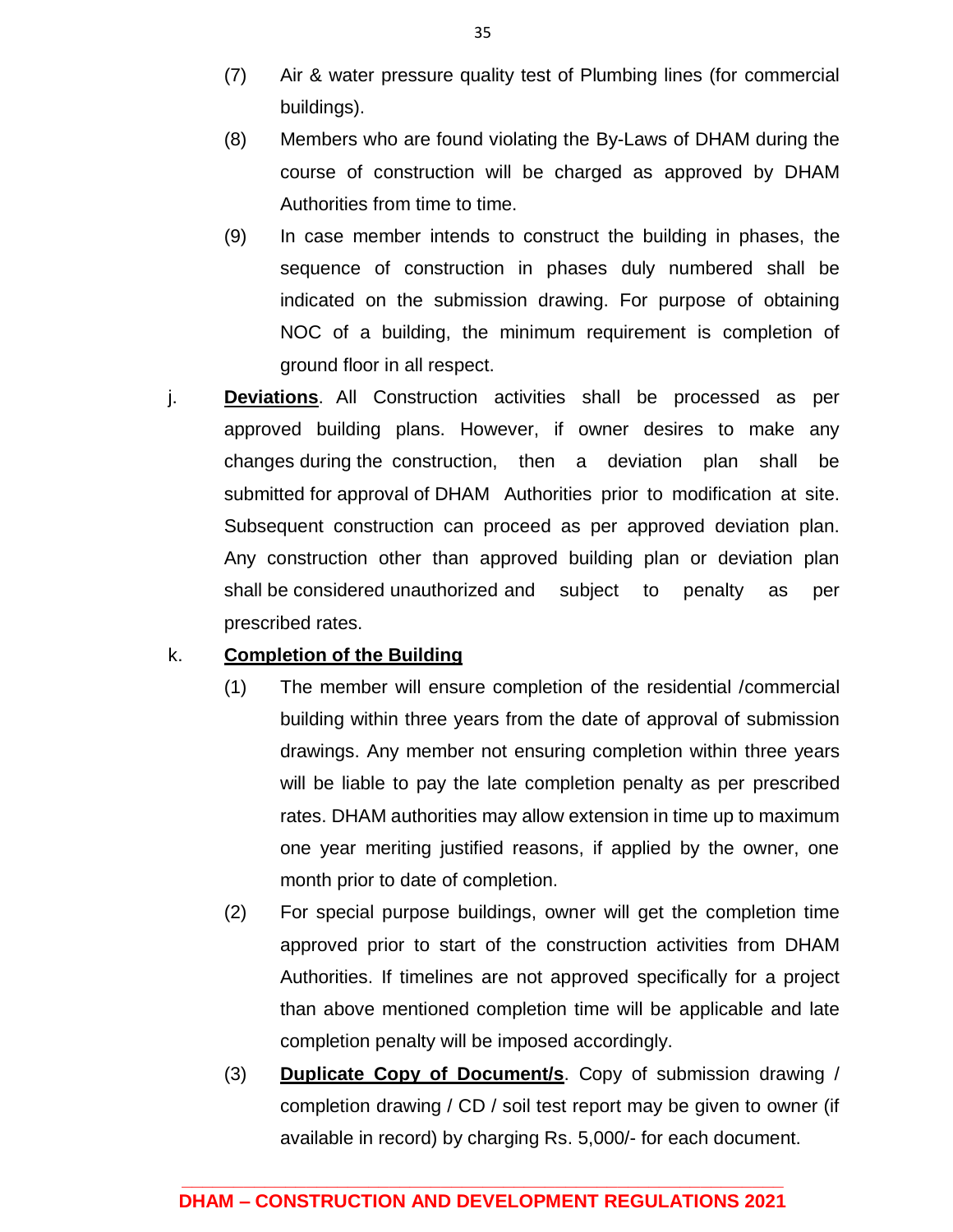(7) Air & water pressure quality test of Plumbing lines (for commercial buildings).

(8) Members who are found violating the By-Laws of DHAM during the course of construction will be charged as approved by DHAM Authorities from time to time.

(9) In case member intends to construct the building in phases, the sequence of construction in phases duly numbered shall be indicated on the submission drawing. For purpose of obtaining NOC of a building, the minimum requirement is completion of ground floor in all respect.

j. **Deviations**. All Construction activities shall be processed as per approved building plans. However, if owner desires to make any changes during the construction, then a deviation plan shall be submitted for approval of DHAM Authorities prior to modification at site. Subsequent construction can proceed as per approved deviation plan. Any construction other than approved building plan or deviation plan shall be considered unauthorized and subject to penalty as per prescribed rates.

k. **Completion of the Building**

(1) The member will ensure completion of the residential /commercial building within three years from the date of approval of submission drawings. Any member not ensuring completion within three years will be liable to pay the late completion penalty as per prescribed rates. DHAM authorities may allow extension in time up to maximum one year meriting justified reasons, if applied by the owner, one month prior to date of completion.

(2) For special purpose buildings, owner will get the completion time approved prior to start of the construction activities from DHAM Authorities. If timelines are not approved specifically for a project than above mentioned completion time will be applicable and late completion penalty will be imposed accordingly.

(3) **Duplicate Copy of Document/s**. Copy of submission drawing / completion drawing / CD / soil test report may be given to owner (if available in record) by charging Rs. 5,000/- for each document.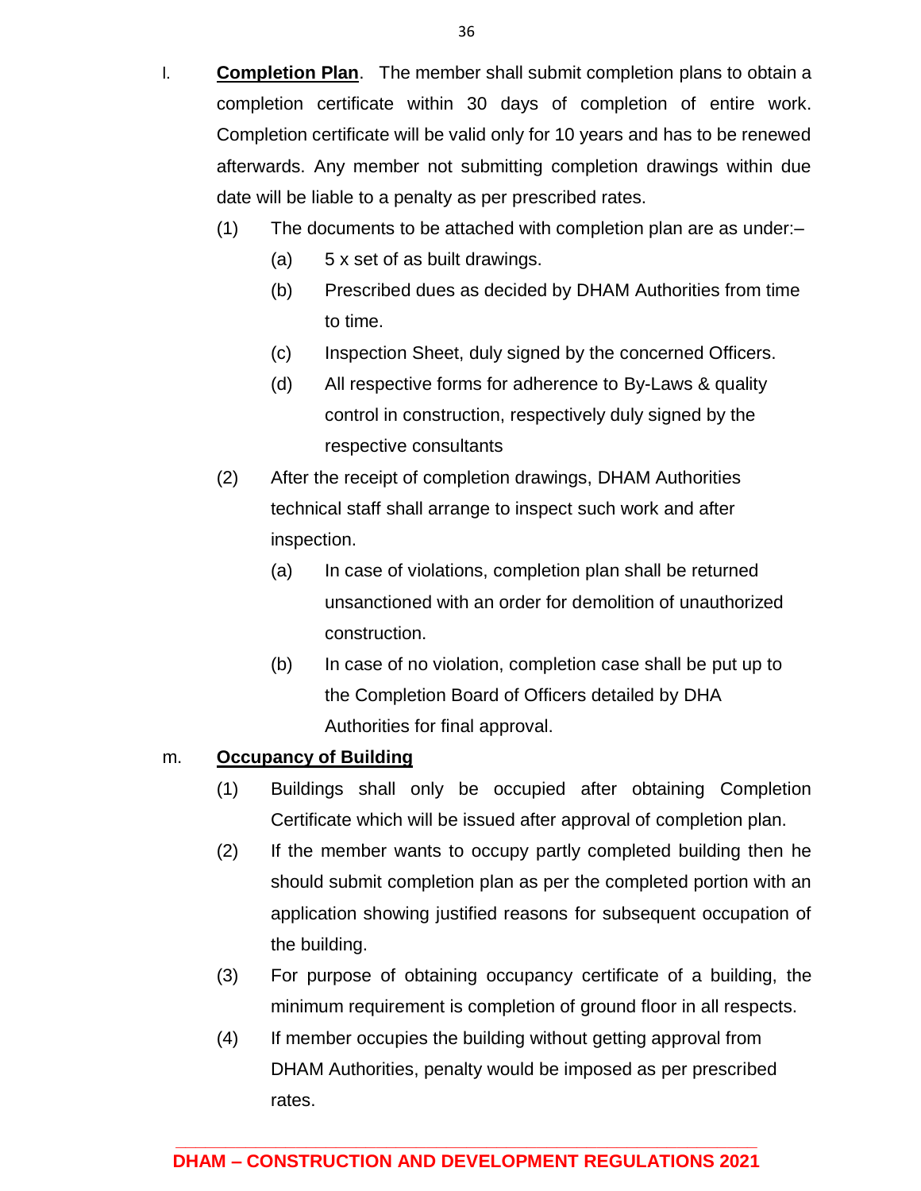l. **Completion Plan**. The member shall submit completion plans to obtain a completion certificate within 30 days of completion of entire work. Completion certificate will be valid only for 10 years and has to be renewed afterwards. Any member not submitting completion drawings within due date will be liable to a penalty as per prescribed rates.

   (1) The documents to be attached with completion plan are as under:–

      (a) 5 x set of as built drawings.

      (b) Prescribed dues as decided by DHAM Authorities from time to time.

      (c) Inspection Sheet, duly signed by the concerned Officers.

      (d) All respective forms for adherence to By-Laws & quality control in construction, respectively duly signed by the respective consultants

   (2) After the receipt of completion drawings, DHAM Authorities technical staff shall arrange to inspect such work and after inspection.

      (a) In case of violations, completion plan shall be returned unsanctioned with an order for demolition of unauthorized construction.

      (b) In case of no violation, completion case shall be put up to the Completion Board of Officers detailed by DHA Authorities for final approval.

m. **Occupancy of Building**

   (1) Buildings shall only be occupied after obtaining Completion Certificate which will be issued after approval of completion plan.

   (2) If the member wants to occupy partly completed building then he should submit completion plan as per the completed portion with an application showing justified reasons for subsequent occupation of the building.

   (3) For purpose of obtaining occupancy certificate of a building, the minimum requirement is completion of ground floor in all respects.

   (4) If member occupies the building without getting approval from DHAM Authorities, penalty would be imposed as per prescribed rates.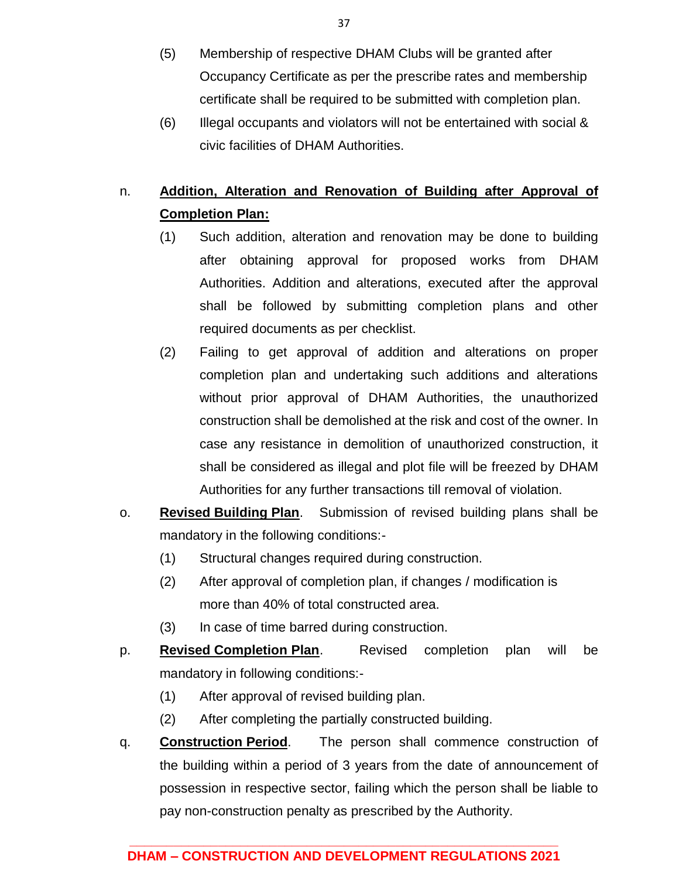(5) Membership of respective DHAM Clubs will be granted after Occupancy Certificate as per the prescribe rates and membership certificate shall be required to be submitted with completion plan.

(6) Illegal occupants and violators will not be entertained with social & civic facilities of DHAM Authorities.

n. **<u>Addition, Alteration and Renovation of Building after Approval of Completion Plan:</u>**

(1) Such addition, alteration and renovation may be done to building after obtaining approval for proposed works from DHAM Authorities. Addition and alterations, executed after the approval shall be followed by submitting completion plans and other required documents as per checklist.

(2) Failing to get approval of addition and alterations on proper completion plan and undertaking such additions and alterations without prior approval of DHAM Authorities, the unauthorized construction shall be demolished at the risk and cost of the owner. In case any resistance in demolition of unauthorized construction, it shall be considered as illegal and plot file will be freezed by DHAM Authorities for any further transactions till removal of violation.

o. **<u>Revised Building Plan</u>**. Submission of revised building plans shall be mandatory in the following conditions:-

(1) Structural changes required during construction.

(2) After approval of completion plan, if changes / modification is more than 40% of total constructed area.

(3) In case of time barred during construction.

p. **<u>Revised Completion Plan</u>**. Revised completion plan will be mandatory in following conditions:-

(1) After approval of revised building plan.

(2) After completing the partially constructed building.

q. **<u>Construction Period</u>**. The person shall commence construction of the building within a period of 3 years from the date of announcement of possession in respective sector, failing which the person shall be liable to pay non-construction penalty as prescribed by the Authority.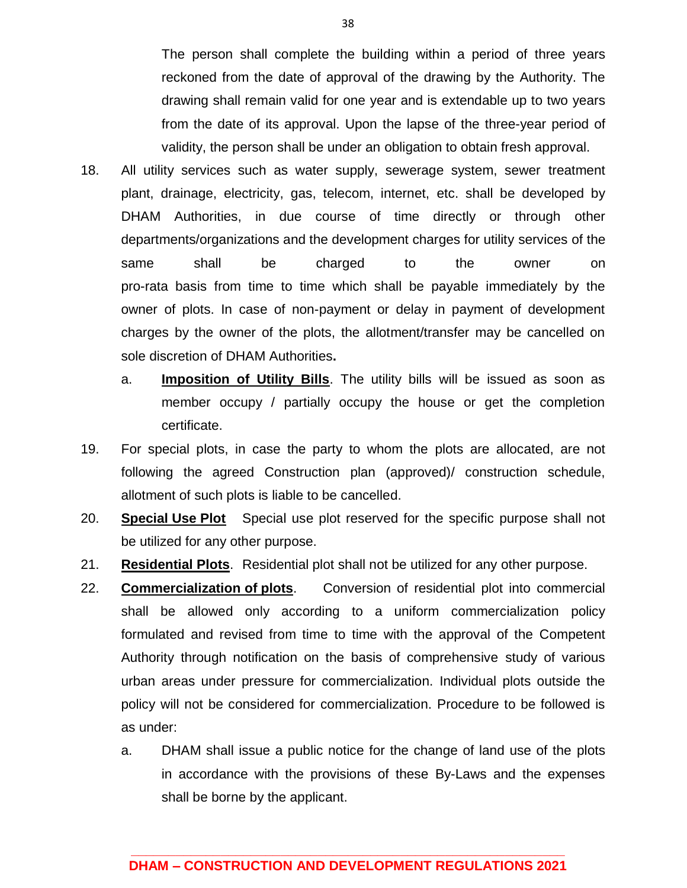The person shall complete the building within a period of three years reckoned from the date of approval of the drawing by the Authority. The drawing shall remain valid for one year and is extendable up to two years from the date of its approval. Upon the lapse of the three-year period of validity, the person shall be under an obligation to obtain fresh approval.

18. All utility services such as water supply, sewerage system, sewer treatment plant, drainage, electricity, gas, telecom, internet, etc. shall be developed by DHAM Authorities, in due course of time directly or through other departments/organizations and the development charges for utility services of the same shall be charged to the owner on pro-rata basis from time to time which shall be payable immediately by the owner of plots. In case of non-payment or delay in payment of development charges by the owner of the plots, the allotment/transfer may be cancelled on sole discretion of DHAM Authorities**.**

    a. **Imposition of Utility Bills**. The utility bills will be issued as soon as member occupy / partially occupy the house or get the completion certificate.

19. For special plots, in case the party to whom the plots are allocated, are not following the agreed Construction plan (approved)/ construction schedule, allotment of such plots is liable to be cancelled.

20. **Special Use Plot** Special use plot reserved for the specific purpose shall not be utilized for any other purpose.

21. **Residential Plots**. Residential plot shall not be utilized for any other purpose.

22. **Commercialization of plots**. Conversion of residential plot into commercial shall be allowed only according to a uniform commercialization policy formulated and revised from time to time with the approval of the Competent Authority through notification on the basis of comprehensive study of various urban areas under pressure for commercialization. Individual plots outside the policy will not be considered for commercialization. Procedure to be followed is as under:

    a. DHAM shall issue a public notice for the change of land use of the plots in accordance with the provisions of these By-Laws and the expenses shall be borne by the applicant.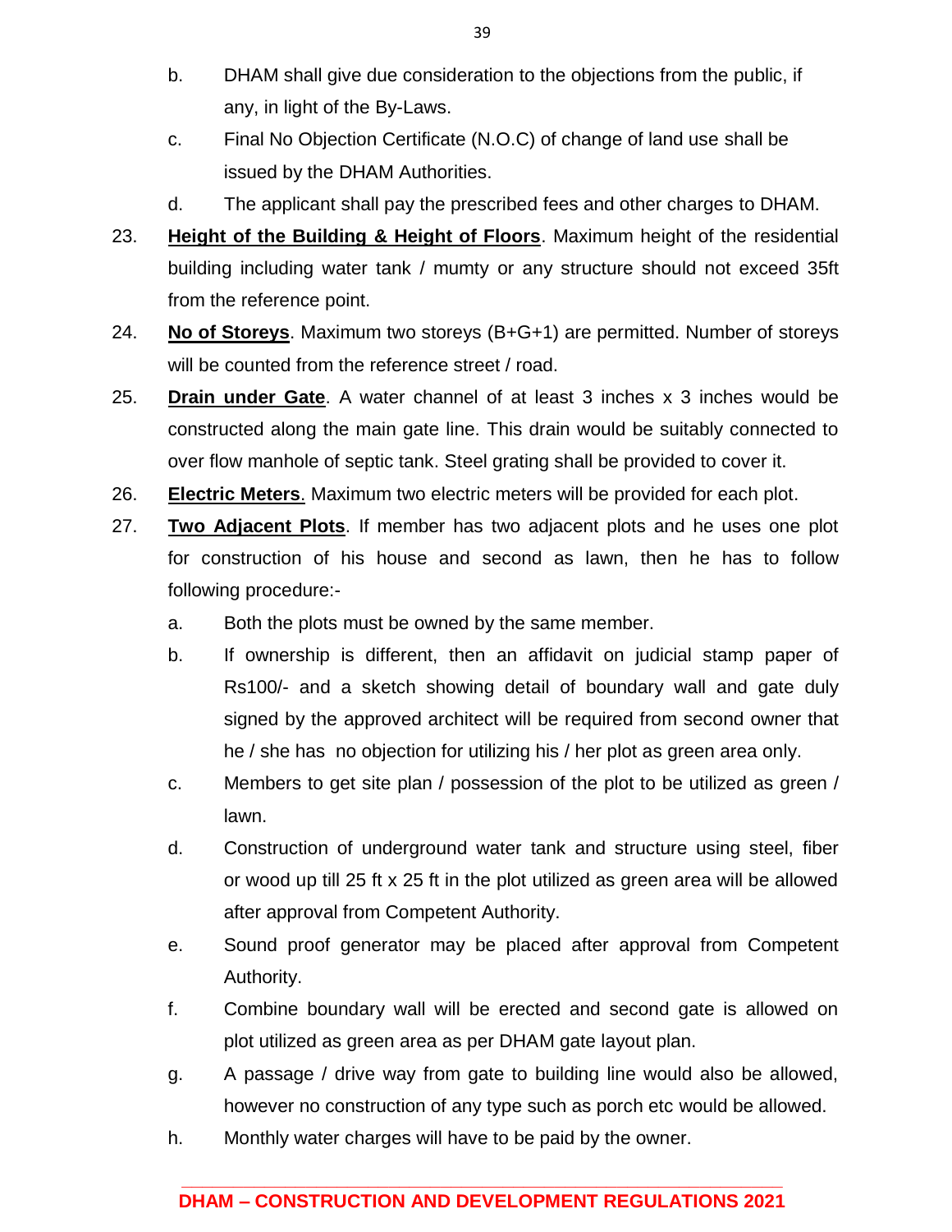b. DHAM shall give due consideration to the objections from the public, if any, in light of the By-Laws.

c. Final No Objection Certificate (N.O.C) of change of land use shall be issued by the DHAM Authorities.

d. The applicant shall pay the prescribed fees and other charges to DHAM.

23. **<u>Height of the Building & Height of Floors</u>**. Maximum height of the residential building including water tank / mumty or any structure should not exceed 35ft from the reference point.

24. **<u>No of Storeys</u>**. Maximum two storeys (B+G+1) are permitted. Number of storeys will be counted from the reference street / road.

25. **<u>Drain under Gate</u>**. A water channel of at least 3 inches x 3 inches would be constructed along the main gate line. This drain would be suitably connected to over flow manhole of septic tank. Steel grating shall be provided to cover it.

26. **<u>Electric Meters</u>**. Maximum two electric meters will be provided for each plot.

27. **<u>Two Adjacent Plots</u>**. If member has two adjacent plots and he uses one plot for construction of his house and second as lawn, then he has to follow following procedure:-

a. Both the plots must be owned by the same member.

b. If ownership is different, then an affidavit on judicial stamp paper of Rs100/- and a sketch showing detail of boundary wall and gate duly signed by the approved architect will be required from second owner that he / she has no objection for utilizing his / her plot as green area only.

c. Members to get site plan / possession of the plot to be utilized as green / lawn.

d. Construction of underground water tank and structure using steel, fiber or wood up till 25 ft x 25 ft in the plot utilized as green area will be allowed after approval from Competent Authority.

e. Sound proof generator may be placed after approval from Competent Authority.

f. Combine boundary wall will be erected and second gate is allowed on plot utilized as green area as per DHAM gate layout plan.

g. A passage / drive way from gate to building line would also be allowed, however no construction of any type such as porch etc would be allowed.

h. Monthly water charges will have to be paid by the owner.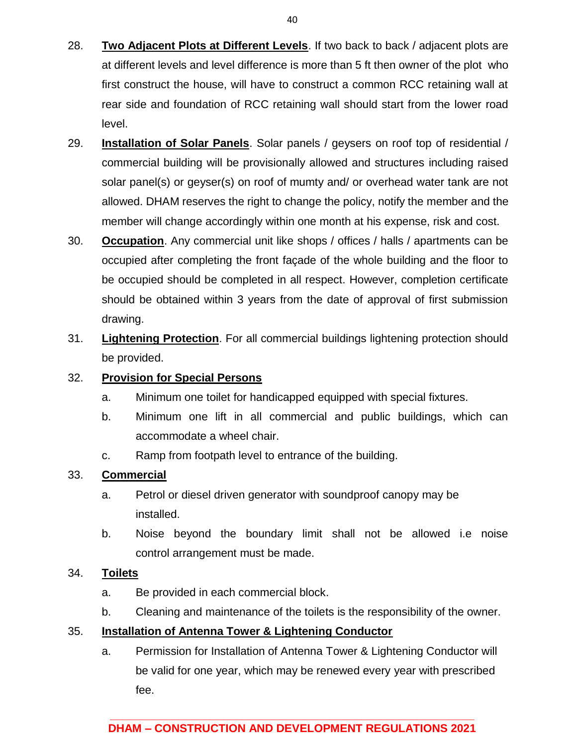28. **<u>Two Adjacent Plots at Different Levels</u>**. If two back to back / adjacent plots are at different levels and level difference is more than 5 ft then owner of the plot who first construct the house, will have to construct a common RCC retaining wall at rear side and foundation of RCC retaining wall should start from the lower road level.

29. **<u>Installation of Solar Panels</u>**. Solar panels / geysers on roof top of residential / commercial building will be provisionally allowed and structures including raised solar panel(s) or geyser(s) on roof of mumty and/ or overhead water tank are not allowed. DHAM reserves the right to change the policy, notify the member and the member will change accordingly within one month at his expense, risk and cost.

30. **<u>Occupation</u>**. Any commercial unit like shops / offices / halls / apartments can be occupied after completing the front façade of the whole building and the floor to be occupied should be completed in all respect. However, completion certificate should be obtained within 3 years from the date of approval of first submission drawing.

31. **<u>Lightening Protection</u>**. For all commercial buildings lightening protection should be provided.

32. **<u>Provision for Special Persons</u>**

    a. Minimum one toilet for handicapped equipped with special fixtures.

    b. Minimum one lift in all commercial and public buildings, which can accommodate a wheel chair.

    c. Ramp from footpath level to entrance of the building.

33. **<u>Commercial</u>**

    a. Petrol or diesel driven generator with soundproof canopy may be installed.

    b. Noise beyond the boundary limit shall not be allowed i.e noise control arrangement must be made.

34. **<u>Toilets</u>**

    a. Be provided in each commercial block.

    b. Cleaning and maintenance of the toilets is the responsibility of the owner.

35. **<u>Installation of Antenna Tower & Lightening Conductor</u>**

    a. Permission for Installation of Antenna Tower & Lightening Conductor will be valid for one year, which may be renewed every year with prescribed fee.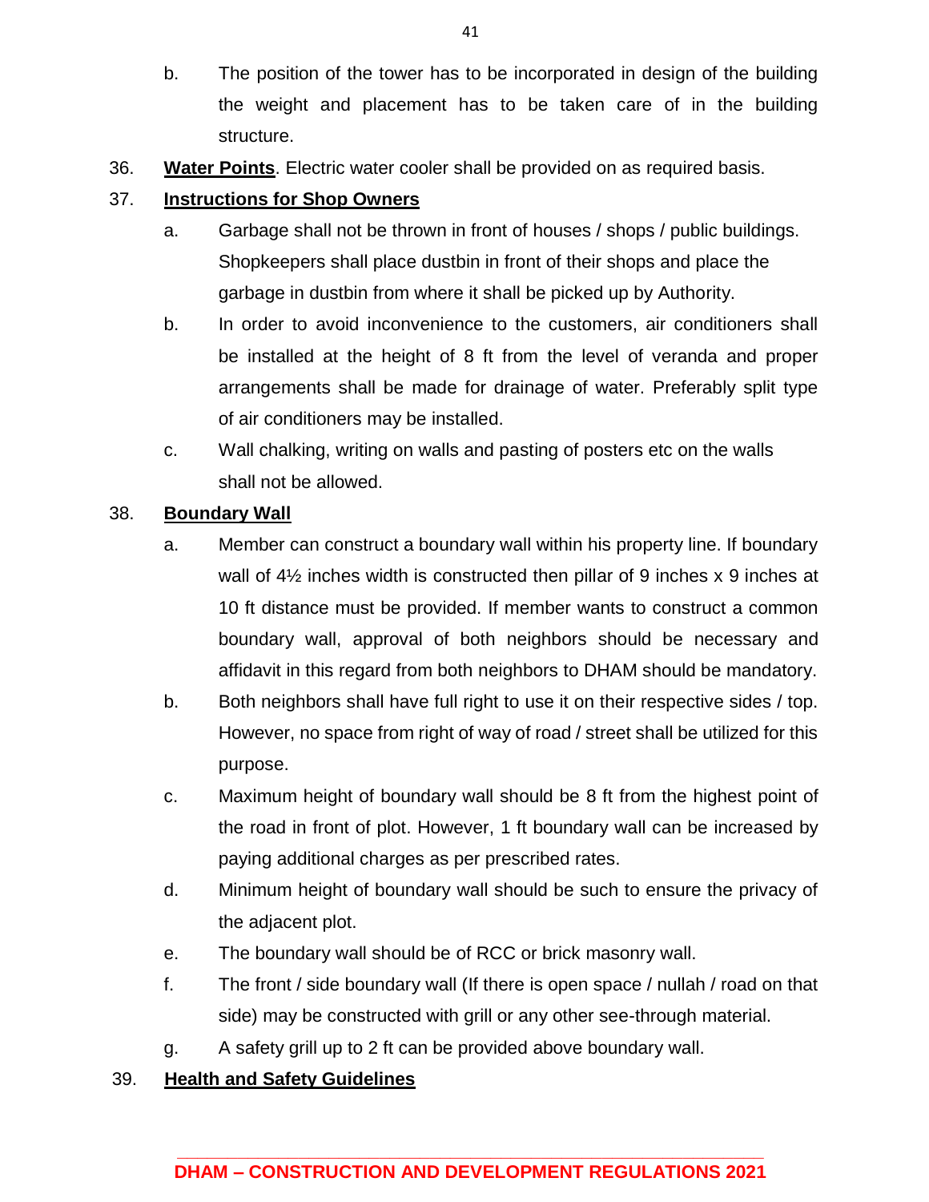b. The position of the tower has to be incorporated in design of the building the weight and placement has to be taken care of in the building structure.

36. **Water Points**. Electric water cooler shall be provided on as required basis.

37. **Instructions for Shop Owners**

a. Garbage shall not be thrown in front of houses / shops / public buildings. Shopkeepers shall place dustbin in front of their shops and place the garbage in dustbin from where it shall be picked up by Authority.

b. In order to avoid inconvenience to the customers, air conditioners shall be installed at the height of 8 ft from the level of veranda and proper arrangements shall be made for drainage of water. Preferably split type of air conditioners may be installed.

c. Wall chalking, writing on walls and pasting of posters etc on the walls shall not be allowed.

38. **Boundary Wall**

a. Member can construct a boundary wall within his property line. If boundary wall of 4½ inches width is constructed then pillar of 9 inches x 9 inches at 10 ft distance must be provided. If member wants to construct a common boundary wall, approval of both neighbors should be necessary and affidavit in this regard from both neighbors to DHAM should be mandatory.

b. Both neighbors shall have full right to use it on their respective sides / top. However, no space from right of way of road / street shall be utilized for this purpose.

c. Maximum height of boundary wall should be 8 ft from the highest point of the road in front of plot. However, 1 ft boundary wall can be increased by paying additional charges as per prescribed rates.

d. Minimum height of boundary wall should be such to ensure the privacy of the adjacent plot.

e. The boundary wall should be of RCC or brick masonry wall.

f. The front / side boundary wall (If there is open space / nullah / road on that side) may be constructed with grill or any other see-through material.

g. A safety grill up to 2 ft can be provided above boundary wall.

39. **Health and Safety Guidelines**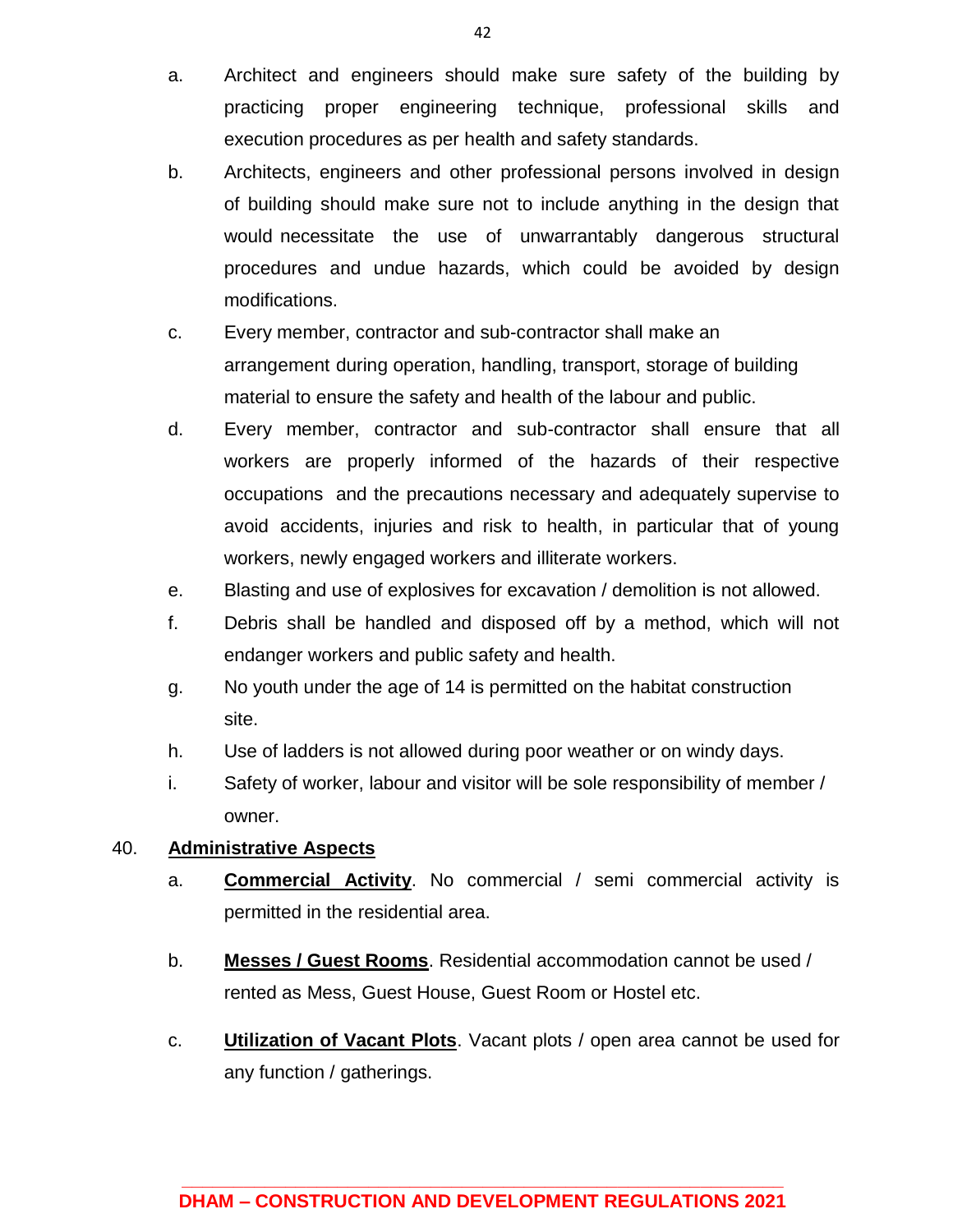a. Architect and engineers should make sure safety of the building by practicing proper engineering technique, professional skills and execution procedures as per health and safety standards.

b. Architects, engineers and other professional persons involved in design of building should make sure not to include anything in the design that would necessitate the use of unwarrantably dangerous structural procedures and undue hazards, which could be avoided by design modifications.

c. Every member, contractor and sub-contractor shall make an arrangement during operation, handling, transport, storage of building material to ensure the safety and health of the labour and public.

d. Every member, contractor and sub-contractor shall ensure that all workers are properly informed of the hazards of their respective occupations and the precautions necessary and adequately supervise to avoid accidents, injuries and risk to health, in particular that of young workers, newly engaged workers and illiterate workers.

e. Blasting and use of explosives for excavation / demolition is not allowed.

f. Debris shall be handled and disposed off by a method, which will not endanger workers and public safety and health.

g. No youth under the age of 14 is permitted on the habitat construction site.

h. Use of ladders is not allowed during poor weather or on windy days.

i. Safety of worker, labour and visitor will be sole responsibility of member / owner.

40. **<u>Administrative Aspects</u>**

a. **<u>Commercial Activity</u>**. No commercial / semi commercial activity is permitted in the residential area.

b. **<u>Messes / Guest Rooms</u>**. Residential accommodation cannot be used / rented as Mess, Guest House, Guest Room or Hostel etc.

c. **<u>Utilization of Vacant Plots</u>**. Vacant plots / open area cannot be used for any function / gatherings.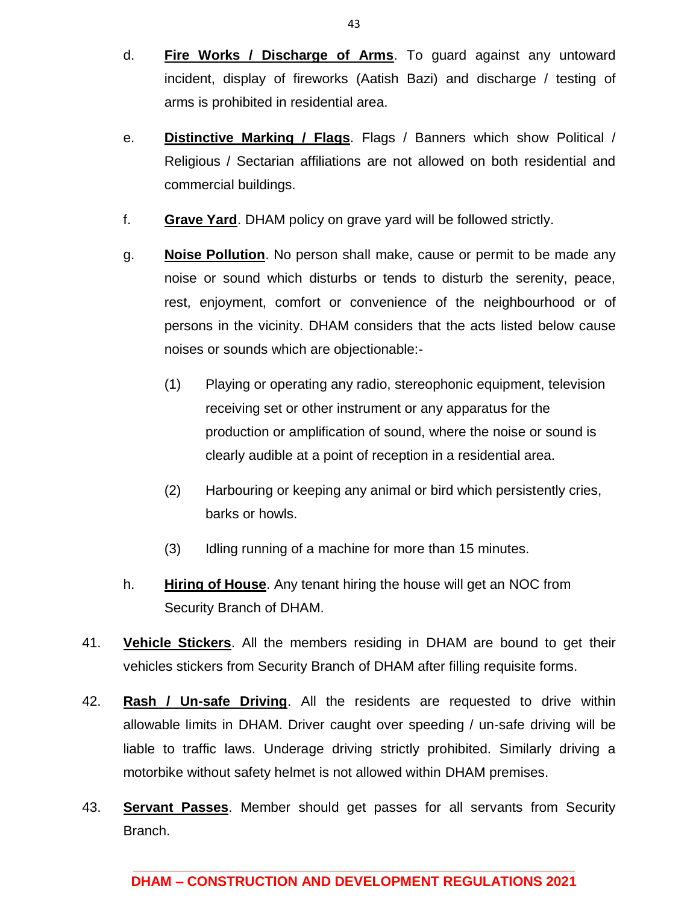d. **<u>Fire Works / Discharge of Arms</u>**. To guard against any untoward incident, display of fireworks (Aatish Bazi) and discharge / testing of arms is prohibited in residential area.

e. **<u>Distinctive Marking / Flags</u>**. Flags / Banners which show Political / Religious / Sectarian affiliations are not allowed on both residential and commercial buildings.

f. **<u>Grave Yard</u>**. DHAM policy on grave yard will be followed strictly.

g. **<u>Noise Pollution</u>**. No person shall make, cause or permit to be made any noise or sound which disturbs or tends to disturb the serenity, peace, rest, enjoyment, comfort or convenience of the neighbourhood or of persons in the vicinity. DHAM considers that the acts listed below cause noises or sounds which are objectionable:-

   (1) Playing or operating any radio, stereophonic equipment, television receiving set or other instrument or any apparatus for the production or amplification of sound, where the noise or sound is clearly audible at a point of reception in a residential area.

   (2) Harbouring or keeping any animal or bird which persistently cries, barks or howls.

   (3) Idling running of a machine for more than 15 minutes.

h. **<u>Hiring of House</u>**. Any tenant hiring the house will get an NOC from Security Branch of DHAM.

41. **<u>Vehicle Stickers</u>**. All the members residing in DHAM are bound to get their vehicles stickers from Security Branch of DHAM after filling requisite forms.

42. **<u>Rash / Un-safe Driving</u>**. All the residents are requested to drive within allowable limits in DHAM. Driver caught over speeding / un-safe driving will be liable to traffic laws. Underage driving strictly prohibited. Similarly driving a motorbike without safety helmet is not allowed within DHAM premises.

43. **<u>Servant Passes</u>**. Member should get passes for all servants from Security Branch.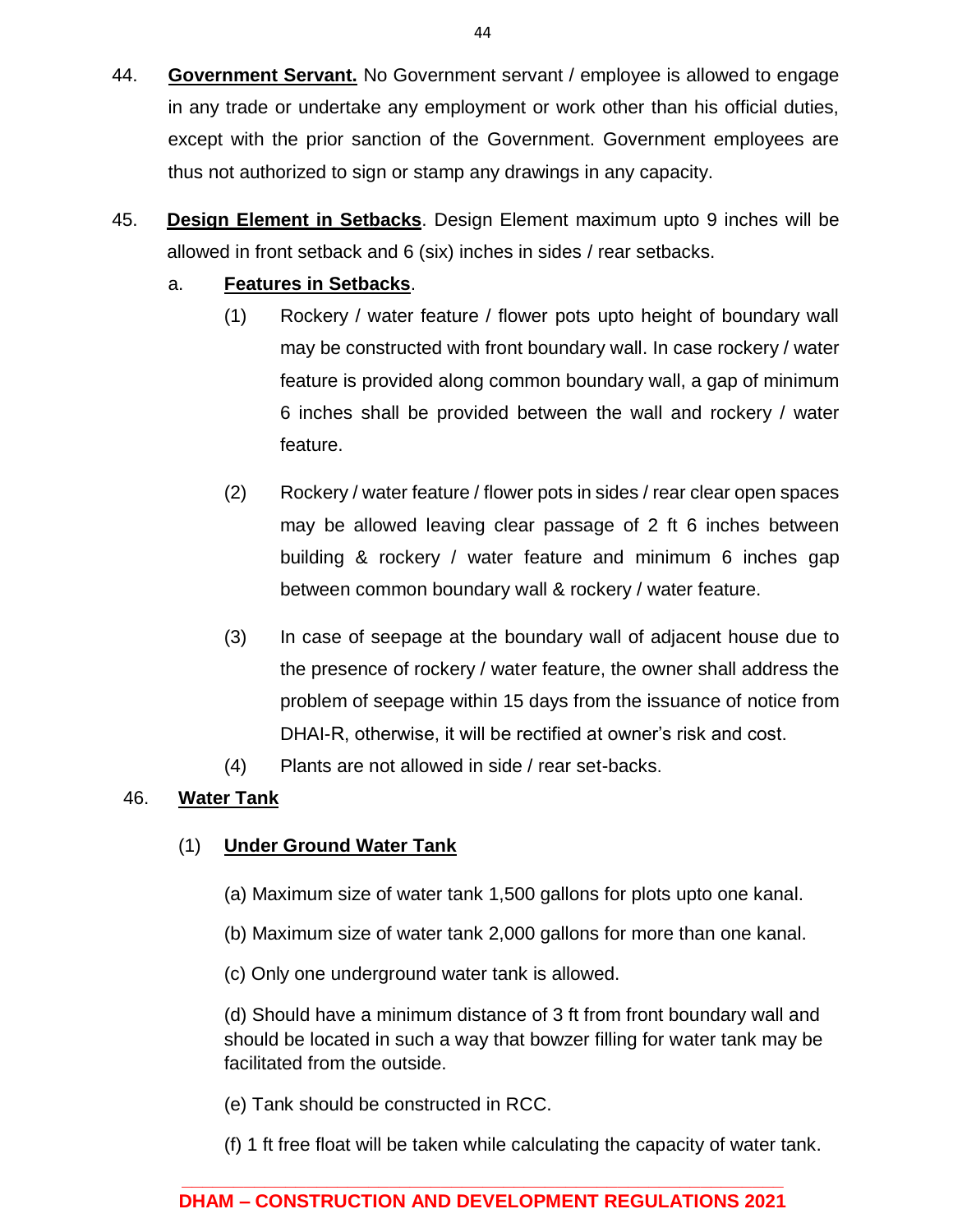44. **Government Servant.** No Government servant / employee is allowed to engage in any trade or undertake any employment or work other than his official duties, except with the prior sanction of the Government. Government employees are thus not authorized to sign or stamp any drawings in any capacity.

45. **Design Element in Setbacks**. Design Element maximum upto 9 inches will be allowed in front setback and 6 (six) inches in sides / rear setbacks.

    a. **Features in Setbacks**.

    (1) Rockery / water feature / flower pots upto height of boundary wall may be constructed with front boundary wall. In case rockery / water feature is provided along common boundary wall, a gap of minimum 6 inches shall be provided between the wall and rockery / water feature.

    (2) Rockery / water feature / flower pots in sides / rear clear open spaces may be allowed leaving clear passage of 2 ft 6 inches between building & rockery / water feature and minimum 6 inches gap between common boundary wall & rockery / water feature.

    (3) In case of seepage at the boundary wall of adjacent house due to the presence of rockery / water feature, the owner shall address the problem of seepage within 15 days from the issuance of notice from DHAI-R, otherwise, it will be rectified at owner's risk and cost.

    (4) Plants are not allowed in side / rear set-backs.

46. **Water Tank**

    (1) **Under Ground Water Tank**

    (a) Maximum size of water tank 1,500 gallons for plots upto one kanal.

    (b) Maximum size of water tank 2,000 gallons for more than one kanal.

    (c) Only one underground water tank is allowed.

    (d) Should have a minimum distance of 3 ft from front boundary wall and should be located in such a way that bowzer filling for water tank may be facilitated from the outside.

    (e) Tank should be constructed in RCC.

    (f) 1 ft free float will be taken while calculating the capacity of water tank.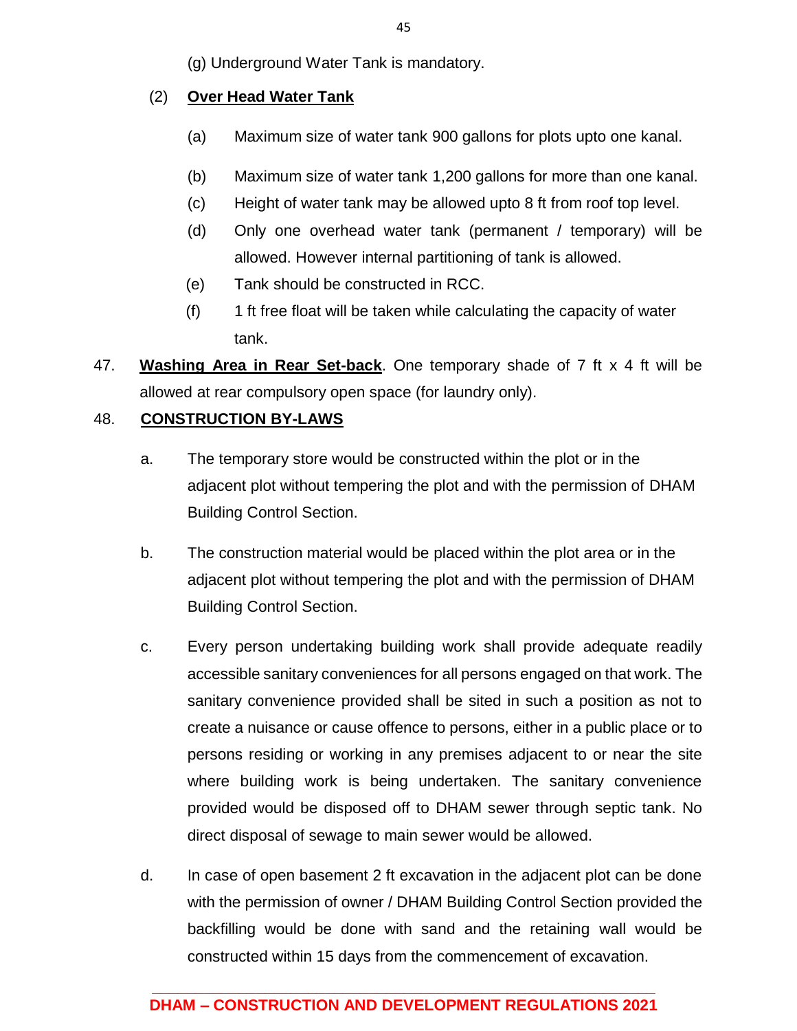(g) Underground Water Tank is mandatory.

(2) **Over Head Water Tank**

(a) Maximum size of water tank 900 gallons for plots upto one kanal.

(b) Maximum size of water tank 1,200 gallons for more than one kanal.

(c) Height of water tank may be allowed upto 8 ft from roof top level.

(d) Only one overhead water tank (permanent / temporary) will be allowed. However internal partitioning of tank is allowed.

(e) Tank should be constructed in RCC.

(f) 1 ft free float will be taken while calculating the capacity of water tank.

47. **Washing Area in Rear Set-back**. One temporary shade of 7 ft x 4 ft will be allowed at rear compulsory open space (for laundry only).

48. **CONSTRUCTION BY-LAWS**

a. The temporary store would be constructed within the plot or in the adjacent plot without tempering the plot and with the permission of DHAM Building Control Section.

b. The construction material would be placed within the plot area or in the adjacent plot without tempering the plot and with the permission of DHAM Building Control Section.

c. Every person undertaking building work shall provide adequate readily accessible sanitary conveniences for all persons engaged on that work. The sanitary convenience provided shall be sited in such a position as not to create a nuisance or cause offence to persons, either in a public place or to persons residing or working in any premises adjacent to or near the site where building work is being undertaken. The sanitary convenience provided would be disposed off to DHAM sewer through septic tank. No direct disposal of sewage to main sewer would be allowed.

d. In case of open basement 2 ft excavation in the adjacent plot can be done with the permission of owner / DHAM Building Control Section provided the backfilling would be done with sand and the retaining wall would be constructed within 15 days from the commencement of excavation.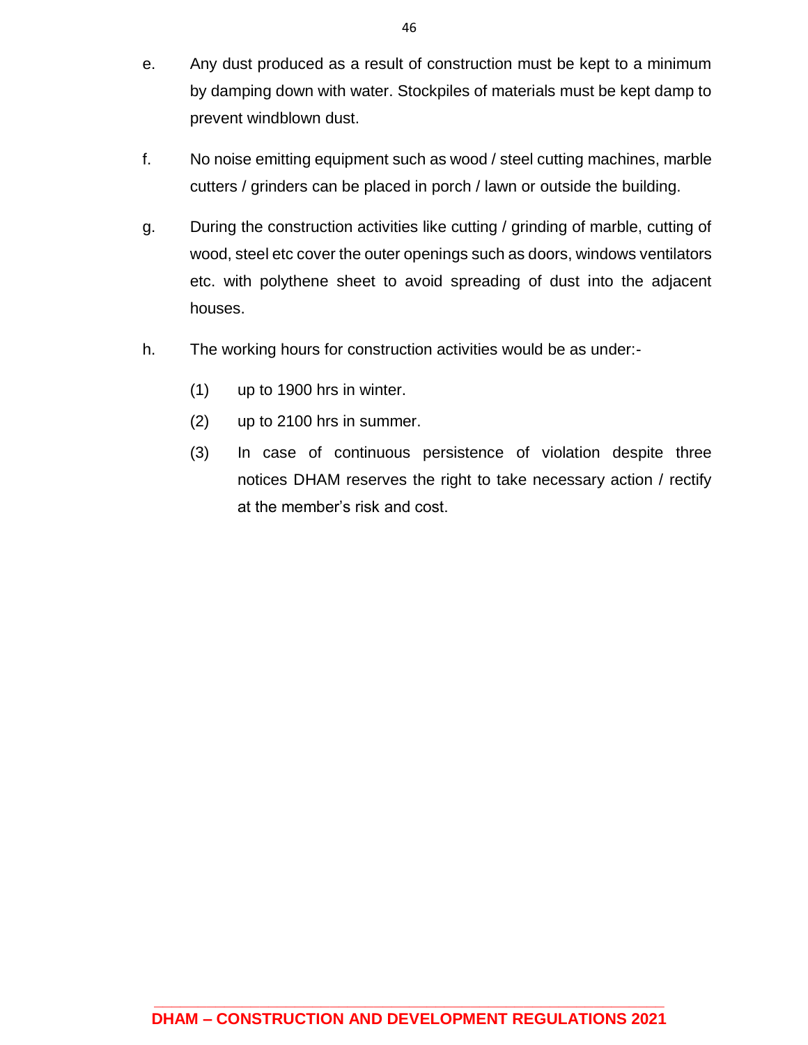e. Any dust produced as a result of construction must be kept to a minimum by damping down with water. Stockpiles of materials must be kept damp to prevent windblown dust.

f. No noise emitting equipment such as wood / steel cutting machines, marble cutters / grinders can be placed in porch / lawn or outside the building.

g. During the construction activities like cutting / grinding of marble, cutting of wood, steel etc cover the outer openings such as doors, windows ventilators etc. with polythene sheet to avoid spreading of dust into the adjacent houses.

h. The working hours for construction activities would be as under:-

   (1) up to 1900 hrs in winter.

   (2) up to 2100 hrs in summer.

   (3) In case of continuous persistence of violation despite three notices DHAM reserves the right to take necessary action / rectify at the member's risk and cost.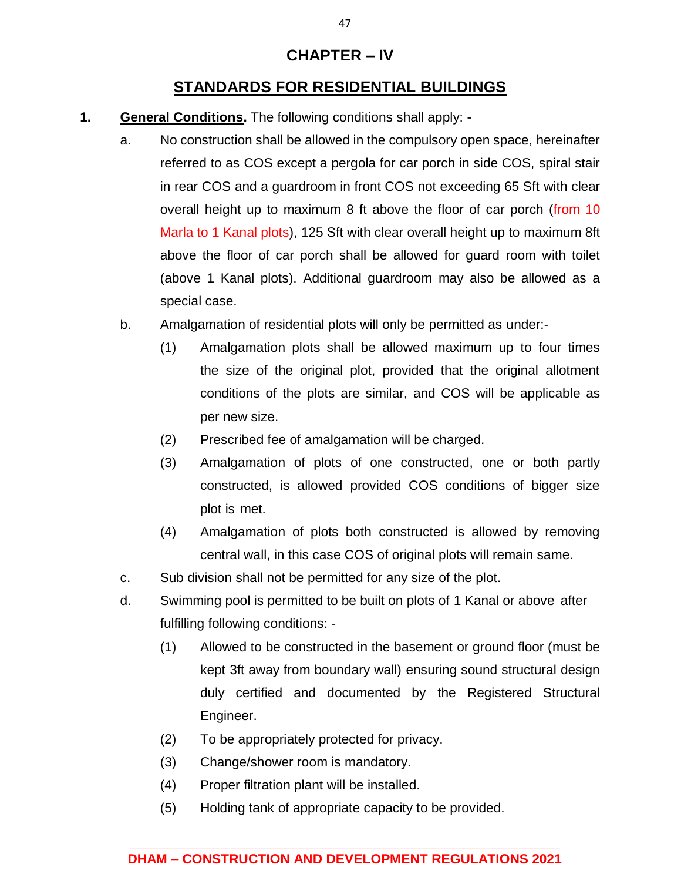# CHAPTER – IV

## STANDARDS FOR RESIDENTIAL BUILDINGS

**1. General Conditions.** The following conditions shall apply: -

a. No construction shall be allowed in the compulsory open space, hereinafter referred to as COS except a pergola for car porch in side COS, spiral stair in rear COS and a guardroom in front COS not exceeding 65 Sft with clear overall height up to maximum 8 ft above the floor of car porch (from 10 Marla to 1 Kanal plots), 125 Sft with clear overall height up to maximum 8ft above the floor of car porch shall be allowed for guard room with toilet (above 1 Kanal plots). Additional guardroom may also be allowed as a special case.

b. Amalgamation of residential plots will only be permitted as under:-

(1) Amalgamation plots shall be allowed maximum up to four times the size of the original plot, provided that the original allotment conditions of the plots are similar, and COS will be applicable as per new size.

(2) Prescribed fee of amalgamation will be charged.

(3) Amalgamation of plots of one constructed, one or both partly constructed, is allowed provided COS conditions of bigger size plot is met.

(4) Amalgamation of plots both constructed is allowed by removing central wall, in this case COS of original plots will remain same.

c. Sub division shall not be permitted for any size of the plot.

d. Swimming pool is permitted to be built on plots of 1 Kanal or above after fulfilling following conditions: -

(1) Allowed to be constructed in the basement or ground floor (must be kept 3ft away from boundary wall) ensuring sound structural design duly certified and documented by the Registered Structural Engineer.

(2) To be appropriately protected for privacy.

(3) Change/shower room is mandatory.

(4) Proper filtration plant will be installed.

(5) Holding tank of appropriate capacity to be provided.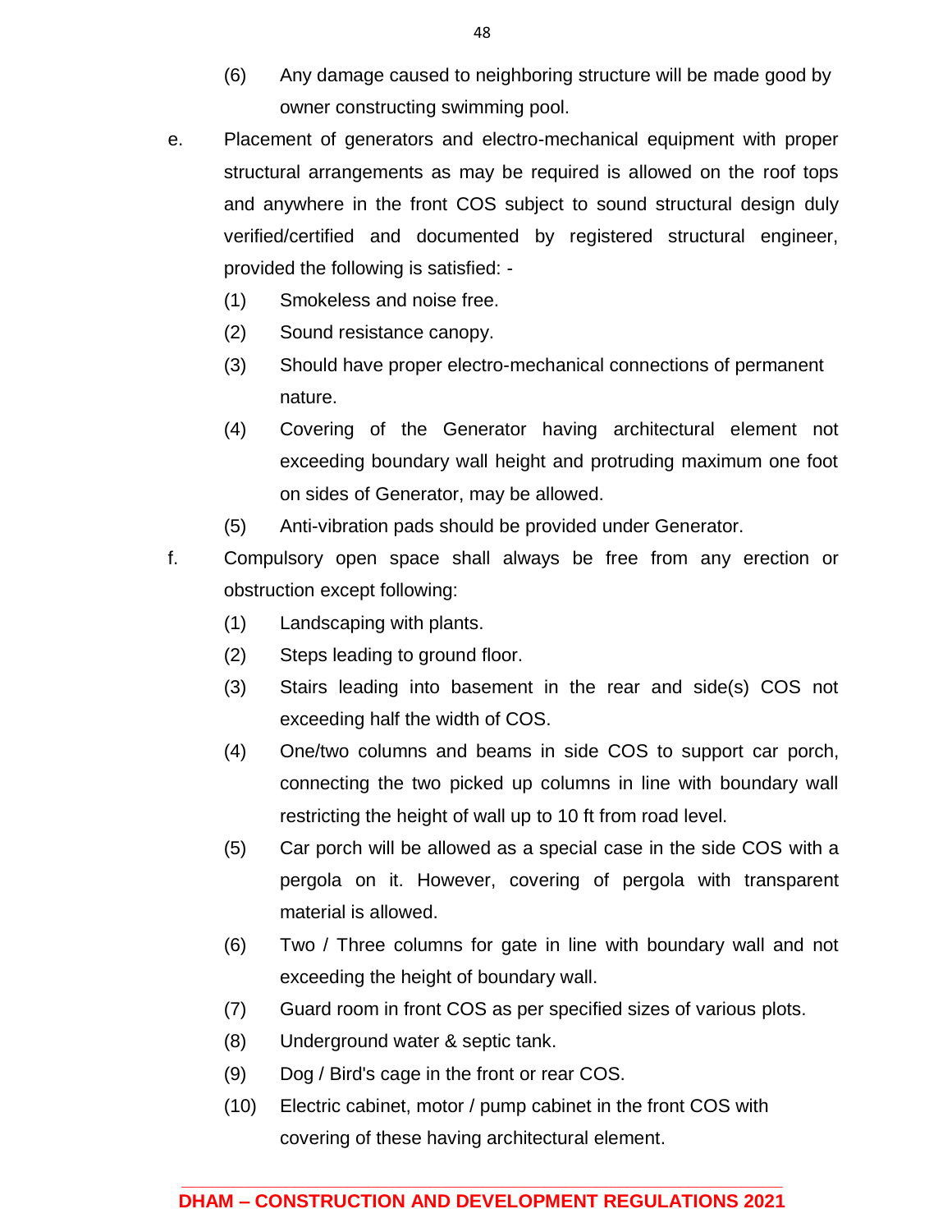(6) Any damage caused to neighboring structure will be made good by owner constructing swimming pool.

e. Placement of generators and electro-mechanical equipment with proper structural arrangements as may be required is allowed on the roof tops and anywhere in the front COS subject to sound structural design duly verified/certified and documented by registered structural engineer, provided the following is satisfied: -

   (1) Smokeless and noise free.
   (2) Sound resistance canopy.
   (3) Should have proper electro-mechanical connections of permanent nature.
   (4) Covering of the Generator having architectural element not exceeding boundary wall height and protruding maximum one foot on sides of Generator, may be allowed.
   (5) Anti-vibration pads should be provided under Generator.

f. Compulsory open space shall always be free from any erection or obstruction except following:

   (1) Landscaping with plants.
   (2) Steps leading to ground floor.
   (3) Stairs leading into basement in the rear and side(s) COS not exceeding half the width of COS.
   (4) One/two columns and beams in side COS to support car porch, connecting the two picked up columns in line with boundary wall restricting the height of wall up to 10 ft from road level.
   (5) Car porch will be allowed as a special case in the side COS with a pergola on it. However, covering of pergola with transparent material is allowed.
   (6) Two / Three columns for gate in line with boundary wall and not exceeding the height of boundary wall.
   (7) Guard room in front COS as per specified sizes of various plots.
   (8) Underground water & septic tank.
   (9) Dog / Bird's cage in the front or rear COS.
   (10) Electric cabinet, motor / pump cabinet in the front COS with covering of these having architectural element.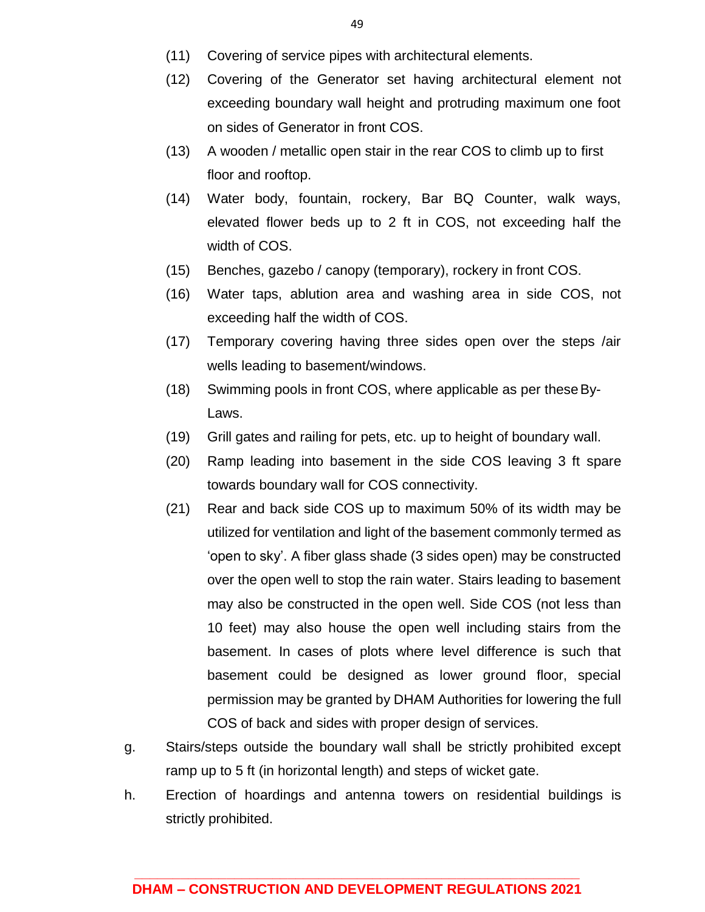(11) Covering of service pipes with architectural elements.

(12) Covering of the Generator set having architectural element not exceeding boundary wall height and protruding maximum one foot on sides of Generator in front COS.

(13) A wooden / metallic open stair in the rear COS to climb up to first floor and rooftop.

(14) Water body, fountain, rockery, Bar BQ Counter, walk ways, elevated flower beds up to 2 ft in COS, not exceeding half the width of COS.

(15) Benches, gazebo / canopy (temporary), rockery in front COS.

(16) Water taps, ablution area and washing area in side COS, not exceeding half the width of COS.

(17) Temporary covering having three sides open over the steps /air wells leading to basement/windows.

(18) Swimming pools in front COS, where applicable as per these By-Laws.

(19) Grill gates and railing for pets, etc. up to height of boundary wall.

(20) Ramp leading into basement in the side COS leaving 3 ft spare towards boundary wall for COS connectivity.

(21) Rear and back side COS up to maximum 50% of its width may be utilized for ventilation and light of the basement commonly termed as 'open to sky'. A fiber glass shade (3 sides open) may be constructed over the open well to stop the rain water. Stairs leading to basement may also be constructed in the open well. Side COS (not less than 10 feet) may also house the open well including stairs from the basement. In cases of plots where level difference is such that basement could be designed as lower ground floor, special permission may be granted by DHAM Authorities for lowering the full COS of back and sides with proper design of services.

g. Stairs/steps outside the boundary wall shall be strictly prohibited except ramp up to 5 ft (in horizontal length) and steps of wicket gate.

h. Erection of hoardings and antenna towers on residential buildings is strictly prohibited.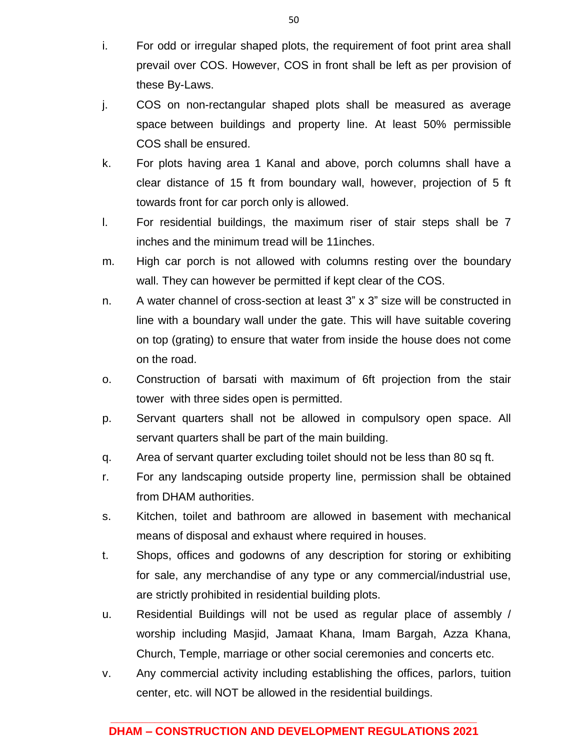i. For odd or irregular shaped plots, the requirement of foot print area shall prevail over COS. However, COS in front shall be left as per provision of these By-Laws.

j. COS on non-rectangular shaped plots shall be measured as average space between buildings and property line. At least 50% permissible COS shall be ensured.

k. For plots having area 1 Kanal and above, porch columns shall have a clear distance of 15 ft from boundary wall, however, projection of 5 ft towards front for car porch only is allowed.

l. For residential buildings, the maximum riser of stair steps shall be 7 inches and the minimum tread will be 11inches.

m. High car porch is not allowed with columns resting over the boundary wall. They can however be permitted if kept clear of the COS.

n. A water channel of cross-section at least 3" x 3" size will be constructed in line with a boundary wall under the gate. This will have suitable covering on top (grating) to ensure that water from inside the house does not come on the road.

o. Construction of barsati with maximum of 6ft projection from the stair tower with three sides open is permitted.

p. Servant quarters shall not be allowed in compulsory open space. All servant quarters shall be part of the main building.

q. Area of servant quarter excluding toilet should not be less than 80 sq ft.

r. For any landscaping outside property line, permission shall be obtained from DHAM authorities.

s. Kitchen, toilet and bathroom are allowed in basement with mechanical means of disposal and exhaust where required in houses.

t. Shops, offices and godowns of any description for storing or exhibiting for sale, any merchandise of any type or any commercial/industrial use, are strictly prohibited in residential building plots.

u. Residential Buildings will not be used as regular place of assembly / worship including Masjid, Jamaat Khana, Imam Bargah, Azza Khana, Church, Temple, marriage or other social ceremonies and concerts etc.

v. Any commercial activity including establishing the offices, parlors, tuition center, etc. will NOT be allowed in the residential buildings.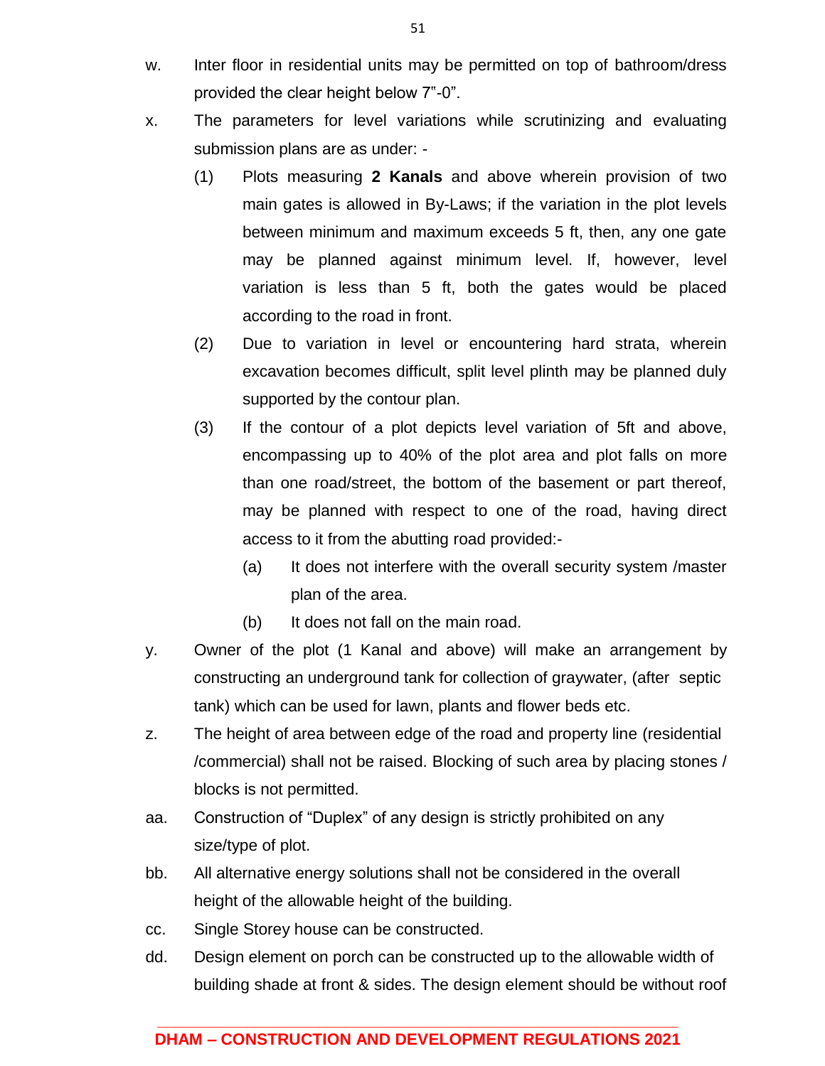w. Inter floor in residential units may be permitted on top of bathroom/dress provided the clear height below 7"-0".

x. The parameters for level variations while scrutinizing and evaluating submission plans are as under: -

   (1) Plots measuring **2 Kanals** and above wherein provision of two main gates is allowed in By-Laws; if the variation in the plot levels between minimum and maximum exceeds 5 ft, then, any one gate may be planned against minimum level. If, however, level variation is less than 5 ft, both the gates would be placed according to the road in front.

   (2) Due to variation in level or encountering hard strata, wherein excavation becomes difficult, split level plinth may be planned duly supported by the contour plan.

   (3) If the contour of a plot depicts level variation of 5ft and above, encompassing up to 40% of the plot area and plot falls on more than one road/street, the bottom of the basement or part thereof, may be planned with respect to one of the road, having direct access to it from the abutting road provided:-

      (a) It does not interfere with the overall security system /master plan of the area.

      (b) It does not fall on the main road.

y. Owner of the plot (1 Kanal and above) will make an arrangement by constructing an underground tank for collection of graywater, (after septic tank) which can be used for lawn, plants and flower beds etc.

z. The height of area between edge of the road and property line (residential /commercial) shall not be raised. Blocking of such area by placing stones / blocks is not permitted.

aa. Construction of "Duplex" of any design is strictly prohibited on any size/type of plot.

bb. All alternative energy solutions shall not be considered in the overall height of the allowable height of the building.

cc. Single Storey house can be constructed.

dd. Design element on porch can be constructed up to the allowable width of building shade at front & sides. The design element should be without roof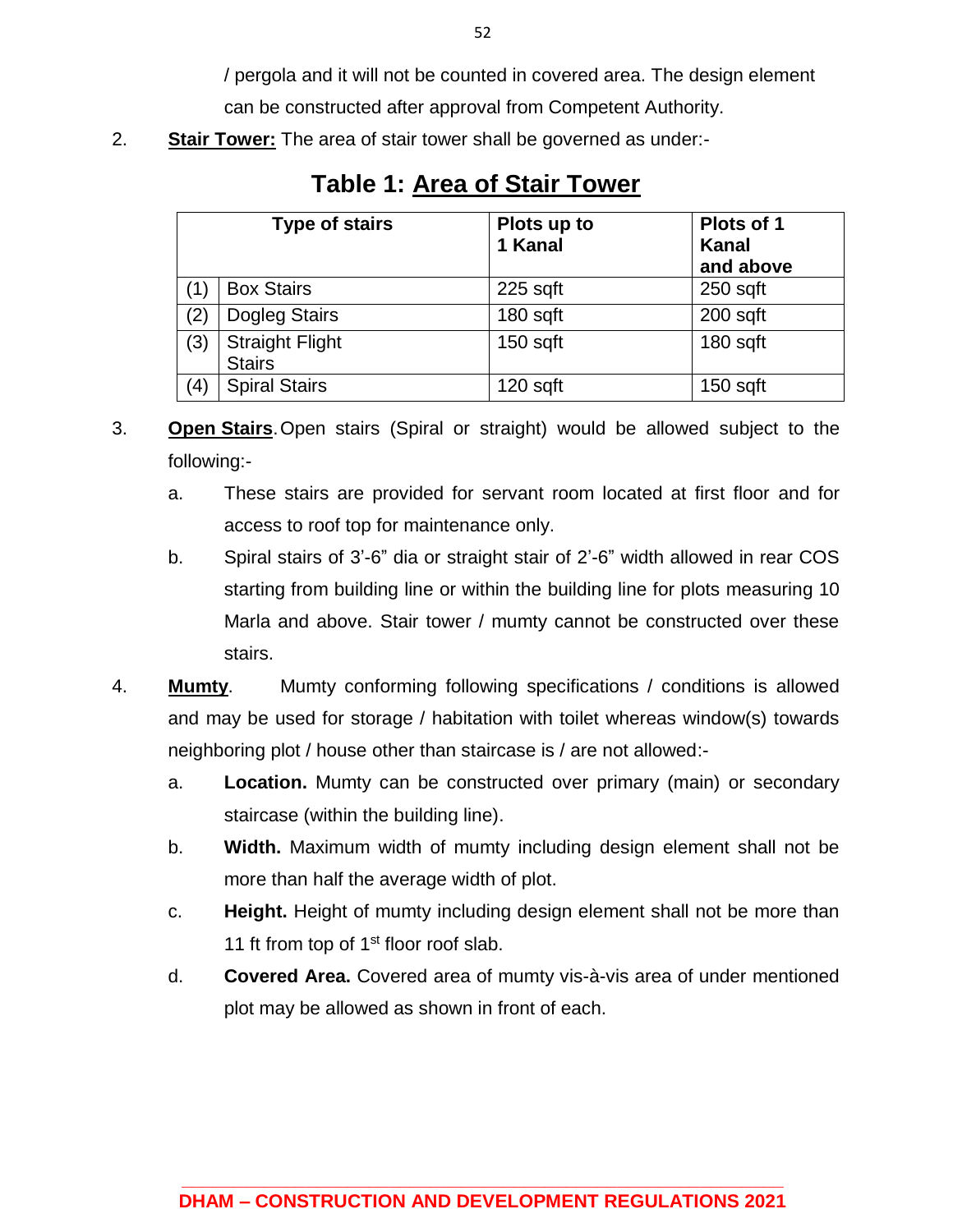/ pergola and it will not be counted in covered area. The design element can be constructed after approval from Competent Authority.

2. **<u>Stair Tower:</u>** The area of stair tower shall be governed as under:-

## Table 1: <u>Area of Stair Tower</u>

| | Type of stairs | Plots up to 1 Kanal | Plots of 1 Kanal and above |
|---|---|---|---|
| (1) | Box Stairs | 225 sqft | 250 sqft |
| (2) | Dogleg Stairs | 180 sqft | 200 sqft |
| (3) | Straight Flight Stairs | 150 sqft | 180 sqft |
| (4) | Spiral Stairs | 120 sqft | 150 sqft |

3. **<u>Open Stairs</u>**. Open stairs (Spiral or straight) would be allowed subject to the following:-

   a. These stairs are provided for servant room located at first floor and for access to roof top for maintenance only.

   b. Spiral stairs of 3'-6" dia or straight stair of 2'-6" width allowed in rear COS starting from building line or within the building line for plots measuring 10 Marla and above. Stair tower / mumty cannot be constructed over these stairs.

4. **<u>Mumty</u>**. Mumty conforming following specifications / conditions is allowed and may be used for storage / habitation with toilet whereas window(s) towards neighboring plot / house other than staircase is / are not allowed:-

   a. **Location.** Mumty can be constructed over primary (main) or secondary staircase (within the building line).

   b. **Width.** Maximum width of mumty including design element shall not be more than half the average width of plot.

   c. **Height.** Height of mumty including design element shall not be more than 11 ft from top of 1st floor roof slab.

   d. **Covered Area.** Covered area of mumty vis-à-vis area of under mentioned plot may be allowed as shown in front of each.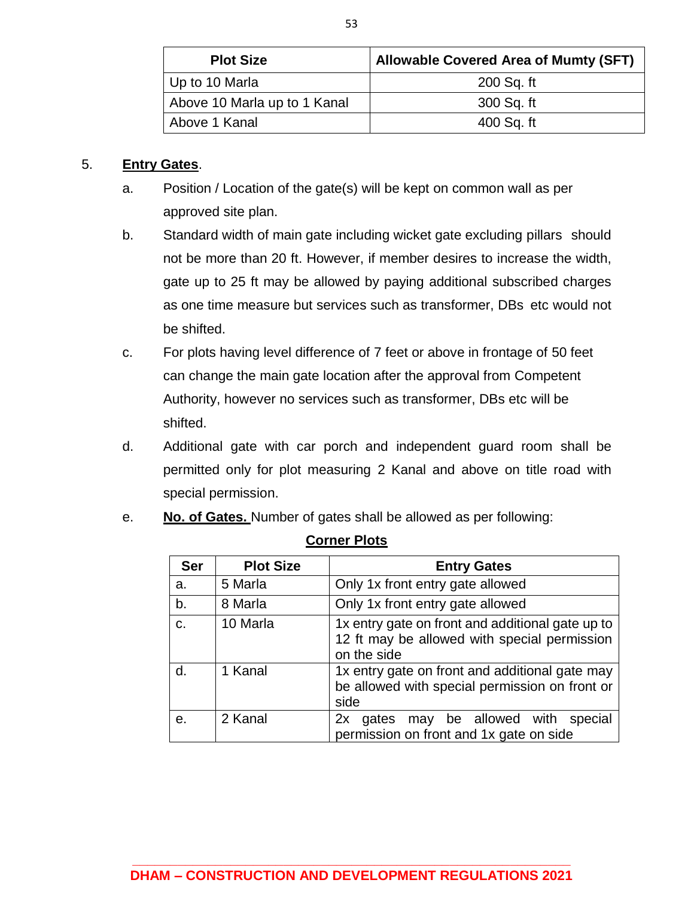| Plot Size | Allowable Covered Area of Mumty (SFT) |
|---|---|
| Up to 10 Marla | 200 Sq. ft |
| Above 10 Marla up to 1 Kanal | 300 Sq. ft |
| Above 1 Kanal | 400 Sq. ft |

5. **Entry Gates**.

   a. Position / Location of the gate(s) will be kept on common wall as per approved site plan.

   b. Standard width of main gate including wicket gate excluding pillars should not be more than 20 ft. However, if member desires to increase the width, gate up to 25 ft may be allowed by paying additional subscribed charges as one time measure but services such as transformer, DBs etc would not be shifted.

   c. For plots having level difference of 7 feet or above in frontage of 50 feet can change the main gate location after the approval from Competent Authority, however no services such as transformer, DBs etc will be shifted.

   d. Additional gate with car porch and independent guard room shall be permitted only for plot measuring 2 Kanal and above on title road with special permission.

   e. **No. of Gates.** Number of gates shall be allowed as per following:

**Corner Plots**

| Ser | Plot Size | Entry Gates |
|---|---|---|
| a. | 5 Marla | Only 1x front entry gate allowed |
| b. | 8 Marla | Only 1x front entry gate allowed |
| c. | 10 Marla | 1x entry gate on front and additional gate up to 12 ft may be allowed with special permission on the side |
| d. | 1 Kanal | 1x entry gate on front and additional gate may be allowed with special permission on front or side |
| e. | 2 Kanal | 2x gates may be allowed with special permission on front and 1x gate on side |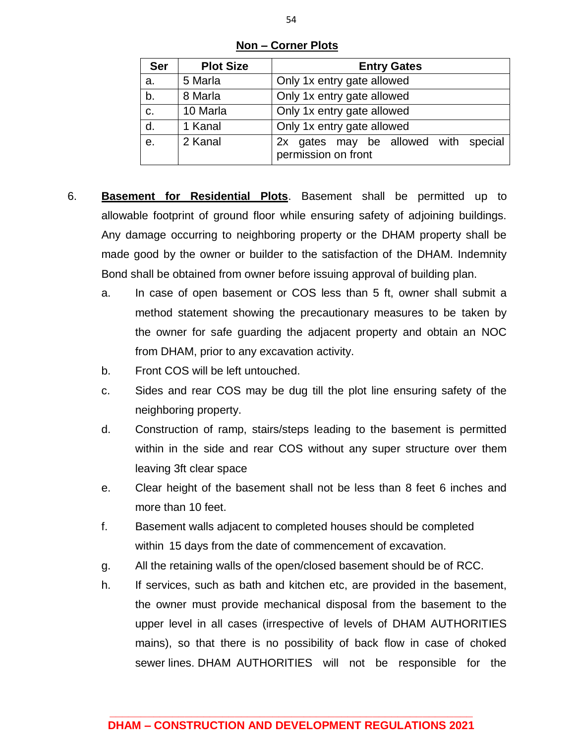**Non – Corner Plots**

| Ser | Plot Size | Entry Gates |
|---|---|---|
| a. | 5 Marla | Only 1x entry gate allowed |
| b. | 8 Marla | Only 1x entry gate allowed |
| c. | 10 Marla | Only 1x entry gate allowed |
| d. | 1 Kanal | Only 1x entry gate allowed |
| e. | 2 Kanal | 2x gates may be allowed with special permission on front |

6. **Basement for Residential Plots**. Basement shall be permitted up to allowable footprint of ground floor while ensuring safety of adjoining buildings. Any damage occurring to neighboring property or the DHAM property shall be made good by the owner or builder to the satisfaction of the DHAM. Indemnity Bond shall be obtained from owner before issuing approval of building plan.

   a. In case of open basement or COS less than 5 ft, owner shall submit a method statement showing the precautionary measures to be taken by the owner for safe guarding the adjacent property and obtain an NOC from DHAM, prior to any excavation activity.

   b. Front COS will be left untouched.

   c. Sides and rear COS may be dug till the plot line ensuring safety of the neighboring property.

   d. Construction of ramp, stairs/steps leading to the basement is permitted within in the side and rear COS without any super structure over them leaving 3ft clear space

   e. Clear height of the basement shall not be less than 8 feet 6 inches and more than 10 feet.

   f. Basement walls adjacent to completed houses should be completed within 15 days from the date of commencement of excavation.

   g. All the retaining walls of the open/closed basement should be of RCC.

   h. If services, such as bath and kitchen etc, are provided in the basement, the owner must provide mechanical disposal from the basement to the upper level in all cases (irrespective of levels of DHAM AUTHORITIES mains), so that there is no possibility of back flow in case of choked sewer lines. DHAM AUTHORITIES will not be responsible for the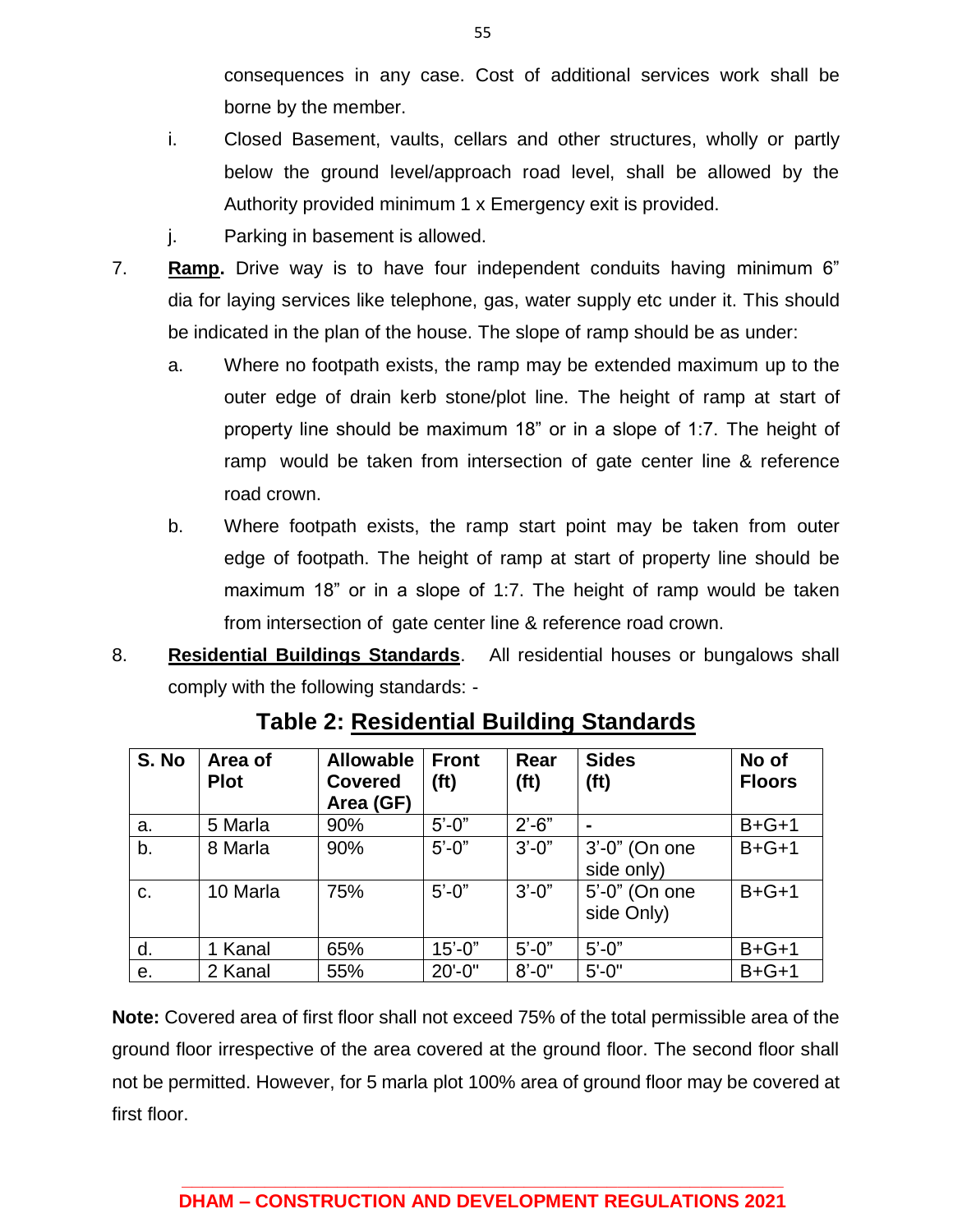consequences in any case. Cost of additional services work shall be borne by the member.

i. Closed Basement, vaults, cellars and other structures, wholly or partly below the ground level/approach road level, shall be allowed by the Authority provided minimum 1 x Emergency exit is provided.

j. Parking in basement is allowed.

7. **Ramp.** Drive way is to have four independent conduits having minimum 6" dia for laying services like telephone, gas, water supply etc under it. This should be indicated in the plan of the house. The slope of ramp should be as under:

   a. Where no footpath exists, the ramp may be extended maximum up to the outer edge of drain kerb stone/plot line. The height of ramp at start of property line should be maximum 18" or in a slope of 1:7. The height of ramp would be taken from intersection of gate center line & reference road crown.

   b. Where footpath exists, the ramp start point may be taken from outer edge of footpath. The height of ramp at start of property line should be maximum 18" or in a slope of 1:7. The height of ramp would be taken from intersection of gate center line & reference road crown.

8. **Residential Buildings Standards**. All residential houses or bungalows shall comply with the following standards: -

**Table 2: Residential Building Standards**

| S. No | Area of Plot | Allowable Covered Area (GF) | Front (ft) | Rear (ft) | Sides (ft) | No of Floors |
|---|---|---|---|---|---|---|
| a. | 5 Marla | 90% | 5'-0" | 2'-6" | - | B+G+1 |
| b. | 8 Marla | 90% | 5'-0" | 3'-0" | 3'-0" (On one side only) | B+G+1 |
| c. | 10 Marla | 75% | 5'-0" | 3'-0" | 5'-0" (On one side Only) | B+G+1 |
| d. | 1 Kanal | 65% | 15'-0" | 5'-0" | 5'-0" | B+G+1 |
| e. | 2 Kanal | 55% | 20'-0" | 8'-0" | 5'-0" | B+G+1 |

**Note:** Covered area of first floor shall not exceed 75% of the total permissible area of the ground floor irrespective of the area covered at the ground floor. The second floor shall not be permitted. However, for 5 marla plot 100% area of ground floor may be covered at first floor.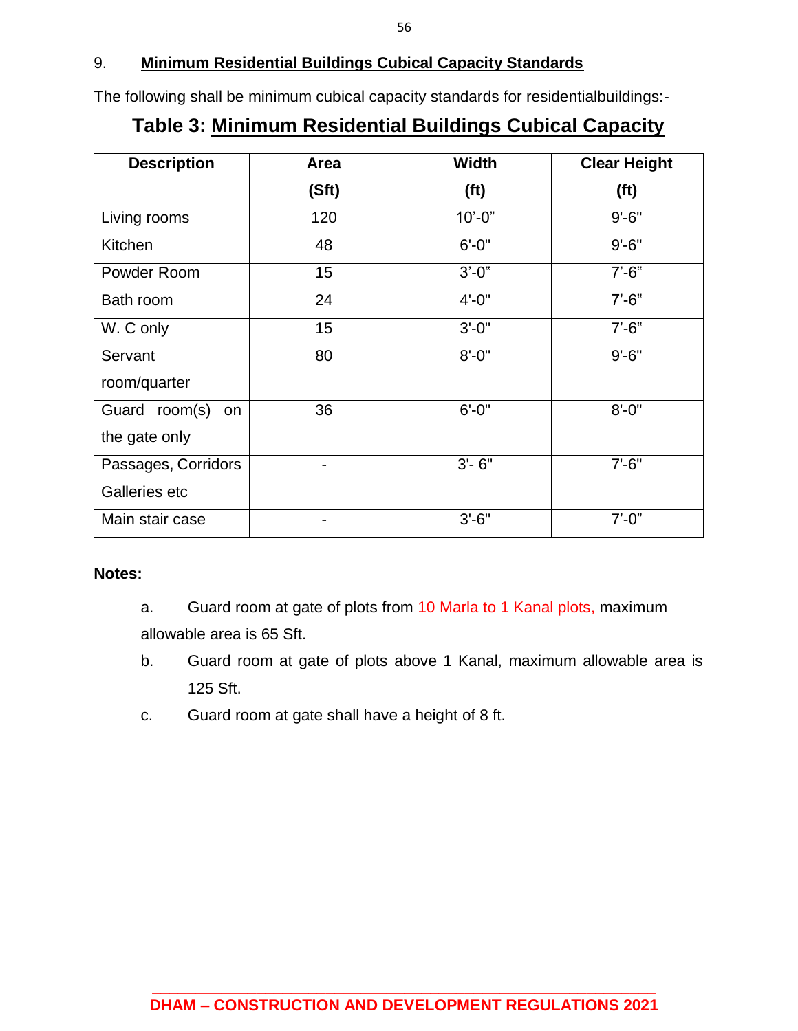## 9. Minimum Residential Buildings Cubical Capacity Standards

The following shall be minimum cubical capacity standards for residentialbuildings:-

### Table 3: Minimum Residential Buildings Cubical Capacity

| Description | Area (Sft) | Width (ft) | Clear Height (ft) |
|---|---|---|---|
| Living rooms | 120 | 10'-0" | 9'-6" |
| Kitchen | 48 | 6'-0" | 9'-6" |
| Powder Room | 15 | 3'-0" | 7'-6" |
| Bath room | 24 | 4'-0" | 7'-6" |
| W. C only | 15 | 3'-0" | 7'-6" |
| Servant room/quarter | 80 | 8'-0" | 9'-6" |
| Guard room(s) on the gate only | 36 | 6'-0" | 8'-0" |
| Passages, Corridors Galleries etc | - | 3'- 6" | 7'-6" |
| Main stair case | - | 3'-6" | 7'-0" |

**Notes:**

a. Guard room at gate of plots from 10 Marla to 1 Kanal plots, maximum allowable area is 65 Sft.

b. Guard room at gate of plots above 1 Kanal, maximum allowable area is 125 Sft.

c. Guard room at gate shall have a height of 8 ft.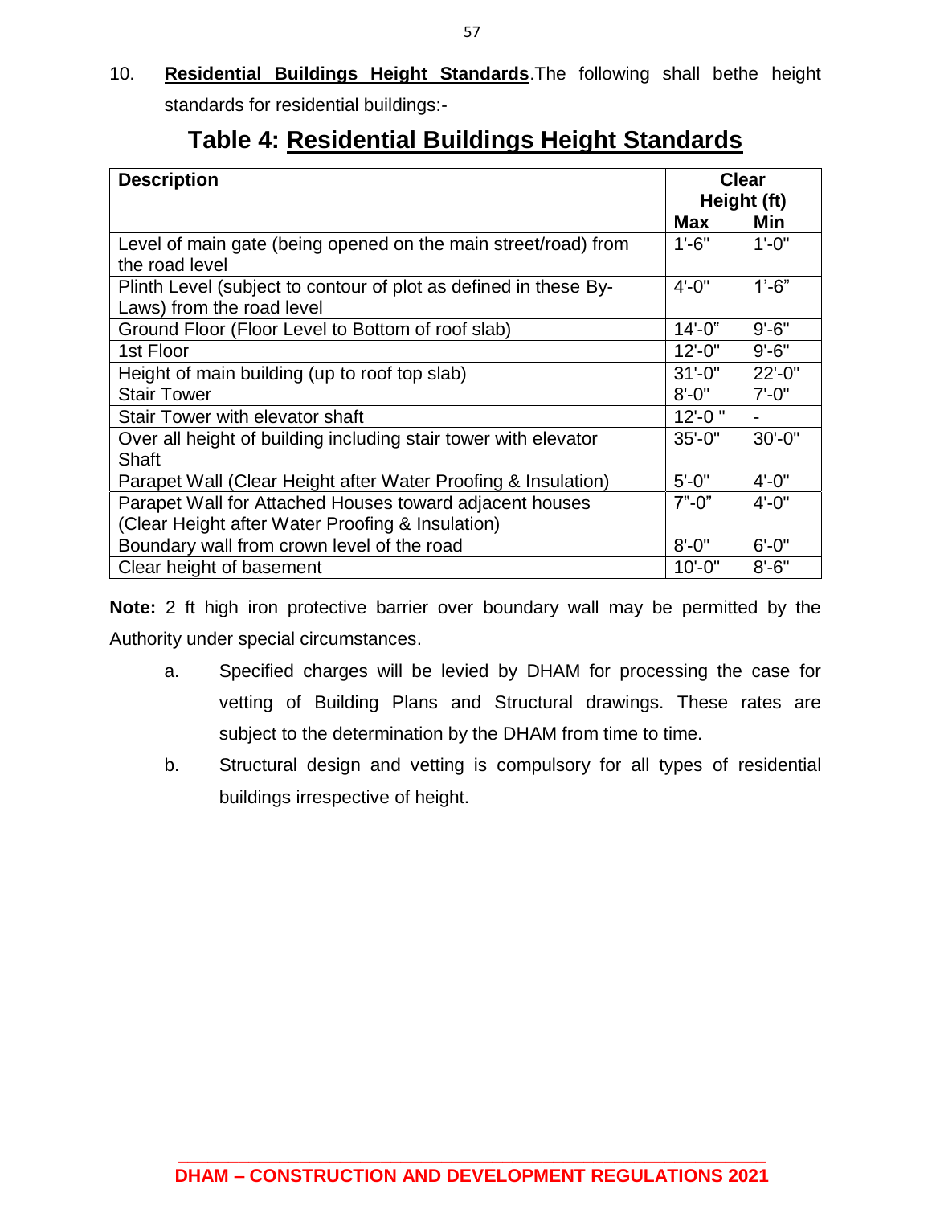10. **Residential Buildings Height Standards**.The following shall bethe height standards for residential buildings:-

## Table 4: Residential Buildings Height Standards

| Description | Clear Height (ft) | |
|---|---|---|
| | **Max** | **Min** |
| Level of main gate (being opened on the main street/road) from the road level | 1'-6" | 1'-0" |
| Plinth Level (subject to contour of plot as defined in these By-Laws) from the road level | 4'-0" | 1'-6" |
| Ground Floor (Floor Level to Bottom of roof slab) | 14'-0" | 9'-6" |
| 1st Floor | 12'-0" | 9'-6" |
| Height of main building (up to roof top slab) | 31'-0" | 22'-0" |
| Stair Tower | 8'-0" | 7'-0" |
| Stair Tower with elevator shaft | 12'-0 " | - |
| Over all height of building including stair tower with elevator Shaft | 35'-0" | 30'-0" |
| Parapet Wall (Clear Height after Water Proofing & Insulation) | 5'-0" | 4'-0" |
| Parapet Wall for Attached Houses toward adjacent houses (Clear Height after Water Proofing & Insulation) | 7"-0" | 4'-0" |
| Boundary wall from crown level of the road | 8'-0" | 6'-0" |
| Clear height of basement | 10'-0" | 8'-6" |

**Note:** 2 ft high iron protective barrier over boundary wall may be permitted by the Authority under special circumstances.

a. Specified charges will be levied by DHAM for processing the case for vetting of Building Plans and Structural drawings. These rates are subject to the determination by the DHAM from time to time.

b. Structural design and vetting is compulsory for all types of residential buildings irrespective of height.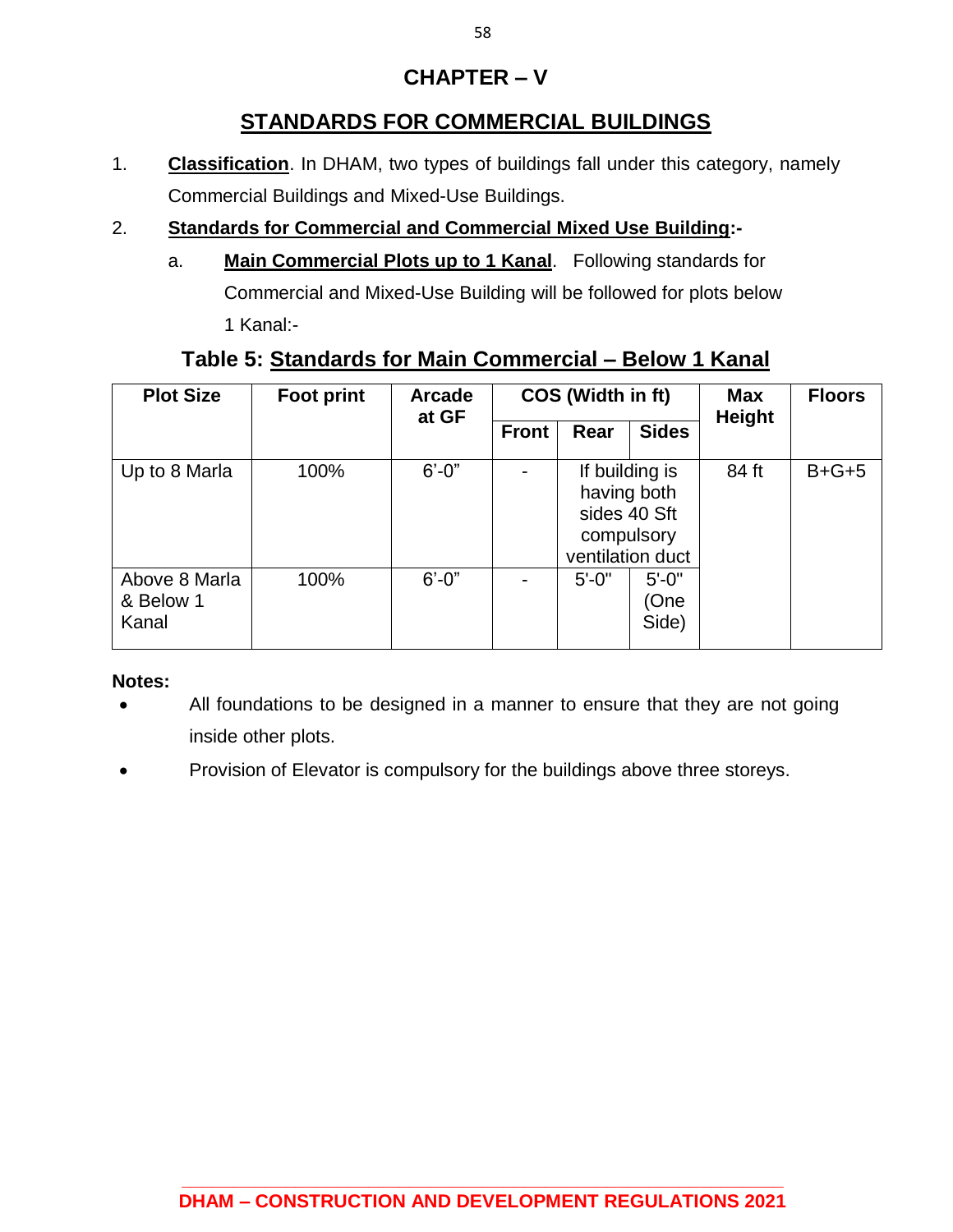# CHAPTER – V

## STANDARDS FOR COMMERCIAL BUILDINGS

1. **Classification**. In DHAM, two types of buildings fall under this category, namely Commercial Buildings and Mixed-Use Buildings.

2. **Standards for Commercial and Commercial Mixed Use Building:-**

   a. **Main Commercial Plots up to 1 Kanal**. Following standards for Commercial and Mixed-Use Building will be followed for plots below 1 Kanal:-

**Table 5: Standards for Main Commercial – Below 1 Kanal**

| Plot Size | Foot print | Arcade at GF | COS (Width in ft) | | | Max Height | Floors |
|---|---|---|---|---|---|---|---|
| | | | Front | Rear | Sides | | |
| Up to 8 Marla | 100% | 6'-0" | - | If building is having both sides 40 Sft compulsory ventilation duct | | 84 ft | B+G+5 |
| Above 8 Marla & Below 1 Kanal | 100% | 6'-0" | - | 5'-0" | 5'-0" (One Side) | | |

**Notes:**

- All foundations to be designed in a manner to ensure that they are not going inside other plots.
- Provision of Elevator is compulsory for the buildings above three storeys.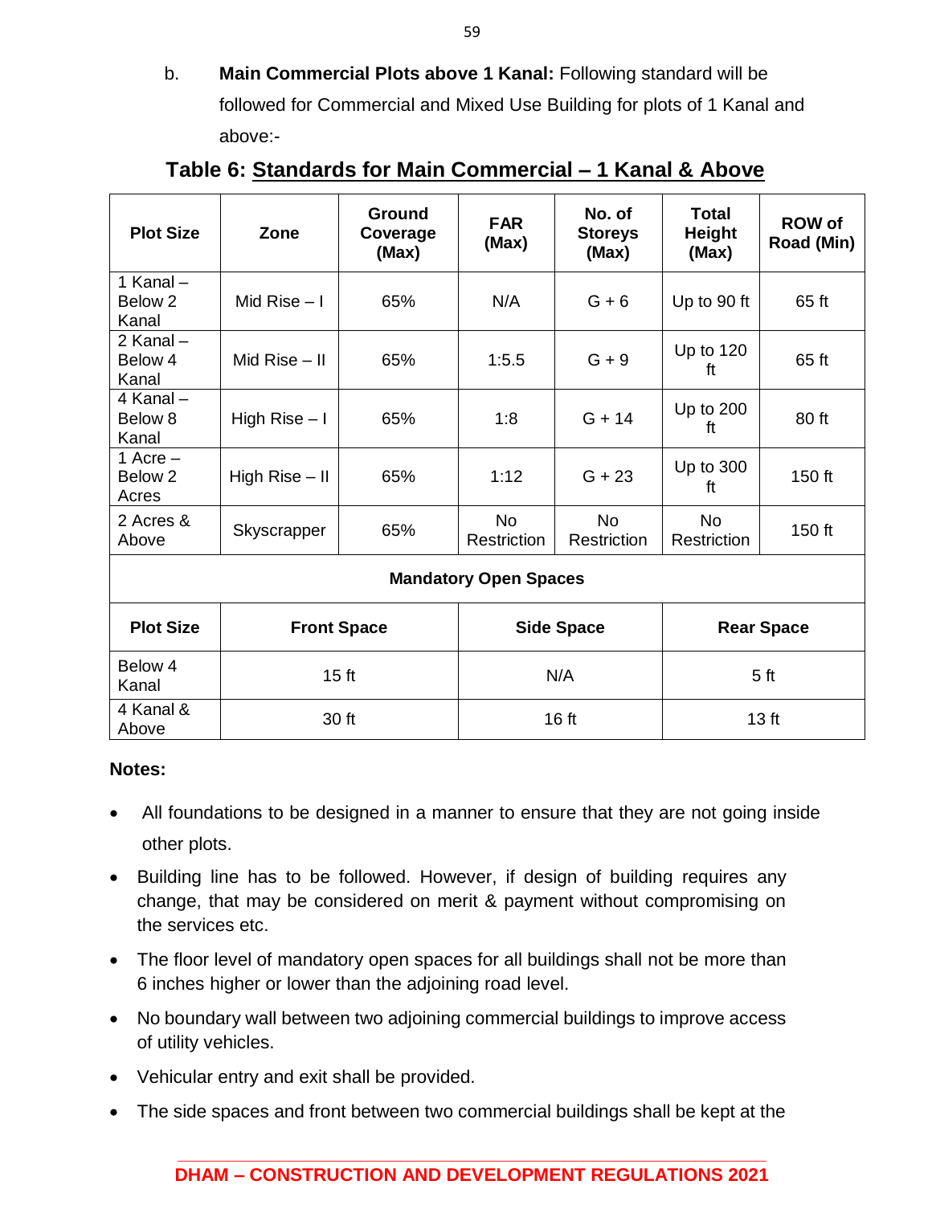b. **Main Commercial Plots above 1 Kanal:** Following standard will be followed for Commercial and Mixed Use Building for plots of 1 Kanal and above:-

**Table 6: Standards for Main Commercial – 1 Kanal & Above**

| Plot Size | Zone | Ground Coverage (Max) | FAR (Max) | No. of Storeys (Max) | Total Height (Max) | ROW of Road (Min) |
|---|---|---|---|---|---|---|
| 1 Kanal – Below 2 Kanal | Mid Rise – I | 65% | N/A | G + 6 | Up to 90 ft | 65 ft |
| 2 Kanal – Below 4 Kanal | Mid Rise – II | 65% | 1:5.5 | G + 9 | Up to 120 ft | 65 ft |
| 4 Kanal – Below 8 Kanal | High Rise – I | 65% | 1:8 | G + 14 | Up to 200 ft | 80 ft |
| 1 Acre – Below 2 Acres | High Rise – II | 65% | 1:12 | G + 23 | Up to 300 ft | 150 ft |
| 2 Acres & Above | Skyscrapper | 65% | No Restriction | No Restriction | No Restriction | 150 ft |
| **Mandatory Open Spaces** | | | | | | |
| **Plot Size** | **Front Space** | | **Side Space** | | **Rear Space** | |
| Below 4 Kanal | 15 ft | | N/A | | 5 ft | |
| 4 Kanal & Above | 30 ft | | 16 ft | | 13 ft | |

**Notes:**

- All foundations to be designed in a manner to ensure that they are not going inside other plots.
- Building line has to be followed. However, if design of building requires any change, that may be considered on merit & payment without compromising on the services etc.
- The floor level of mandatory open spaces for all buildings shall not be more than 6 inches higher or lower than the adjoining road level.
- No boundary wall between two adjoining commercial buildings to improve access of utility vehicles.
- Vehicular entry and exit shall be provided.
- The side spaces and front between two commercial buildings shall be kept at the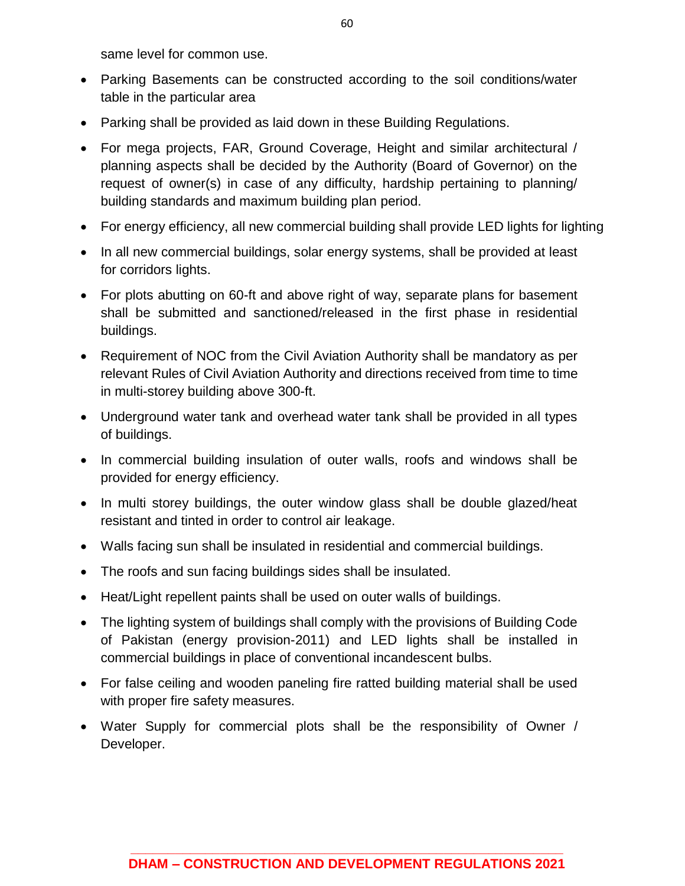same level for common use.

- Parking Basements can be constructed according to the soil conditions/water table in the particular area
- Parking shall be provided as laid down in these Building Regulations.
- For mega projects, FAR, Ground Coverage, Height and similar architectural / planning aspects shall be decided by the Authority (Board of Governor) on the request of owner(s) in case of any difficulty, hardship pertaining to planning/ building standards and maximum building plan period.
- For energy efficiency, all new commercial building shall provide LED lights for lighting
- In all new commercial buildings, solar energy systems, shall be provided at least for corridors lights.
- For plots abutting on 60-ft and above right of way, separate plans for basement shall be submitted and sanctioned/released in the first phase in residential buildings.
- Requirement of NOC from the Civil Aviation Authority shall be mandatory as per relevant Rules of Civil Aviation Authority and directions received from time to time in multi-storey building above 300-ft.
- Underground water tank and overhead water tank shall be provided in all types of buildings.
- In commercial building insulation of outer walls, roofs and windows shall be provided for energy efficiency.
- In multi storey buildings, the outer window glass shall be double glazed/heat resistant and tinted in order to control air leakage.
- Walls facing sun shall be insulated in residential and commercial buildings.
- The roofs and sun facing buildings sides shall be insulated.
- Heat/Light repellent paints shall be used on outer walls of buildings.
- The lighting system of buildings shall comply with the provisions of Building Code of Pakistan (energy provision-2011) and LED lights shall be installed in commercial buildings in place of conventional incandescent bulbs.
- For false ceiling and wooden paneling fire ratted building material shall be used with proper fire safety measures.
- Water Supply for commercial plots shall be the responsibility of Owner / Developer.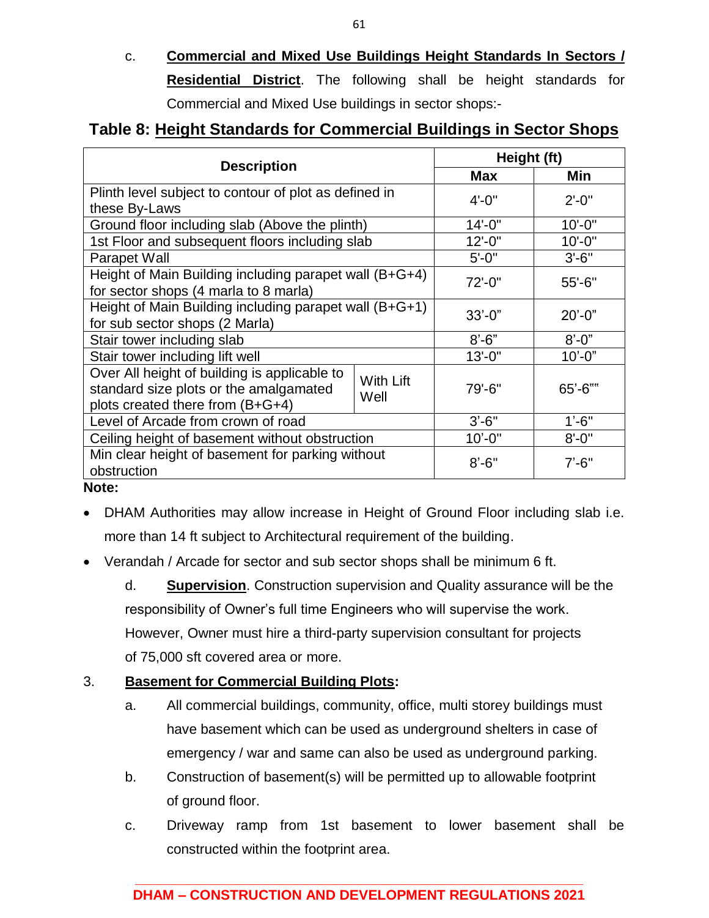c. **Commercial and Mixed Use Buildings Height Standards In Sectors / Residential District**. The following shall be height standards for Commercial and Mixed Use buildings in sector shops:-

### Table 8: Height Standards for Commercial Buildings in Sector Shops

| Description | | Height (ft) | |
|---|---|---|---|
| | | **Max** | **Min** |
| Plinth level subject to contour of plot as defined in these By-Laws | | 4'-0" | 2'-0" |
| Ground floor including slab (Above the plinth) | | 14'-0" | 10'-0" |
| 1st Floor and subsequent floors including slab | | 12'-0" | 10'-0" |
| Parapet Wall | | 5'-0" | 3'-6" |
| Height of Main Building including parapet wall (B+G+4) for sector shops (4 marla to 8 marla) | | 72'-0" | 55'-6" |
| Height of Main Building including parapet wall (B+G+1) for sub sector shops (2 Marla) | | 33'-0" | 20'-0" |
| Stair tower including slab | | 8'-6" | 8'-0" |
| Stair tower including lift well | | 13'-0" | 10'-0" |
| Over All height of building is applicable to standard size plots or the amalgamated plots created there from (B+G+4) | With Lift Well | 79'-6" | 65'-6"" |
| Level of Arcade from crown of road | | 3'-6" | 1'-6" |
| Ceiling height of basement without obstruction | | 10'-0" | 8'-0" |
| Min clear height of basement for parking without obstruction | | 8'-6" | 7'-6" |

**Note:**

- DHAM Authorities may allow increase in Height of Ground Floor including slab i.e. more than 14 ft subject to Architectural requirement of the building.
- Verandah / Arcade for sector and sub sector shops shall be minimum 6 ft.

d. **Supervision**. Construction supervision and Quality assurance will be the responsibility of Owner's full time Engineers who will supervise the work. However, Owner must hire a third-party supervision consultant for projects of 75,000 sft covered area or more.

3. **Basement for Commercial Building Plots:**

a. All commercial buildings, community, office, multi storey buildings must have basement which can be used as underground shelters in case of emergency / war and same can also be used as underground parking.

b. Construction of basement(s) will be permitted up to allowable footprint of ground floor.

c. Driveway ramp from 1st basement to lower basement shall be constructed within the footprint area.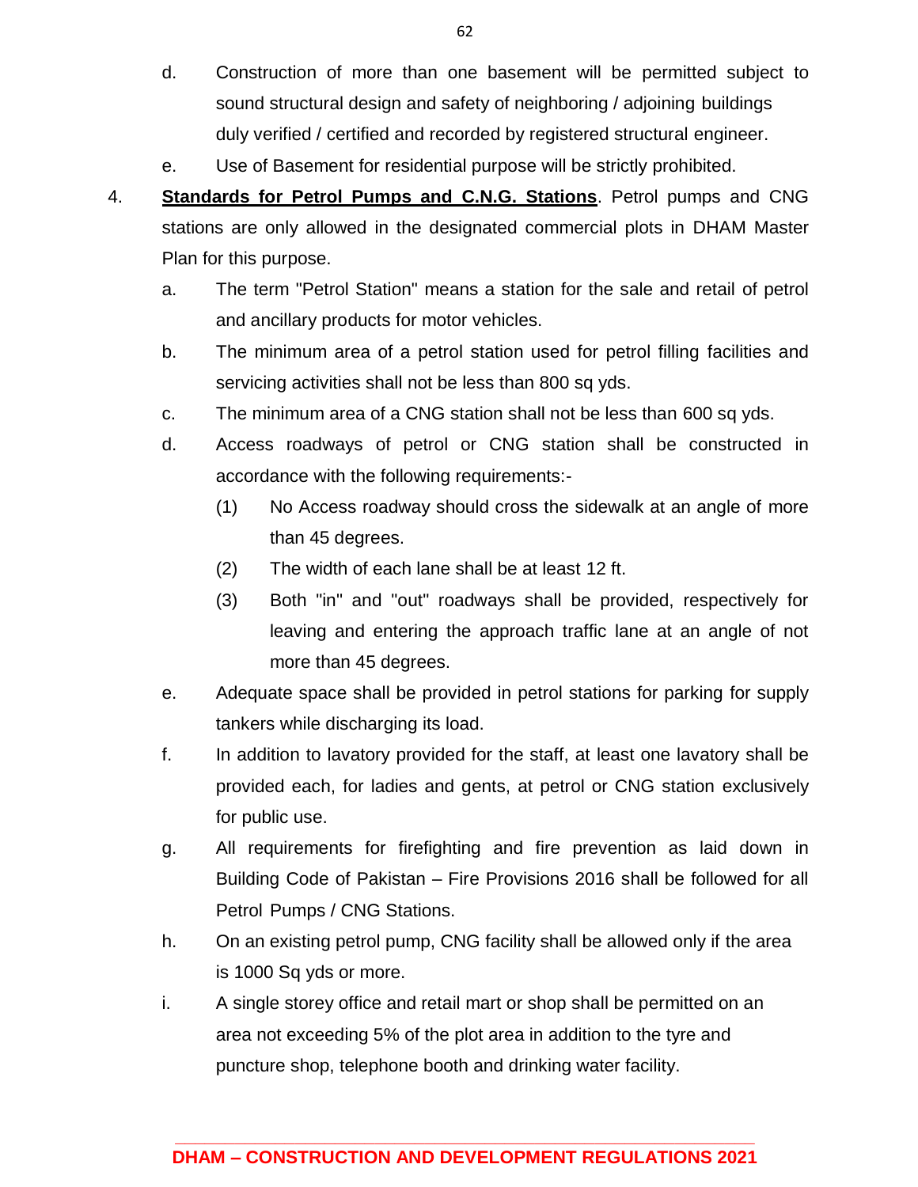d. Construction of more than one basement will be permitted subject to sound structural design and safety of neighboring / adjoining buildings duly verified / certified and recorded by registered structural engineer.

e. Use of Basement for residential purpose will be strictly prohibited.

4. **Standards for Petrol Pumps and C.N.G. Stations**. Petrol pumps and CNG stations are only allowed in the designated commercial plots in DHAM Master Plan for this purpose.

a. The term "Petrol Station" means a station for the sale and retail of petrol and ancillary products for motor vehicles.

b. The minimum area of a petrol station used for petrol filling facilities and servicing activities shall not be less than 800 sq yds.

c. The minimum area of a CNG station shall not be less than 600 sq yds.

d. Access roadways of petrol or CNG station shall be constructed in accordance with the following requirements:-

(1) No Access roadway should cross the sidewalk at an angle of more than 45 degrees.

(2) The width of each lane shall be at least 12 ft.

(3) Both "in" and "out" roadways shall be provided, respectively for leaving and entering the approach traffic lane at an angle of not more than 45 degrees.

e. Adequate space shall be provided in petrol stations for parking for supply tankers while discharging its load.

f. In addition to lavatory provided for the staff, at least one lavatory shall be provided each, for ladies and gents, at petrol or CNG station exclusively for public use.

g. All requirements for firefighting and fire prevention as laid down in Building Code of Pakistan – Fire Provisions 2016 shall be followed for all Petrol Pumps / CNG Stations.

h. On an existing petrol pump, CNG facility shall be allowed only if the area is 1000 Sq yds or more.

i. A single storey office and retail mart or shop shall be permitted on an area not exceeding 5% of the plot area in addition to the tyre and puncture shop, telephone booth and drinking water facility.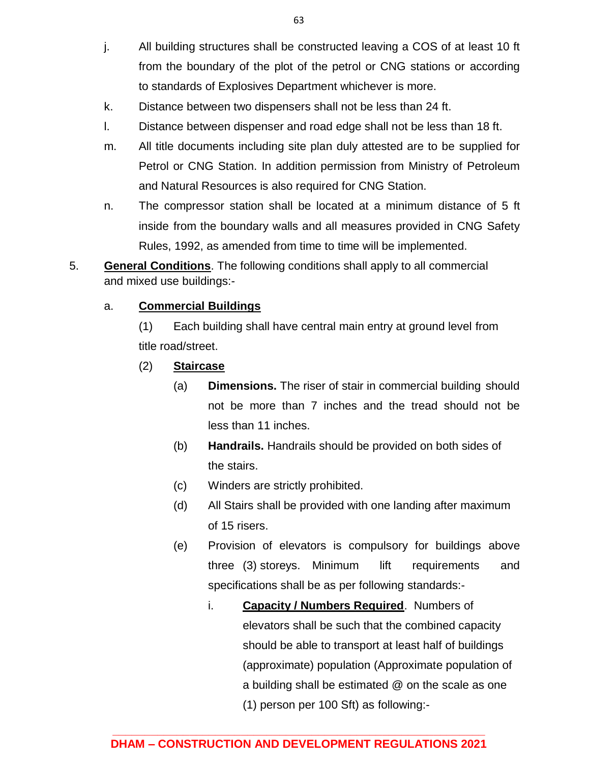j. All building structures shall be constructed leaving a COS of at least 10 ft from the boundary of the plot of the petrol or CNG stations or according to standards of Explosives Department whichever is more.

k. Distance between two dispensers shall not be less than 24 ft.

l. Distance between dispenser and road edge shall not be less than 18 ft.

m. All title documents including site plan duly attested are to be supplied for Petrol or CNG Station. In addition permission from Ministry of Petroleum and Natural Resources is also required for CNG Station.

n. The compressor station shall be located at a minimum distance of 5 ft inside from the boundary walls and all measures provided in CNG Safety Rules, 1992, as amended from time to time will be implemented.

5. **<u>General Conditions</u>**. The following conditions shall apply to all commercial and mixed use buildings:-

a. **<u>Commercial Buildings</u>**

(1) Each building shall have central main entry at ground level from title road/street.

(2) **<u>Staircase</u>**

(a) **Dimensions.** The riser of stair in commercial building should not be more than 7 inches and the tread should not be less than 11 inches.

(b) **Handrails.** Handrails should be provided on both sides of the stairs.

(c) Winders are strictly prohibited.

(d) All Stairs shall be provided with one landing after maximum of 15 risers.

(e) Provision of elevators is compulsory for buildings above three (3) storeys. Minimum lift requirements and specifications shall be as per following standards:-

i. **<u>Capacity / Numbers Required</u>**. Numbers of elevators shall be such that the combined capacity should be able to transport at least half of buildings (approximate) population (Approximate population of a building shall be estimated @ on the scale as one (1) person per 100 Sft) as following:-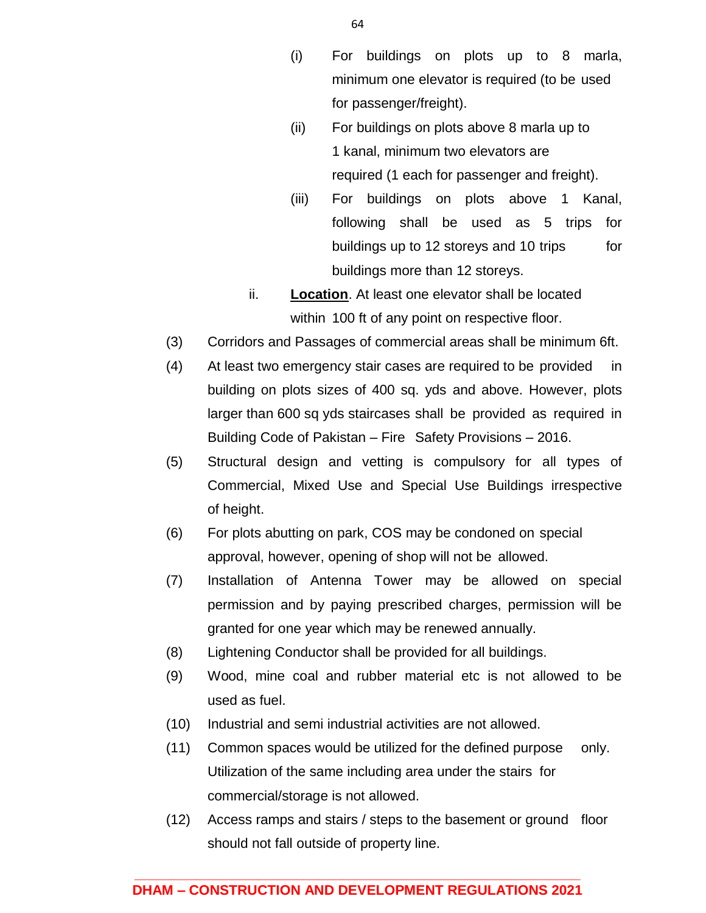(i) For buildings on plots up to 8 marla, minimum one elevator is required (to be used for passenger/freight).

(ii) For buildings on plots above 8 marla up to 1 kanal, minimum two elevators are required (1 each for passenger and freight).

(iii) For buildings on plots above 1 Kanal, following shall be used as 5 trips for buildings up to 12 storeys and 10 trips for buildings more than 12 storeys.

ii. **Location**. At least one elevator shall be located within 100 ft of any point on respective floor.

(3) Corridors and Passages of commercial areas shall be minimum 6ft.

(4) At least two emergency stair cases are required to be provided in building on plots sizes of 400 sq. yds and above. However, plots larger than 600 sq yds staircases shall be provided as required in Building Code of Pakistan – Fire Safety Provisions – 2016.

(5) Structural design and vetting is compulsory for all types of Commercial, Mixed Use and Special Use Buildings irrespective of height.

(6) For plots abutting on park, COS may be condoned on special approval, however, opening of shop will not be allowed.

(7) Installation of Antenna Tower may be allowed on special permission and by paying prescribed charges, permission will be granted for one year which may be renewed annually.

(8) Lightening Conductor shall be provided for all buildings.

(9) Wood, mine coal and rubber material etc is not allowed to be used as fuel.

(10) Industrial and semi industrial activities are not allowed.

(11) Common spaces would be utilized for the defined purpose only. Utilization of the same including area under the stairs for commercial/storage is not allowed.

(12) Access ramps and stairs / steps to the basement or ground floor should not fall outside of property line.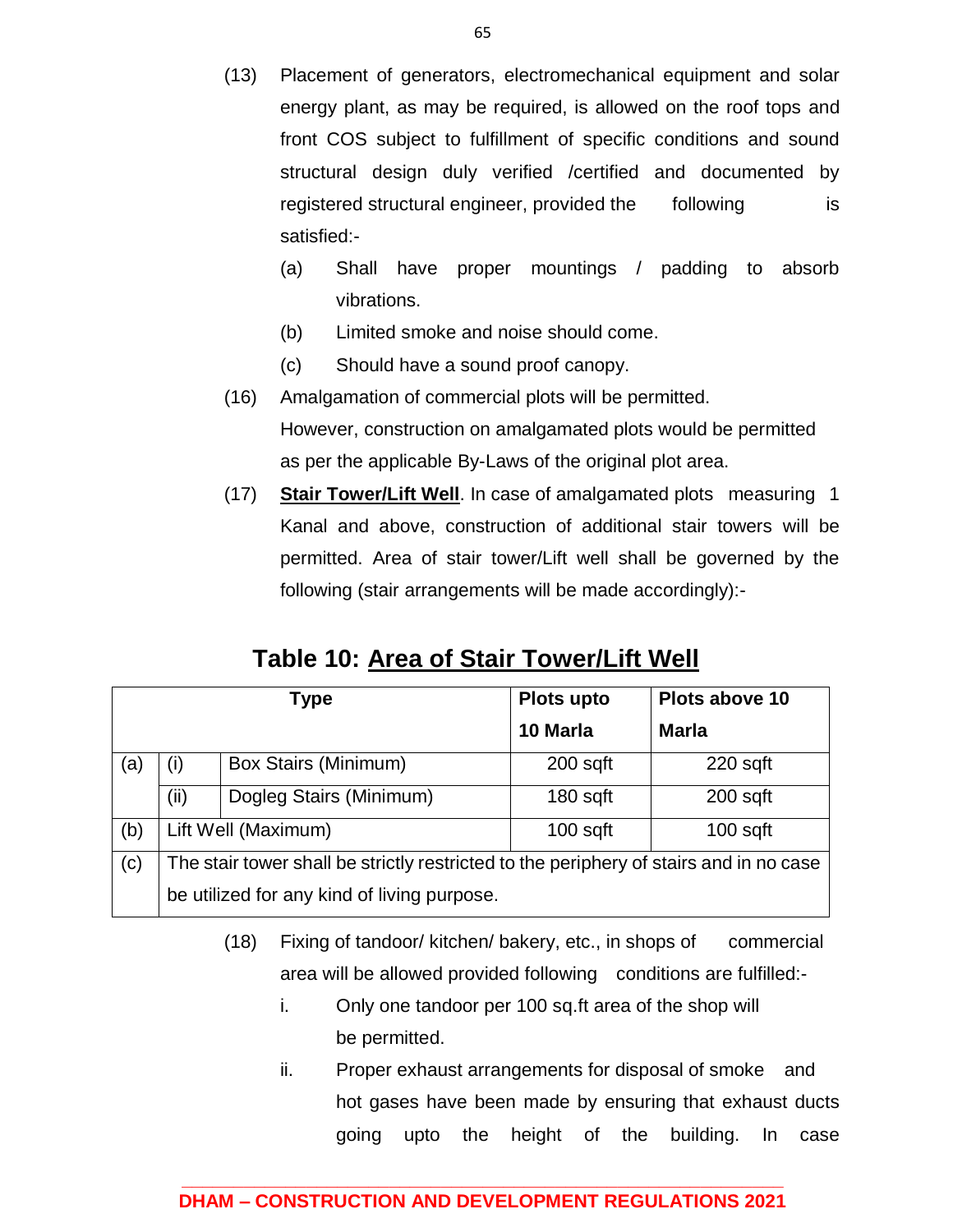(13) Placement of generators, electromechanical equipment and solar energy plant, as may be required, is allowed on the roof tops and front COS subject to fulfillment of specific conditions and sound structural design duly verified /certified and documented by registered structural engineer, provided the following is satisfied:-

(a) Shall have proper mountings / padding to absorb vibrations.

(b) Limited smoke and noise should come.

(c) Should have a sound proof canopy.

(16) Amalgamation of commercial plots will be permitted. However, construction on amalgamated plots would be permitted as per the applicable By-Laws of the original plot area.

(17) **<u>Stair Tower/Lift Well</u>**. In case of amalgamated plots measuring 1 Kanal and above, construction of additional stair towers will be permitted. Area of stair tower/Lift well shall be governed by the following (stair arrangements will be made accordingly):-

## Table 10: <u>Area of Stair Tower/Lift Well</u>

| Type | | | Plots upto 10 Marla | Plots above 10 Marla |
|---|---|---|---|---|
| (a) | (i) | Box Stairs (Minimum) | 200 sqft | 220 sqft |
| | (ii) | Dogleg Stairs (Minimum) | 180 sqft | 200 sqft |
| (b) | Lift Well (Maximum) | | 100 sqft | 100 sqft |
| (c) | The stair tower shall be strictly restricted to the periphery of stairs and in no case be utilized for any kind of living purpose. | | | |

(18) Fixing of tandoor/ kitchen/ bakery, etc., in shops of commercial area will be allowed provided following conditions are fulfilled:-

i. Only one tandoor per 100 sq.ft area of the shop will be permitted.

ii. Proper exhaust arrangements for disposal of smoke and hot gases have been made by ensuring that exhaust ducts going upto the height of the building. In case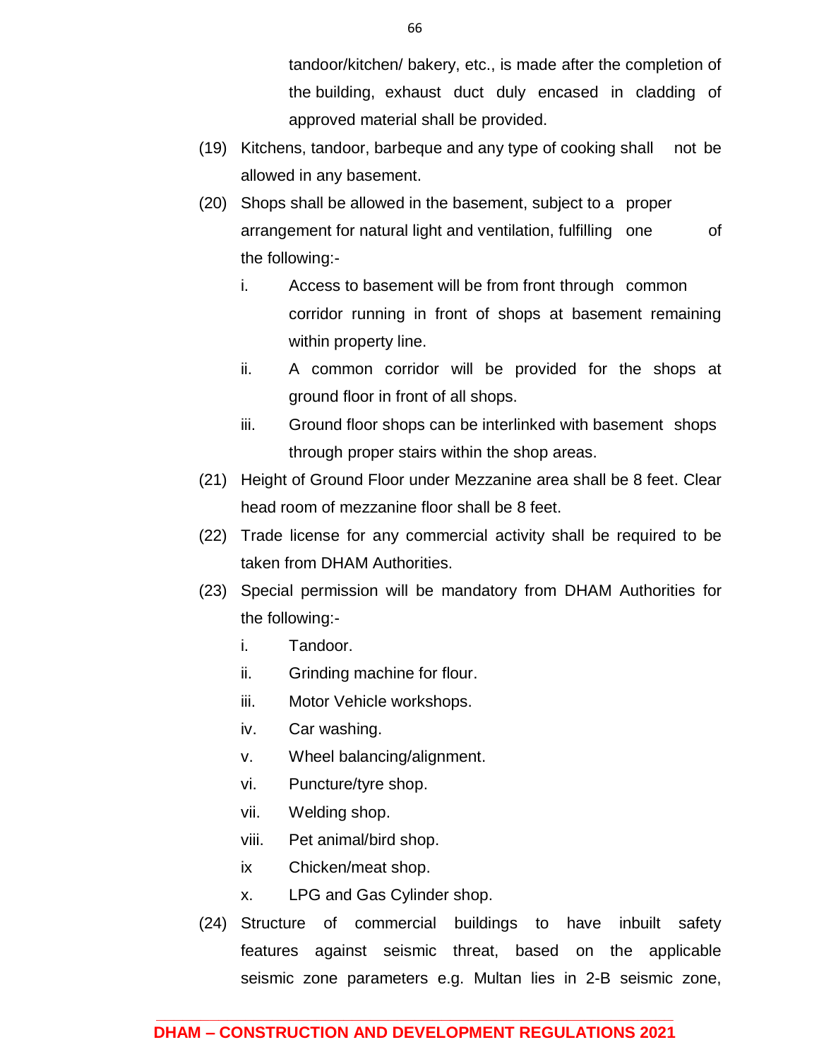tandoor/kitchen/ bakery, etc., is made after the completion of the building, exhaust duct duly encased in cladding of approved material shall be provided.

(19) Kitchens, tandoor, barbeque and any type of cooking shall not be allowed in any basement.

(20) Shops shall be allowed in the basement, subject to a proper arrangement for natural light and ventilation, fulfilling one of the following:-

   i. Access to basement will be from front through common corridor running in front of shops at basement remaining within property line.

   ii. A common corridor will be provided for the shops at ground floor in front of all shops.

   iii. Ground floor shops can be interlinked with basement shops through proper stairs within the shop areas.

(21) Height of Ground Floor under Mezzanine area shall be 8 feet. Clear head room of mezzanine floor shall be 8 feet.

(22) Trade license for any commercial activity shall be required to be taken from DHAM Authorities.

(23) Special permission will be mandatory from DHAM Authorities for the following:-

   i. Tandoor.

   ii. Grinding machine for flour.

   iii. Motor Vehicle workshops.

   iv. Car washing.

   v. Wheel balancing/alignment.

   vi. Puncture/tyre shop.

   vii. Welding shop.

   viii. Pet animal/bird shop.

   ix Chicken/meat shop.

   x. LPG and Gas Cylinder shop.

(24) Structure of commercial buildings to have inbuilt safety features against seismic threat, based on the applicable seismic zone parameters e.g. Multan lies in 2-B seismic zone,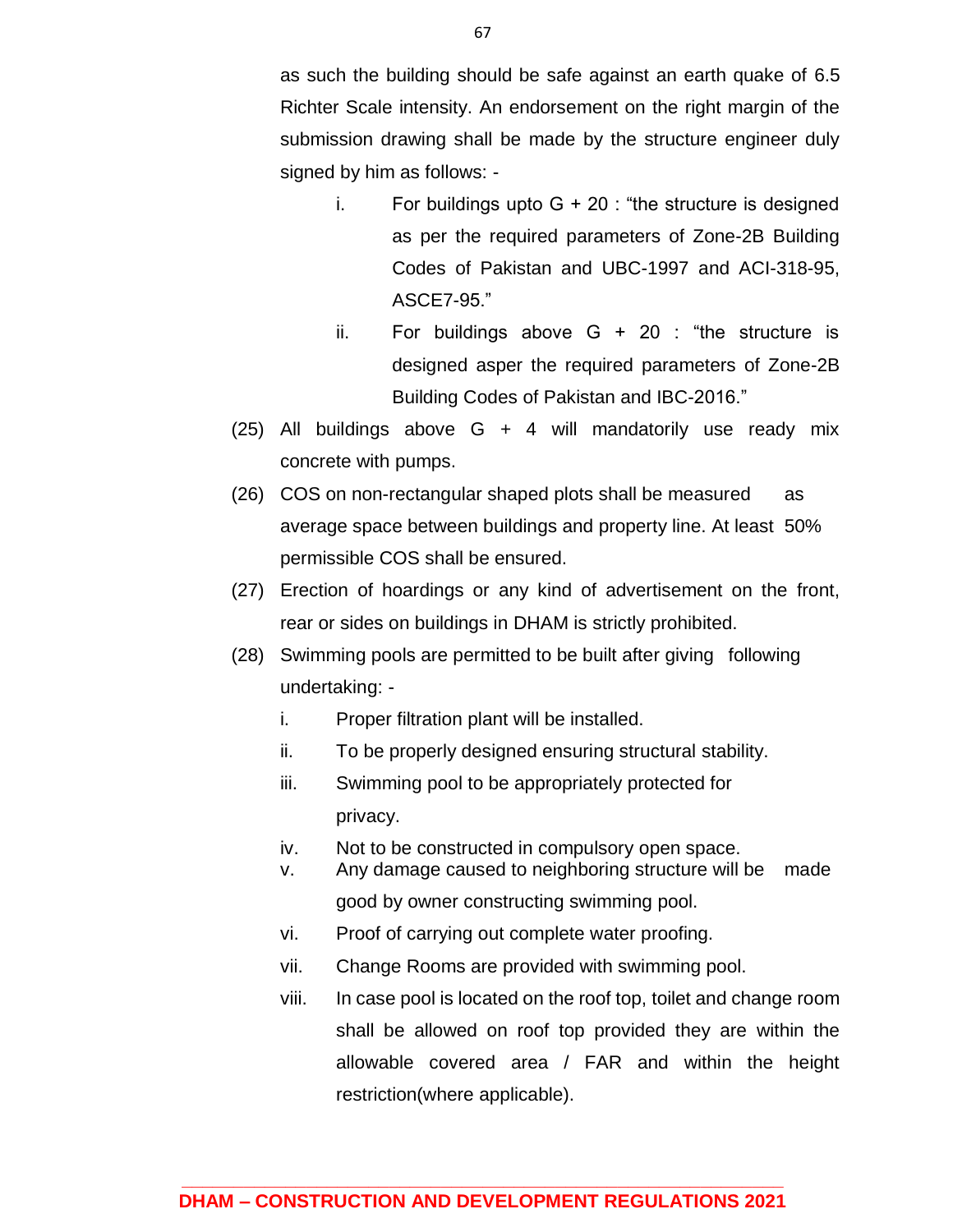as such the building should be safe against an earth quake of 6.5 Richter Scale intensity. An endorsement on the right margin of the submission drawing shall be made by the structure engineer duly signed by him as follows: -

i. For buildings upto G + 20 : "the structure is designed as per the required parameters of Zone-2B Building Codes of Pakistan and UBC-1997 and ACI-318-95, ASCE7-95."

ii. For buildings above G + 20 : "the structure is designed asper the required parameters of Zone-2B Building Codes of Pakistan and IBC-2016."

(25) All buildings above G + 4 will mandatorily use ready mix concrete with pumps.

(26) COS on non-rectangular shaped plots shall be measured as average space between buildings and property line. At least 50% permissible COS shall be ensured.

(27) Erection of hoardings or any kind of advertisement on the front, rear or sides on buildings in DHAM is strictly prohibited.

(28) Swimming pools are permitted to be built after giving following undertaking: -

i. Proper filtration plant will be installed.

ii. To be properly designed ensuring structural stability.

iii. Swimming pool to be appropriately protected for privacy.

iv. Not to be constructed in compulsory open space.

v. Any damage caused to neighboring structure will be made good by owner constructing swimming pool.

vi. Proof of carrying out complete water proofing.

vii. Change Rooms are provided with swimming pool.

viii. In case pool is located on the roof top, toilet and change room shall be allowed on roof top provided they are within the allowable covered area / FAR and within the height restriction(where applicable).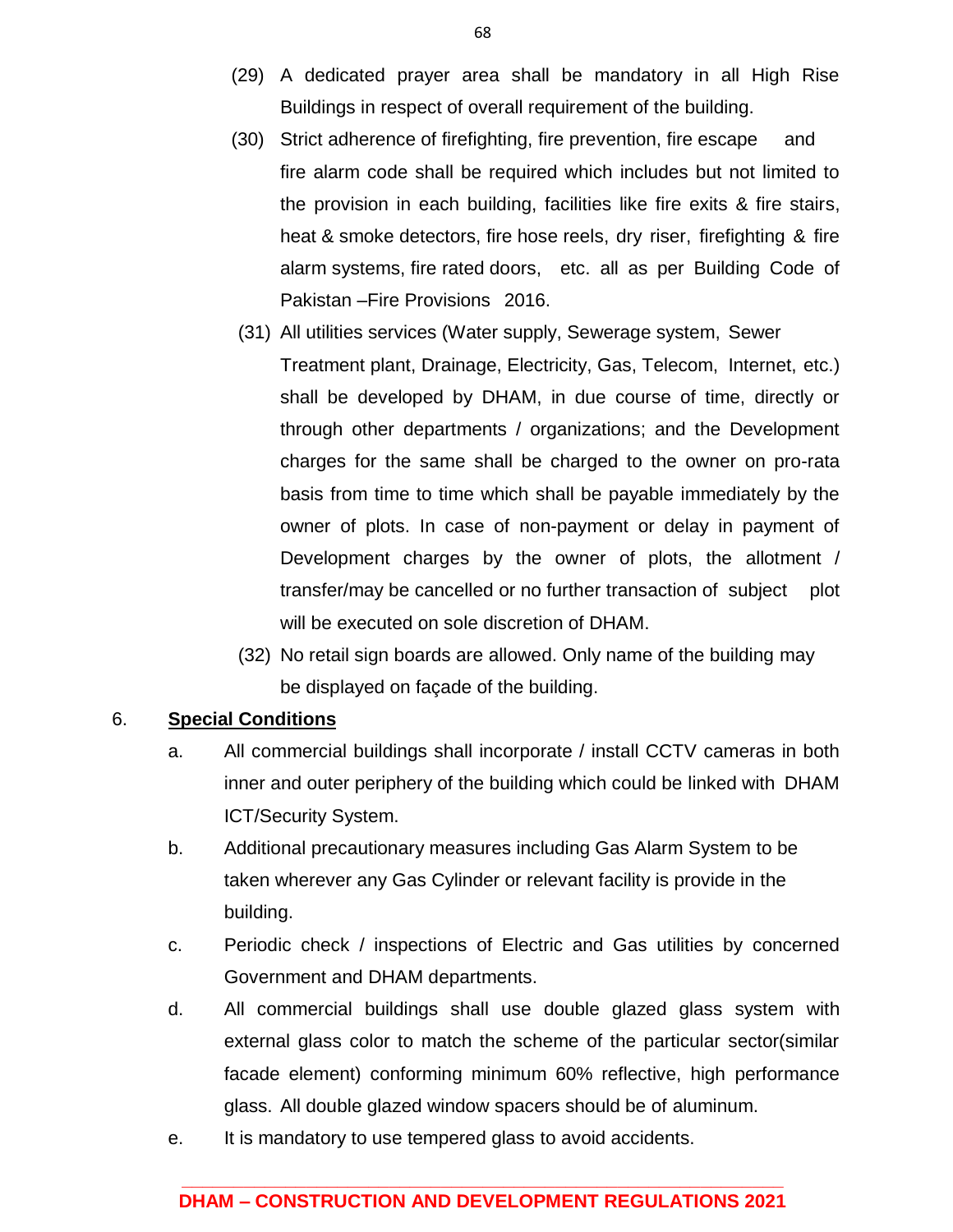(29) A dedicated prayer area shall be mandatory in all High Rise Buildings in respect of overall requirement of the building.

(30) Strict adherence of firefighting, fire prevention, fire escape and fire alarm code shall be required which includes but not limited to the provision in each building, facilities like fire exits & fire stairs, heat & smoke detectors, fire hose reels, dry riser, firefighting & fire alarm systems, fire rated doors, etc. all as per Building Code of Pakistan –Fire Provisions 2016.

(31) All utilities services (Water supply, Sewerage system, Sewer Treatment plant, Drainage, Electricity, Gas, Telecom, Internet, etc.) shall be developed by DHAM, in due course of time, directly or through other departments / organizations; and the Development charges for the same shall be charged to the owner on pro-rata basis from time to time which shall be payable immediately by the owner of plots. In case of non-payment or delay in payment of Development charges by the owner of plots, the allotment / transfer/may be cancelled or no further transaction of subject plot will be executed on sole discretion of DHAM.

(32) No retail sign boards are allowed. Only name of the building may be displayed on façade of the building.

## 6. **<u>Special Conditions</u>**

a. All commercial buildings shall incorporate / install CCTV cameras in both inner and outer periphery of the building which could be linked with DHAM ICT/Security System.

b. Additional precautionary measures including Gas Alarm System to be taken wherever any Gas Cylinder or relevant facility is provide in the building.

c. Periodic check / inspections of Electric and Gas utilities by concerned Government and DHAM departments.

d. All commercial buildings shall use double glazed glass system with external glass color to match the scheme of the particular sector(similar facade element) conforming minimum 60% reflective, high performance glass. All double glazed window spacers should be of aluminum.

e. It is mandatory to use tempered glass to avoid accidents.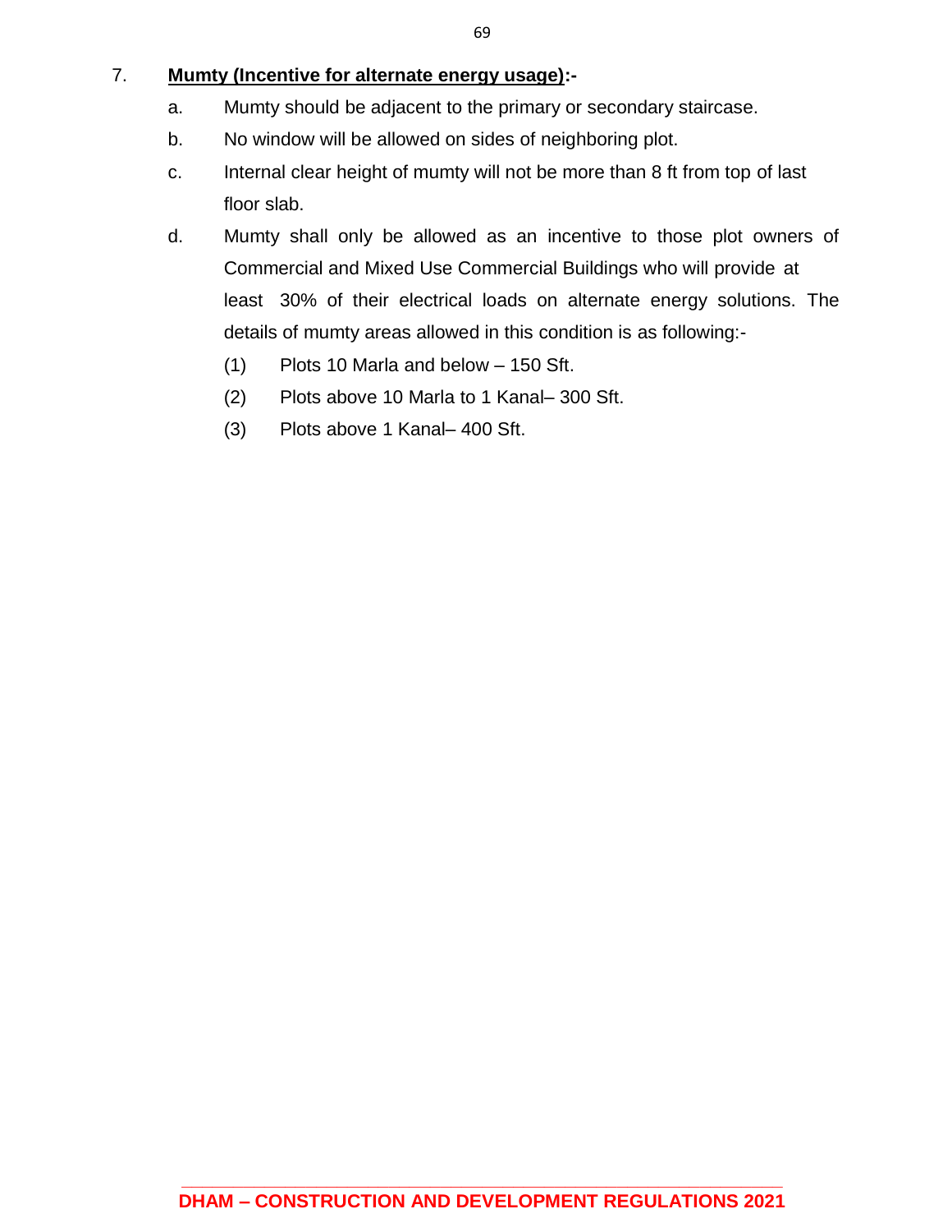7. **Mumty (Incentive for alternate energy usage):-**

   a. Mumty should be adjacent to the primary or secondary staircase.

   b. No window will be allowed on sides of neighboring plot.

   c. Internal clear height of mumty will not be more than 8 ft from top of last floor slab.

   d. Mumty shall only be allowed as an incentive to those plot owners of Commercial and Mixed Use Commercial Buildings who will provide at least 30% of their electrical loads on alternate energy solutions. The details of mumty areas allowed in this condition is as following:-

      (1) Plots 10 Marla and below – 150 Sft.

      (2) Plots above 10 Marla to 1 Kanal– 300 Sft.

      (3) Plots above 1 Kanal– 400 Sft.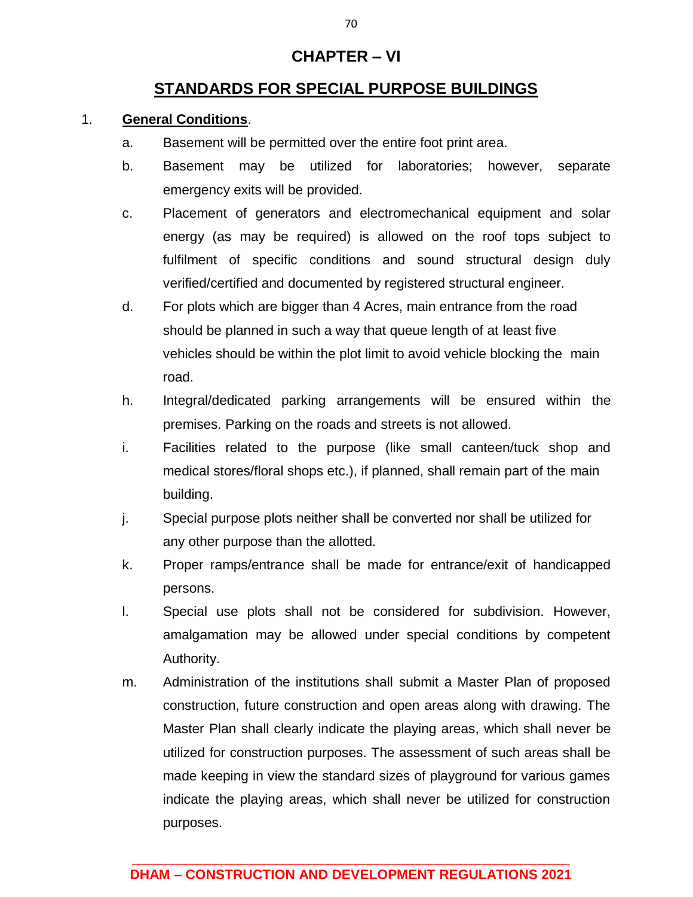# CHAPTER – VI

## STANDARDS FOR SPECIAL PURPOSE BUILDINGS

1. **General Conditions**.

   a. Basement will be permitted over the entire foot print area.

   b. Basement may be utilized for laboratories; however, separate emergency exits will be provided.

   c. Placement of generators and electromechanical equipment and solar energy (as may be required) is allowed on the roof tops subject to fulfilment of specific conditions and sound structural design duly verified/certified and documented by registered structural engineer.

   d. For plots which are bigger than 4 Acres, main entrance from the road should be planned in such a way that queue length of at least five vehicles should be within the plot limit to avoid vehicle blocking the main road.

   h. Integral/dedicated parking arrangements will be ensured within the premises. Parking on the roads and streets is not allowed.

   i. Facilities related to the purpose (like small canteen/tuck shop and medical stores/floral shops etc.), if planned, shall remain part of the main building.

   j. Special purpose plots neither shall be converted nor shall be utilized for any other purpose than the allotted.

   k. Proper ramps/entrance shall be made for entrance/exit of handicapped persons.

   l. Special use plots shall not be considered for subdivision. However, amalgamation may be allowed under special conditions by competent Authority.

   m. Administration of the institutions shall submit a Master Plan of proposed construction, future construction and open areas along with drawing. The Master Plan shall clearly indicate the playing areas, which shall never be utilized for construction purposes. The assessment of such areas shall be made keeping in view the standard sizes of playground for various games indicate the playing areas, which shall never be utilized for construction purposes.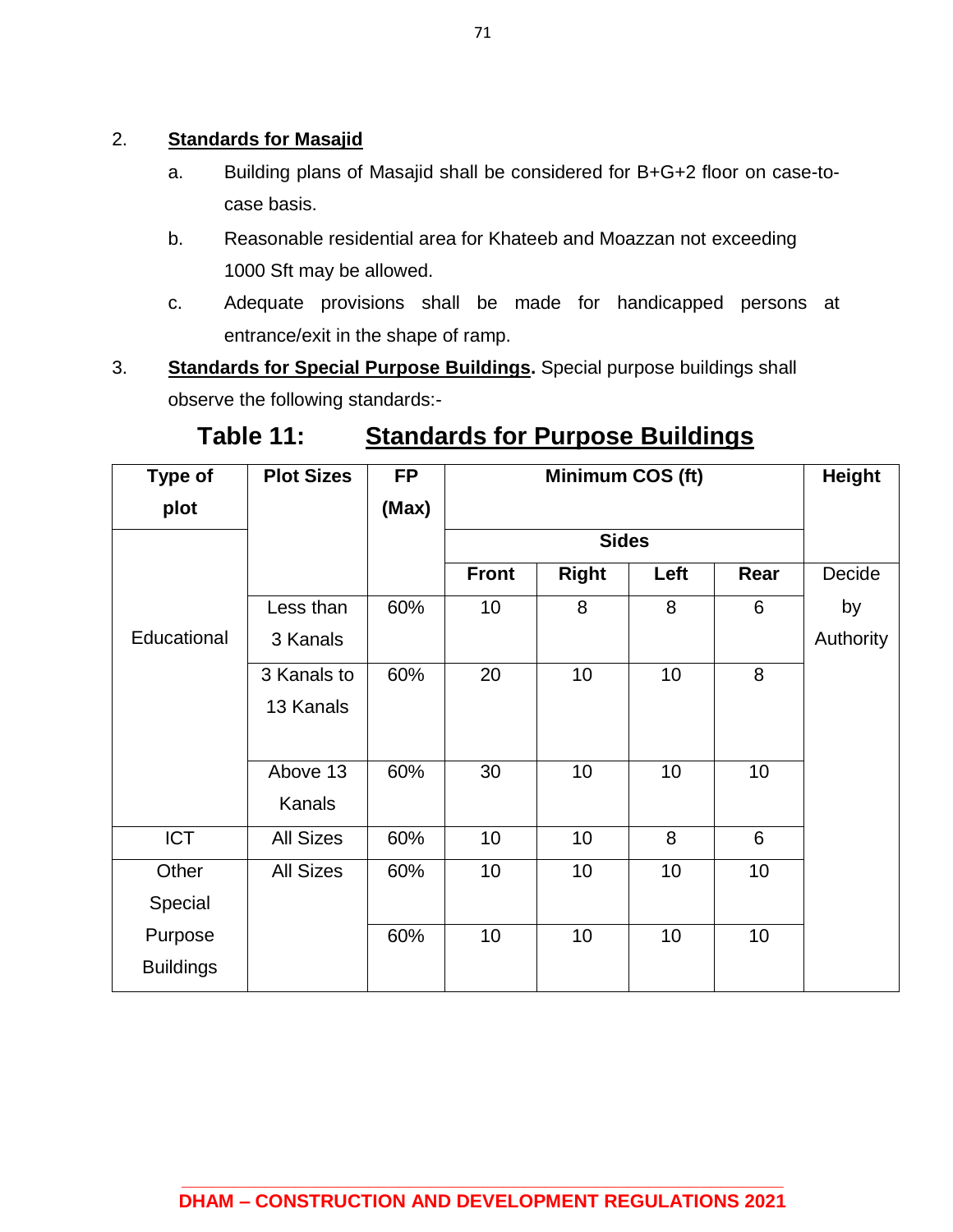2. **Standards for Masajid**

   a. Building plans of Masajid shall be considered for B+G+2 floor on case-to-case basis.

   b. Reasonable residential area for Khateeb and Moazzan not exceeding 1000 Sft may be allowed.

   c. Adequate provisions shall be made for handicapped persons at entrance/exit in the shape of ramp.

3. **Standards for Special Purpose Buildings.** Special purpose buildings shall observe the following standards:-

## Table 11: Standards for Purpose Buildings

| Type of plot | Plot Sizes | FP (Max) | Minimum COS (ft) | | | | Height |
|---|---|---|---|---|---|---|---|
| | | | Sides | | | | |
| | | | Front | Right | Left | Rear | Decide by Authority |
| Educational | Less than 3 Kanals | 60% | 10 | 8 | 8 | 6 | |
| | 3 Kanals to 13 Kanals | 60% | 20 | 10 | 10 | 8 | |
| | Above 13 Kanals | 60% | 30 | 10 | 10 | 10 | |
| ICT | All Sizes | 60% | 10 | 10 | 8 | 6 | |
| Other Special Purpose Buildings | All Sizes | 60% | 10 | 10 | 10 | 10 | |
| | | 60% | 10 | 10 | 10 | 10 | |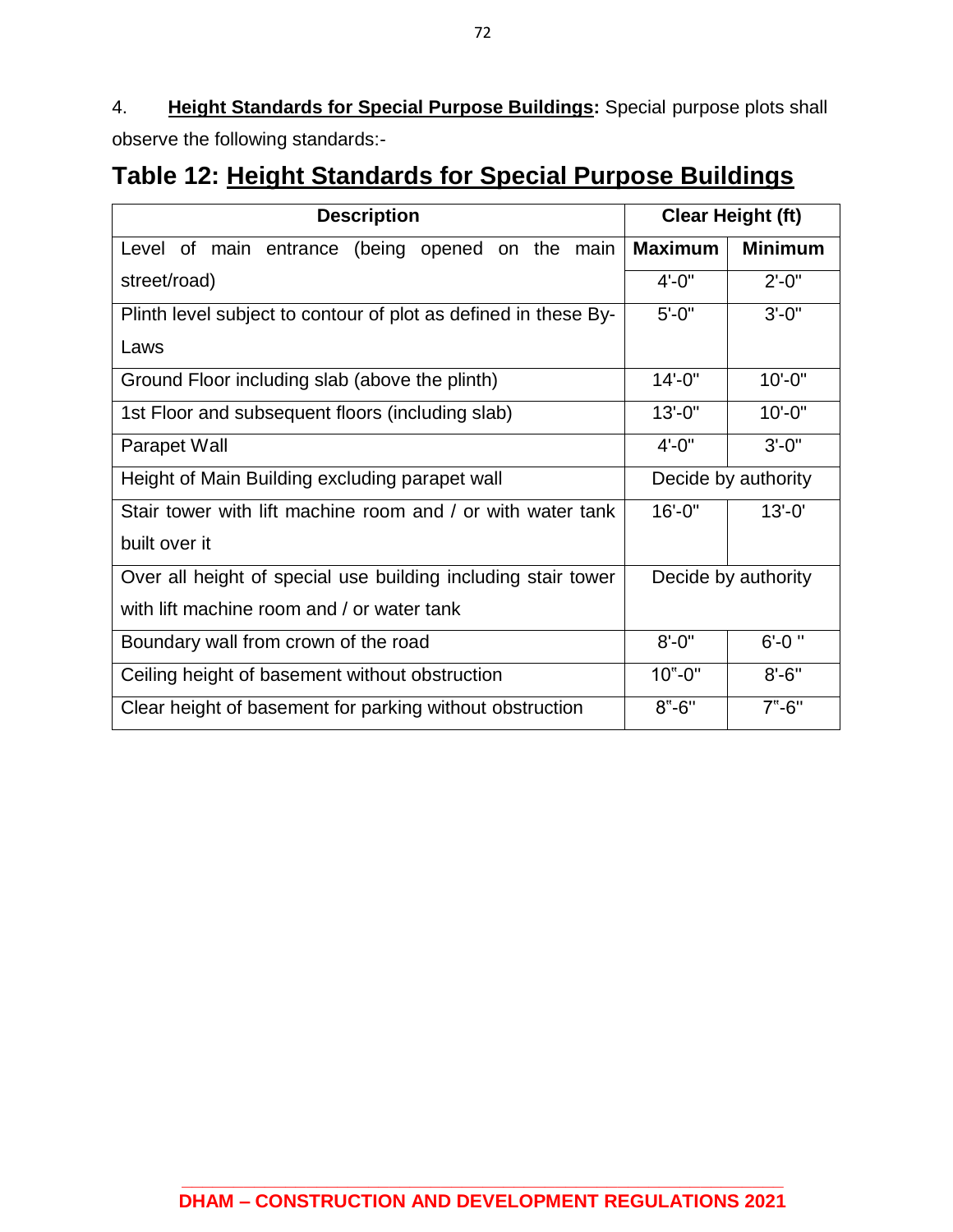4. **Height Standards for Special Purpose Buildings:** Special purpose plots shall observe the following standards:-

## Table 12: Height Standards for Special Purpose Buildings

| Description | Clear Height (ft) | |
|---|---|---|
| Level of main entrance (being opened on the main street/road) | **Maximum** | **Minimum** |
| | 4'-0" | 2'-0" |
| Plinth level subject to contour of plot as defined in these By-Laws | 5'-0" | 3'-0" |
| Ground Floor including slab (above the plinth) | 14'-0" | 10'-0" |
| 1st Floor and subsequent floors (including slab) | 13'-0" | 10'-0" |
| Parapet Wall | 4'-0" | 3'-0" |
| Height of Main Building excluding parapet wall | Decide by authority | |
| Stair tower with lift machine room and / or with water tank built over it | 16'-0" | 13'-0' |
| Over all height of special use building including stair tower with lift machine room and / or water tank | Decide by authority | |
| Boundary wall from crown of the road | 8'-0" | 6'-0 " |
| Ceiling height of basement without obstruction | 10"-0" | 8'-6" |
| Clear height of basement for parking without obstruction | 8"-6" | 7"-6" |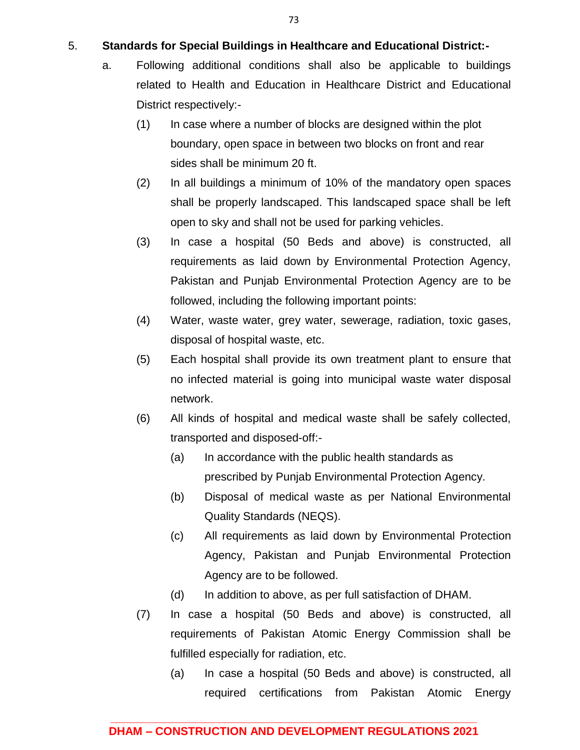5. **Standards for Special Buildings in Healthcare and Educational District:-**

   a. Following additional conditions shall also be applicable to buildings related to Health and Education in Healthcare District and Educational District respectively:-

      (1) In case where a number of blocks are designed within the plot boundary, open space in between two blocks on front and rear sides shall be minimum 20 ft.

      (2) In all buildings a minimum of 10% of the mandatory open spaces shall be properly landscaped. This landscaped space shall be left open to sky and shall not be used for parking vehicles.

      (3) In case a hospital (50 Beds and above) is constructed, all requirements as laid down by Environmental Protection Agency, Pakistan and Punjab Environmental Protection Agency are to be followed, including the following important points:

      (4) Water, waste water, grey water, sewerage, radiation, toxic gases, disposal of hospital waste, etc.

      (5) Each hospital shall provide its own treatment plant to ensure that no infected material is going into municipal waste water disposal network.

      (6) All kinds of hospital and medical waste shall be safely collected, transported and disposed-off:-

         (a) In accordance with the public health standards as prescribed by Punjab Environmental Protection Agency.

         (b) Disposal of medical waste as per National Environmental Quality Standards (NEQS).

         (c) All requirements as laid down by Environmental Protection Agency, Pakistan and Punjab Environmental Protection Agency are to be followed.

         (d) In addition to above, as per full satisfaction of DHAM.

      (7) In case a hospital (50 Beds and above) is constructed, all requirements of Pakistan Atomic Energy Commission shall be fulfilled especially for radiation, etc.

         (a) In case a hospital (50 Beds and above) is constructed, all required certifications from Pakistan Atomic Energy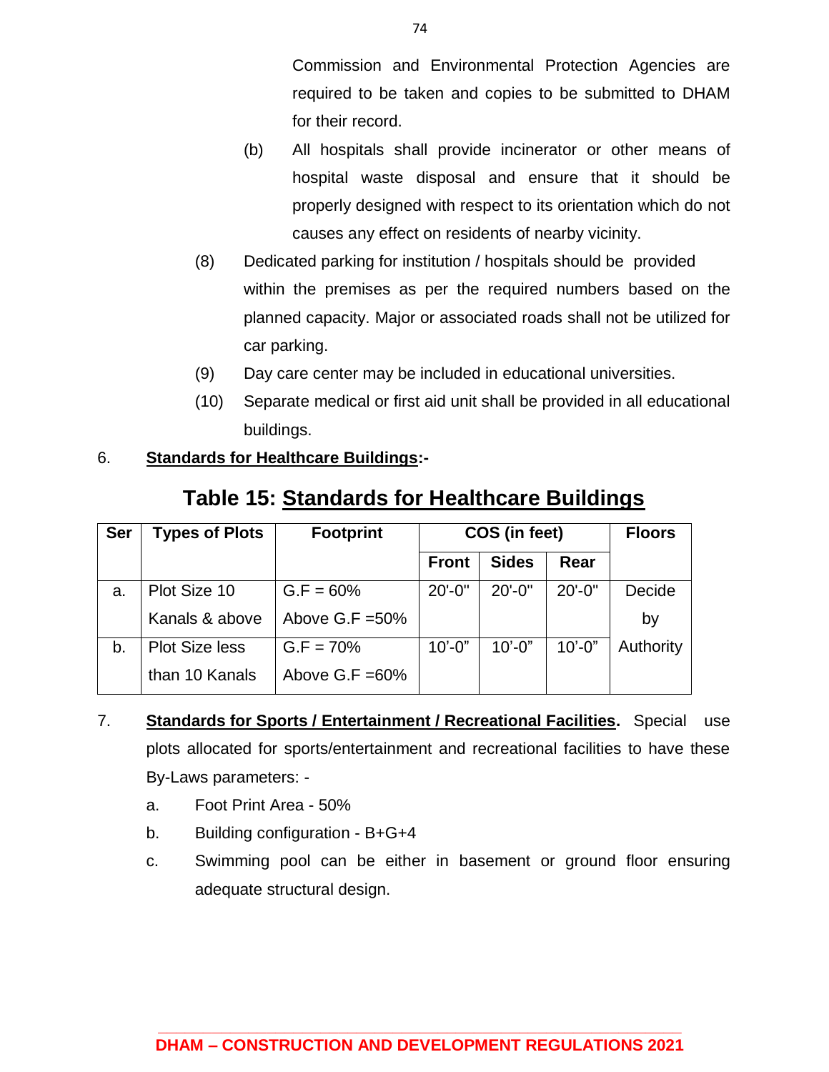Commission and Environmental Protection Agencies are required to be taken and copies to be submitted to DHAM for their record.

(b) All hospitals shall provide incinerator or other means of hospital waste disposal and ensure that it should be properly designed with respect to its orientation which do not causes any effect on residents of nearby vicinity.

(8) Dedicated parking for institution / hospitals should be provided within the premises as per the required numbers based on the planned capacity. Major or associated roads shall not be utilized for car parking.

(9) Day care center may be included in educational universities.

(10) Separate medical or first aid unit shall be provided in all educational buildings.

6. **Standards for Healthcare Buildings:-**

## Table 15: Standards for Healthcare Buildings

| Ser | Types of Plots | Footprint | COS (in feet) | | | Floors |
|---|---|---|---|---|---|---|
| | | | Front | Sides | Rear | |
| a. | Plot Size 10 Kanals & above | G.F = 60% Above G.F =50% | 20'-0" | 20'-0" | 20'-0" | Decide by Authority |
| b. | Plot Size less than 10 Kanals | G.F = 70% Above G.F =60% | 10'-0" | 10'-0" | 10'-0" | |

7. **Standards for Sports / Entertainment / Recreational Facilities.** Special use plots allocated for sports/entertainment and recreational facilities to have these By-Laws parameters: -

a. Foot Print Area - 50%

b. Building configuration - B+G+4

c. Swimming pool can be either in basement or ground floor ensuring adequate structural design.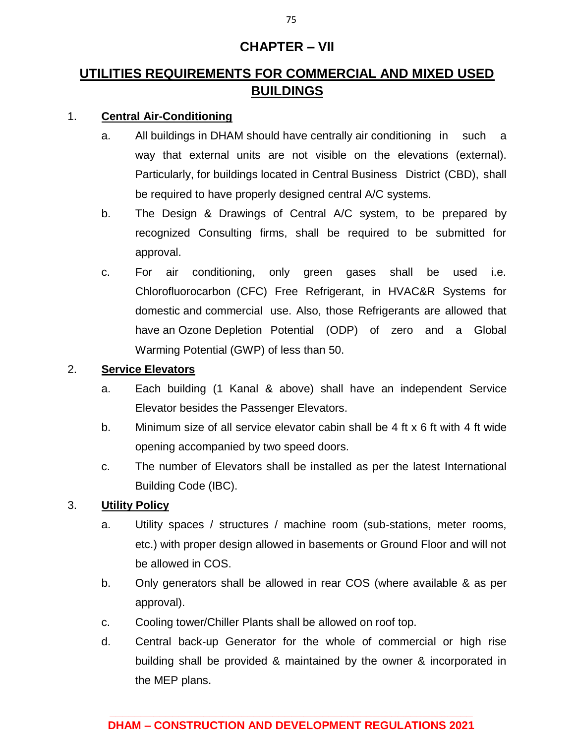# CHAPTER – VII

## UTILITIES REQUIREMENTS FOR COMMERCIAL AND MIXED USED BUILDINGS

1. **Central Air-Conditioning**

    a. All buildings in DHAM should have centrally air conditioning in such a way that external units are not visible on the elevations (external). Particularly, for buildings located in Central Business District (CBD), shall be required to have properly designed central A/C systems.

    b. The Design & Drawings of Central A/C system, to be prepared by recognized Consulting firms, shall be required to be submitted for approval.

    c. For air conditioning, only green gases shall be used i.e. Chlorofluorocarbon (CFC) Free Refrigerant, in HVAC&R Systems for domestic and commercial use. Also, those Refrigerants are allowed that have an Ozone Depletion Potential (ODP) of zero and a Global Warming Potential (GWP) of less than 50.

2. **Service Elevators**

    a. Each building (1 Kanal & above) shall have an independent Service Elevator besides the Passenger Elevators.

    b. Minimum size of all service elevator cabin shall be 4 ft x 6 ft with 4 ft wide opening accompanied by two speed doors.

    c. The number of Elevators shall be installed as per the latest International Building Code (IBC).

3. **Utility Policy**

    a. Utility spaces / structures / machine room (sub-stations, meter rooms, etc.) with proper design allowed in basements or Ground Floor and will not be allowed in COS.

    b. Only generators shall be allowed in rear COS (where available & as per approval).

    c. Cooling tower/Chiller Plants shall be allowed on roof top.

    d. Central back-up Generator for the whole of commercial or high rise building shall be provided & maintained by the owner & incorporated in the MEP plans.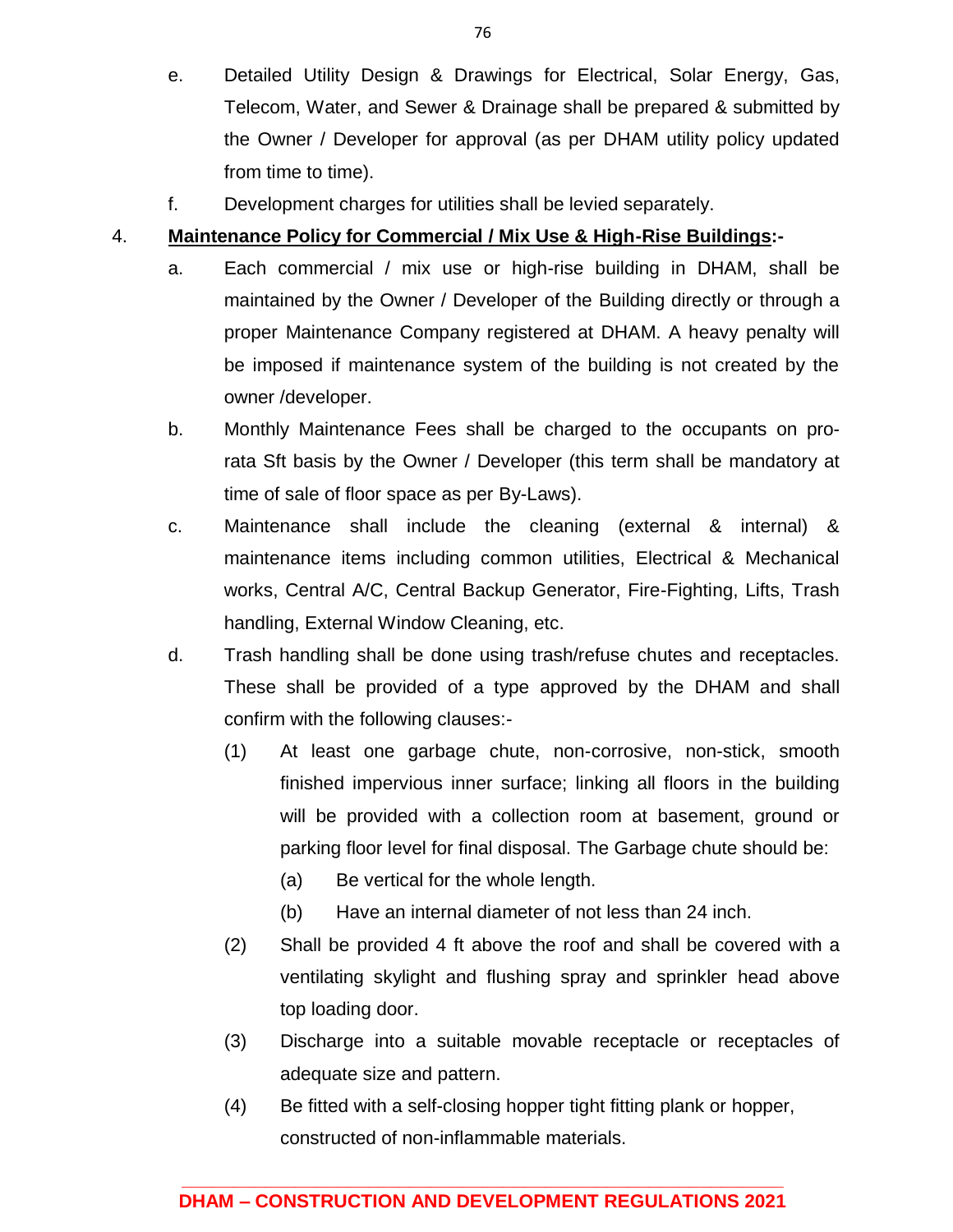e. Detailed Utility Design & Drawings for Electrical, Solar Energy, Gas, Telecom, Water, and Sewer & Drainage shall be prepared & submitted by the Owner / Developer for approval (as per DHAM utility policy updated from time to time).

f. Development charges for utilities shall be levied separately.

4. **<u>Maintenance Policy for Commercial / Mix Use & High-Rise Buildings</u>:-**

a. Each commercial / mix use or high-rise building in DHAM, shall be maintained by the Owner / Developer of the Building directly or through a proper Maintenance Company registered at DHAM. A heavy penalty will be imposed if maintenance system of the building is not created by the owner /developer.

b. Monthly Maintenance Fees shall be charged to the occupants on pro-rata Sft basis by the Owner / Developer (this term shall be mandatory at time of sale of floor space as per By-Laws).

c. Maintenance shall include the cleaning (external & internal) & maintenance items including common utilities, Electrical & Mechanical works, Central A/C, Central Backup Generator, Fire-Fighting, Lifts, Trash handling, External Window Cleaning, etc.

d. Trash handling shall be done using trash/refuse chutes and receptacles. These shall be provided of a type approved by the DHAM and shall confirm with the following clauses:-

(1) At least one garbage chute, non-corrosive, non-stick, smooth finished impervious inner surface; linking all floors in the building will be provided with a collection room at basement, ground or parking floor level for final disposal. The Garbage chute should be:

(a) Be vertical for the whole length.

(b) Have an internal diameter of not less than 24 inch.

(2) Shall be provided 4 ft above the roof and shall be covered with a ventilating skylight and flushing spray and sprinkler head above top loading door.

(3) Discharge into a suitable movable receptacle or receptacles of adequate size and pattern.

(4) Be fitted with a self-closing hopper tight fitting plank or hopper, constructed of non-inflammable materials.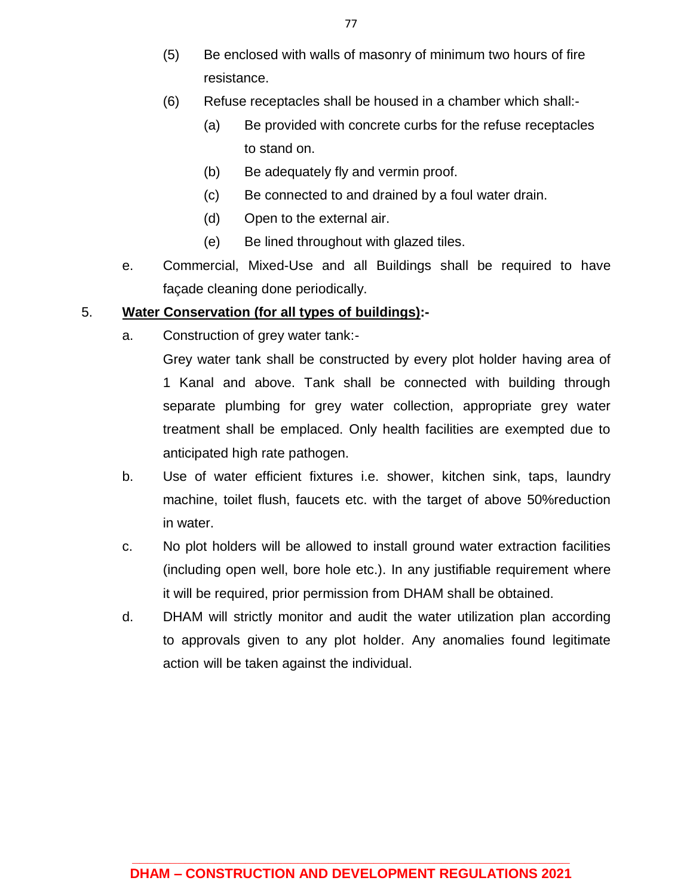(5) Be enclosed with walls of masonry of minimum two hours of fire resistance.

(6) Refuse receptacles shall be housed in a chamber which shall:-

(a) Be provided with concrete curbs for the refuse receptacles to stand on.

(b) Be adequately fly and vermin proof.

(c) Be connected to and drained by a foul water drain.

(d) Open to the external air.

(e) Be lined throughout with glazed tiles.

e. Commercial, Mixed-Use and all Buildings shall be required to have façade cleaning done periodically.

5. **<u>Water Conservation (for all types of buildings)</u>:-**

a. Construction of grey water tank:-

Grey water tank shall be constructed by every plot holder having area of 1 Kanal and above. Tank shall be connected with building through separate plumbing for grey water collection, appropriate grey water treatment shall be emplaced. Only health facilities are exempted due to anticipated high rate pathogen.

b. Use of water efficient fixtures i.e. shower, kitchen sink, taps, laundry machine, toilet flush, faucets etc. with the target of above 50%reduction in water.

c. No plot holders will be allowed to install ground water extraction facilities (including open well, bore hole etc.). In any justifiable requirement where it will be required, prior permission from DHAM shall be obtained.

d. DHAM will strictly monitor and audit the water utilization plan according to approvals given to any plot holder. Any anomalies found legitimate action will be taken against the individual.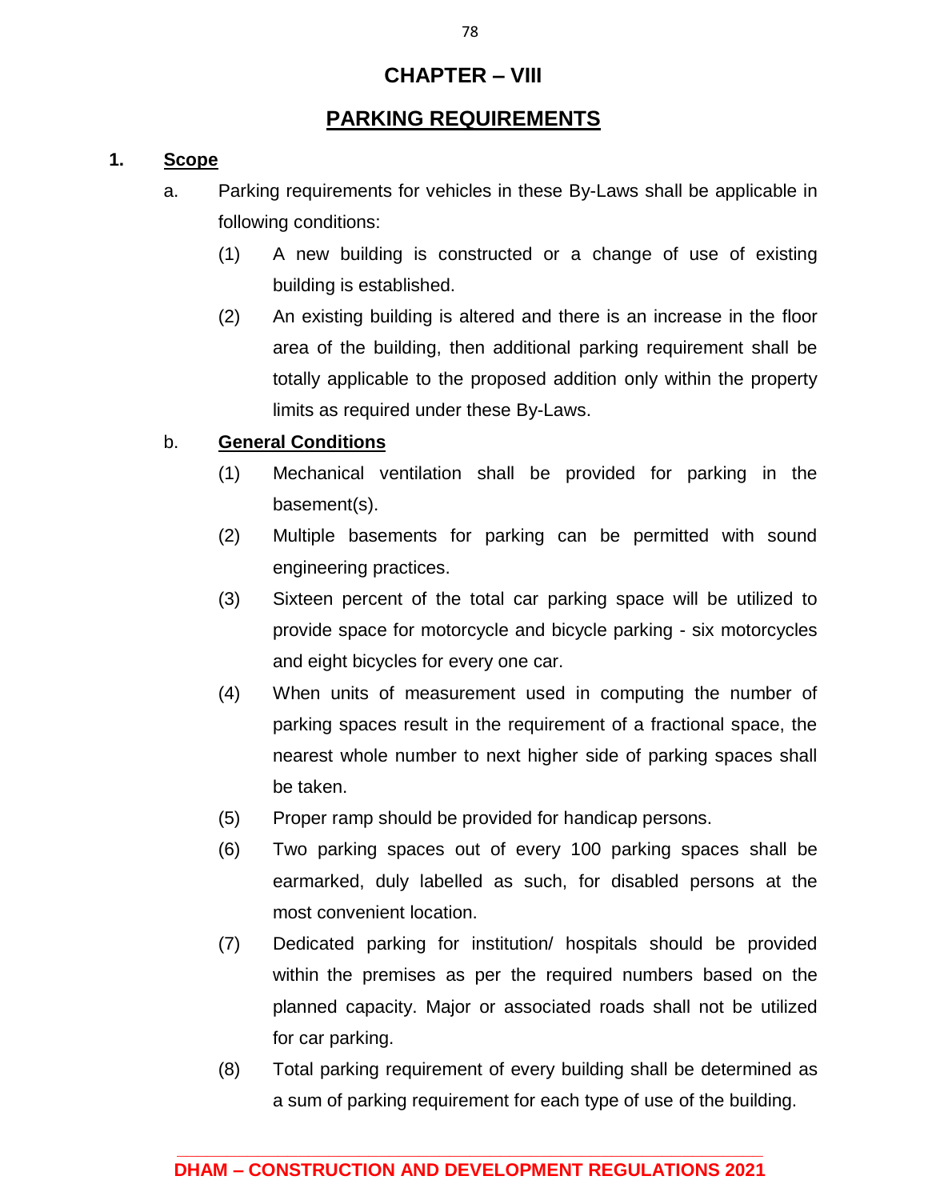# CHAPTER – VIII

## PARKING REQUIREMENTS

**1. Scope**

a. Parking requirements for vehicles in these By-Laws shall be applicable in following conditions:

(1) A new building is constructed or a change of use of existing building is established.

(2) An existing building is altered and there is an increase in the floor area of the building, then additional parking requirement shall be totally applicable to the proposed addition only within the property limits as required under these By-Laws.

b. **General Conditions**

(1) Mechanical ventilation shall be provided for parking in the basement(s).

(2) Multiple basements for parking can be permitted with sound engineering practices.

(3) Sixteen percent of the total car parking space will be utilized to provide space for motorcycle and bicycle parking - six motorcycles and eight bicycles for every one car.

(4) When units of measurement used in computing the number of parking spaces result in the requirement of a fractional space, the nearest whole number to next higher side of parking spaces shall be taken.

(5) Proper ramp should be provided for handicap persons.

(6) Two parking spaces out of every 100 parking spaces shall be earmarked, duly labelled as such, for disabled persons at the most convenient location.

(7) Dedicated parking for institution/ hospitals should be provided within the premises as per the required numbers based on the planned capacity. Major or associated roads shall not be utilized for car parking.

(8) Total parking requirement of every building shall be determined as a sum of parking requirement for each type of use of the building.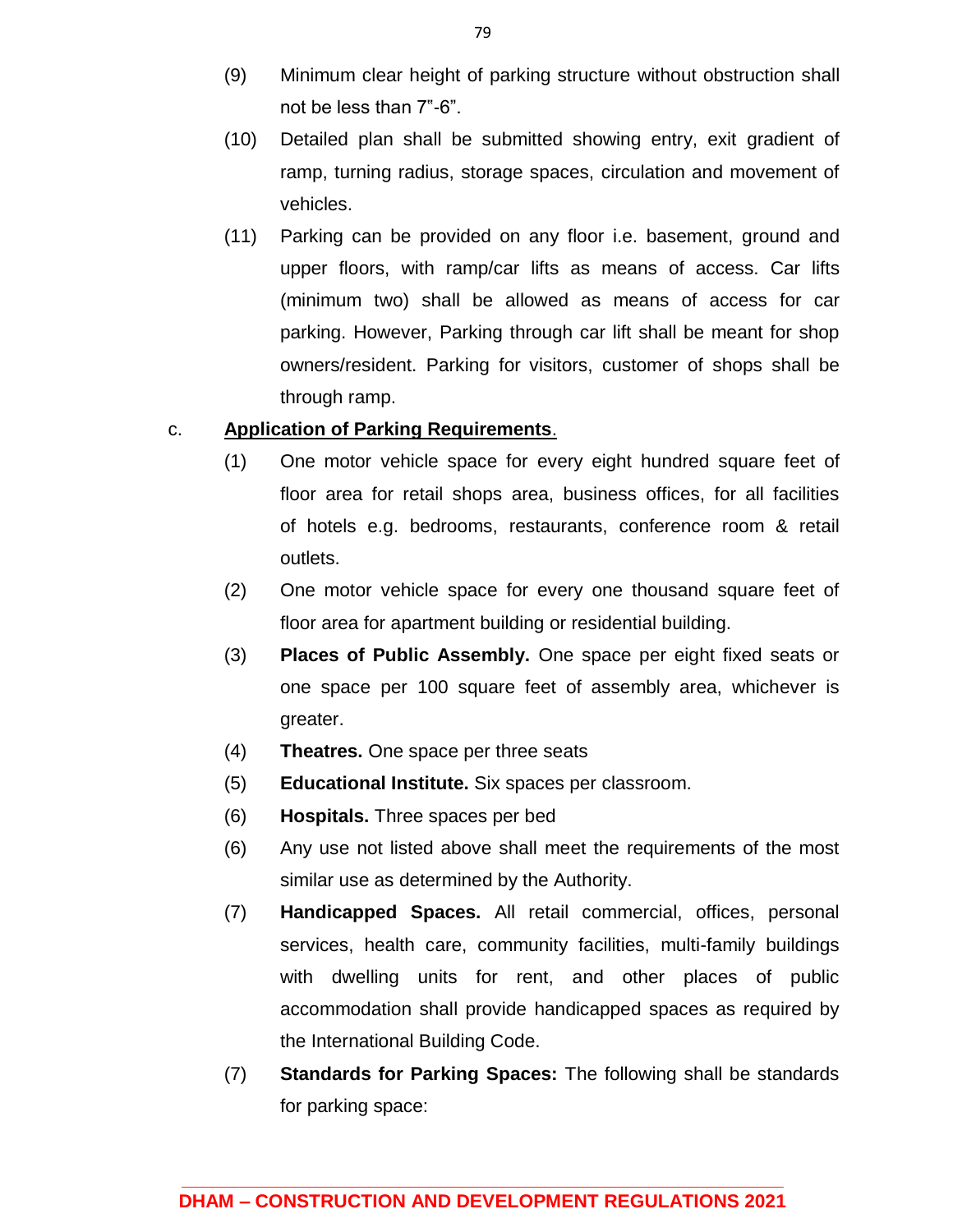(9) Minimum clear height of parking structure without obstruction shall not be less than 7"-6".

(10) Detailed plan shall be submitted showing entry, exit gradient of ramp, turning radius, storage spaces, circulation and movement of vehicles.

(11) Parking can be provided on any floor i.e. basement, ground and upper floors, with ramp/car lifts as means of access. Car lifts (minimum two) shall be allowed as means of access for car parking. However, Parking through car lift shall be meant for shop owners/resident. Parking for visitors, customer of shops shall be through ramp.

c. **Application of Parking Requirements**.

(1) One motor vehicle space for every eight hundred square feet of floor area for retail shops area, business offices, for all facilities of hotels e.g. bedrooms, restaurants, conference room & retail outlets.

(2) One motor vehicle space for every one thousand square feet of floor area for apartment building or residential building.

(3) **Places of Public Assembly.** One space per eight fixed seats or one space per 100 square feet of assembly area, whichever is greater.

(4) **Theatres.** One space per three seats

(5) **Educational Institute.** Six spaces per classroom.

(6) **Hospitals.** Three spaces per bed

(6) Any use not listed above shall meet the requirements of the most similar use as determined by the Authority.

(7) **Handicapped Spaces.** All retail commercial, offices, personal services, health care, community facilities, multi-family buildings with dwelling units for rent, and other places of public accommodation shall provide handicapped spaces as required by the International Building Code.

(7) **Standards for Parking Spaces:** The following shall be standards for parking space: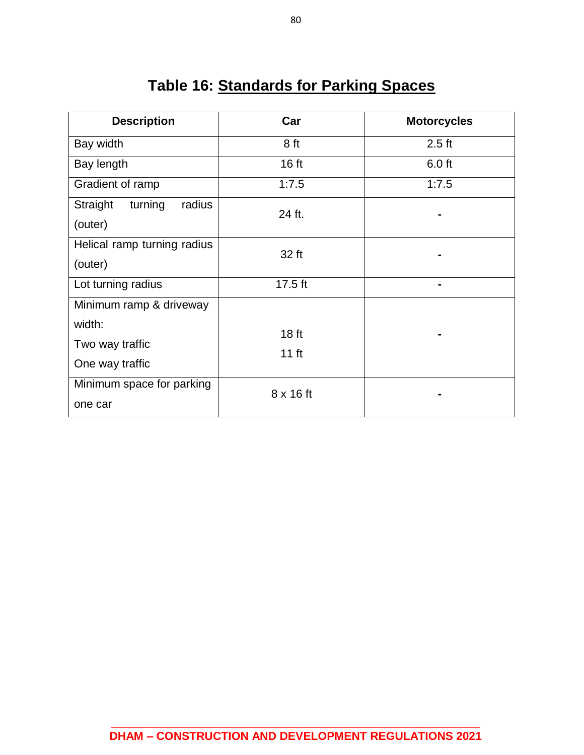# Table 16: Standards for Parking Spaces

| Description | Car | Motorcycles |
|---|---|---|
| Bay width | 8 ft | 2.5 ft |
| Bay length | 16 ft | 6.0 ft |
| Gradient of ramp | 1:7.5 | 1:7.5 |
| Straight turning radius (outer) | 24 ft. | - |
| Helical ramp turning radius (outer) | 32 ft | - |
| Lot turning radius | 17.5 ft | - |
| Minimum ramp & driveway width:<br>Two way traffic<br>One way traffic | <br>18 ft<br>11 ft | - |
| Minimum space for parking one car | 8 x 16 ft | - |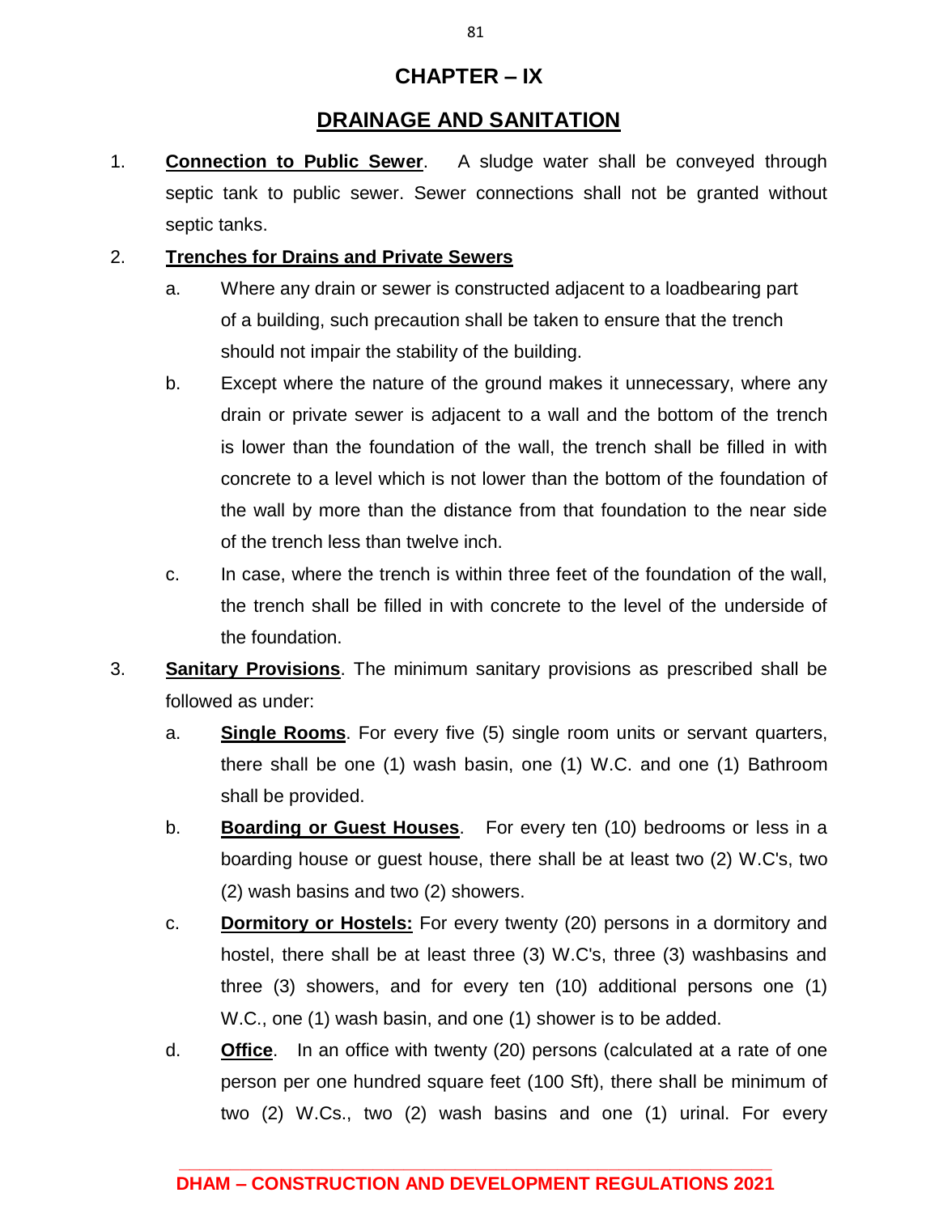# CHAPTER – IX

## DRAINAGE AND SANITATION

1. **Connection to Public Sewer**. A sludge water shall be conveyed through septic tank to public sewer. Sewer connections shall not be granted without septic tanks.

2. **Trenches for Drains and Private Sewers**

   a. Where any drain or sewer is constructed adjacent to a loadbearing part of a building, such precaution shall be taken to ensure that the trench should not impair the stability of the building.

   b. Except where the nature of the ground makes it unnecessary, where any drain or private sewer is adjacent to a wall and the bottom of the trench is lower than the foundation of the wall, the trench shall be filled in with concrete to a level which is not lower than the bottom of the foundation of the wall by more than the distance from that foundation to the near side of the trench less than twelve inch.

   c. In case, where the trench is within three feet of the foundation of the wall, the trench shall be filled in with concrete to the level of the underside of the foundation.

3. **Sanitary Provisions**. The minimum sanitary provisions as prescribed shall be followed as under:

   a. **Single Rooms**. For every five (5) single room units or servant quarters, there shall be one (1) wash basin, one (1) W.C. and one (1) Bathroom shall be provided.

   b. **Boarding or Guest Houses**. For every ten (10) bedrooms or less in a boarding house or guest house, there shall be at least two (2) W.C's, two (2) wash basins and two (2) showers.

   c. **Dormitory or Hostels:** For every twenty (20) persons in a dormitory and hostel, there shall be at least three (3) W.C's, three (3) washbasins and three (3) showers, and for every ten (10) additional persons one (1) W.C., one (1) wash basin, and one (1) shower is to be added.

   d. **Office**. In an office with twenty (20) persons (calculated at a rate of one person per one hundred square feet (100 Sft), there shall be minimum of two (2) W.Cs., two (2) wash basins and one (1) urinal. For every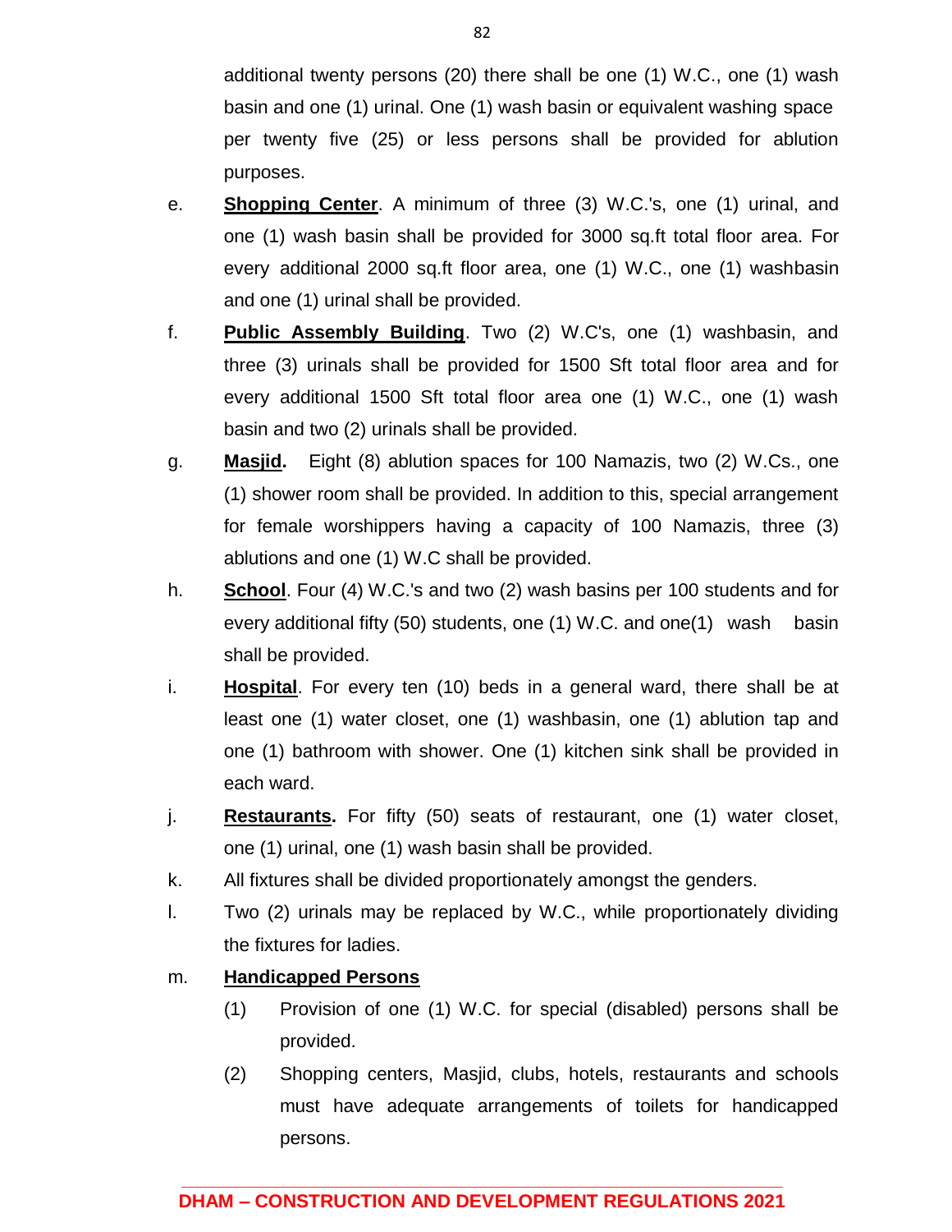additional twenty persons (20) there shall be one (1) W.C., one (1) wash basin and one (1) urinal. One (1) wash basin or equivalent washing space per twenty five (25) or less persons shall be provided for ablution purposes.

e. **<u>Shopping Center</u>**. A minimum of three (3) W.C.'s, one (1) urinal, and one (1) wash basin shall be provided for 3000 sq.ft total floor area. For every additional 2000 sq.ft floor area, one (1) W.C., one (1) washbasin and one (1) urinal shall be provided.

f. **<u>Public Assembly Building</u>**. Two (2) W.C's, one (1) washbasin, and three (3) urinals shall be provided for 1500 Sft total floor area and for every additional 1500 Sft total floor area one (1) W.C., one (1) wash basin and two (2) urinals shall be provided.

g. **<u>Masjid</u>.** Eight (8) ablution spaces for 100 Namazis, two (2) W.Cs., one (1) shower room shall be provided. In addition to this, special arrangement for female worshippers having a capacity of 100 Namazis, three (3) ablutions and one (1) W.C shall be provided.

h. **<u>School</u>**. Four (4) W.C.'s and two (2) wash basins per 100 students and for every additional fifty (50) students, one (1) W.C. and one(1) wash basin shall be provided.

i. **<u>Hospital</u>**. For every ten (10) beds in a general ward, there shall be at least one (1) water closet, one (1) washbasin, one (1) ablution tap and one (1) bathroom with shower. One (1) kitchen sink shall be provided in each ward.

j. **<u>Restaurants</u>.** For fifty (50) seats of restaurant, one (1) water closet, one (1) urinal, one (1) wash basin shall be provided.

k. All fixtures shall be divided proportionately amongst the genders.

l. Two (2) urinals may be replaced by W.C., while proportionately dividing the fixtures for ladies.

m. **<u>Handicapped Persons</u>**

(1) Provision of one (1) W.C. for special (disabled) persons shall be provided.

(2) Shopping centers, Masjid, clubs, hotels, restaurants and schools must have adequate arrangements of toilets for handicapped persons.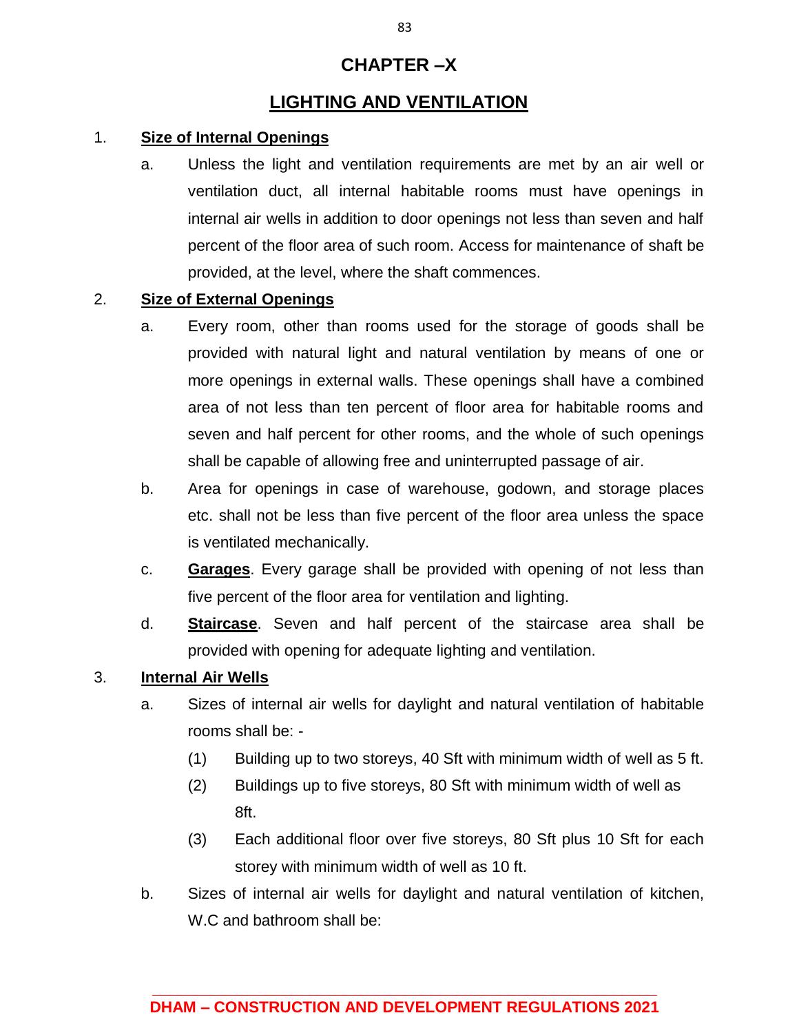# CHAPTER –X

## LIGHTING AND VENTILATION

1. **Size of Internal Openings**

   a. Unless the light and ventilation requirements are met by an air well or ventilation duct, all internal habitable rooms must have openings in internal air wells in addition to door openings not less than seven and half percent of the floor area of such room. Access for maintenance of shaft be provided, at the level, where the shaft commences.

2. **Size of External Openings**

   a. Every room, other than rooms used for the storage of goods shall be provided with natural light and natural ventilation by means of one or more openings in external walls. These openings shall have a combined area of not less than ten percent of floor area for habitable rooms and seven and half percent for other rooms, and the whole of such openings shall be capable of allowing free and uninterrupted passage of air.

   b. Area for openings in case of warehouse, godown, and storage places etc. shall not be less than five percent of the floor area unless the space is ventilated mechanically.

   c. **Garages**. Every garage shall be provided with opening of not less than five percent of the floor area for ventilation and lighting.

   d. **Staircase**. Seven and half percent of the staircase area shall be provided with opening for adequate lighting and ventilation.

3. **Internal Air Wells**

   a. Sizes of internal air wells for daylight and natural ventilation of habitable rooms shall be: -

      (1) Building up to two storeys, 40 Sft with minimum width of well as 5 ft.

      (2) Buildings up to five storeys, 80 Sft with minimum width of well as 8ft.

      (3) Each additional floor over five storeys, 80 Sft plus 10 Sft for each storey with minimum width of well as 10 ft.

   b. Sizes of internal air wells for daylight and natural ventilation of kitchen, W.C and bathroom shall be: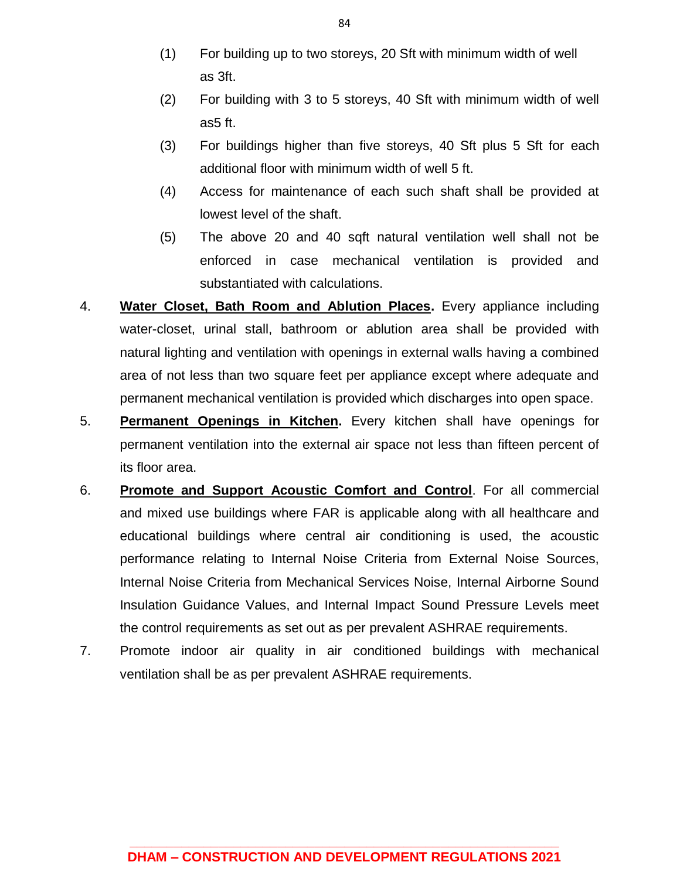(1) For building up to two storeys, 20 Sft with minimum width of well as 3ft.

(2) For building with 3 to 5 storeys, 40 Sft with minimum width of well as5 ft.

(3) For buildings higher than five storeys, 40 Sft plus 5 Sft for each additional floor with minimum width of well 5 ft.

(4) Access for maintenance of each such shaft shall be provided at lowest level of the shaft.

(5) The above 20 and 40 sqft natural ventilation well shall not be enforced in case mechanical ventilation is provided and substantiated with calculations.

4. **Water Closet, Bath Room and Ablution Places.** Every appliance including water-closet, urinal stall, bathroom or ablution area shall be provided with natural lighting and ventilation with openings in external walls having a combined area of not less than two square feet per appliance except where adequate and permanent mechanical ventilation is provided which discharges into open space.

5. **Permanent Openings in Kitchen.** Every kitchen shall have openings for permanent ventilation into the external air space not less than fifteen percent of its floor area.

6. **Promote and Support Acoustic Comfort and Control**. For all commercial and mixed use buildings where FAR is applicable along with all healthcare and educational buildings where central air conditioning is used, the acoustic performance relating to Internal Noise Criteria from External Noise Sources, Internal Noise Criteria from Mechanical Services Noise, Internal Airborne Sound Insulation Guidance Values, and Internal Impact Sound Pressure Levels meet the control requirements as set out as per prevalent ASHRAE requirements.

7. Promote indoor air quality in air conditioned buildings with mechanical ventilation shall be as per prevalent ASHRAE requirements.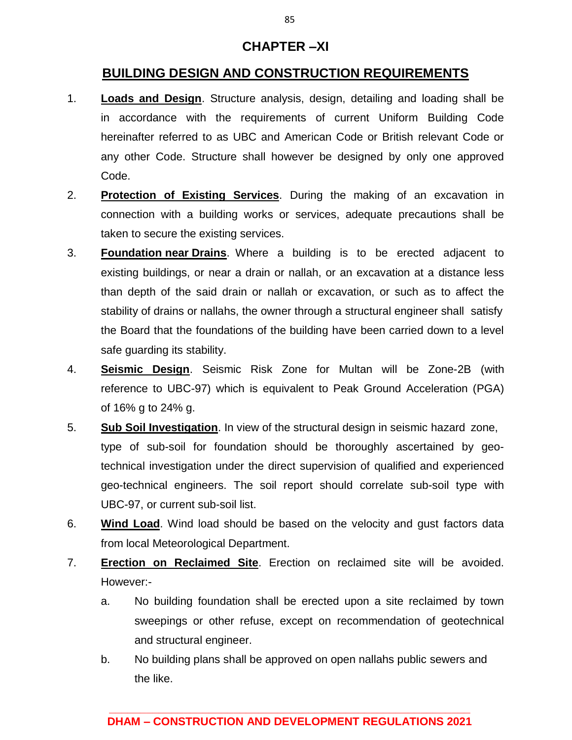# CHAPTER –XI

## BUILDING DESIGN AND CONSTRUCTION REQUIREMENTS

1. **Loads and Design**. Structure analysis, design, detailing and loading shall be in accordance with the requirements of current Uniform Building Code hereinafter referred to as UBC and American Code or British relevant Code or any other Code. Structure shall however be designed by only one approved Code.

2. **Protection of Existing Services**. During the making of an excavation in connection with a building works or services, adequate precautions shall be taken to secure the existing services.

3. **Foundation near Drains**. Where a building is to be erected adjacent to existing buildings, or near a drain or nallah, or an excavation at a distance less than depth of the said drain or nallah or excavation, or such as to affect the stability of drains or nallahs, the owner through a structural engineer shall satisfy the Board that the foundations of the building have been carried down to a level safe guarding its stability.

4. **Seismic Design**. Seismic Risk Zone for Multan will be Zone-2B (with reference to UBC-97) which is equivalent to Peak Ground Acceleration (PGA) of 16% g to 24% g.

5. **Sub Soil Investigation**. In view of the structural design in seismic hazard zone, type of sub-soil for foundation should be thoroughly ascertained by geo-technical investigation under the direct supervision of qualified and experienced geo-technical engineers. The soil report should correlate sub-soil type with UBC-97, or current sub-soil list.

6. **Wind Load**. Wind load should be based on the velocity and gust factors data from local Meteorological Department.

7. **Erection on Reclaimed Site**. Erection on reclaimed site will be avoided. However:-

   a. No building foundation shall be erected upon a site reclaimed by town sweepings or other refuse, except on recommendation of geotechnical and structural engineer.

   b. No building plans shall be approved on open nallahs public sewers and the like.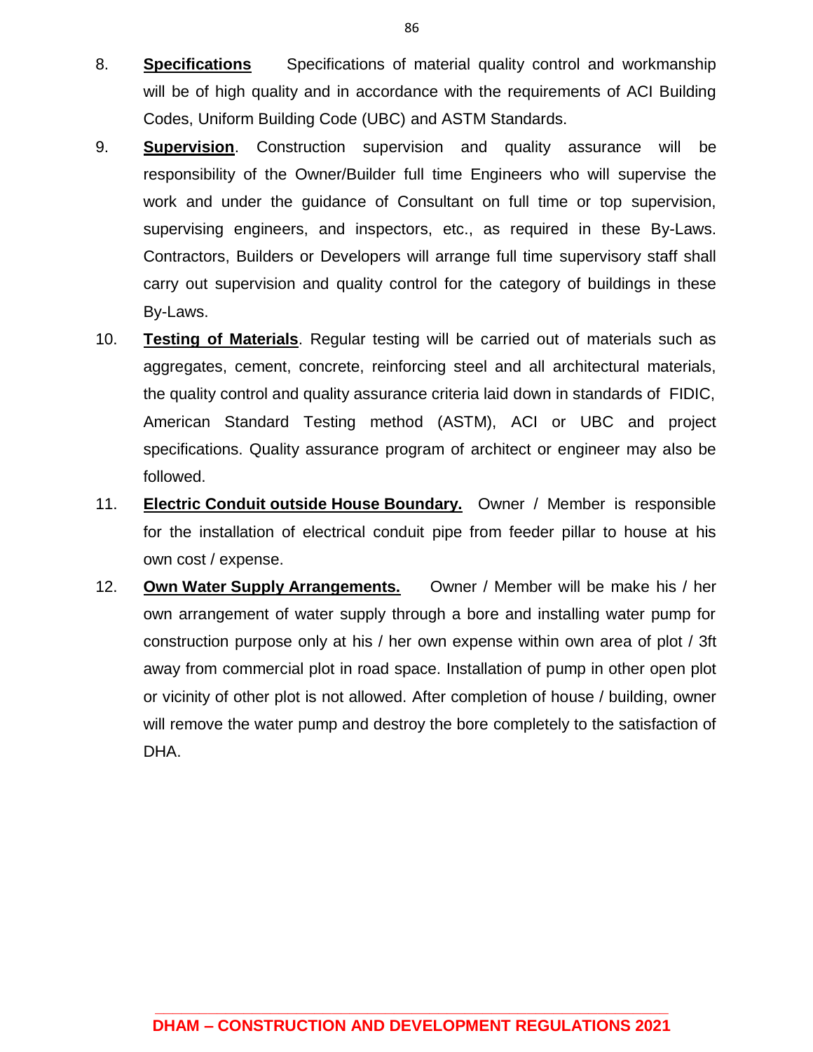8. **<u>Specifications</u>** Specifications of material quality control and workmanship will be of high quality and in accordance with the requirements of ACI Building Codes, Uniform Building Code (UBC) and ASTM Standards.

9. **<u>Supervision</u>**. Construction supervision and quality assurance will be responsibility of the Owner/Builder full time Engineers who will supervise the work and under the guidance of Consultant on full time or top supervision, supervising engineers, and inspectors, etc., as required in these By-Laws. Contractors, Builders or Developers will arrange full time supervisory staff shall carry out supervision and quality control for the category of buildings in these By-Laws.

10. **<u>Testing of Materials</u>**. Regular testing will be carried out of materials such as aggregates, cement, concrete, reinforcing steel and all architectural materials, the quality control and quality assurance criteria laid down in standards of FIDIC, American Standard Testing method (ASTM), ACI or UBC and project specifications. Quality assurance program of architect or engineer may also be followed.

11. **<u>Electric Conduit outside House Boundary.</u>** Owner / Member is responsible for the installation of electrical conduit pipe from feeder pillar to house at his own cost / expense.

12. **<u>Own Water Supply Arrangements.</u>** Owner / Member will be make his / her own arrangement of water supply through a bore and installing water pump for construction purpose only at his / her own expense within own area of plot / 3ft away from commercial plot in road space. Installation of pump in other open plot or vicinity of other plot is not allowed. After completion of house / building, owner will remove the water pump and destroy the bore completely to the satisfaction of DHA.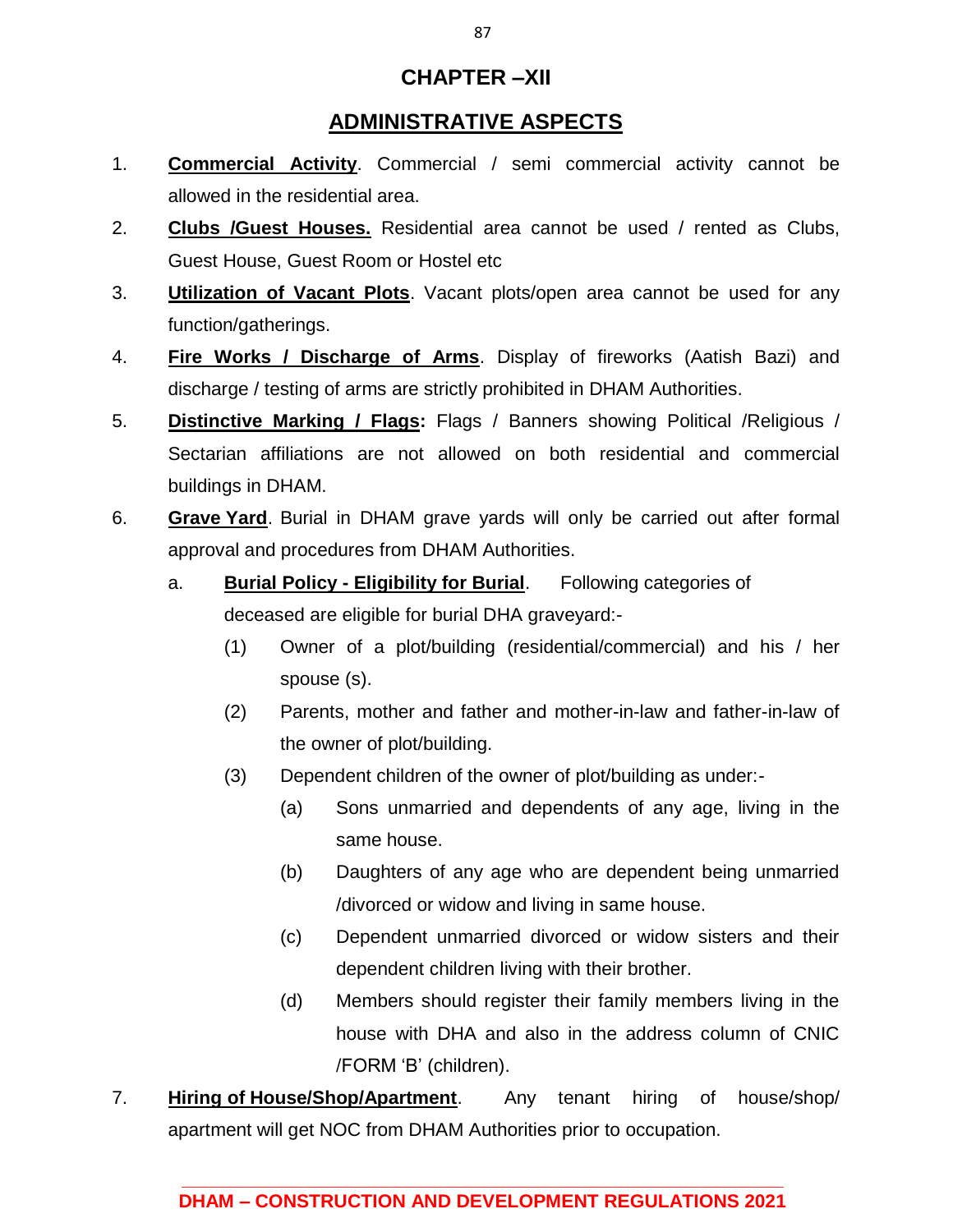# CHAPTER –XII

## ADMINISTRATIVE ASPECTS

1. **Commercial Activity**. Commercial / semi commercial activity cannot be allowed in the residential area.

2. **Clubs /Guest Houses.** Residential area cannot be used / rented as Clubs, Guest House, Guest Room or Hostel etc

3. **Utilization of Vacant Plots**. Vacant plots/open area cannot be used for any function/gatherings.

4. **Fire Works / Discharge of Arms**. Display of fireworks (Aatish Bazi) and discharge / testing of arms are strictly prohibited in DHAM Authorities.

5. **Distinctive Marking / Flags:** Flags / Banners showing Political /Religious / Sectarian affiliations are not allowed on both residential and commercial buildings in DHAM.

6. **Grave Yard**. Burial in DHAM grave yards will only be carried out after formal approval and procedures from DHAM Authorities.

   a. **Burial Policy - Eligibility for Burial**. Following categories of deceased are eligible for burial DHA graveyard:-

      (1) Owner of a plot/building (residential/commercial) and his / her spouse (s).

      (2) Parents, mother and father and mother-in-law and father-in-law of the owner of plot/building.

      (3) Dependent children of the owner of plot/building as under:-

         (a) Sons unmarried and dependents of any age, living in the same house.

         (b) Daughters of any age who are dependent being unmarried /divorced or widow and living in same house.

         (c) Dependent unmarried divorced or widow sisters and their dependent children living with their brother.

         (d) Members should register their family members living in the house with DHA and also in the address column of CNIC /FORM 'B' (children).

7. **Hiring of House/Shop/Apartment**. Any tenant hiring of house/shop/ apartment will get NOC from DHAM Authorities prior to occupation.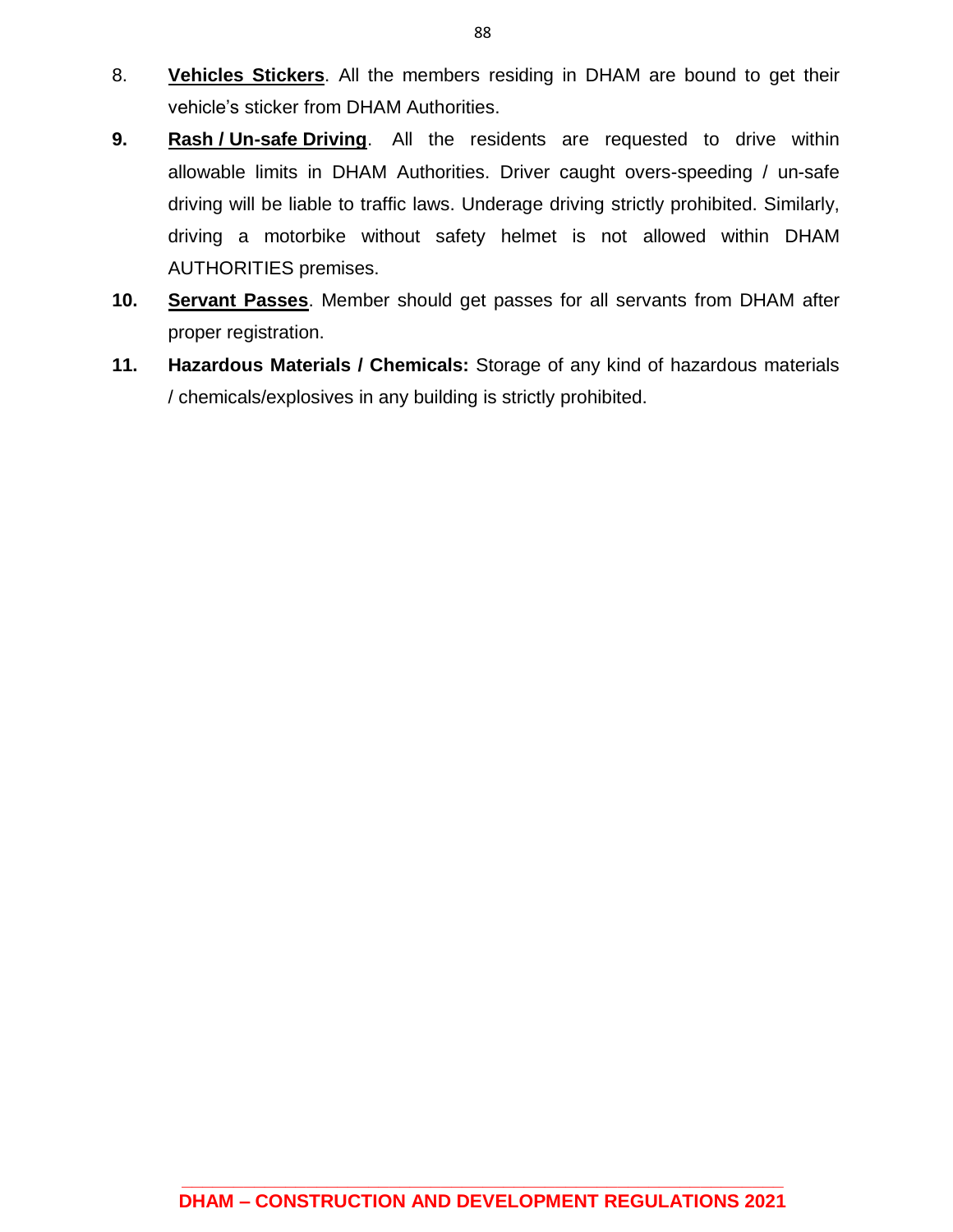8. **Vehicles Stickers**. All the members residing in DHAM are bound to get their vehicle's sticker from DHAM Authorities.

9. **Rash / Un-safe Driving**. All the residents are requested to drive within allowable limits in DHAM Authorities. Driver caught overs-speeding / un-safe driving will be liable to traffic laws. Underage driving strictly prohibited. Similarly, driving a motorbike without safety helmet is not allowed within DHAM AUTHORITIES premises.

10. **Servant Passes**. Member should get passes for all servants from DHAM after proper registration.

11. **Hazardous Materials / Chemicals:** Storage of any kind of hazardous materials / chemicals/explosives in any building is strictly prohibited.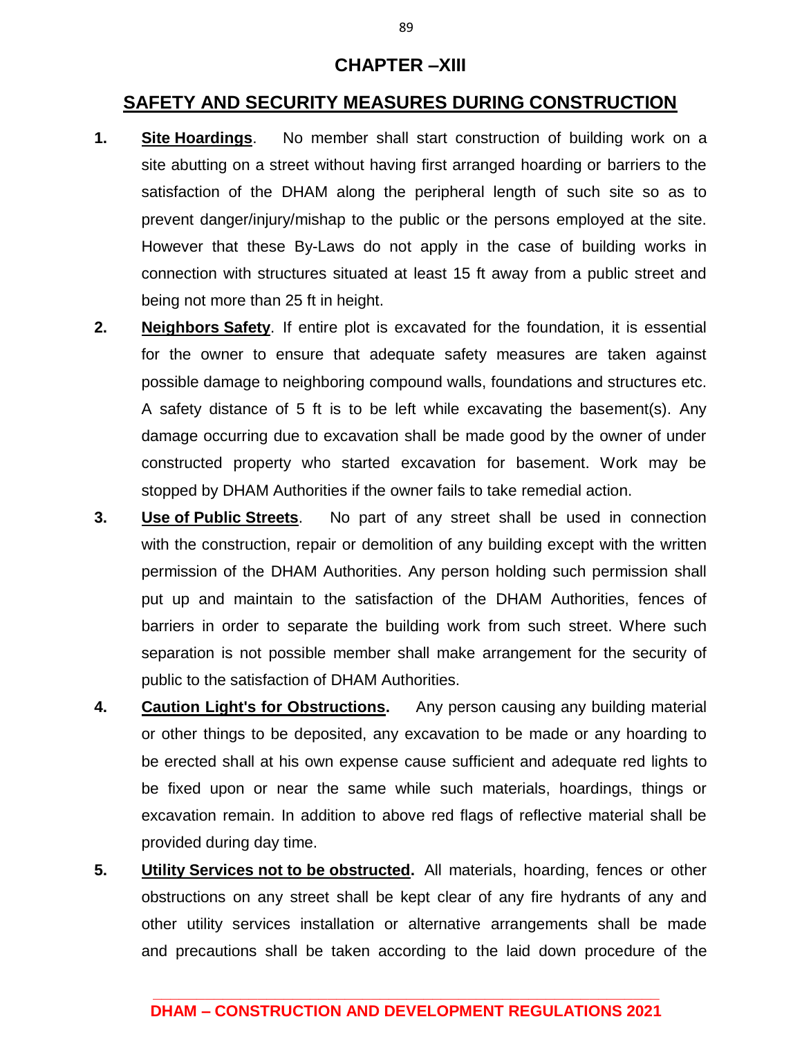# CHAPTER –XIII

## SAFETY AND SECURITY MEASURES DURING CONSTRUCTION

1. **Site Hoardings**. No member shall start construction of building work on a site abutting on a street without having first arranged hoarding or barriers to the satisfaction of the DHAM along the peripheral length of such site so as to prevent danger/injury/mishap to the public or the persons employed at the site. However that these By-Laws do not apply in the case of building works in connection with structures situated at least 15 ft away from a public street and being not more than 25 ft in height.

2. **Neighbors Safety**. If entire plot is excavated for the foundation, it is essential for the owner to ensure that adequate safety measures are taken against possible damage to neighboring compound walls, foundations and structures etc. A safety distance of 5 ft is to be left while excavating the basement(s). Any damage occurring due to excavation shall be made good by the owner of under constructed property who started excavation for basement. Work may be stopped by DHAM Authorities if the owner fails to take remedial action.

3. **Use of Public Streets**. No part of any street shall be used in connection with the construction, repair or demolition of any building except with the written permission of the DHAM Authorities. Any person holding such permission shall put up and maintain to the satisfaction of the DHAM Authorities, fences of barriers in order to separate the building work from such street. Where such separation is not possible member shall make arrangement for the security of public to the satisfaction of DHAM Authorities.

4. **Caution Light's for Obstructions.** Any person causing any building material or other things to be deposited, any excavation to be made or any hoarding to be erected shall at his own expense cause sufficient and adequate red lights to be fixed upon or near the same while such materials, hoardings, things or excavation remain. In addition to above red flags of reflective material shall be provided during day time.

5. **Utility Services not to be obstructed.** All materials, hoarding, fences or other obstructions on any street shall be kept clear of any fire hydrants of any and other utility services installation or alternative arrangements shall be made and precautions shall be taken according to the laid down procedure of the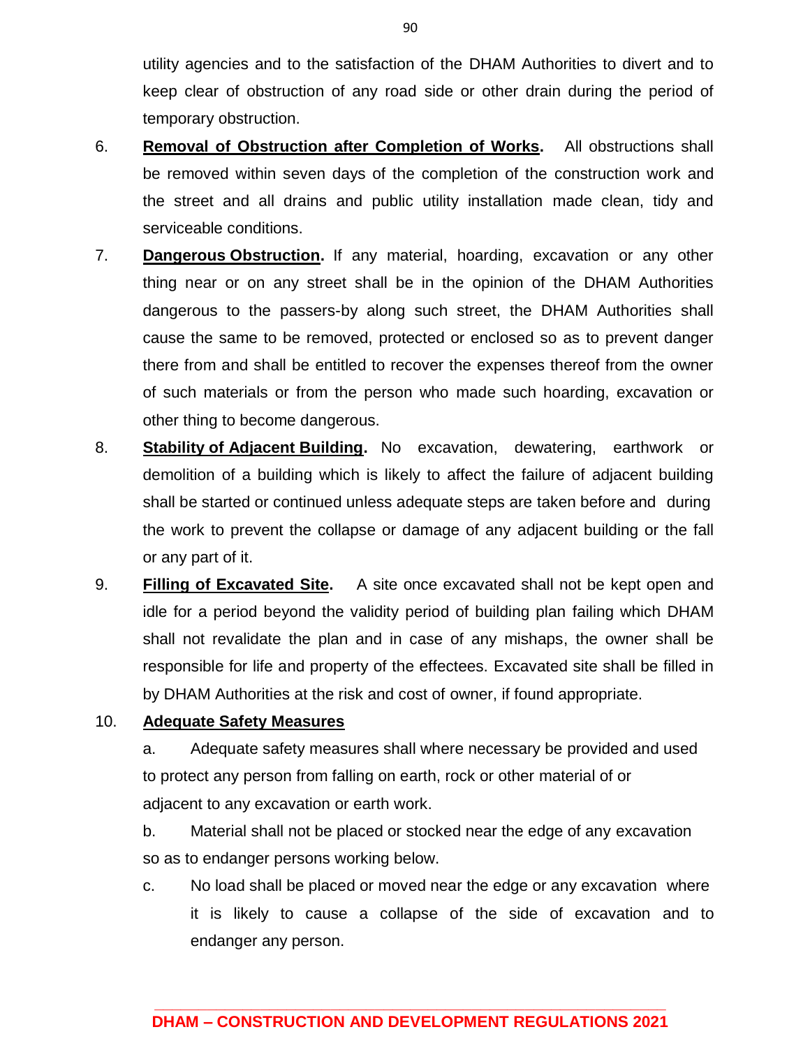utility agencies and to the satisfaction of the DHAM Authorities to divert and to keep clear of obstruction of any road side or other drain during the period of temporary obstruction.

6. **Removal of Obstruction after Completion of Works**. All obstructions shall be removed within seven days of the completion of the construction work and the street and all drains and public utility installation made clean, tidy and serviceable conditions.

7. **Dangerous Obstruction.** If any material, hoarding, excavation or any other thing near or on any street shall be in the opinion of the DHAM Authorities dangerous to the passers-by along such street, the DHAM Authorities shall cause the same to be removed, protected or enclosed so as to prevent danger there from and shall be entitled to recover the expenses thereof from the owner of such materials or from the person who made such hoarding, excavation or other thing to become dangerous.

8. **Stability of Adjacent Building.** No excavation, dewatering, earthwork or demolition of a building which is likely to affect the failure of adjacent building shall be started or continued unless adequate steps are taken before and during the work to prevent the collapse or damage of any adjacent building or the fall or any part of it.

9. **Filling of Excavated Site.** A site once excavated shall not be kept open and idle for a period beyond the validity period of building plan failing which DHAM shall not revalidate the plan and in case of any mishaps, the owner shall be responsible for life and property of the effectees. Excavated site shall be filled in by DHAM Authorities at the risk and cost of owner, if found appropriate.

10. **Adequate Safety Measures**

    a. Adequate safety measures shall where necessary be provided and used to protect any person from falling on earth, rock or other material of or adjacent to any excavation or earth work.

    b. Material shall not be placed or stocked near the edge of any excavation so as to endanger persons working below.

    c. No load shall be placed or moved near the edge or any excavation where it is likely to cause a collapse of the side of excavation and to endanger any person.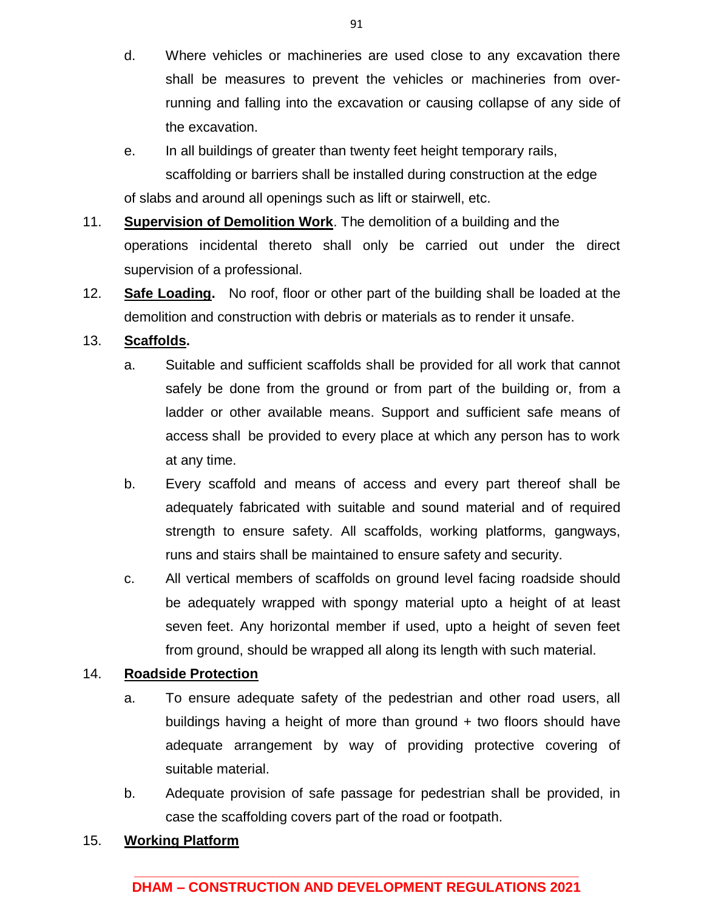d. Where vehicles or machineries are used close to any excavation there shall be measures to prevent the vehicles or machineries from over-running and falling into the excavation or causing collapse of any side of the excavation.

e. In all buildings of greater than twenty feet height temporary rails, scaffolding or barriers shall be installed during construction at the edge of slabs and around all openings such as lift or stairwell, etc.

11. **Supervision of Demolition Work**. The demolition of a building and the operations incidental thereto shall only be carried out under the direct supervision of a professional.

12. **Safe Loading.** No roof, floor or other part of the building shall be loaded at the demolition and construction with debris or materials as to render it unsafe.

13. **Scaffolds.**

a. Suitable and sufficient scaffolds shall be provided for all work that cannot safely be done from the ground or from part of the building or, from a ladder or other available means. Support and sufficient safe means of access shall be provided to every place at which any person has to work at any time.

b. Every scaffold and means of access and every part thereof shall be adequately fabricated with suitable and sound material and of required strength to ensure safety. All scaffolds, working platforms, gangways, runs and stairs shall be maintained to ensure safety and security.

c. All vertical members of scaffolds on ground level facing roadside should be adequately wrapped with spongy material upto a height of at least seven feet. Any horizontal member if used, upto a height of seven feet from ground, should be wrapped all along its length with such material.

14. **Roadside Protection**

a. To ensure adequate safety of the pedestrian and other road users, all buildings having a height of more than ground + two floors should have adequate arrangement by way of providing protective covering of suitable material.

b. Adequate provision of safe passage for pedestrian shall be provided, in case the scaffolding covers part of the road or footpath.

15. **Working Platform**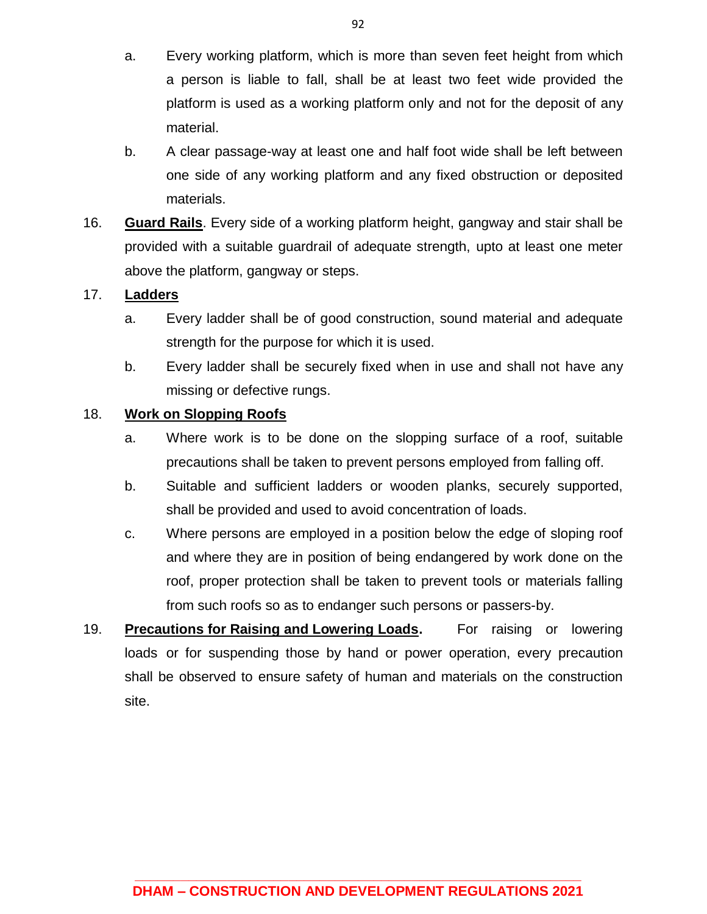a. Every working platform, which is more than seven feet height from which a person is liable to fall, shall be at least two feet wide provided the platform is used as a working platform only and not for the deposit of any material.

b. A clear passage-way at least one and half foot wide shall be left between one side of any working platform and any fixed obstruction or deposited materials.

16. **Guard Rails**. Every side of a working platform height, gangway and stair shall be provided with a suitable guardrail of adequate strength, upto at least one meter above the platform, gangway or steps.

17. **Ladders**

a. Every ladder shall be of good construction, sound material and adequate strength for the purpose for which it is used.

b. Every ladder shall be securely fixed when in use and shall not have any missing or defective rungs.

18. **Work on Slopping Roofs**

a. Where work is to be done on the slopping surface of a roof, suitable precautions shall be taken to prevent persons employed from falling off.

b. Suitable and sufficient ladders or wooden planks, securely supported, shall be provided and used to avoid concentration of loads.

c. Where persons are employed in a position below the edge of sloping roof and where they are in position of being endangered by work done on the roof, proper protection shall be taken to prevent tools or materials falling from such roofs so as to endanger such persons or passers-by.

19. **Precautions for Raising and Lowering Loads.** For raising or lowering loads or for suspending those by hand or power operation, every precaution shall be observed to ensure safety of human and materials on the construction site.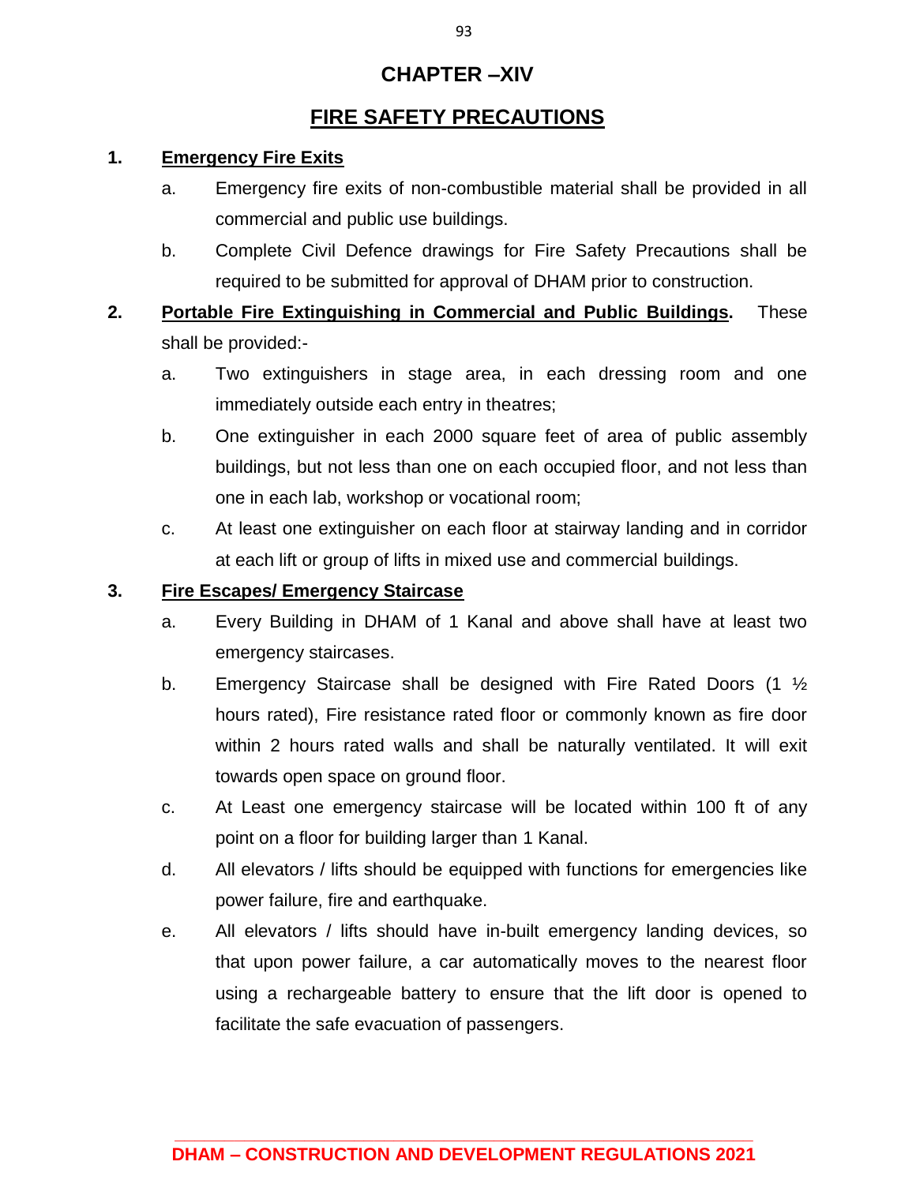# CHAPTER –XIV

## FIRE SAFETY PRECAUTIONS

1. **Emergency Fire Exits**

   a. Emergency fire exits of non-combustible material shall be provided in all commercial and public use buildings.

   b. Complete Civil Defence drawings for Fire Safety Precautions shall be required to be submitted for approval of DHAM prior to construction.

2. **Portable Fire Extinguishing in Commercial and Public Buildings.** These shall be provided:-

   a. Two extinguishers in stage area, in each dressing room and one immediately outside each entry in theatres;

   b. One extinguisher in each 2000 square feet of area of public assembly buildings, but not less than one on each occupied floor, and not less than one in each lab, workshop or vocational room;

   c. At least one extinguisher on each floor at stairway landing and in corridor at each lift or group of lifts in mixed use and commercial buildings.

3. **Fire Escapes/ Emergency Staircase**

   a. Every Building in DHAM of 1 Kanal and above shall have at least two emergency staircases.

   b. Emergency Staircase shall be designed with Fire Rated Doors (1 ½ hours rated), Fire resistance rated floor or commonly known as fire door within 2 hours rated walls and shall be naturally ventilated. It will exit towards open space on ground floor.

   c. At Least one emergency staircase will be located within 100 ft of any point on a floor for building larger than 1 Kanal.

   d. All elevators / lifts should be equipped with functions for emergencies like power failure, fire and earthquake.

   e. All elevators / lifts should have in-built emergency landing devices, so that upon power failure, a car automatically moves to the nearest floor using a rechargeable battery to ensure that the lift door is opened to facilitate the safe evacuation of passengers.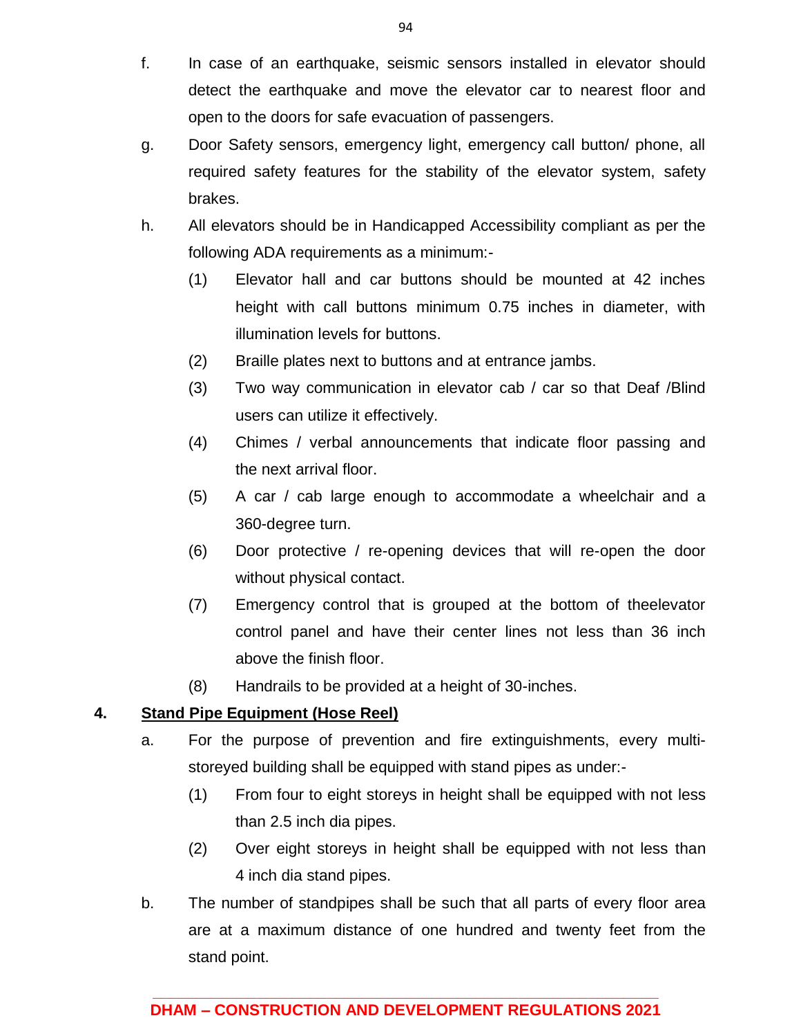f. In case of an earthquake, seismic sensors installed in elevator should detect the earthquake and move the elevator car to nearest floor and open to the doors for safe evacuation of passengers.

g. Door Safety sensors, emergency light, emergency call button/ phone, all required safety features for the stability of the elevator system, safety brakes.

h. All elevators should be in Handicapped Accessibility compliant as per the following ADA requirements as a minimum:-

   (1) Elevator hall and car buttons should be mounted at 42 inches height with call buttons minimum 0.75 inches in diameter, with illumination levels for buttons.

   (2) Braille plates next to buttons and at entrance jambs.

   (3) Two way communication in elevator cab / car so that Deaf /Blind users can utilize it effectively.

   (4) Chimes / verbal announcements that indicate floor passing and the next arrival floor.

   (5) A car / cab large enough to accommodate a wheelchair and a 360-degree turn.

   (6) Door protective / re-opening devices that will re-open the door without physical contact.

   (7) Emergency control that is grouped at the bottom of theelevator control panel and have their center lines not less than 36 inch above the finish floor.

   (8) Handrails to be provided at a height of 30-inches.

**4. <u>Stand Pipe Equipment (Hose Reel)</u>**

a. For the purpose of prevention and fire extinguishments, every multi-storeyed building shall be equipped with stand pipes as under:-

   (1) From four to eight storeys in height shall be equipped with not less than 2.5 inch dia pipes.

   (2) Over eight storeys in height shall be equipped with not less than 4 inch dia stand pipes.

b. The number of standpipes shall be such that all parts of every floor area are at a maximum distance of one hundred and twenty feet from the stand point.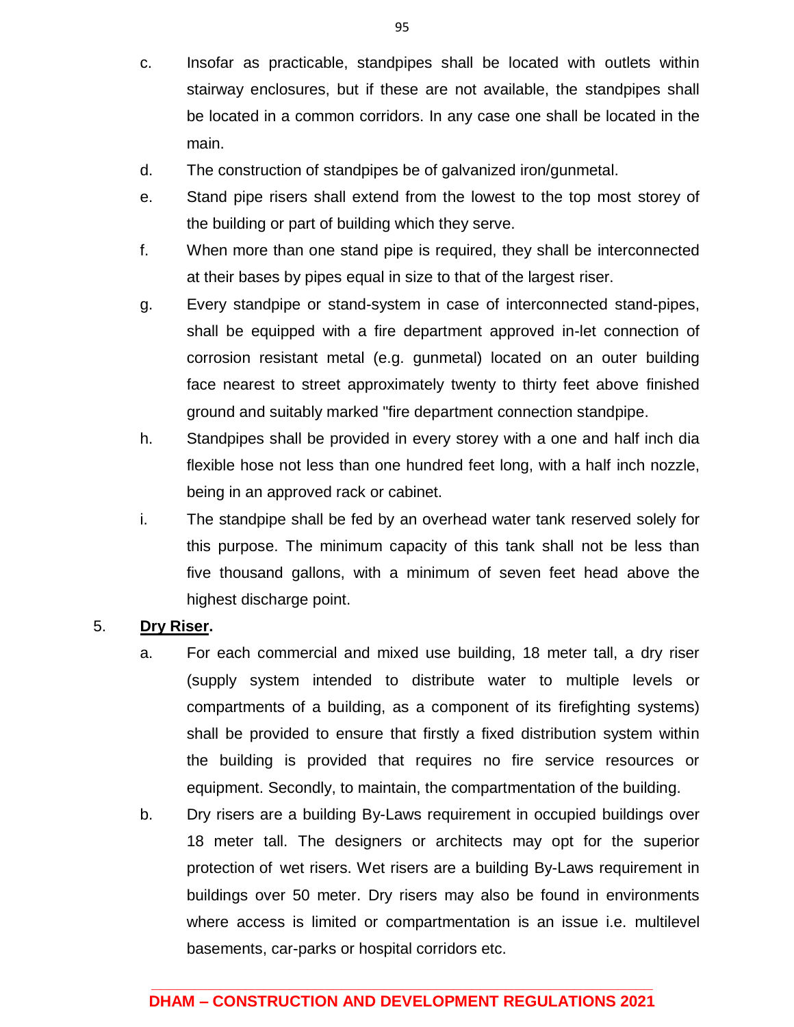c. Insofar as practicable, standpipes shall be located with outlets within stairway enclosures, but if these are not available, the standpipes shall be located in a common corridors. In any case one shall be located in the main.

d. The construction of standpipes be of galvanized iron/gunmetal.

e. Stand pipe risers shall extend from the lowest to the top most storey of the building or part of building which they serve.

f. When more than one stand pipe is required, they shall be interconnected at their bases by pipes equal in size to that of the largest riser.

g. Every standpipe or stand-system in case of interconnected stand-pipes, shall be equipped with a fire department approved in-let connection of corrosion resistant metal (e.g. gunmetal) located on an outer building face nearest to street approximately twenty to thirty feet above finished ground and suitably marked "fire department connection standpipe.

h. Standpipes shall be provided in every storey with a one and half inch dia flexible hose not less than one hundred feet long, with a half inch nozzle, being in an approved rack or cabinet.

i. The standpipe shall be fed by an overhead water tank reserved solely for this purpose. The minimum capacity of this tank shall not be less than five thousand gallons, with a minimum of seven feet head above the highest discharge point.

5. **Dry Riser.**

a. For each commercial and mixed use building, 18 meter tall, a dry riser (supply system intended to distribute water to multiple levels or compartments of a building, as a component of its firefighting systems) shall be provided to ensure that firstly a fixed distribution system within the building is provided that requires no fire service resources or equipment. Secondly, to maintain, the compartmentation of the building.

b. Dry risers are a building By-Laws requirement in occupied buildings over 18 meter tall. The designers or architects may opt for the superior protection of wet risers. Wet risers are a building By-Laws requirement in buildings over 50 meter. Dry risers may also be found in environments where access is limited or compartmentation is an issue i.e. multilevel basements, car-parks or hospital corridors etc.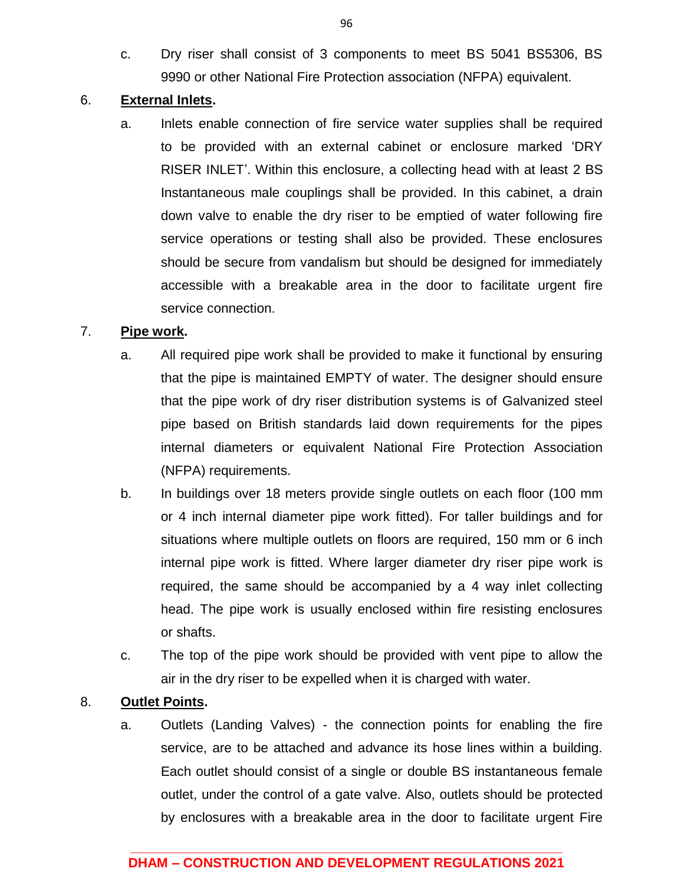c. Dry riser shall consist of 3 components to meet BS 5041 BS5306, BS 9990 or other National Fire Protection association (NFPA) equivalent.

6. **External Inlets**.

a. Inlets enable connection of fire service water supplies shall be required to be provided with an external cabinet or enclosure marked 'DRY RISER INLET'. Within this enclosure, a collecting head with at least 2 BS Instantaneous male couplings shall be provided. In this cabinet, a drain down valve to enable the dry riser to be emptied of water following fire service operations or testing shall also be provided. These enclosures should be secure from vandalism but should be designed for immediately accessible with a breakable area in the door to facilitate urgent fire service connection.

7. **Pipe work**.

a. All required pipe work shall be provided to make it functional by ensuring that the pipe is maintained EMPTY of water. The designer should ensure that the pipe work of dry riser distribution systems is of Galvanized steel pipe based on British standards laid down requirements for the pipes internal diameters or equivalent National Fire Protection Association (NFPA) requirements.

b. In buildings over 18 meters provide single outlets on each floor (100 mm or 4 inch internal diameter pipe work fitted). For taller buildings and for situations where multiple outlets on floors are required, 150 mm or 6 inch internal pipe work is fitted. Where larger diameter dry riser pipe work is required, the same should be accompanied by a 4 way inlet collecting head. The pipe work is usually enclosed within fire resisting enclosures or shafts.

c. The top of the pipe work should be provided with vent pipe to allow the air in the dry riser to be expelled when it is charged with water.

8. **Outlet Points**.

a. Outlets (Landing Valves) - the connection points for enabling the fire service, are to be attached and advance its hose lines within a building. Each outlet should consist of a single or double BS instantaneous female outlet, under the control of a gate valve. Also, outlets should be protected by enclosures with a breakable area in the door to facilitate urgent Fire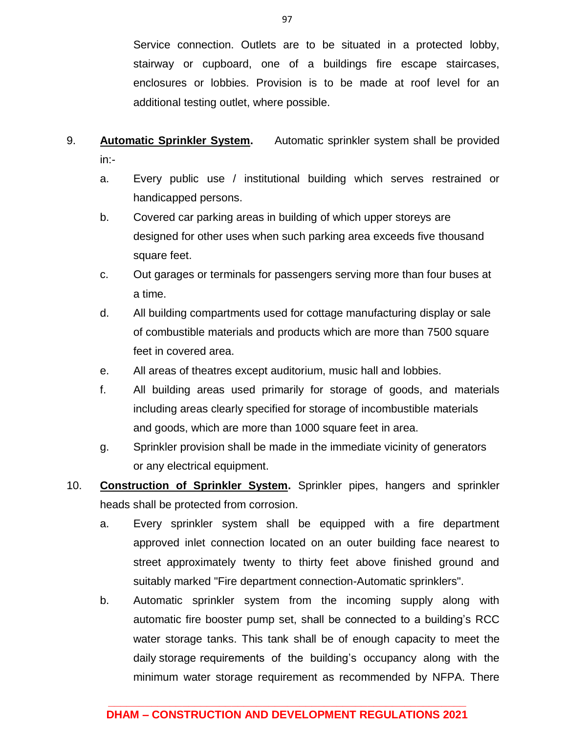Service connection. Outlets are to be situated in a protected lobby, stairway or cupboard, one of a buildings fire escape staircases, enclosures or lobbies. Provision is to be made at roof level for an additional testing outlet, where possible.

9. **Automatic Sprinkler System.** Automatic sprinkler system shall be provided in:-

   a. Every public use / institutional building which serves restrained or handicapped persons.

   b. Covered car parking areas in building of which upper storeys are designed for other uses when such parking area exceeds five thousand square feet.

   c. Out garages or terminals for passengers serving more than four buses at a time.

   d. All building compartments used for cottage manufacturing display or sale of combustible materials and products which are more than 7500 square feet in covered area.

   e. All areas of theatres except auditorium, music hall and lobbies.

   f. All building areas used primarily for storage of goods, and materials including areas clearly specified for storage of incombustible materials and goods, which are more than 1000 square feet in area.

   g. Sprinkler provision shall be made in the immediate vicinity of generators or any electrical equipment.

10. **Construction of Sprinkler System.** Sprinkler pipes, hangers and sprinkler heads shall be protected from corrosion.

   a. Every sprinkler system shall be equipped with a fire department approved inlet connection located on an outer building face nearest to street approximately twenty to thirty feet above finished ground and suitably marked "Fire department connection-Automatic sprinklers".

   b. Automatic sprinkler system from the incoming supply along with automatic fire booster pump set, shall be connected to a building's RCC water storage tanks. This tank shall be of enough capacity to meet the daily storage requirements of the building's occupancy along with the minimum water storage requirement as recommended by NFPA. There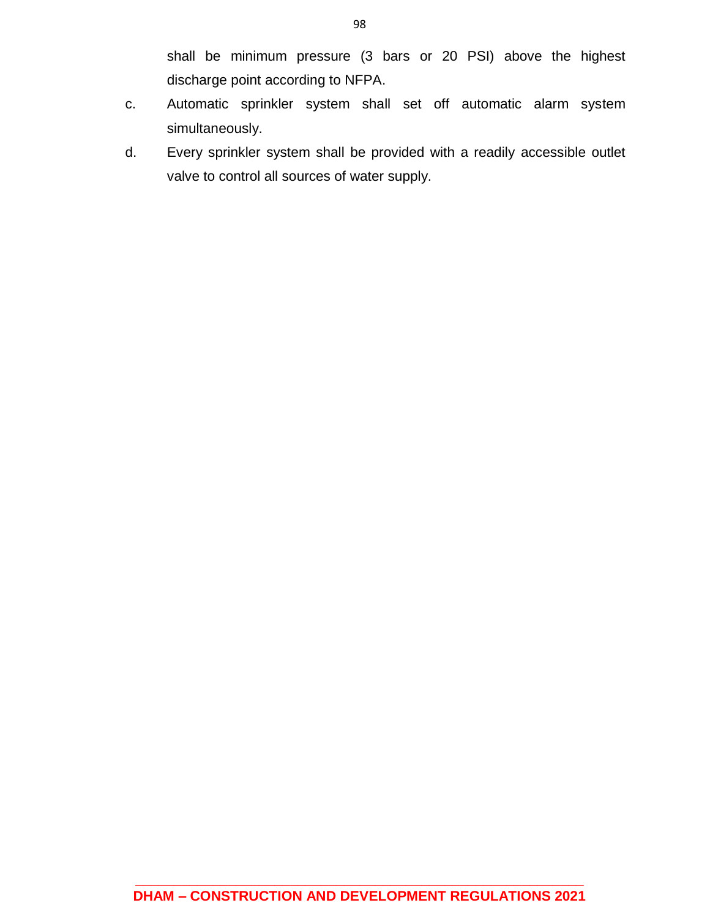shall be minimum pressure (3 bars or 20 PSI) above the highest discharge point according to NFPA.

c. Automatic sprinkler system shall set off automatic alarm system simultaneously.

d. Every sprinkler system shall be provided with a readily accessible outlet valve to control all sources of water supply.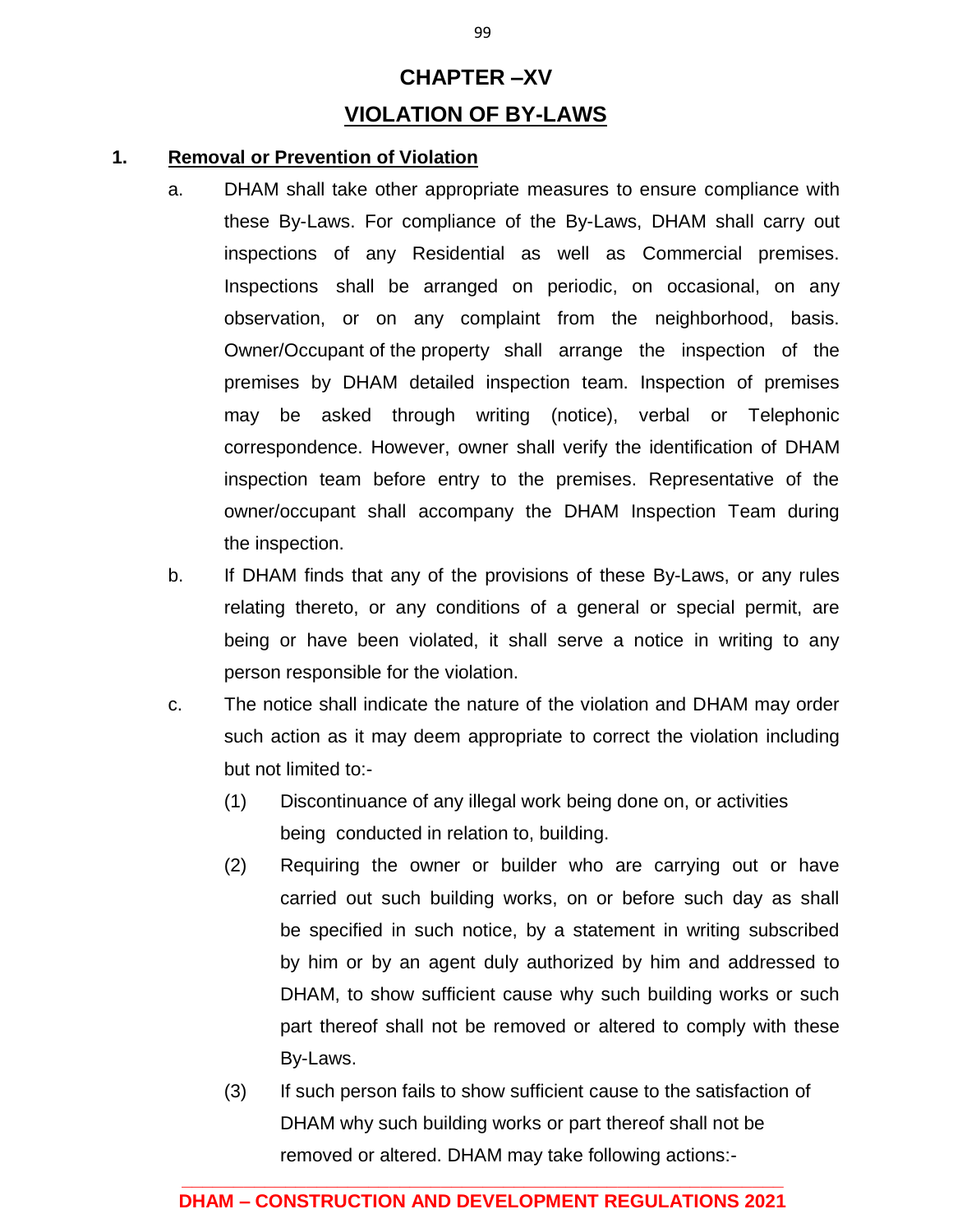# CHAPTER –XV

## VIOLATION OF BY-LAWS

**1. Removal or Prevention of Violation**

a. DHAM shall take other appropriate measures to ensure compliance with these By-Laws. For compliance of the By-Laws, DHAM shall carry out inspections of any Residential as well as Commercial premises. Inspections shall be arranged on periodic, on occasional, on any observation, or on any complaint from the neighborhood, basis. Owner/Occupant of the property shall arrange the inspection of the premises by DHAM detailed inspection team. Inspection of premises may be asked through writing (notice), verbal or Telephonic correspondence. However, owner shall verify the identification of DHAM inspection team before entry to the premises. Representative of the owner/occupant shall accompany the DHAM Inspection Team during the inspection.

b. If DHAM finds that any of the provisions of these By-Laws, or any rules relating thereto, or any conditions of a general or special permit, are being or have been violated, it shall serve a notice in writing to any person responsible for the violation.

c. The notice shall indicate the nature of the violation and DHAM may order such action as it may deem appropriate to correct the violation including but not limited to:-

   (1) Discontinuance of any illegal work being done on, or activities being conducted in relation to, building.

   (2) Requiring the owner or builder who are carrying out or have carried out such building works, on or before such day as shall be specified in such notice, by a statement in writing subscribed by him or by an agent duly authorized by him and addressed to DHAM, to show sufficient cause why such building works or such part thereof shall not be removed or altered to comply with these By-Laws.

   (3) If such person fails to show sufficient cause to the satisfaction of DHAM why such building works or part thereof shall not be removed or altered. DHAM may take following actions:-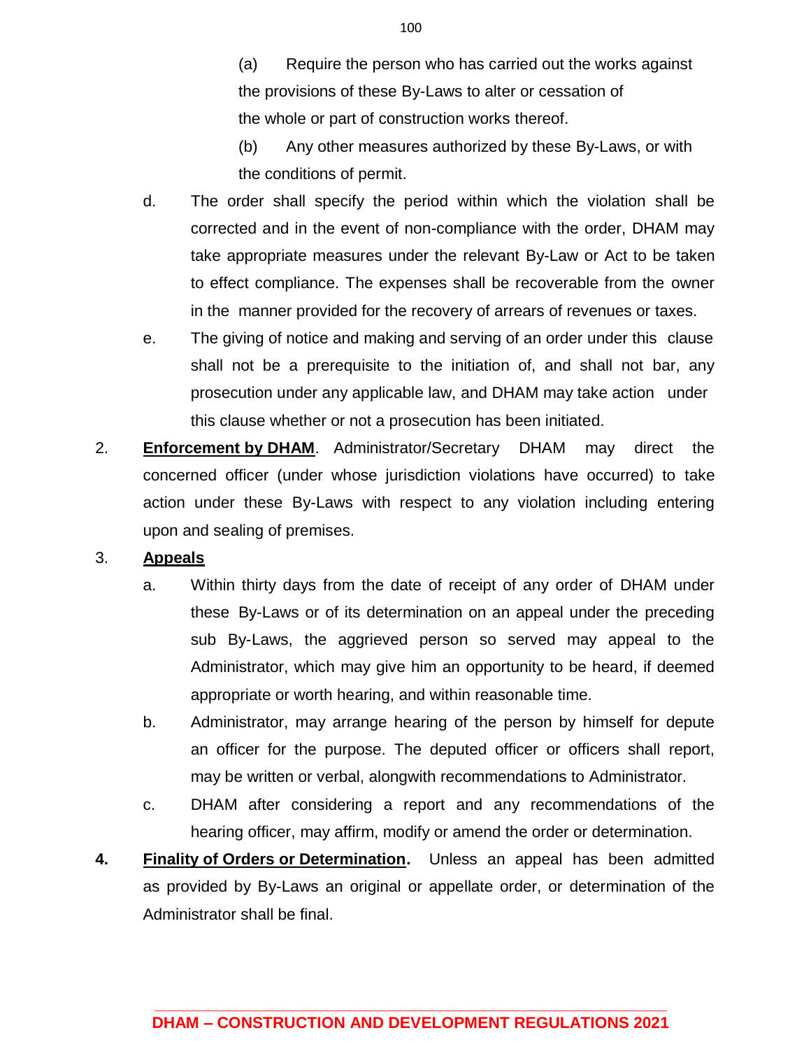(a) Require the person who has carried out the works against the provisions of these By-Laws to alter or cessation of the whole or part of construction works thereof.

(b) Any other measures authorized by these By-Laws, or with the conditions of permit.

d. The order shall specify the period within which the violation shall be corrected and in the event of non-compliance with the order, DHAM may take appropriate measures under the relevant By-Law or Act to be taken to effect compliance. The expenses shall be recoverable from the owner in the manner provided for the recovery of arrears of revenues or taxes.

e. The giving of notice and making and serving of an order under this clause shall not be a prerequisite to the initiation of, and shall not bar, any prosecution under any applicable law, and DHAM may take action under this clause whether or not a prosecution has been initiated.

2. **Enforcement by DHAM**. Administrator/Secretary DHAM may direct the concerned officer (under whose jurisdiction violations have occurred) to take action under these By-Laws with respect to any violation including entering upon and sealing of premises.

3. **Appeals**

a. Within thirty days from the date of receipt of any order of DHAM under these By-Laws or of its determination on an appeal under the preceding sub By-Laws, the aggrieved person so served may appeal to the Administrator, which may give him an opportunity to be heard, if deemed appropriate or worth hearing, and within reasonable time.

b. Administrator, may arrange hearing of the person by himself for depute an officer for the purpose. The deputed officer or officers shall report, may be written or verbal, alongwith recommendations to Administrator.

c. DHAM after considering a report and any recommendations of the hearing officer, may affirm, modify or amend the order or determination.

**4. Finality of Orders or Determination.** Unless an appeal has been admitted as provided by By-Laws an original or appellate order, or determination of the Administrator shall be final.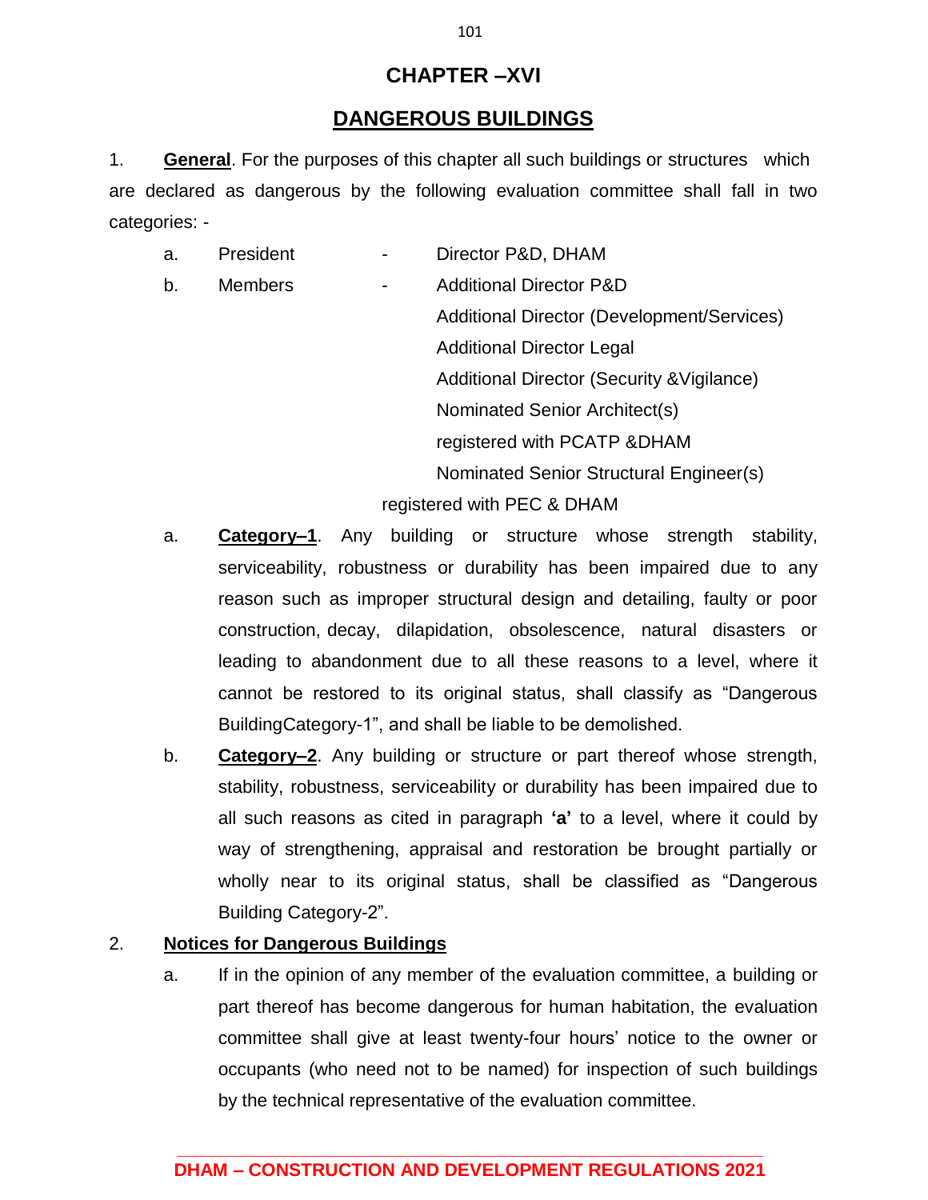# CHAPTER –XVI

## DANGEROUS BUILDINGS

1. **General**. For the purposes of this chapter all such buildings or structures which are declared as dangerous by the following evaluation committee shall fall in two categories: -

   a. President - Director P&D, DHAM

   b. Members - Additional Director P&D
      Additional Director (Development/Services)
      Additional Director Legal
      Additional Director (Security &Vigilance)
      Nominated Senior Architect(s)
      registered with PCATP &DHAM
      Nominated Senior Structural Engineer(s)
      registered with PEC & DHAM

   a. **Category–1**. Any building or structure whose strength stability, serviceability, robustness or durability has been impaired due to any reason such as improper structural design and detailing, faulty or poor construction, decay, dilapidation, obsolescence, natural disasters or leading to abandonment due to all these reasons to a level, where it cannot be restored to its original status, shall classify as "Dangerous BuildingCategory-1", and shall be liable to be demolished.

   b. **Category–2**. Any building or structure or part thereof whose strength, stability, robustness, serviceability or durability has been impaired due to all such reasons as cited in paragraph **'a'** to a level, where it could by way of strengthening, appraisal and restoration be brought partially or wholly near to its original status, shall be classified as "Dangerous Building Category-2".

2. **Notices for Dangerous Buildings**

   a. If in the opinion of any member of the evaluation committee, a building or part thereof has become dangerous for human habitation, the evaluation committee shall give at least twenty-four hours' notice to the owner or occupants (who need not to be named) for inspection of such buildings by the technical representative of the evaluation committee.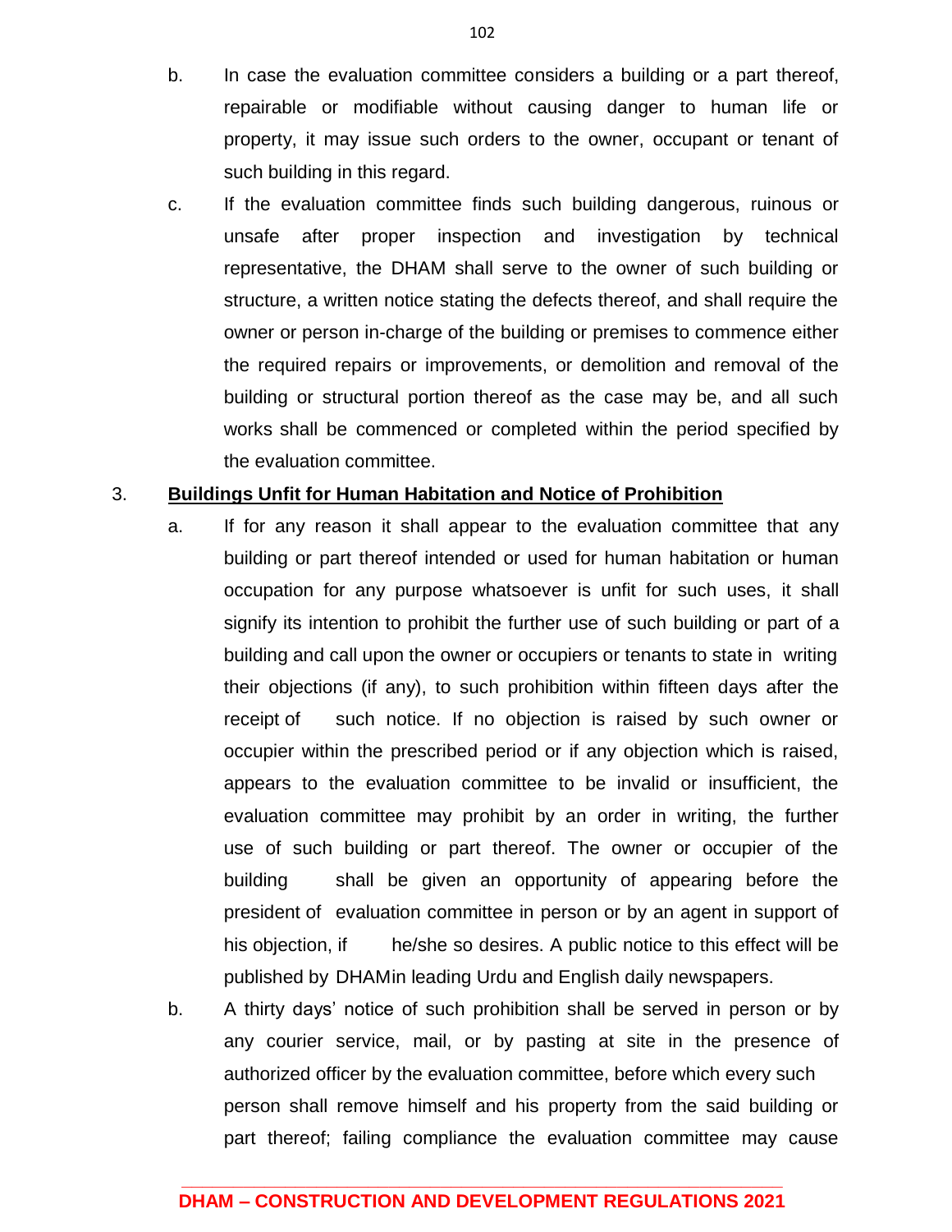b. In case the evaluation committee considers a building or a part thereof, repairable or modifiable without causing danger to human life or property, it may issue such orders to the owner, occupant or tenant of such building in this regard.

c. If the evaluation committee finds such building dangerous, ruinous or unsafe after proper inspection and investigation by technical representative, the DHAM shall serve to the owner of such building or structure, a written notice stating the defects thereof, and shall require the owner or person in-charge of the building or premises to commence either the required repairs or improvements, or demolition and removal of the building or structural portion thereof as the case may be, and all such works shall be commenced or completed within the period specified by the evaluation committee.

3. **<u>Buildings Unfit for Human Habitation and Notice of Prohibition</u>**

a. If for any reason it shall appear to the evaluation committee that any building or part thereof intended or used for human habitation or human occupation for any purpose whatsoever is unfit for such uses, it shall signify its intention to prohibit the further use of such building or part of a building and call upon the owner or occupiers or tenants to state in writing their objections (if any), to such prohibition within fifteen days after the receipt of such notice. If no objection is raised by such owner or occupier within the prescribed period or if any objection which is raised, appears to the evaluation committee to be invalid or insufficient, the evaluation committee may prohibit by an order in writing, the further use of such building or part thereof. The owner or occupier of the building shall be given an opportunity of appearing before the president of evaluation committee in person or by an agent in support of his objection, if he/she so desires. A public notice to this effect will be published by DHAMin leading Urdu and English daily newspapers.

b. A thirty days' notice of such prohibition shall be served in person or by any courier service, mail, or by pasting at site in the presence of authorized officer by the evaluation committee, before which every such person shall remove himself and his property from the said building or part thereof; failing compliance the evaluation committee may cause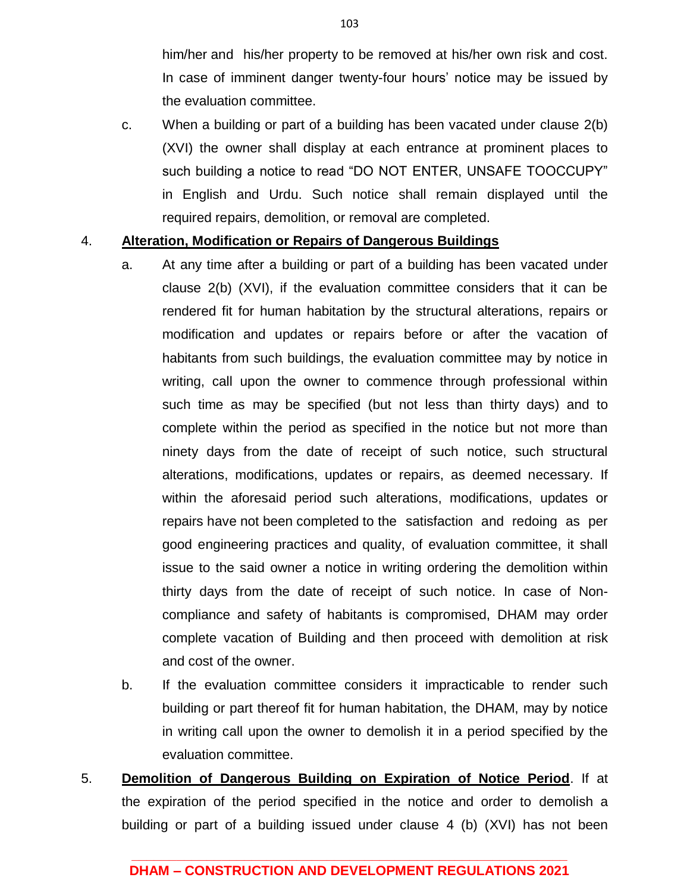him/her and his/her property to be removed at his/her own risk and cost. In case of imminent danger twenty-four hours' notice may be issued by the evaluation committee.

c. When a building or part of a building has been vacated under clause 2(b) (XVI) the owner shall display at each entrance at prominent places to such building a notice to read "DO NOT ENTER, UNSAFE TOOCCUPY" in English and Urdu. Such notice shall remain displayed until the required repairs, demolition, or removal are completed.

4. **<u>Alteration, Modification or Repairs of Dangerous Buildings</u>**

a. At any time after a building or part of a building has been vacated under clause 2(b) (XVI), if the evaluation committee considers that it can be rendered fit for human habitation by the structural alterations, repairs or modification and updates or repairs before or after the vacation of habitants from such buildings, the evaluation committee may by notice in writing, call upon the owner to commence through professional within such time as may be specified (but not less than thirty days) and to complete within the period as specified in the notice but not more than ninety days from the date of receipt of such notice, such structural alterations, modifications, updates or repairs, as deemed necessary. If within the aforesaid period such alterations, modifications, updates or repairs have not been completed to the satisfaction and redoing as per good engineering practices and quality, of evaluation committee, it shall issue to the said owner a notice in writing ordering the demolition within thirty days from the date of receipt of such notice. In case of Non-compliance and safety of habitants is compromised, DHAM may order complete vacation of Building and then proceed with demolition at risk and cost of the owner.

b. If the evaluation committee considers it impracticable to render such building or part thereof fit for human habitation, the DHAM, may by notice in writing call upon the owner to demolish it in a period specified by the evaluation committee.

5. **<u>Demolition of Dangerous Building on Expiration of Notice Period</u>**. If at the expiration of the period specified in the notice and order to demolish a building or part of a building issued under clause 4 (b) (XVI) has not been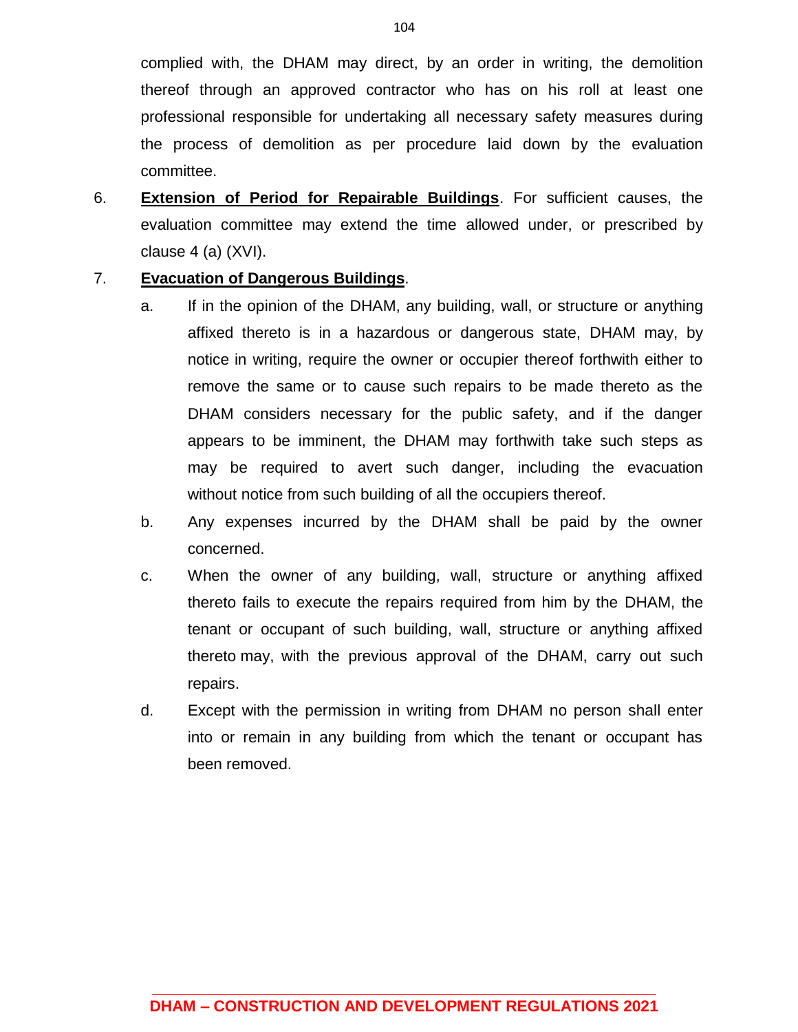complied with, the DHAM may direct, by an order in writing, the demolition thereof through an approved contractor who has on his roll at least one professional responsible for undertaking all necessary safety measures during the process of demolition as per procedure laid down by the evaluation committee.

6. **Extension of Period for Repairable Buildings**. For sufficient causes, the evaluation committee may extend the time allowed under, or prescribed by clause 4 (a) (XVI).

7. **Evacuation of Dangerous Buildings**.

   a. If in the opinion of the DHAM, any building, wall, or structure or anything affixed thereto is in a hazardous or dangerous state, DHAM may, by notice in writing, require the owner or occupier thereof forthwith either to remove the same or to cause such repairs to be made thereto as the DHAM considers necessary for the public safety, and if the danger appears to be imminent, the DHAM may forthwith take such steps as may be required to avert such danger, including the evacuation without notice from such building of all the occupiers thereof.

   b. Any expenses incurred by the DHAM shall be paid by the owner concerned.

   c. When the owner of any building, wall, structure or anything affixed thereto fails to execute the repairs required from him by the DHAM, the tenant or occupant of such building, wall, structure or anything affixed thereto may, with the previous approval of the DHAM, carry out such repairs.

   d. Except with the permission in writing from DHAM no person shall enter into or remain in any building from which the tenant or occupant has been removed.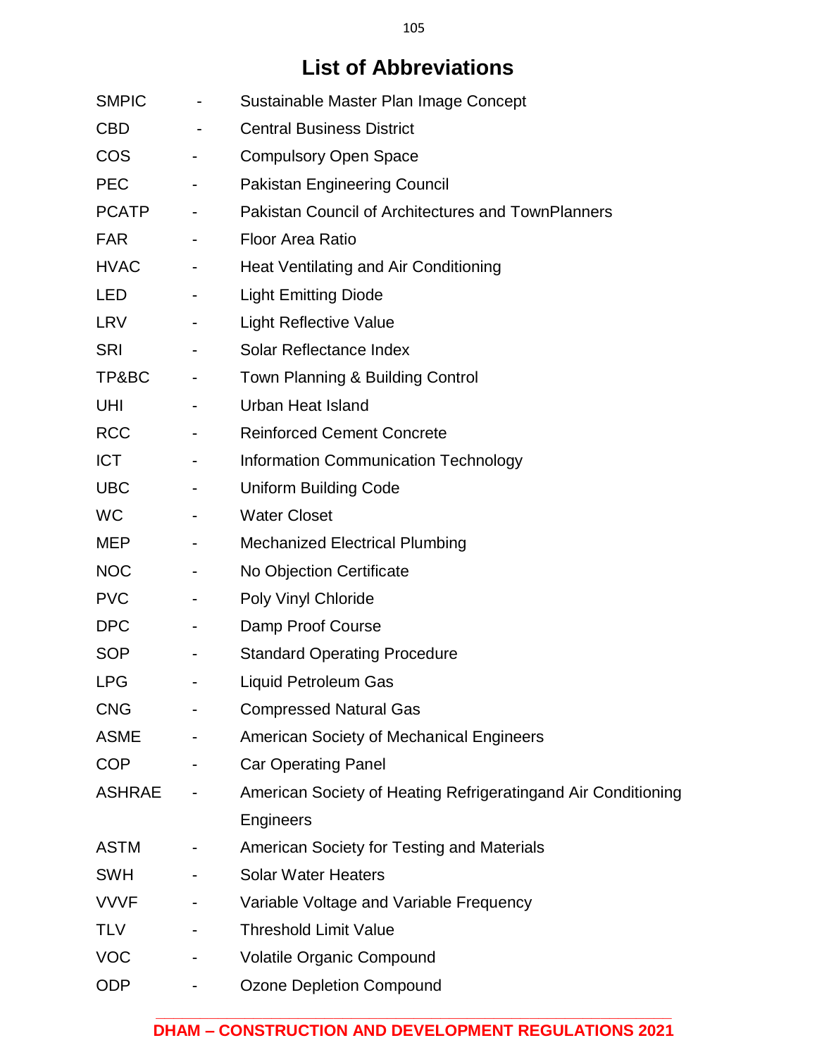# List of Abbreviations

| | | |
|---|---|---|
| SMPIC | - | Sustainable Master Plan Image Concept |
| CBD | - | Central Business District |
| COS | - | Compulsory Open Space |
| PEC | - | Pakistan Engineering Council |
| PCATP | - | Pakistan Council of Architectures and TownPlanners |
| FAR | - | Floor Area Ratio |
| HVAC | - | Heat Ventilating and Air Conditioning |
| LED | - | Light Emitting Diode |
| LRV | - | Light Reflective Value |
| SRI | - | Solar Reflectance Index |
| TP&BC | - | Town Planning & Building Control |
| UHI | - | Urban Heat Island |
| RCC | - | Reinforced Cement Concrete |
| ICT | - | Information Communication Technology |
| UBC | - | Uniform Building Code |
| WC | - | Water Closet |
| MEP | - | Mechanized Electrical Plumbing |
| NOC | - | No Objection Certificate |
| PVC | - | Poly Vinyl Chloride |
| DPC | - | Damp Proof Course |
| SOP | - | Standard Operating Procedure |
| LPG | - | Liquid Petroleum Gas |
| CNG | - | Compressed Natural Gas |
| ASME | - | American Society of Mechanical Engineers |
| COP | - | Car Operating Panel |
| ASHRAE | - | American Society of Heating Refrigeratingand Air Conditioning Engineers |
| ASTM | - | American Society for Testing and Materials |
| SWH | - | Solar Water Heaters |
| VVVF | - | Variable Voltage and Variable Frequency |
| TLV | - | Threshold Limit Value |
| VOC | - | Volatile Organic Compound |
| ODP | - | Ozone Depletion Compound |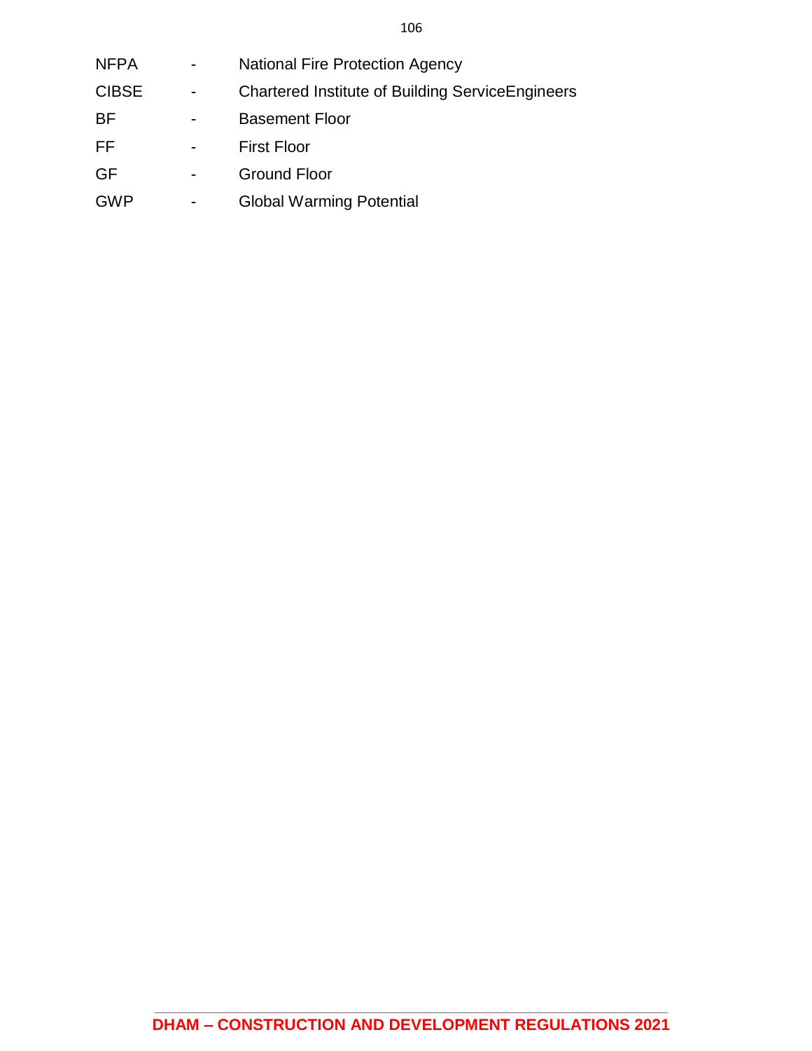| | | |
|---|---|---|
| NFPA | - | National Fire Protection Agency |
| CIBSE | - | Chartered Institute of Building ServiceEngineers |
| BF | - | Basement Floor |
| FF | - | First Floor |
| GF | - | Ground Floor |
| GWP | - | Global Warming Potential |